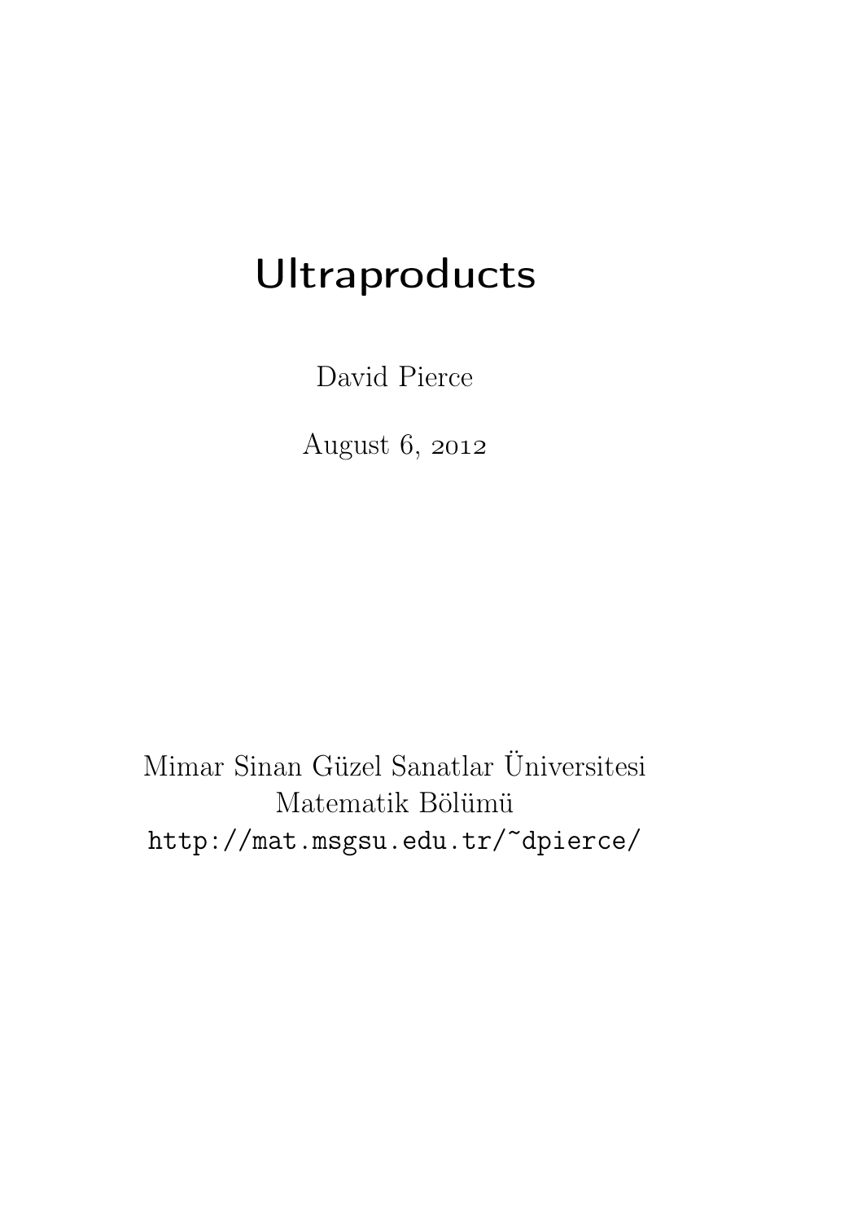# Ultraproducts

David Pierce

August 6, 2012

Mimar Sinan Güzel Sanatlar Üniversitesi
Matematik Bölümü
http://mat.msgsu.edu.tr/~dpierce/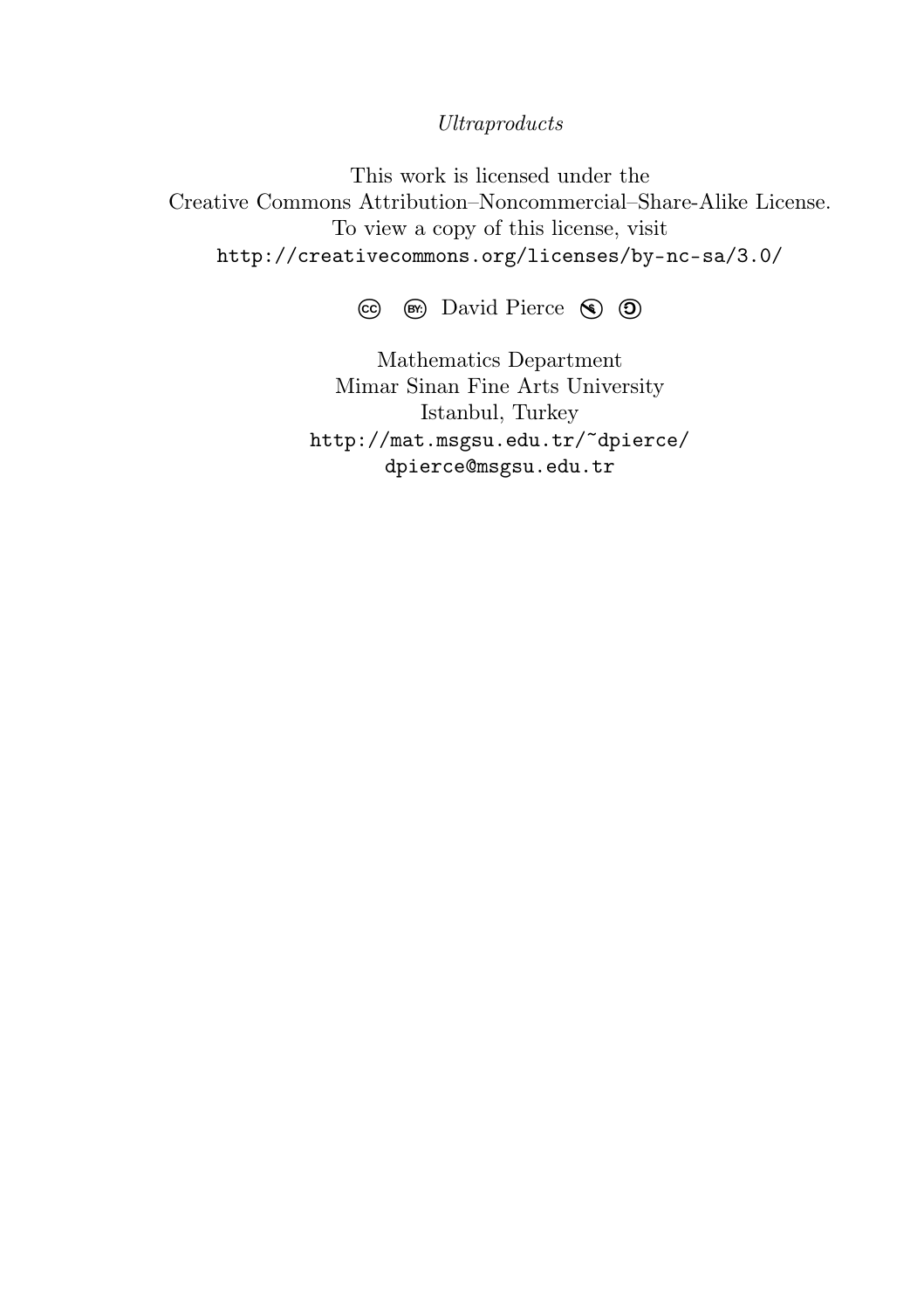*Ultraproducts*

This work is licensed under the
Creative Commons Attribution–Noncommercial–Share-Alike License.
To view a copy of this license, visit
`http://creativecommons.org/licenses/by-nc-sa/3.0/`

(cc) (BY:) David Pierce (\$) (ↄ)

Mathematics Department
Mimar Sinan Fine Arts University
Istanbul, Turkey
`http://mat.msgsu.edu.tr/~dpierce/`
`dpierce@msgsu.edu.tr`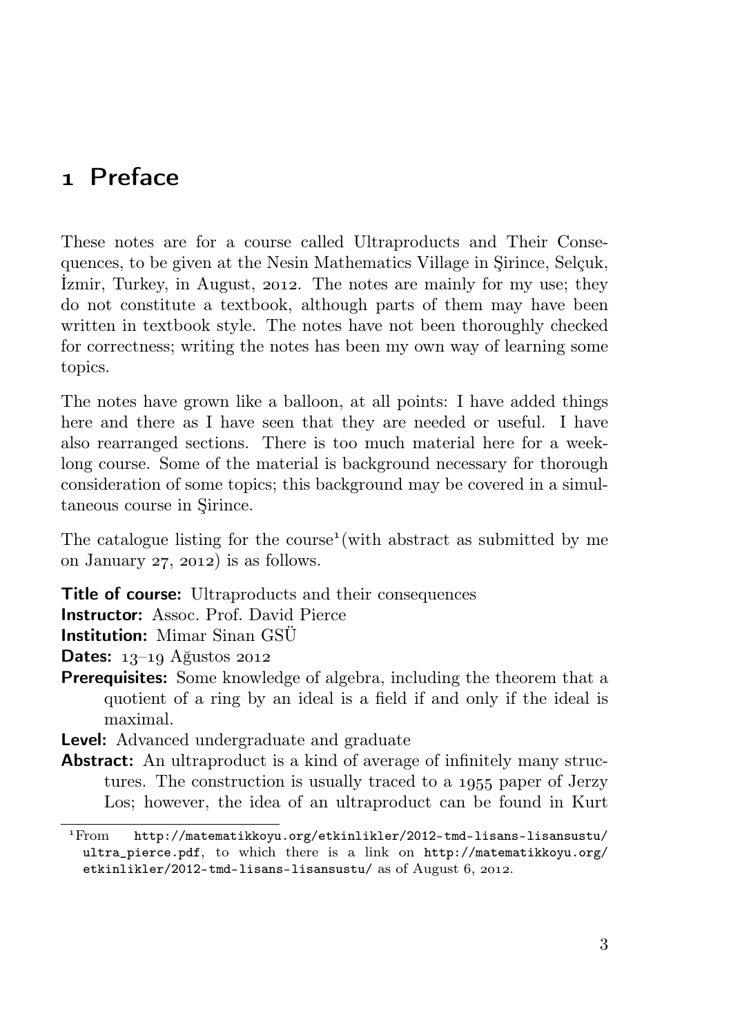# 1 Preface

These notes are for a course called Ultraproducts and Their Consequences, to be given at the Nesin Mathematics Village in Şirince, Selçuk, İzmir, Turkey, in August, 2012. The notes are mainly for my use; they do not constitute a textbook, although parts of them may have been written in textbook style. The notes have not been thoroughly checked for correctness; writing the notes has been my own way of learning some topics.

The notes have grown like a balloon, at all points: I have added things here and there as I have seen that they are needed or useful. I have also rearranged sections. There is too much material here for a week-long course. Some of the material is background necessary for thorough consideration of some topics; this background may be covered in a simultaneous course in Şirince.

The catalogue listing for the course[1] (with abstract as submitted by me on January 27, 2012) is as follows.

**Title of course:** Ultraproducts and their consequences

**Instructor:** Assoc. Prof. David Pierce

**Institution:** Mimar Sinan GSÜ

**Dates:** 13–19 Ağustos 2012

**Prerequisites:** Some knowledge of algebra, including the theorem that a quotient of a ring by an ideal is a field if and only if the ideal is maximal.

**Level:** Advanced undergraduate and graduate

**Abstract:** An ultraproduct is a kind of average of infinitely many structures. The construction is usually traced to a 1955 paper of Jerzy Los; however, the idea of an ultraproduct can be found in Kurt

[1] From http://matematikkoyu.org/etkinlikler/2012-tmd-lisans-lisansustu/ultra_pierce.pdf, to which there is a link on http://matematikkoyu.org/etkinlikler/2012-tmd-lisans-lisansustu/ as of August 6, 2012.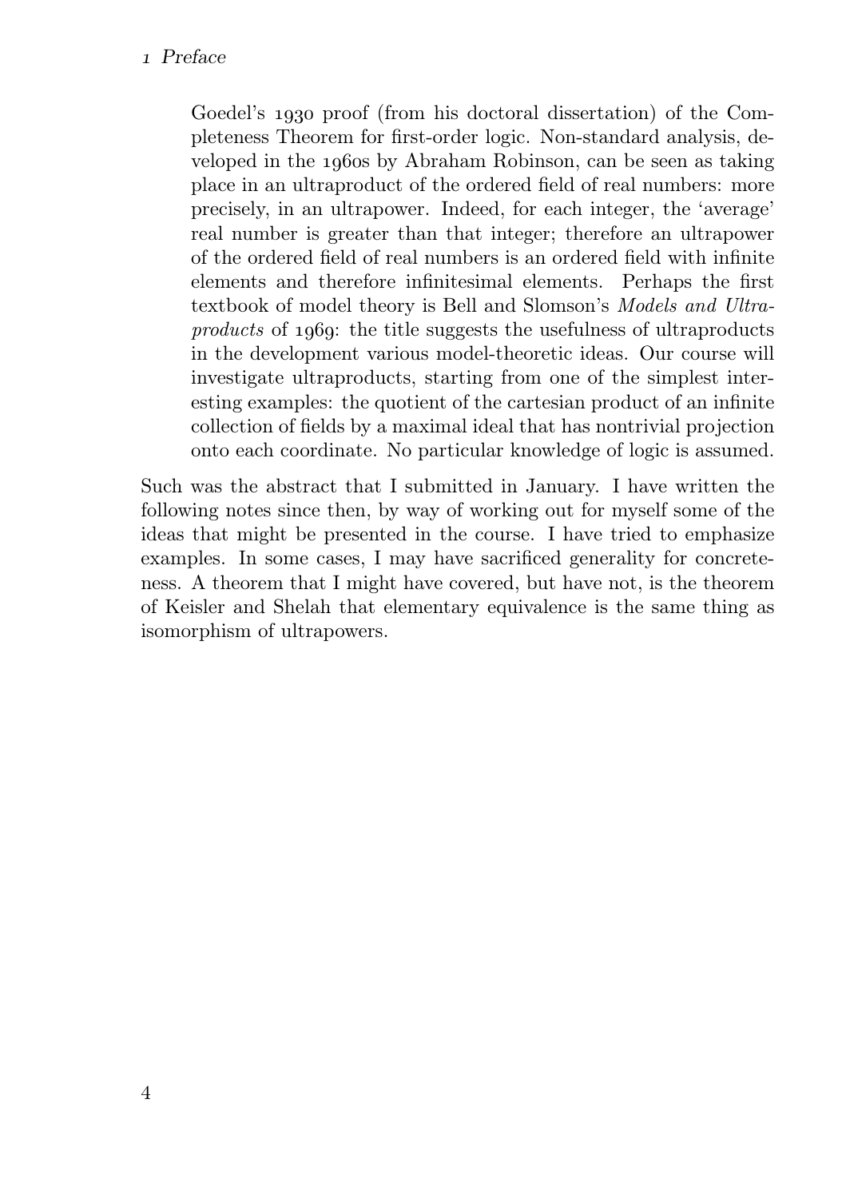> Goedel's 1930 proof (from his doctoral dissertation) of the Completeness Theorem for first-order logic. Non-standard analysis, developed in the 1960s by Abraham Robinson, can be seen as taking place in an ultraproduct of the ordered field of real numbers: more precisely, in an ultrapower. Indeed, for each integer, the 'average' real number is greater than that integer; therefore an ultrapower of the ordered field of real numbers is an ordered field with infinite elements and therefore infinitesimal elements. Perhaps the first textbook of model theory is Bell and Slomson's *Models and Ultraproducts* of 1969: the title suggests the usefulness of ultraproducts in the development various model-theoretic ideas. Our course will investigate ultraproducts, starting from one of the simplest interesting examples: the quotient of the cartesian product of an infinite collection of fields by a maximal ideal that has nontrivial projection onto each coordinate. No particular knowledge of logic is assumed.

Such was the abstract that I submitted in January. I have written the following notes since then, by way of working out for myself some of the ideas that might be presented in the course. I have tried to emphasize examples. In some cases, I may have sacrificed generality for concreteness. A theorem that I might have covered, but have not, is the theorem of Keisler and Shelah that elementary equivalence is the same thing as isomorphism of ultrapowers.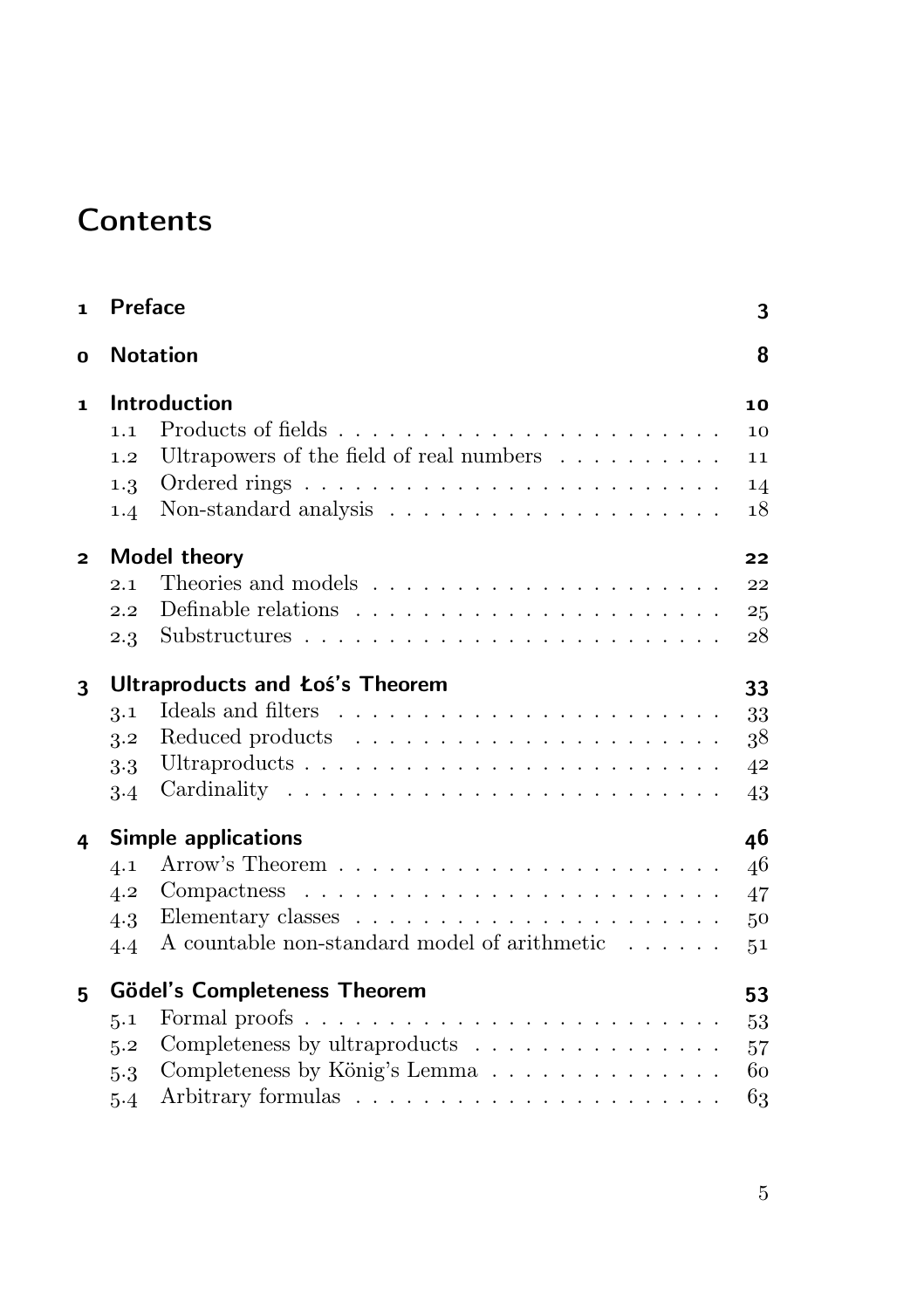# Contents

- **1 Preface** — 3
- **0 Notation** — 8
- **1 Introduction** — 10
  - 1.1 Products of fields — 10
  - 1.2 Ultrapowers of the field of real numbers — 11
  - 1.3 Ordered rings — 14
  - 1.4 Non-standard analysis — 18
- **2 Model theory** — 22
  - 2.1 Theories and models — 22
  - 2.2 Definable relations — 25
  - 2.3 Substructures — 28
- **3 Ultraproducts and Łoś's Theorem** — 33
  - 3.1 Ideals and filters — 33
  - 3.2 Reduced products — 38
  - 3.3 Ultraproducts — 42
  - 3.4 Cardinality — 43
- **4 Simple applications** — 46
  - 4.1 Arrow's Theorem — 46
  - 4.2 Compactness — 47
  - 4.3 Elementary classes — 50
  - 4.4 A countable non-standard model of arithmetic — 51
- **5 Gödel's Completeness Theorem** — 53
  - 5.1 Formal proofs — 53
  - 5.2 Completeness by ultraproducts — 57
  - 5.3 Completeness by König's Lemma — 60
  - 5.4 Arbitrary formulas — 63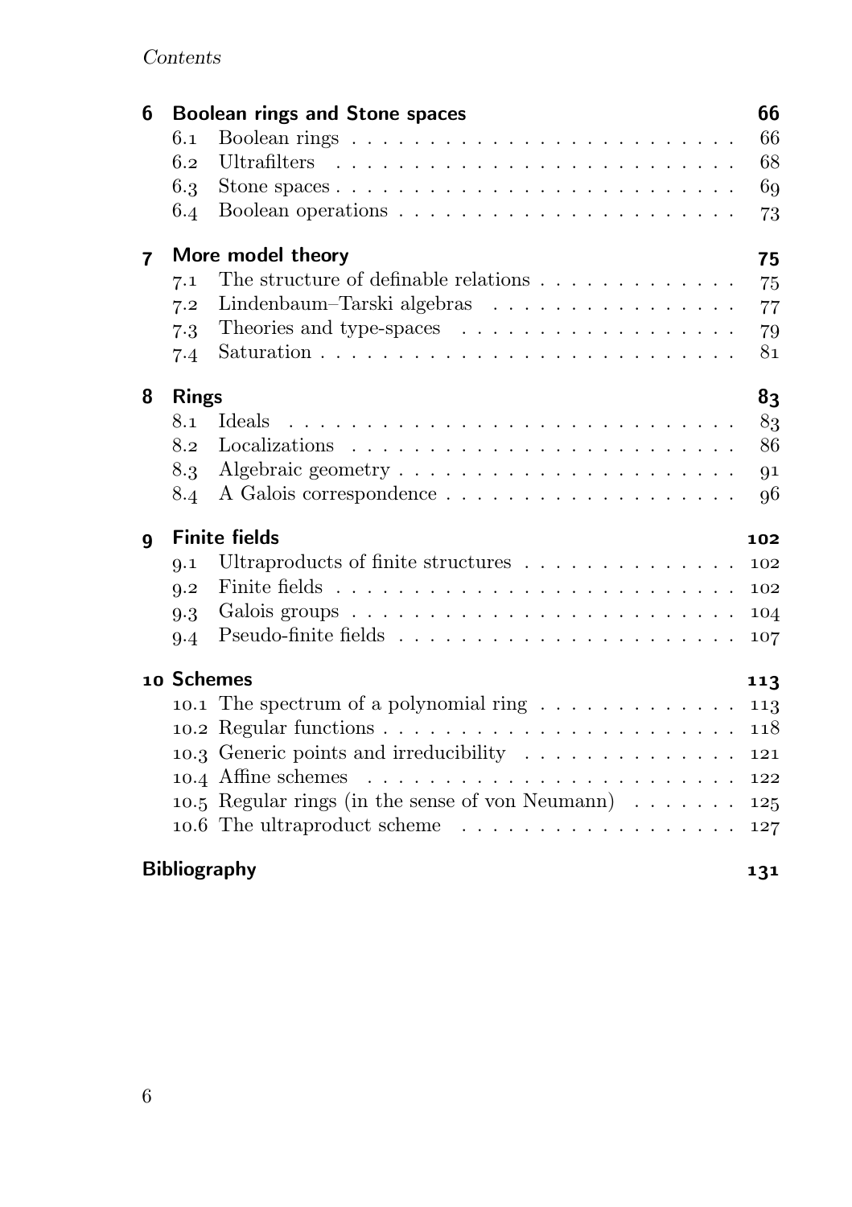| | | |
|---|---|---|
| **6** | **Boolean rings and Stone spaces** | **66** |
| 6.1 | Boolean rings | 66 |
| 6.2 | Ultrafilters | 68 |
| 6.3 | Stone spaces | 69 |
| 6.4 | Boolean operations | 73 |
| **7** | **More model theory** | **75** |
| 7.1 | The structure of definable relations | 75 |
| 7.2 | Lindenbaum–Tarski algebras | 77 |
| 7.3 | Theories and type-spaces | 79 |
| 7.4 | Saturation | 81 |
| **8** | **Rings** | **83** |
| 8.1 | Ideals | 83 |
| 8.2 | Localizations | 86 |
| 8.3 | Algebraic geometry | 91 |
| 8.4 | A Galois correspondence | 96 |
| **9** | **Finite fields** | **102** |
| 9.1 | Ultraproducts of finite structures | 102 |
| 9.2 | Finite fields | 102 |
| 9.3 | Galois groups | 104 |
| 9.4 | Pseudo-finite fields | 107 |
| **10** | **Schemes** | **113** |
| 10.1 | The spectrum of a polynomial ring | 113 |
| 10.2 | Regular functions | 118 |
| 10.3 | Generic points and irreducibility | 121 |
| 10.4 | Affine schemes | 122 |
| 10.5 | Regular rings (in the sense of von Neumann) | 125 |
| 10.6 | The ultraproduct scheme | 127 |
| | **Bibliography** | **131** |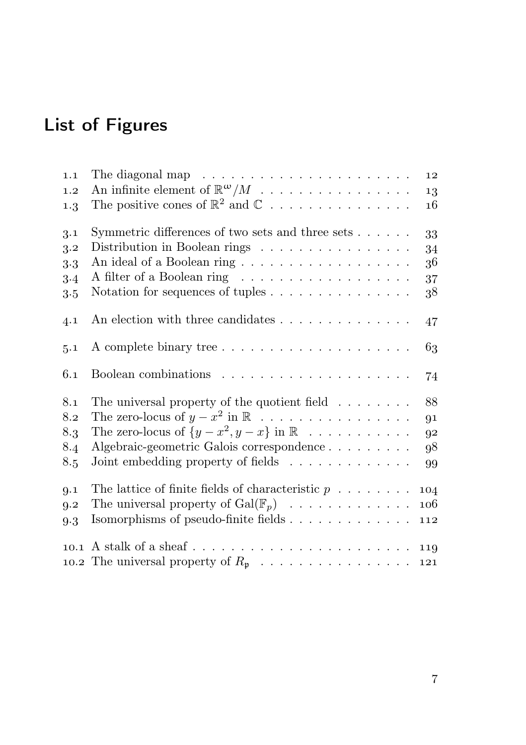# List of Figures

| | | |
|---|---|---|
| 1.1 | The diagonal map | 12 |
| 1.2 | An infinite element of $\mathbb{R}^\omega/M$ | 13 |
| 1.3 | The positive cones of $\mathbb{R}^2$ and $\mathbb{C}$ | 16 |
| 3.1 | Symmetric differences of two sets and three sets | 33 |
| 3.2 | Distribution in Boolean rings | 34 |
| 3.3 | An ideal of a Boolean ring | 36 |
| 3.4 | A filter of a Boolean ring | 37 |
| 3.5 | Notation for sequences of tuples | 38 |
| 4.1 | An election with three candidates | 47 |
| 5.1 | A complete binary tree | 63 |
| 6.1 | Boolean combinations | 74 |
| 8.1 | The universal property of the quotient field | 88 |
| 8.2 | The zero-locus of $y - x^2$ in $\mathbb{R}$ | 91 |
| 8.3 | The zero-locus of $\{y - x^2, y - x\}$ in $\mathbb{R}$ | 92 |
| 8.4 | Algebraic-geometric Galois correspondence | 98 |
| 8.5 | Joint embedding property of fields | 99 |
| 9.1 | The lattice of finite fields of characteristic $p$ | 104 |
| 9.2 | The universal property of $\mathrm{Gal}(\mathbb{F}_p)$ | 106 |
| 9.3 | Isomorphisms of pseudo-finite fields | 112 |
| 10.1 | A stalk of a sheaf | 119 |
| 10.2 | The universal property of $R_{\mathfrak{p}}$ | 121 |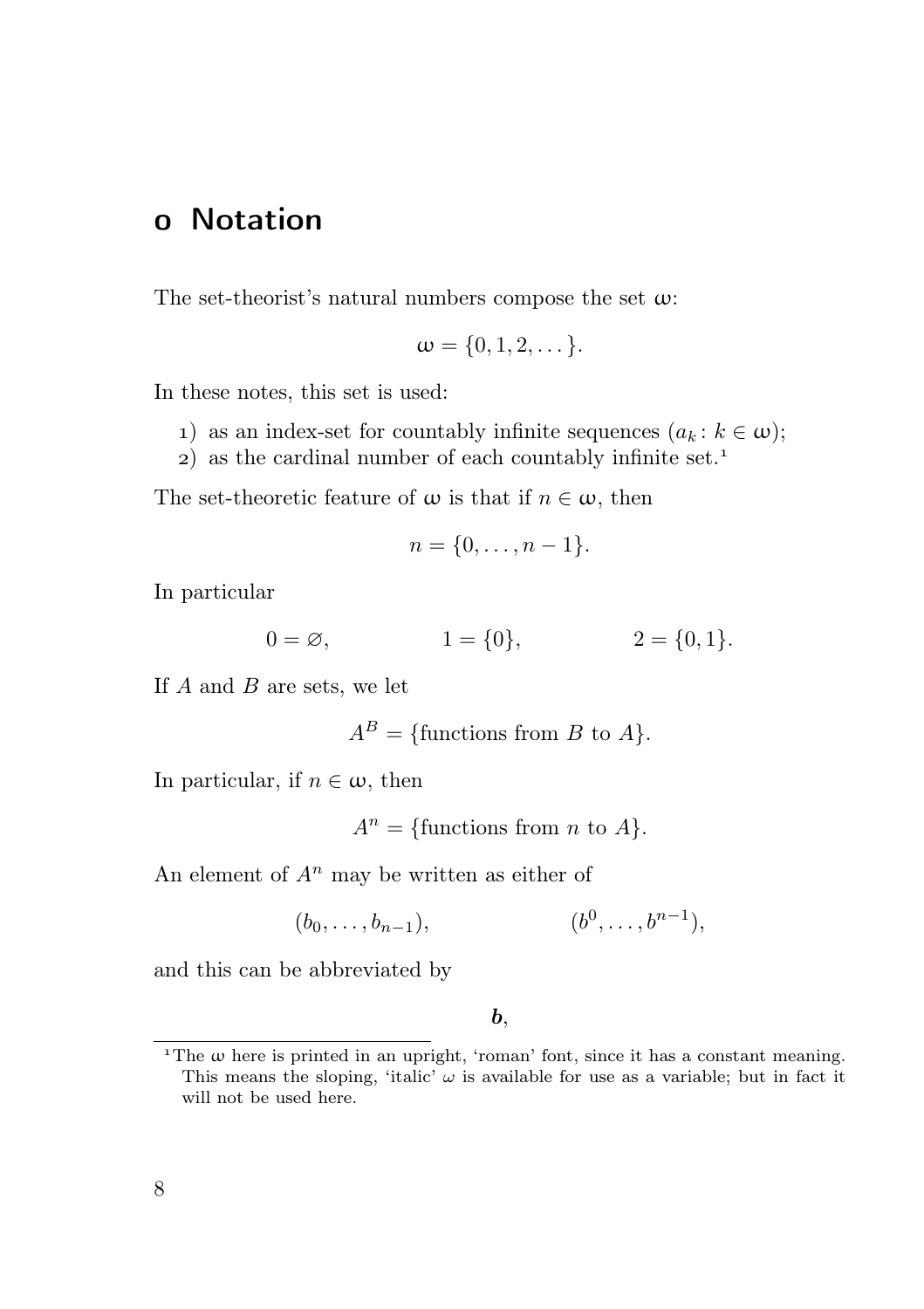# 0 Notation

The set-theorist's natural numbers compose the set $\omega$:

$$\omega = \{0, 1, 2, \dots\}.$$

In these notes, this set is used:

1) as an index-set for countably infinite sequences $(a_k : k \in \omega)$;
2) as the cardinal number of each countably infinite set.[1]

The set-theoretic feature of $\omega$ is that if $n \in \omega$, then

$$n = \{0, \dots, n-1\}.$$

In particular

$$0 = \varnothing, \qquad\qquad 1 = \{0\}, \qquad\qquad 2 = \{0, 1\}.$$

If $A$ and $B$ are sets, we let

$$A^B = \{\text{functions from } B \text{ to } A\}.$$

In particular, if $n \in \omega$, then

$$A^n = \{\text{functions from } n \text{ to } A\}.$$

An element of $A^n$ may be written as either of

$$(b_0, \dots, b_{n-1}), \qquad\qquad (b^0, \dots, b^{n-1}),$$

and this can be abbreviated by

$$\boldsymbol{b},$$

[1] The $\omega$ here is printed in an upright, 'roman' font, since it has a constant meaning. This means the sloping, 'italic' $\omega$ is available for use as a variable; but in fact it will not be used here.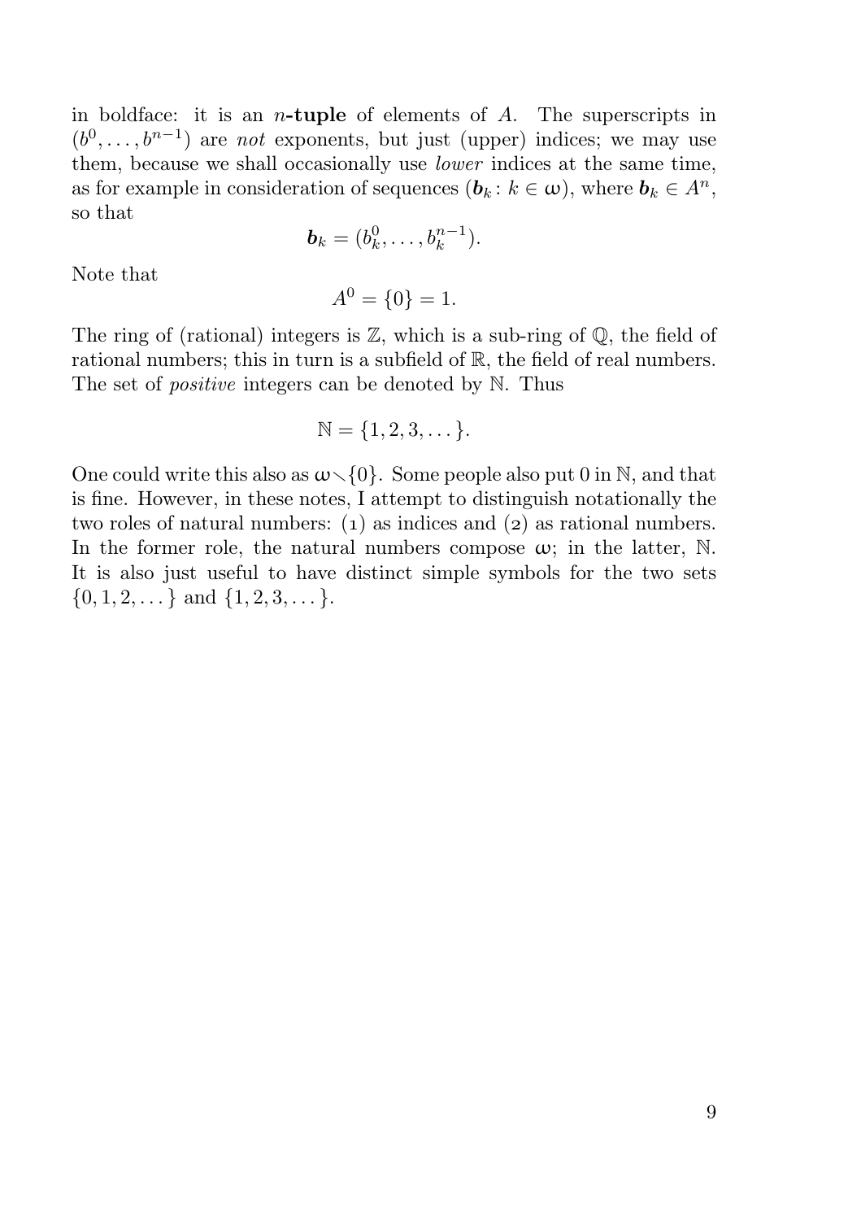in boldface: it is an $n$-**tuple** of elements of $A$. The superscripts in $(b^0, \dots, b^{n-1})$ are *not* exponents, but just (upper) indices; we may use them, because we shall occasionally use *lower* indices at the same time, as for example in consideration of sequences $(\boldsymbol{b}_k \colon k \in \omega)$, where $\boldsymbol{b}_k \in A^n$, so that

$$\boldsymbol{b}_k = (b_k^0, \dots, b_k^{n-1}).$$

Note that

$$A^0 = \{0\} = 1.$$

The ring of (rational) integers is $\mathbb{Z}$, which is a sub-ring of $\mathbb{Q}$, the field of rational numbers; this in turn is a subfield of $\mathbb{R}$, the field of real numbers. The set of *positive* integers can be denoted by $\mathbb{N}$. Thus

$$\mathbb{N} = \{1, 2, 3, \dots\}.$$

One could write this also as $\omega \smallsetminus \{0\}$. Some people also put 0 in $\mathbb{N}$, and that is fine. However, in these notes, I attempt to distinguish notationally the two roles of natural numbers: (1) as indices and (2) as rational numbers. In the former role, the natural numbers compose $\omega$; in the latter, $\mathbb{N}$. It is also just useful to have distinct simple symbols for the two sets $\{0, 1, 2, \dots\}$ and $\{1, 2, 3, \dots\}$.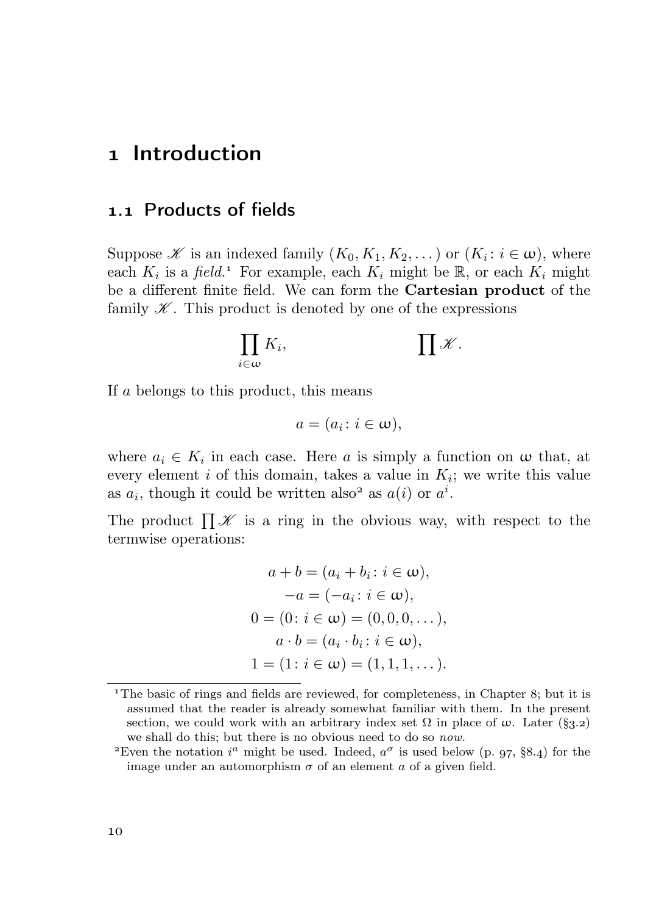# 1 Introduction

## 1.1 Products of fields

Suppose $\mathscr{K}$ is an indexed family $(K_0, K_1, K_2, \dots)$ or $(K_i : i \in \omega)$, where each $K_i$ is a *field*.[1] For example, each $K_i$ might be $\mathbb{R}$, or each $K_i$ might be a different finite field. We can form the **Cartesian product** of the family $\mathscr{K}$. This product is denoted by one of the expressions

$$\prod_{i \in \omega} K_i, \qquad\qquad \prod \mathscr{K}.$$

If $a$ belongs to this product, this means

$$a = (a_i : i \in \omega),$$

where $a_i \in K_i$ in each case. Here $a$ is simply a function on $\omega$ that, at every element $i$ of this domain, takes a value in $K_i$; we write this value as $a_i$, though it could be written also[2] as $a(i)$ or $a^i$.

The product $\prod \mathscr{K}$ is a ring in the obvious way, with respect to the termwise operations:

$$\begin{gathered}
a + b = (a_i + b_i : i \in \omega), \\
-a = (-a_i : i \in \omega), \\
0 = (0 : i \in \omega) = (0, 0, 0, \dots), \\
a \cdot b = (a_i \cdot b_i : i \in \omega), \\
1 = (1 : i \in \omega) = (1, 1, 1, \dots).
\end{gathered}$$

---

[1] The basic of rings and fields are reviewed, for completeness, in Chapter 8; but it is assumed that the reader is already somewhat familiar with them. In the present section, we could work with an arbitrary index set $\Omega$ in place of $\omega$. Later (§3.2) we shall do this; but there is no obvious need to do so *now*.

[2] Even the notation $i^a$ might be used. Indeed, $a^\sigma$ is used below (p. 97, §8.4) for the image under an automorphism $\sigma$ of an element $a$ of a given field.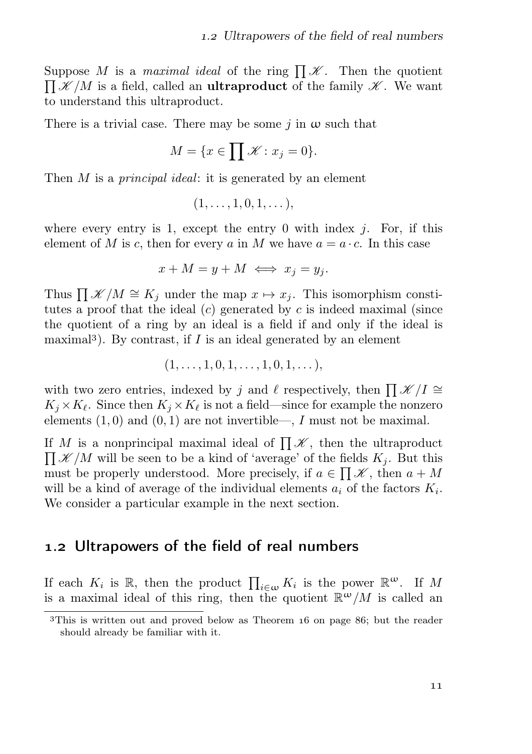Suppose $M$ is a *maximal ideal* of the ring $\prod \mathscr{K}$. Then the quotient $\prod \mathscr{K}/M$ is a field, called an **ultraproduct** of the family $\mathscr{K}$. We want to understand this ultraproduct.

There is a trivial case. There may be some $j$ in $\omega$ such that

$$M = \{x \in \prod \mathscr{K} : x_j = 0\}.$$

Then $M$ is a *principal ideal*: it is generated by an element

$$(1, \dots, 1, 0, 1, \dots),$$

where every entry is 1, except the entry 0 with index $j$. For, if this element of $M$ is $c$, then for every $a$ in $M$ we have $a = a \cdot c$. In this case

$$x + M = y + M \iff x_j = y_j.$$

Thus $\prod \mathscr{K}/M \cong K_j$ under the map $x \mapsto x_j$. This isomorphism constitutes a proof that the ideal $(c)$ generated by $c$ is indeed maximal (since the quotient of a ring by an ideal is a field if and only if the ideal is maximal[3]). By contrast, if $I$ is an ideal generated by an element

$$(1, \dots, 1, 0, 1, \dots, 1, 0, 1, \dots),$$

with two zero entries, indexed by $j$ and $\ell$ respectively, then $\prod \mathscr{K}/I \cong K_j \times K_\ell$. Since then $K_j \times K_\ell$ is not a field—since for example the nonzero elements $(1, 0)$ and $(0, 1)$ are not invertible—, $I$ must not be maximal.

If $M$ is a nonprincipal maximal ideal of $\prod \mathscr{K}$, then the ultraproduct $\prod \mathscr{K}/M$ will be seen to be a kind of 'average' of the fields $K_j$. But this must be properly understood. More precisely, if $a \in \prod \mathscr{K}$, then $a + M$ will be a kind of average of the individual elements $a_i$ of the factors $K_i$. We consider a particular example in the next section.

## 1.2 Ultrapowers of the field of real numbers

If each $K_i$ is $\mathbb{R}$, then the product $\prod_{i \in \omega} K_i$ is the power $\mathbb{R}^\omega$. If $M$ is a maximal ideal of this ring, then the quotient $\mathbb{R}^\omega/M$ is called an

[3] This is written out and proved below as Theorem 16 on page 86; but the reader should already be familiar with it.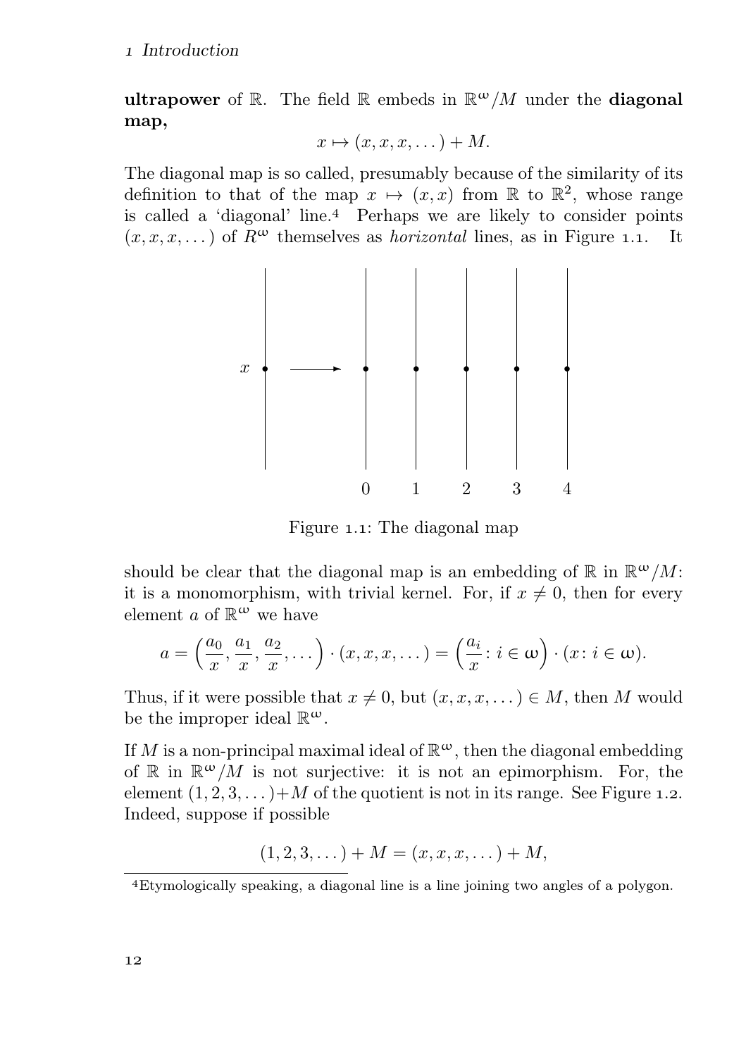**ultrapower** of $\mathbb{R}$. The field $\mathbb{R}$ embeds in $\mathbb{R}^\omega/M$ under the **diagonal map,**

$$x \mapsto (x, x, x, \dots) + M.$$

The diagonal map is so called, presumably because of the similarity of its definition to that of the map $x \mapsto (x, x)$ from $\mathbb{R}$ to $\mathbb{R}^2$, whose range is called a 'diagonal' line.[4] Perhaps we are likely to consider points $(x, x, x, \dots)$ of $R^\omega$ themselves as *horizontal* lines, as in Figure 1.1. It should be clear that the diagonal map is an embedding of $\mathbb{R}$ in $\mathbb{R}^\omega/M$: it is a monomorphism, with trivial kernel. For, if $x \neq 0$, then for every element $a$ of $\mathbb{R}^\omega$ we have

Figure 1.1: The diagonal map

$$a = \left(\frac{a_0}{x}, \frac{a_1}{x}, \frac{a_2}{x}, \dots\right) \cdot (x, x, x, \dots) = \left(\frac{a_i}{x} \colon i \in \omega\right) \cdot (x \colon i \in \omega).$$

Thus, if it were possible that $x \neq 0$, but $(x, x, x, \dots) \in M$, then $M$ would be the improper ideal $\mathbb{R}^\omega$.

If $M$ is a non-principal maximal ideal of $\mathbb{R}^\omega$, then the diagonal embedding of $\mathbb{R}$ in $\mathbb{R}^\omega/M$ is not surjective: it is not an epimorphism. For, the element $(1, 2, 3, \dots)+M$ of the quotient is not in its range. See Figure 1.2. Indeed, suppose if possible

$$(1, 2, 3, \dots) + M = (x, x, x, \dots) + M,$$

[4] Etymologically speaking, a diagonal line is a line joining two angles of a polygon.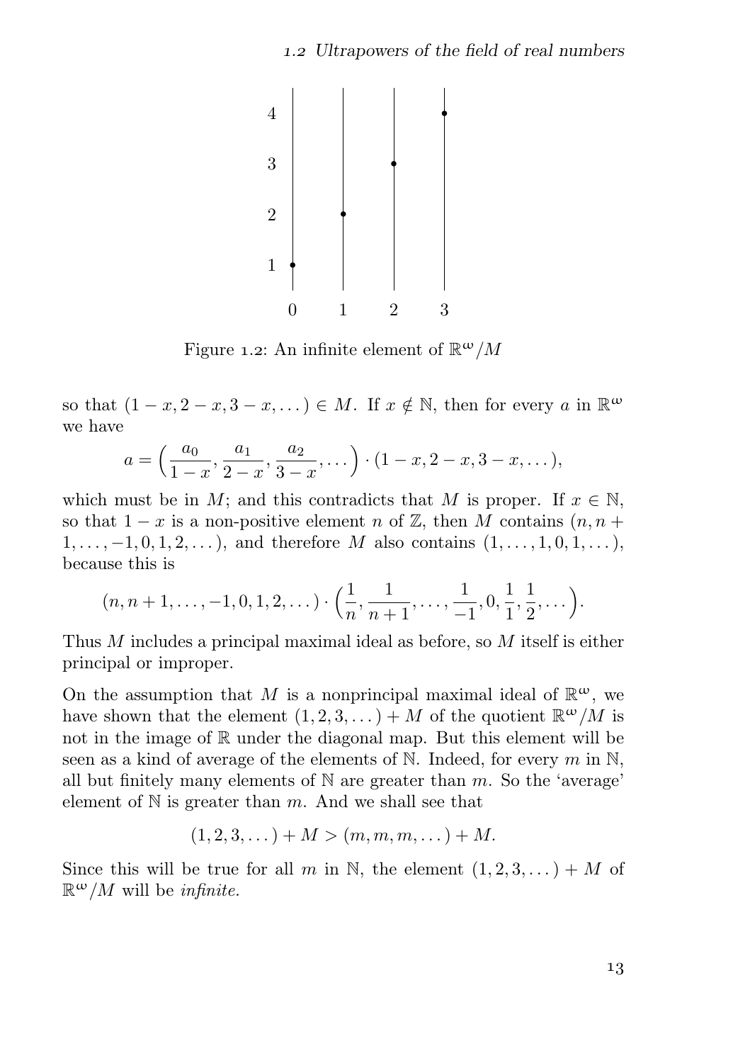Figure 1.2: An infinite element of $\mathbb{R}^\omega/M$

so that $(1-x, 2-x, 3-x, \dots) \in M$. If $x \notin \mathbb{N}$, then for every $a$ in $\mathbb{R}^\omega$ we have

$$a = \Big(\frac{a_0}{1-x}, \frac{a_1}{2-x}, \frac{a_2}{3-x}, \dots\Big) \cdot (1-x, 2-x, 3-x, \dots),$$

which must be in $M$; and this contradicts that $M$ is proper. If $x \in \mathbb{N}$, so that $1-x$ is a non-positive element $n$ of $\mathbb{Z}$, then $M$ contains $(n, n+1, \dots, -1, 0, 1, 2, \dots)$, and therefore $M$ also contains $(1, \dots, 1, 0, 1, \dots)$, because this is

$$(n, n+1, \dots, -1, 0, 1, 2, \dots) \cdot \Big(\frac{1}{n}, \frac{1}{n+1}, \dots, \frac{1}{-1}, 0, \frac{1}{1}, \frac{1}{2}, \dots\Big).$$

Thus $M$ includes a principal maximal ideal as before, so $M$ itself is either principal or improper.

On the assumption that $M$ is a nonprincipal maximal ideal of $\mathbb{R}^\omega$, we have shown that the element $(1, 2, 3, \dots) + M$ of the quotient $\mathbb{R}^\omega/M$ is not in the image of $\mathbb{R}$ under the diagonal map. But this element will be seen as a kind of average of the elements of $\mathbb{N}$. Indeed, for every $m$ in $\mathbb{N}$, all but finitely many elements of $\mathbb{N}$ are greater than $m$. So the 'average' element of $\mathbb{N}$ is greater than $m$. And we shall see that

$$(1, 2, 3, \dots) + M > (m, m, m, \dots) + M.$$

Since this will be true for all $m$ in $\mathbb{N}$, the element $(1, 2, 3, \dots) + M$ of $\mathbb{R}^\omega/M$ will be *infinite.*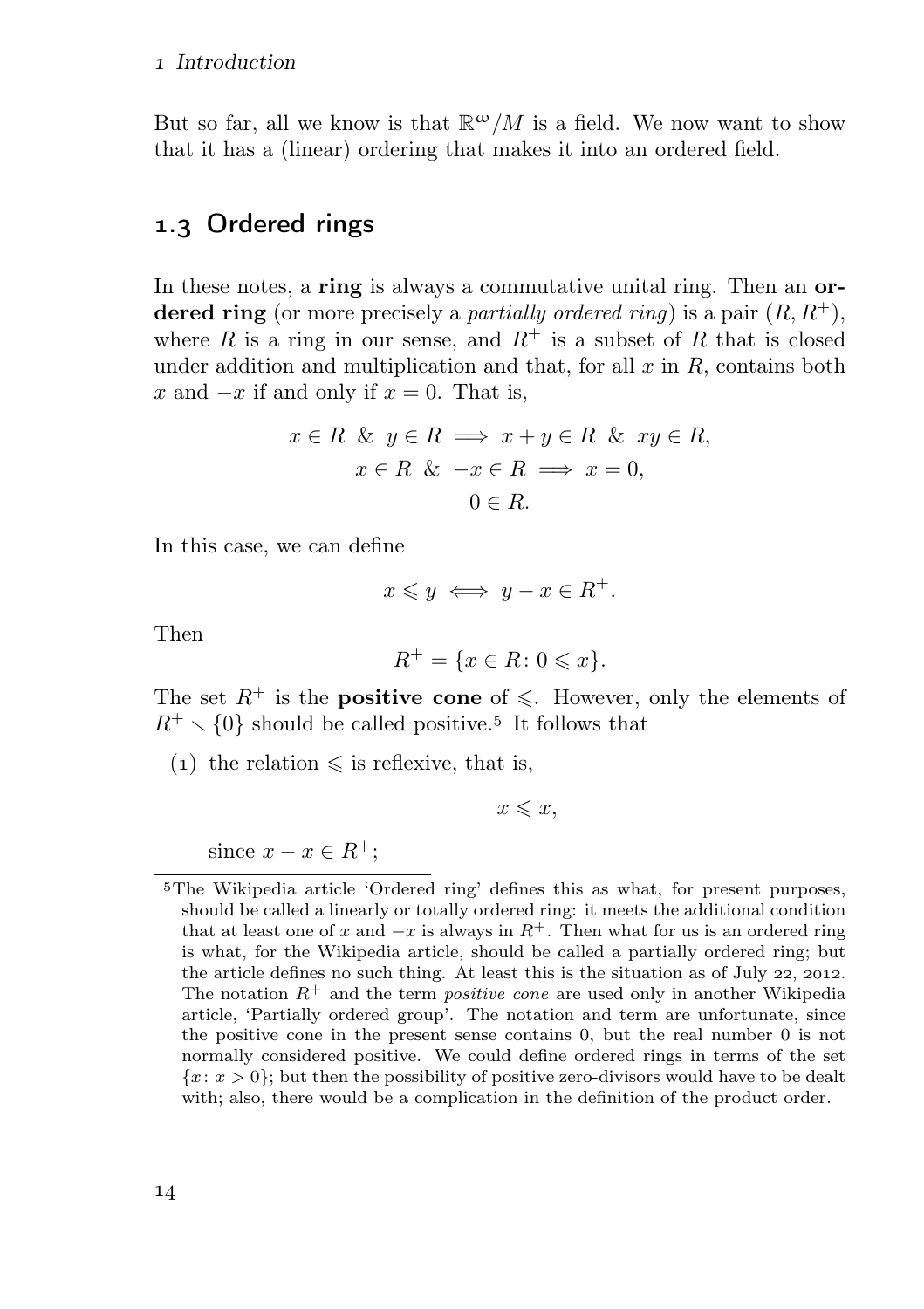But so far, all we know is that $\mathbb{R}^\omega/M$ is a field. We now want to show that it has a (linear) ordering that makes it into an ordered field.

## 1.3 Ordered rings

In these notes, a **ring** is always a commutative unital ring. Then an **ordered ring** (or more precisely a *partially ordered ring*) is a pair $(R, R^+)$, where $R$ is a ring in our sense, and $R^+$ is a subset of $R$ that is closed under addition and multiplication and that, for all $x$ in $R$, contains both $x$ and $-x$ if and only if $x = 0$. That is,

$$x \in R \ \& \ y \in R \implies x + y \in R \ \& \ xy \in R,$$
$$x \in R \ \& \ -x \in R \implies x = 0,$$
$$0 \in R.$$

In this case, we can define

$$x \leqslant y \iff y - x \in R^+.$$

Then

$$R^+ = \{x \in R \colon 0 \leqslant x\}.$$

The set $R^+$ is the **positive cone** of $\leqslant$. However, only the elements of $R^+ \smallsetminus \{0\}$ should be called positive.[5] It follows that

(1) the relation $\leqslant$ is reflexive, that is,

$$x \leqslant x,$$

since $x - x \in R^+$;

[5] The Wikipedia article 'Ordered ring' defines this as what, for present purposes, should be called a linearly or totally ordered ring: it meets the additional condition that at least one of $x$ and $-x$ is always in $R^+$. Then what for us is an ordered ring is what, for the Wikipedia article, should be called a partially ordered ring; but the article defines no such thing. At least this is the situation as of July 22, 2012. The notation $R^+$ and the term *positive cone* are used only in another Wikipedia article, 'Partially ordered group'. The notation and term are unfortunate, since the positive cone in the present sense contains 0, but the real number 0 is not normally considered positive. We could define ordered rings in terms of the set $\{x \colon x > 0\}$; but then the possibility of positive zero-divisors would have to be dealt with; also, there would be a complication in the definition of the product order.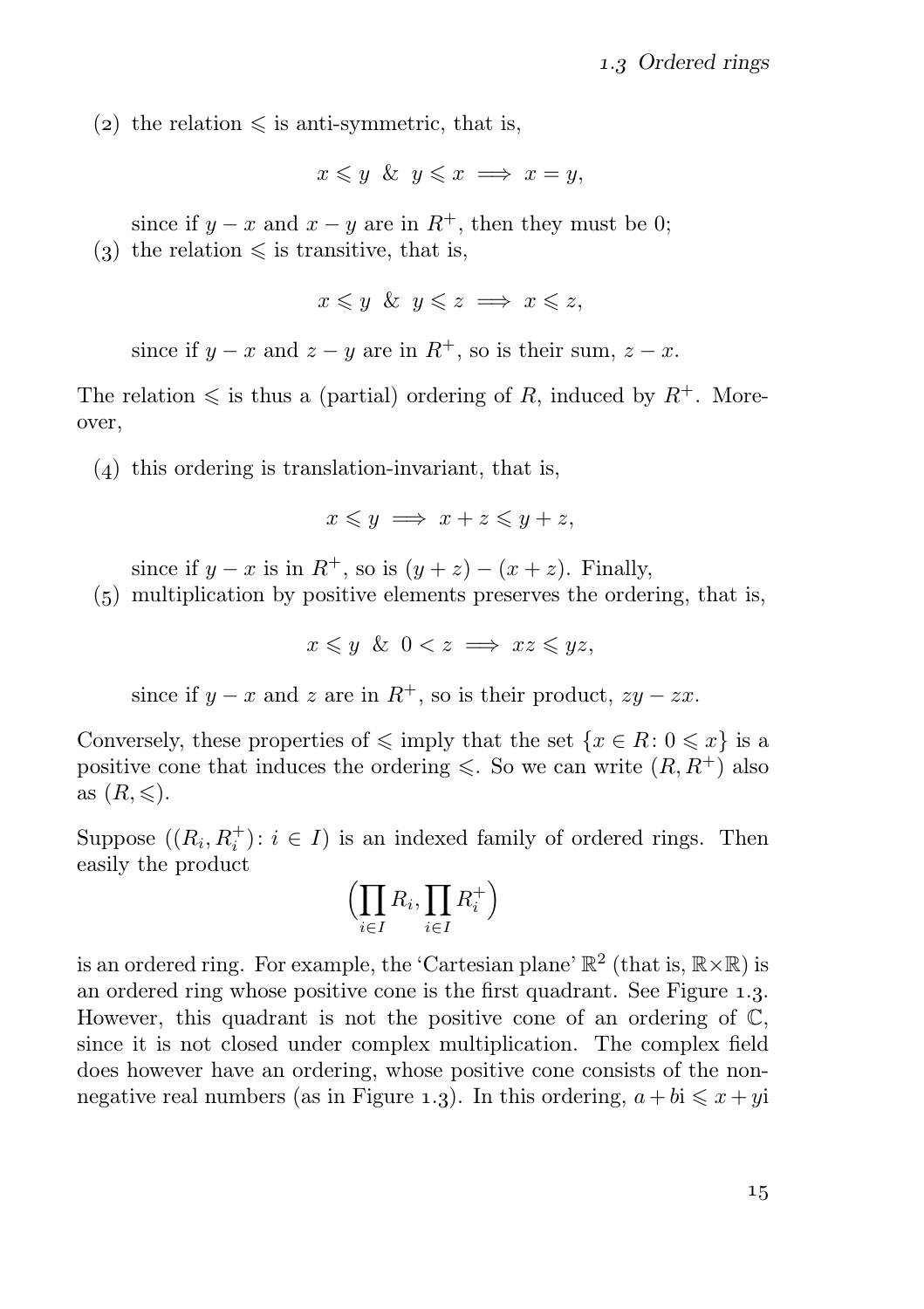(2) the relation $\leqslant$ is anti-symmetric, that is,

$$x \leqslant y \ \& \ y \leqslant x \implies x = y,$$

since if $y - x$ and $x - y$ are in $R^+$, then they must be 0;

(3) the relation $\leqslant$ is transitive, that is,

$$x \leqslant y \ \& \ y \leqslant z \implies x \leqslant z,$$

since if $y - x$ and $z - y$ are in $R^+$, so is their sum, $z - x$.

The relation $\leqslant$ is thus a (partial) ordering of $R$, induced by $R^+$. Moreover,

(4) this ordering is translation-invariant, that is,

$$x \leqslant y \implies x + z \leqslant y + z,$$

since if $y - x$ is in $R^+$, so is $(y + z) - (x + z)$. Finally,

(5) multiplication by positive elements preserves the ordering, that is,

$$x \leqslant y \ \& \ 0 < z \implies xz \leqslant yz,$$

since if $y - x$ and $z$ are in $R^+$, so is their product, $zy - zx$.

Conversely, these properties of $\leqslant$ imply that the set $\{x \in R \colon 0 \leqslant x\}$ is a positive cone that induces the ordering $\leqslant$. So we can write $(R, R^+)$ also as $(R, \leqslant)$.

Suppose $((R_i, R_i^+) \colon i \in I)$ is an indexed family of ordered rings. Then easily the product

$$\Bigl(\prod_{i \in I} R_i, \prod_{i \in I} R_i^+\Bigr)$$

is an ordered ring. For example, the 'Cartesian plane' $\mathbb{R}^2$ (that is, $\mathbb{R} \times \mathbb{R}$) is an ordered ring whose positive cone is the first quadrant. See Figure 1.3. However, this quadrant is not the positive cone of an ordering of $\mathbb{C}$, since it is not closed under complex multiplication. The complex field does however have an ordering, whose positive cone consists of the non-negative real numbers (as in Figure 1.3). In this ordering, $a + b\mathrm{i} \leqslant x + y\mathrm{i}$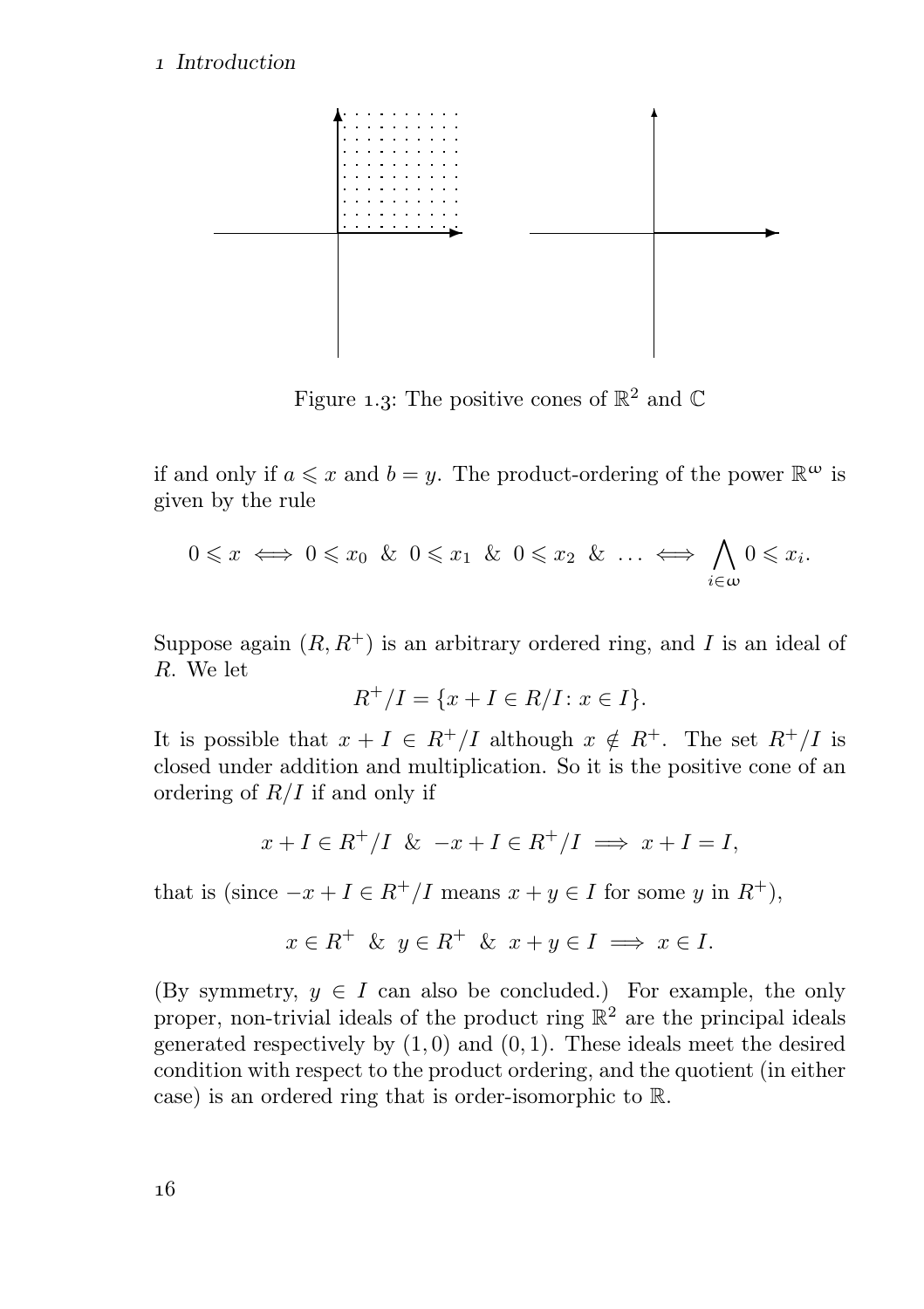Figure 1.3: The positive cones of $\mathbb{R}^2$ and $\mathbb{C}$

if and only if $a \leqslant x$ and $b = y$. The product-ordering of the power $\mathbb{R}^\omega$ is given by the rule

$$0 \leqslant x \iff 0 \leqslant x_0 \;\&\; 0 \leqslant x_1 \;\&\; 0 \leqslant x_2 \;\&\; \dots \iff \bigwedge_{i \in \omega} 0 \leqslant x_i.$$

Suppose again $(R, R^+)$ is an arbitrary ordered ring, and $I$ is an ideal of $R$. We let

$$R^+/I = \{x + I \in R/I : x \in I\}.$$

It is possible that $x + I \in R^+/I$ although $x \notin R^+$. The set $R^+/I$ is closed under addition and multiplication. So it is the positive cone of an ordering of $R/I$ if and only if

$$x + I \in R^+/I \;\&\; -x + I \in R^+/I \implies x + I = I,$$

that is (since $-x + I \in R^+/I$ means $x + y \in I$ for some $y$ in $R^+$),

$$x \in R^+ \;\&\; y \in R^+ \;\&\; x + y \in I \implies x \in I.$$

(By symmetry, $y \in I$ can also be concluded.) For example, the only proper, non-trivial ideals of the product ring $\mathbb{R}^2$ are the principal ideals generated respectively by $(1, 0)$ and $(0, 1)$. These ideals meet the desired condition with respect to the product ordering, and the quotient (in either case) is an ordered ring that is order-isomorphic to $\mathbb{R}$.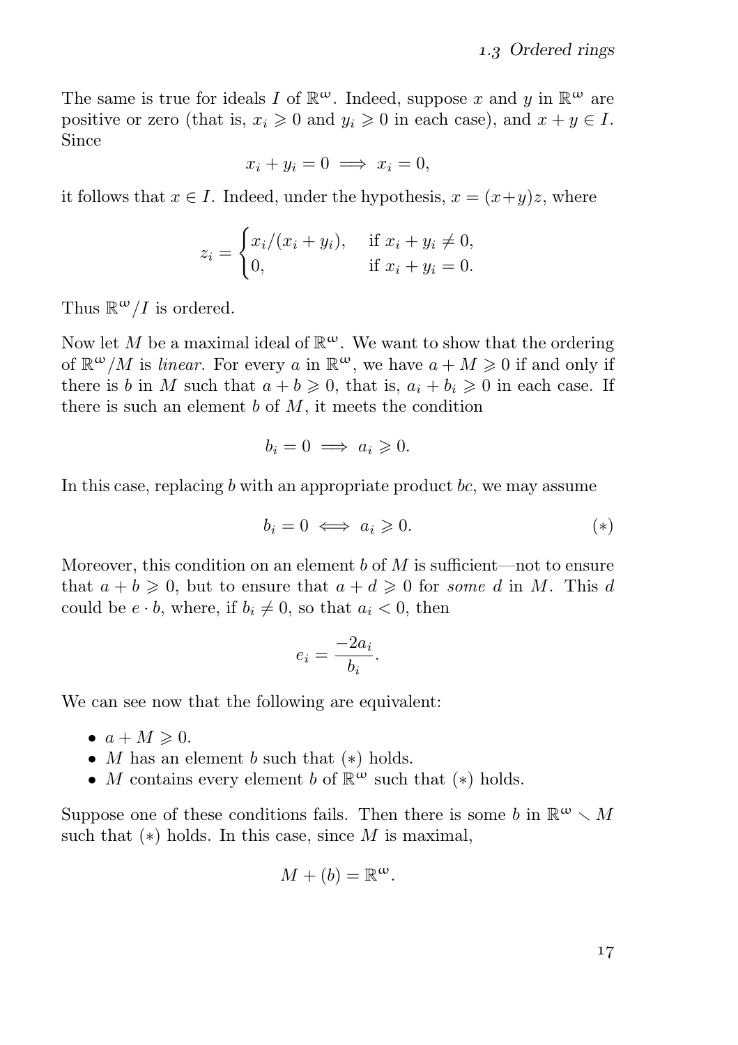The same is true for ideals $I$ of $\mathbb{R}^\omega$. Indeed, suppose $x$ and $y$ in $\mathbb{R}^\omega$ are positive or zero (that is, $x_i \geqslant 0$ and $y_i \geqslant 0$ in each case), and $x + y \in I$. Since

$$x_i + y_i = 0 \implies x_i = 0,$$

it follows that $x \in I$. Indeed, under the hypothesis, $x = (x+y)z$, where

$$z_i = \begin{cases} x_i/(x_i + y_i), & \text{if } x_i + y_i \neq 0, \\ 0, & \text{if } x_i + y_i = 0. \end{cases}$$

Thus $\mathbb{R}^\omega/I$ is ordered.

Now let $M$ be a maximal ideal of $\mathbb{R}^\omega$. We want to show that the ordering of $\mathbb{R}^\omega/M$ is *linear*. For every $a$ in $\mathbb{R}^\omega$, we have $a + M \geqslant 0$ if and only if there is $b$ in $M$ such that $a + b \geqslant 0$, that is, $a_i + b_i \geqslant 0$ in each case. If there is such an element $b$ of $M$, it meets the condition

$$b_i = 0 \implies a_i \geqslant 0.$$

In this case, replacing $b$ with an appropriate product $bc$, we may assume

$$b_i = 0 \iff a_i \geqslant 0. \tag{$*$}$$

Moreover, this condition on an element $b$ of $M$ is sufficient—not to ensure that $a + b \geqslant 0$, but to ensure that $a + d \geqslant 0$ for *some* $d$ in $M$. This $d$ could be $e \cdot b$, where, if $b_i \neq 0$, so that $a_i < 0$, then

$$e_i = \frac{-2a_i}{b_i}.$$

We can see now that the following are equivalent:

- $a + M \geqslant 0$.
- $M$ has an element $b$ such that $(*)$ holds.
- $M$ contains every element $b$ of $\mathbb{R}^\omega$ such that $(*)$ holds.

Suppose one of these conditions fails. Then there is some $b$ in $\mathbb{R}^\omega \smallsetminus M$ such that $(*)$ holds. In this case, since $M$ is maximal,

$$M + (b) = \mathbb{R}^\omega.$$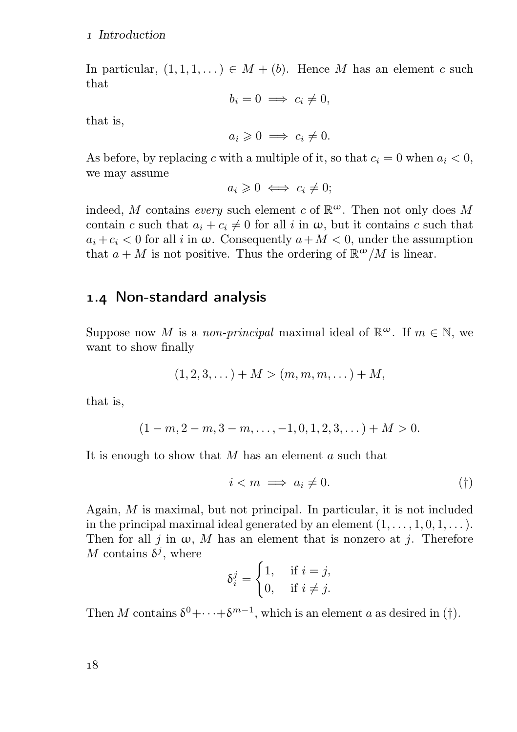In particular, $(1,1,1,\dots) \in M + (b)$. Hence $M$ has an element $c$ such that

$$b_i = 0 \implies c_i \neq 0,$$

that is,

$$a_i \geqslant 0 \implies c_i \neq 0.$$

As before, by replacing $c$ with a multiple of it, so that $c_i = 0$ when $a_i < 0$, we may assume

$$a_i \geqslant 0 \iff c_i \neq 0;$$

indeed, $M$ contains *every* such element $c$ of $\mathbb{R}^\omega$. Then not only does $M$ contain $c$ such that $a_i + c_i \neq 0$ for all $i$ in $\omega$, but it contains $c$ such that $a_i + c_i < 0$ for all $i$ in $\omega$. Consequently $a + M < 0$, under the assumption that $a + M$ is not positive. Thus the ordering of $\mathbb{R}^\omega/M$ is linear.

## 1.4 Non-standard analysis

Suppose now $M$ is a *non-principal* maximal ideal of $\mathbb{R}^\omega$. If $m \in \mathbb{N}$, we want to show finally

$$(1,2,3,\dots) + M > (m,m,m,\dots) + M,$$

that is,

$$(1-m, 2-m, 3-m, \dots, -1, 0, 1, 2, 3, \dots) + M > 0.$$

It is enough to show that $M$ has an element $a$ such that

$$i < m \implies a_i \neq 0. \tag{†}$$

Again, $M$ is maximal, but not principal. In particular, it is not included in the principal maximal ideal generated by an element $(1,\dots,1,0,1,\dots)$. Then for all $j$ in $\omega$, $M$ has an element that is nonzero at $j$. Therefore $M$ contains $\delta^j$, where

$$\delta^j_i = \begin{cases} 1, & \text{if } i = j, \\ 0, & \text{if } i \neq j. \end{cases}$$

Then $M$ contains $\delta^0 + \dots + \delta^{m-1}$, which is an element $a$ as desired in (†).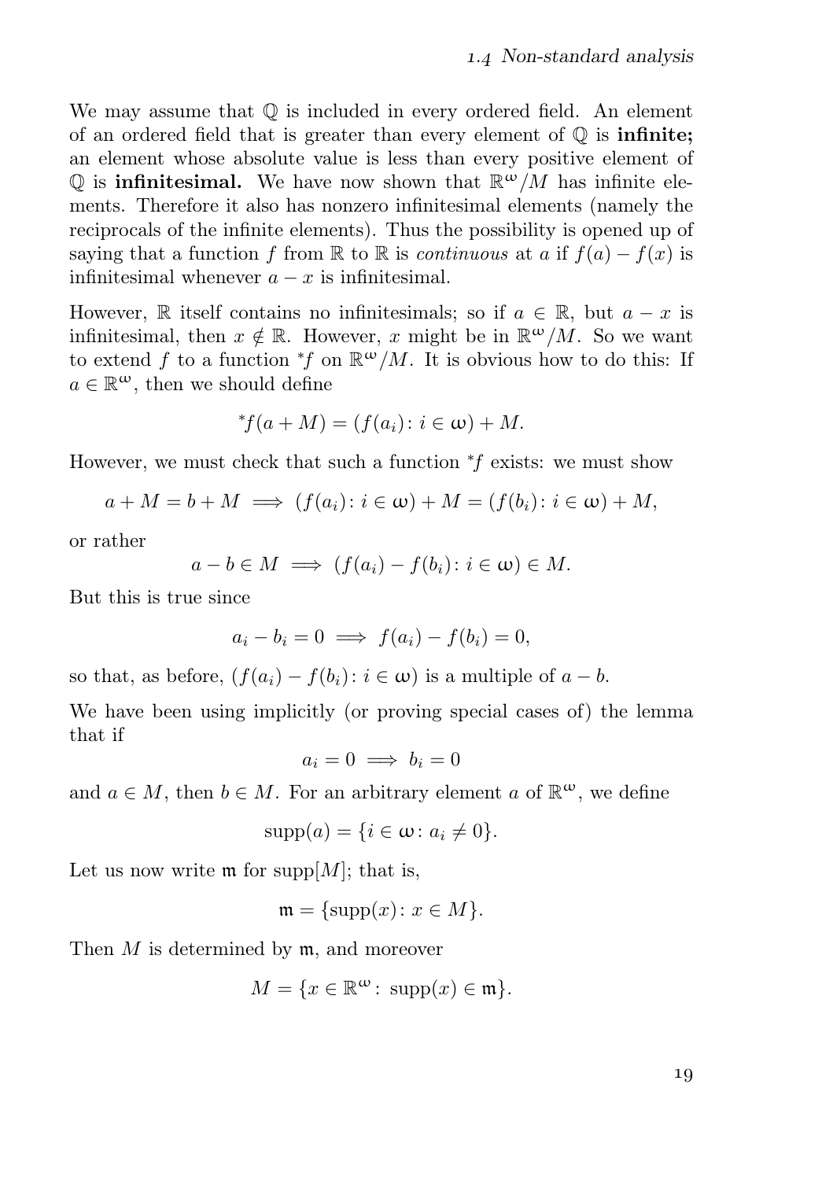We may assume that $\mathbb{Q}$ is included in every ordered field. An element of an ordered field that is greater than every element of $\mathbb{Q}$ is **infinite;** an element whose absolute value is less than every positive element of $\mathbb{Q}$ is **infinitesimal.** We have now shown that $\mathbb{R}^\omega/M$ has infinite elements. Therefore it also has nonzero infinitesimal elements (namely the reciprocals of the infinite elements). Thus the possibility is opened up of saying that a function $f$ from $\mathbb{R}$ to $\mathbb{R}$ is *continuous* at $a$ if $f(a) - f(x)$ is infinitesimal whenever $a - x$ is infinitesimal.

However, $\mathbb{R}$ itself contains no infinitesimals; so if $a \in \mathbb{R}$, but $a - x$ is infinitesimal, then $x \notin \mathbb{R}$. However, $x$ might be in $\mathbb{R}^\omega/M$. So we want to extend $f$ to a function ${}^*f$ on $\mathbb{R}^\omega/M$. It is obvious how to do this: If $a \in \mathbb{R}^\omega$, then we should define

$$^*f(a + M) = (f(a_i) \colon i \in \omega) + M.$$

However, we must check that such a function ${}^*f$ exists: we must show

$$a + M = b + M \implies (f(a_i) \colon i \in \omega) + M = (f(b_i) \colon i \in \omega) + M,$$

or rather

$$a - b \in M \implies (f(a_i) - f(b_i) \colon i \in \omega) \in M.$$

But this is true since

$$a_i - b_i = 0 \implies f(a_i) - f(b_i) = 0,$$

so that, as before, $(f(a_i) - f(b_i) \colon i \in \omega)$ is a multiple of $a - b$.

We have been using implicitly (or proving special cases of) the lemma that if

$$a_i = 0 \implies b_i = 0$$

and $a \in M$, then $b \in M$. For an arbitrary element $a$ of $\mathbb{R}^\omega$, we define

$$\operatorname{supp}(a) = \{i \in \omega \colon a_i \neq 0\}.$$

Let us now write $\mathfrak{m}$ for $\operatorname{supp}[M]$; that is,

$$\mathfrak{m} = \{\operatorname{supp}(x) \colon x \in M\}.$$

Then $M$ is determined by $\mathfrak{m}$, and moreover

$$M = \{x \in \mathbb{R}^\omega \colon \operatorname{supp}(x) \in \mathfrak{m}\}.$$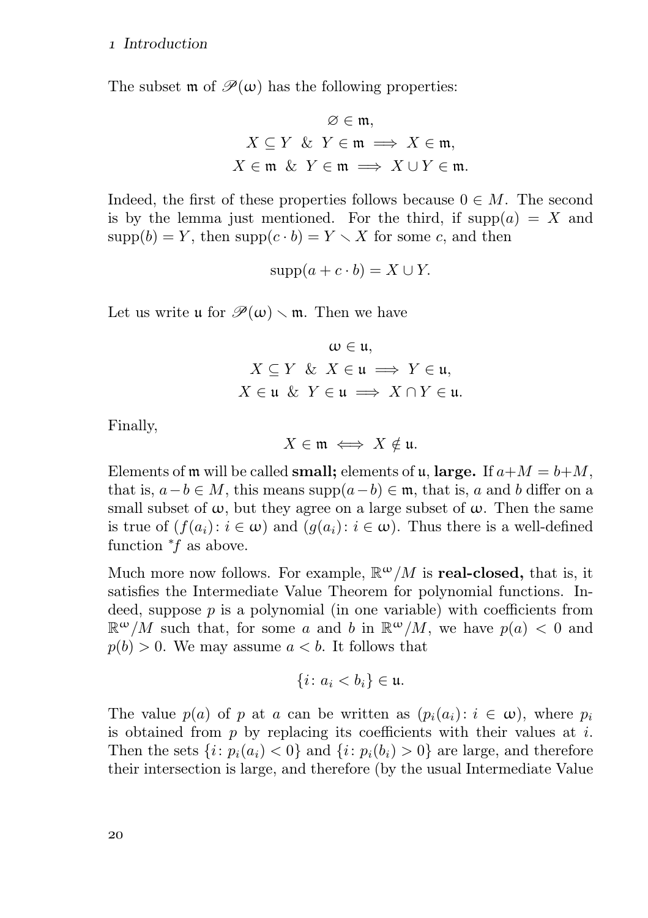The subset $\mathfrak{m}$ of $\mathscr{P}(\omega)$ has the following properties:

$$\varnothing \in \mathfrak{m},$$
$$X \subseteq Y \ \& \ Y \in \mathfrak{m} \implies X \in \mathfrak{m},$$
$$X \in \mathfrak{m} \ \& \ Y \in \mathfrak{m} \implies X \cup Y \in \mathfrak{m}.$$

Indeed, the first of these properties follows because $0 \in M$. The second is by the lemma just mentioned. For the third, if $\operatorname{supp}(a) = X$ and $\operatorname{supp}(b) = Y$, then $\operatorname{supp}(c \cdot b) = Y \smallsetminus X$ for some $c$, and then

$$\operatorname{supp}(a + c \cdot b) = X \cup Y.$$

Let us write $\mathfrak{u}$ for $\mathscr{P}(\omega) \smallsetminus \mathfrak{m}$. Then we have

$$\omega \in \mathfrak{u},$$
$$X \subseteq Y \ \& \ X \in \mathfrak{u} \implies Y \in \mathfrak{u},$$
$$X \in \mathfrak{u} \ \& \ Y \in \mathfrak{u} \implies X \cap Y \in \mathfrak{u}.$$

Finally,

$$X \in \mathfrak{m} \iff X \notin \mathfrak{u}.$$

Elements of $\mathfrak{m}$ will be called **small;** elements of $\mathfrak{u}$, **large.** If $a+M = b+M$, that is, $a-b \in M$, this means $\operatorname{supp}(a-b) \in \mathfrak{m}$, that is, $a$ and $b$ differ on a small subset of $\omega$, but they agree on a large subset of $\omega$. Then the same is true of $(f(a_i) \colon i \in \omega)$ and $(g(a_i) \colon i \in \omega)$. Thus there is a well-defined function ${}^*f$ as above.

Much more now follows. For example, $\mathbb{R}^\omega/M$ is **real-closed,** that is, it satisfies the Intermediate Value Theorem for polynomial functions. Indeed, suppose $p$ is a polynomial (in one variable) with coefficients from $\mathbb{R}^\omega/M$ such that, for some $a$ and $b$ in $\mathbb{R}^\omega/M$, we have $p(a) < 0$ and $p(b) > 0$. We may assume $a < b$. It follows that

$$\{i \colon a_i < b_i\} \in \mathfrak{u}.$$

The value $p(a)$ of $p$ at $a$ can be written as $(p_i(a_i) \colon i \in \omega)$, where $p_i$ is obtained from $p$ by replacing its coefficients with their values at $i$. Then the sets $\{i \colon p_i(a_i) < 0\}$ and $\{i \colon p_i(b_i) > 0\}$ are large, and therefore their intersection is large, and therefore (by the usual Intermediate Value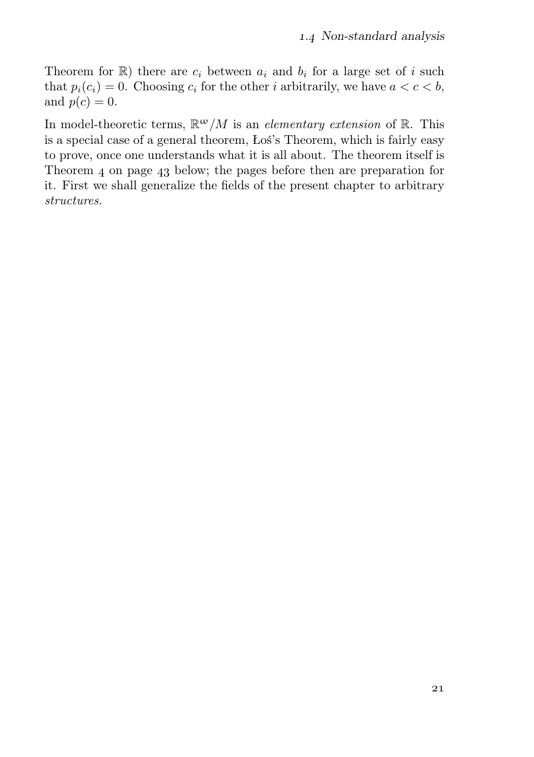Theorem for $\mathbb{R}$) there are $c_i$ between $a_i$ and $b_i$ for a large set of $i$ such that $p_i(c_i) = 0$. Choosing $c_i$ for the other $i$ arbitrarily, we have $a < c < b$, and $p(c) = 0$.

In model-theoretic terms, $\mathbb{R}^{\omega}/M$ is an *elementary extension* of $\mathbb{R}$. This is a special case of a general theorem, Łoś's Theorem, which is fairly easy to prove, once one understands what it is all about. The theorem itself is Theorem 4 on page 43 below; the pages before then are preparation for it. First we shall generalize the fields of the present chapter to arbitrary *structures.*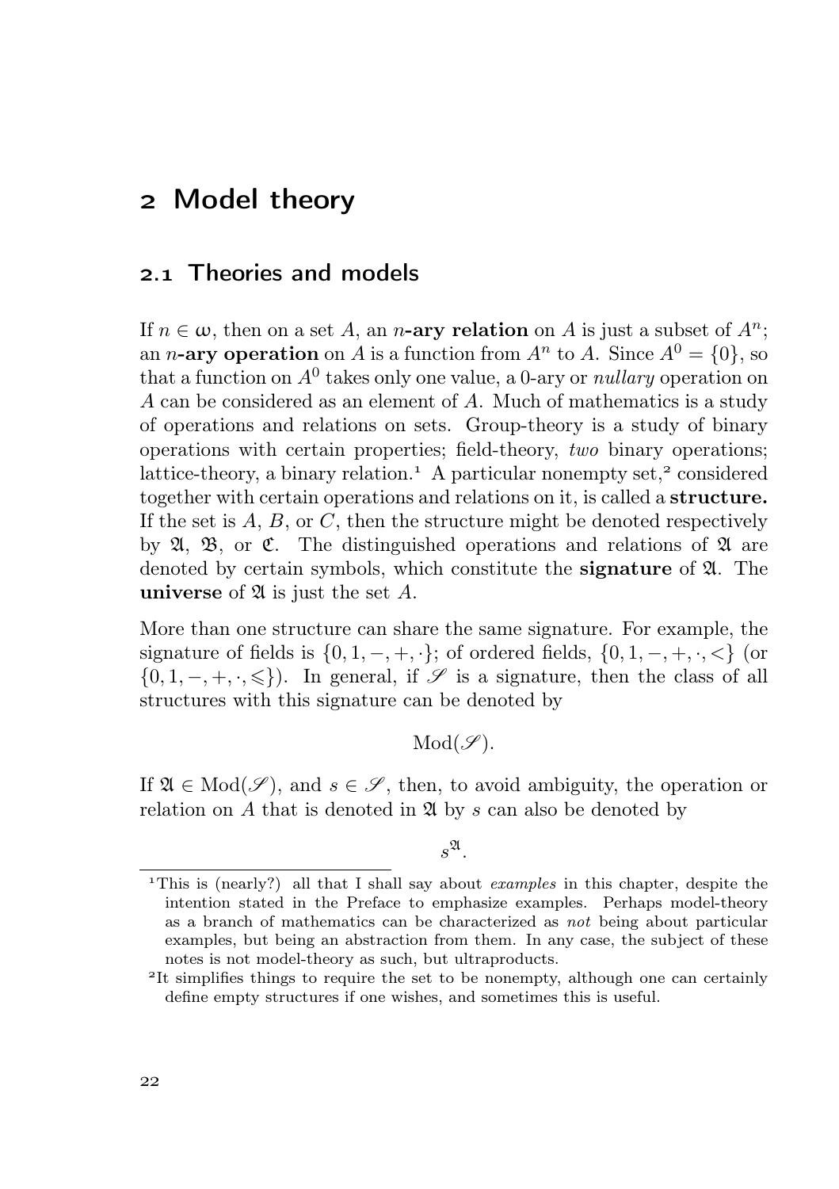# 2 Model theory

## 2.1 Theories and models

If $n \in \omega$, then on a set $A$, an **$n$-ary relation** on $A$ is just a subset of $A^n$; an **$n$-ary operation** on $A$ is a function from $A^n$ to $A$. Since $A^0 = \{0\}$, so that a function on $A^0$ takes only one value, a 0-ary or *nullary* operation on $A$ can be considered as an element of $A$. Much of mathematics is a study of operations and relations on sets. Group-theory is a study of binary operations with certain properties; field-theory, *two* binary operations; lattice-theory, a binary relation.[1] A particular nonempty set,[2] considered together with certain operations and relations on it, is called a **structure.** If the set is $A$, $B$, or $C$, then the structure might be denoted respectively by $\mathfrak{A}$, $\mathfrak{B}$, or $\mathfrak{C}$. The distinguished operations and relations of $\mathfrak{A}$ are denoted by certain symbols, which constitute the **signature** of $\mathfrak{A}$. The **universe** of $\mathfrak{A}$ is just the set $A$.

More than one structure can share the same signature. For example, the signature of fields is $\{0, 1, -, +, \cdot\}$; of ordered fields, $\{0, 1, -, +, \cdot, <\}$ (or $\{0, 1, -, +, \cdot, \leqslant\}$). In general, if $\mathscr{S}$ is a signature, then the class of all structures with this signature can be denoted by

$$\mathrm{Mod}(\mathscr{S}).$$

If $\mathfrak{A} \in \mathrm{Mod}(\mathscr{S})$, and $s \in \mathscr{S}$, then, to avoid ambiguity, the operation or relation on $A$ that is denoted in $\mathfrak{A}$ by $s$ can also be denoted by

$$s^{\mathfrak{A}}.$$

---

[1] This is (nearly?) all that I shall say about *examples* in this chapter, despite the intention stated in the Preface to emphasize examples. Perhaps model-theory as a branch of mathematics can be characterized as *not* being about particular examples, but being an abstraction from them. In any case, the subject of these notes is not model-theory as such, but ultraproducts.

[2] It simplifies things to require the set to be nonempty, although one can certainly define empty structures if one wishes, and sometimes this is useful.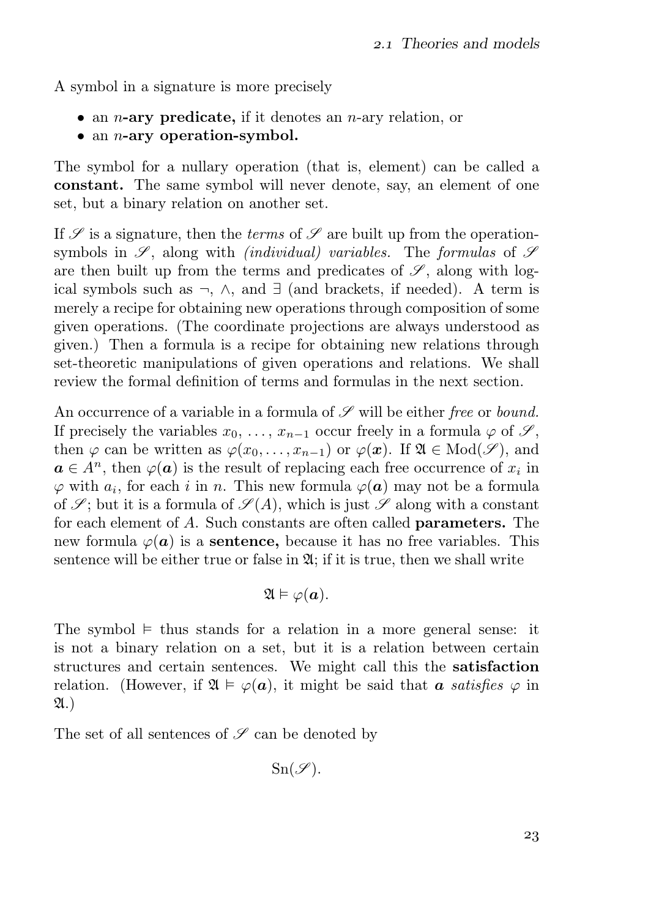A symbol in a signature is more precisely

- an $n$**-ary predicate,** if it denotes an $n$-ary relation, or
- an $n$**-ary operation-symbol.**

The symbol for a nullary operation (that is, element) can be called a **constant.** The same symbol will never denote, say, an element of one set, but a binary relation on another set.

If $\mathscr{S}$ is a signature, then the *terms* of $\mathscr{S}$ are built up from the operation-symbols in $\mathscr{S}$, along with *(individual) variables.* The *formulas* of $\mathscr{S}$ are then built up from the terms and predicates of $\mathscr{S}$, along with logical symbols such as $\neg$, $\wedge$, and $\exists$ (and brackets, if needed). A term is merely a recipe for obtaining new operations through composition of some given operations. (The coordinate projections are always understood as given.) Then a formula is a recipe for obtaining new relations through set-theoretic manipulations of given operations and relations. We shall review the formal definition of terms and formulas in the next section.

An occurrence of a variable in a formula of $\mathscr{S}$ will be either *free* or *bound.* If precisely the variables $x_0, \dots, x_{n-1}$ occur freely in a formula $\varphi$ of $\mathscr{S}$, then $\varphi$ can be written as $\varphi(x_0, \dots, x_{n-1})$ or $\varphi(\boldsymbol{x})$. If $\mathfrak{A} \in \mathrm{Mod}(\mathscr{S})$, and $\boldsymbol{a} \in A^n$, then $\varphi(\boldsymbol{a})$ is the result of replacing each free occurrence of $x_i$ in $\varphi$ with $a_i$, for each $i$ in $n$. This new formula $\varphi(\boldsymbol{a})$ may not be a formula of $\mathscr{S}$; but it is a formula of $\mathscr{S}(A)$, which is just $\mathscr{S}$ along with a constant for each element of $A$. Such constants are often called **parameters.** The new formula $\varphi(\boldsymbol{a})$ is a **sentence,** because it has no free variables. This sentence will be either true or false in $\mathfrak{A}$; if it is true, then we shall write

$$\mathfrak{A} \vDash \varphi(\boldsymbol{a}).$$

The symbol $\vDash$ thus stands for a relation in a more general sense: it is not a binary relation on a set, but it is a relation between certain structures and certain sentences. We might call this the **satisfaction** relation. (However, if $\mathfrak{A} \vDash \varphi(\boldsymbol{a})$, it might be said that $\boldsymbol{a}$ *satisfies* $\varphi$ in $\mathfrak{A}$.)

The set of all sentences of $\mathscr{S}$ can be denoted by

$$\mathrm{Sn}(\mathscr{S}).$$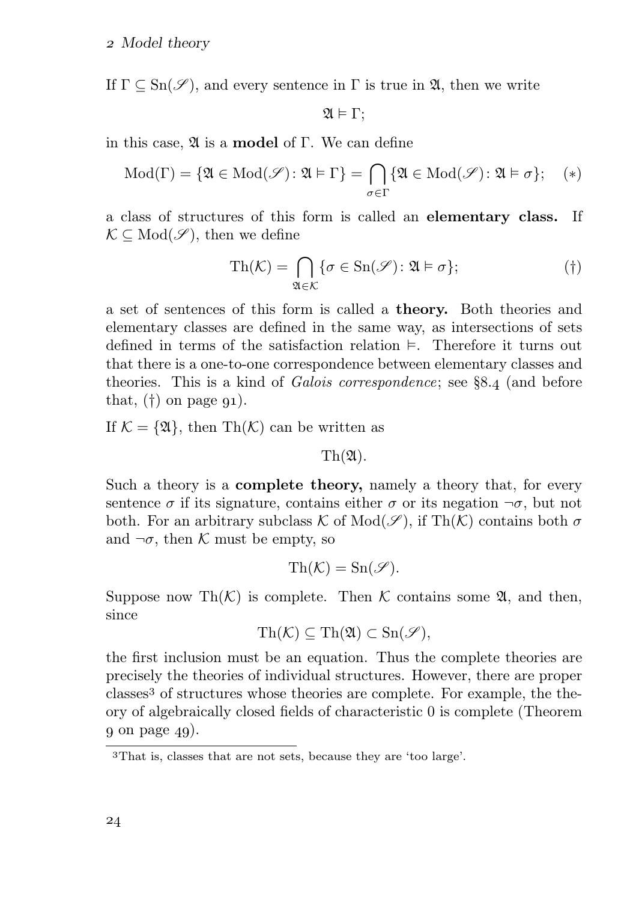If $\Gamma \subseteq \mathrm{Sn}(\mathscr{S})$, and every sentence in $\Gamma$ is true in $\mathfrak{A}$, then we write

$$\mathfrak{A} \vDash \Gamma;$$

in this case, $\mathfrak{A}$ is a **model** of $\Gamma$. We can define

$$\mathrm{Mod}(\Gamma) = \{\mathfrak{A} \in \mathrm{Mod}(\mathscr{S}) \colon \mathfrak{A} \vDash \Gamma\} = \bigcap_{\sigma \in \Gamma} \{\mathfrak{A} \in \mathrm{Mod}(\mathscr{S}) \colon \mathfrak{A} \vDash \sigma\}; \quad (*)$$

a class of structures of this form is called an **elementary class.** If $\mathcal{K} \subseteq \mathrm{Mod}(\mathscr{S})$, then we define

$$\mathrm{Th}(\mathcal{K}) = \bigcap_{\mathfrak{A} \in \mathcal{K}} \{\sigma \in \mathrm{Sn}(\mathscr{S}) \colon \mathfrak{A} \vDash \sigma\}; \quad (\dagger)$$

a set of sentences of this form is called a **theory.** Both theories and elementary classes are defined in the same way, as intersections of sets defined in terms of the satisfaction relation $\vDash$. Therefore it turns out that there is a one-to-one correspondence between elementary classes and theories. This is a kind of *Galois correspondence*; see §8.4 (and before that, (†) on page 91).

If $\mathcal{K} = \{\mathfrak{A}\}$, then $\mathrm{Th}(\mathcal{K})$ can be written as

$$\mathrm{Th}(\mathfrak{A}).$$

Such a theory is a **complete theory,** namely a theory that, for every sentence $\sigma$ if its signature, contains either $\sigma$ or its negation $\neg\sigma$, but not both. For an arbitrary subclass $\mathcal{K}$ of $\mathrm{Mod}(\mathscr{S})$, if $\mathrm{Th}(\mathcal{K})$ contains both $\sigma$ and $\neg\sigma$, then $\mathcal{K}$ must be empty, so

$$\mathrm{Th}(\mathcal{K}) = \mathrm{Sn}(\mathscr{S}).$$

Suppose now $\mathrm{Th}(\mathcal{K})$ is complete. Then $\mathcal{K}$ contains some $\mathfrak{A}$, and then, since

$$\mathrm{Th}(\mathcal{K}) \subseteq \mathrm{Th}(\mathfrak{A}) \subset \mathrm{Sn}(\mathscr{S}),$$

the first inclusion must be an equation. Thus the complete theories are precisely the theories of individual structures. However, there are proper classes[3] of structures whose theories are complete. For example, the theory of algebraically closed fields of characteristic 0 is complete (Theorem 9 on page 49).

[3]That is, classes that are not sets, because they are 'too large'.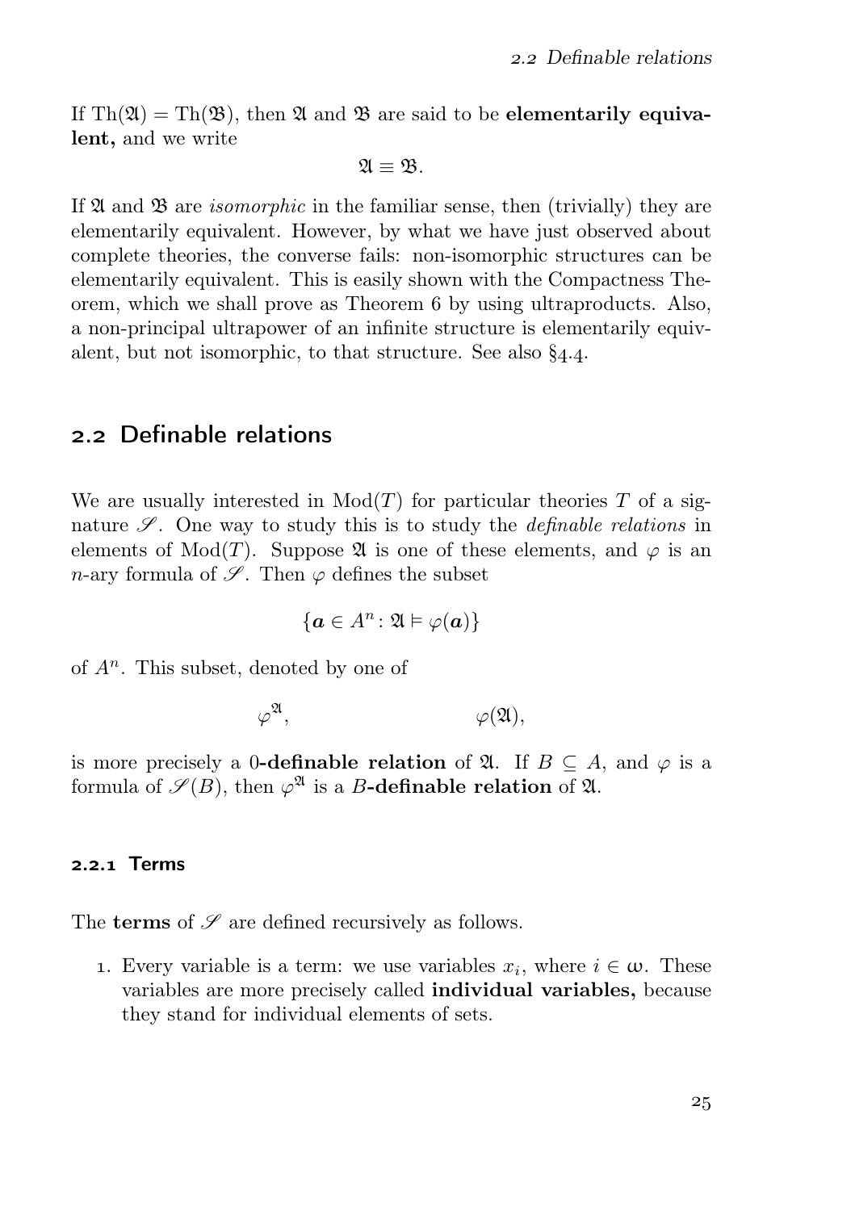If $\mathrm{Th}(\mathfrak{A}) = \mathrm{Th}(\mathfrak{B})$, then $\mathfrak{A}$ and $\mathfrak{B}$ are said to be **elementarily equivalent,** and we write

$$\mathfrak{A} \equiv \mathfrak{B}.$$

If $\mathfrak{A}$ and $\mathfrak{B}$ are *isomorphic* in the familiar sense, then (trivially) they are elementarily equivalent. However, by what we have just observed about complete theories, the converse fails: non-isomorphic structures can be elementarily equivalent. This is easily shown with the Compactness Theorem, which we shall prove as Theorem 6 by using ultraproducts. Also, a non-principal ultrapower of an infinite structure is elementarily equivalent, but not isomorphic, to that structure. See also §4.4.

## 2.2 Definable relations

We are usually interested in $\mathrm{Mod}(T)$ for particular theories $T$ of a signature $\mathscr{S}$. One way to study this is to study the *definable relations* in elements of $\mathrm{Mod}(T)$. Suppose $\mathfrak{A}$ is one of these elements, and $\varphi$ is an $n$-ary formula of $\mathscr{S}$. Then $\varphi$ defines the subset

$$\{\boldsymbol{a} \in A^n : \mathfrak{A} \vDash \varphi(\boldsymbol{a})\}$$

of $A^n$. This subset, denoted by one of

$$\varphi^{\mathfrak{A}}, \qquad\qquad \varphi(\mathfrak{A}),$$

is more precisely a **0-definable relation** of $\mathfrak{A}$. If $B \subseteq A$, and $\varphi$ is a formula of $\mathscr{S}(B)$, then $\varphi^{\mathfrak{A}}$ is a **$B$-definable relation** of $\mathfrak{A}$.

### 2.2.1 Terms

The **terms** of $\mathscr{S}$ are defined recursively as follows.

1. Every variable is a term: we use variables $x_i$, where $i \in \omega$. These variables are more precisely called **individual variables,** because they stand for individual elements of sets.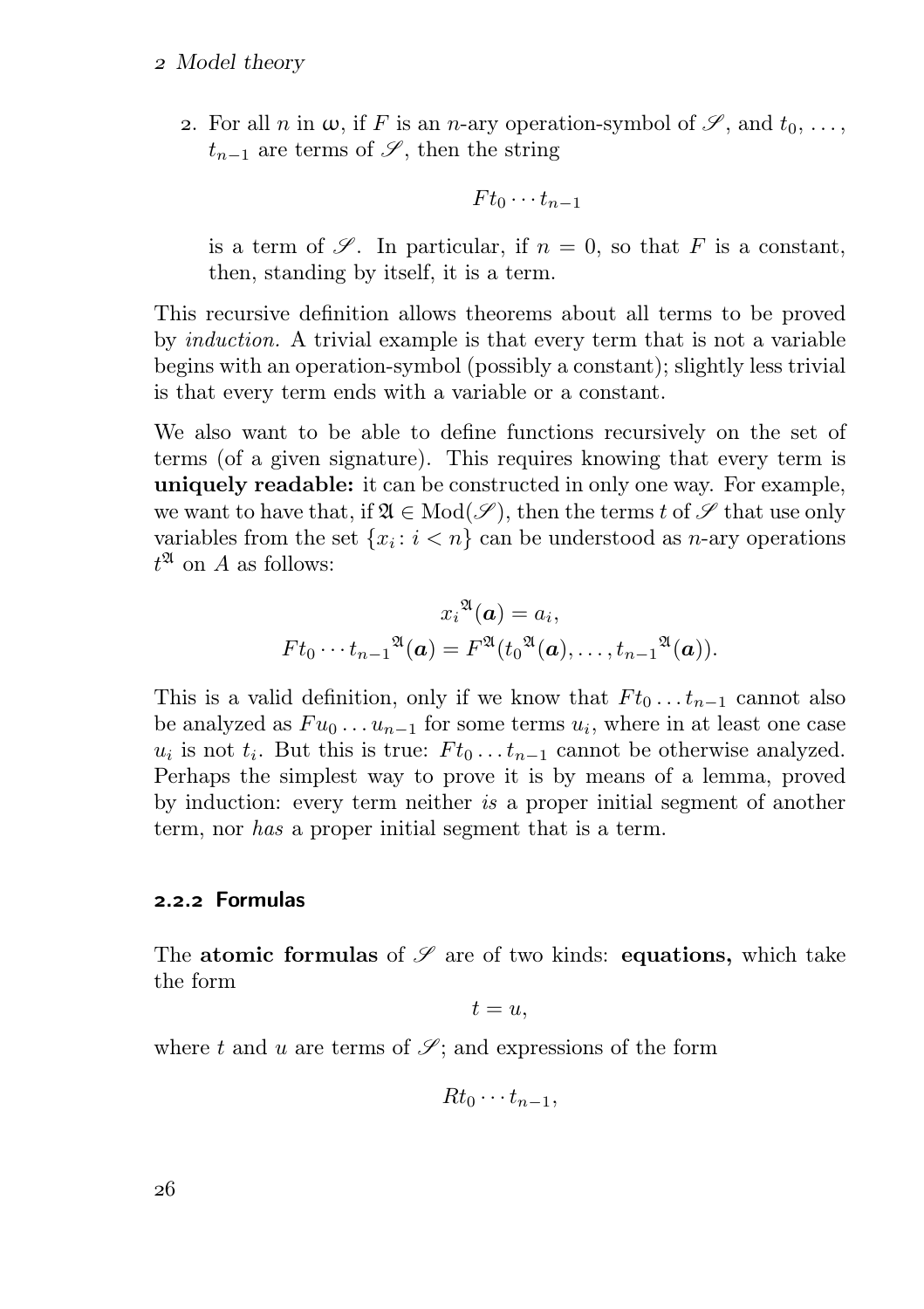2. For all $n$ in $\omega$, if $F$ is an $n$-ary operation-symbol of $\mathscr{S}$, and $t_0, \dots, t_{n-1}$ are terms of $\mathscr{S}$, then the string

$$Ft_0 \cdots t_{n-1}$$

is a term of $\mathscr{S}$. In particular, if $n = 0$, so that $F$ is a constant, then, standing by itself, it is a term.

This recursive definition allows theorems about all terms to be proved by *induction.* A trivial example is that every term that is not a variable begins with an operation-symbol (possibly a constant); slightly less trivial is that every term ends with a variable or a constant.

We also want to be able to define functions recursively on the set of terms (of a given signature). This requires knowing that every term is **uniquely readable:** it can be constructed in only one way. For example, we want to have that, if $\mathfrak{A} \in \operatorname{Mod}(\mathscr{S})$, then the terms $t$ of $\mathscr{S}$ that use only variables from the set $\{x_i : i < n\}$ can be understood as $n$-ary operations $t^{\mathfrak{A}}$ on $A$ as follows:

$$x_i{}^{\mathfrak{A}}(\boldsymbol{a}) = a_i,$$
$$Ft_0 \cdots t_{n-1}{}^{\mathfrak{A}}(\boldsymbol{a}) = F^{\mathfrak{A}}(t_0{}^{\mathfrak{A}}(\boldsymbol{a}), \dots, t_{n-1}{}^{\mathfrak{A}}(\boldsymbol{a})).$$

This is a valid definition, only if we know that $Ft_0 \dots t_{n-1}$ cannot also be analyzed as $Fu_0 \dots u_{n-1}$ for some terms $u_i$, where in at least one case $u_i$ is not $t_i$. But this is true: $Ft_0 \dots t_{n-1}$ cannot be otherwise analyzed. Perhaps the simplest way to prove it is by means of a lemma, proved by induction: every term neither *is* a proper initial segment of another term, nor *has* a proper initial segment that is a term.

### 2.2.2 Formulas

The **atomic formulas** of $\mathscr{S}$ are of two kinds: **equations,** which take the form

$$t = u,$$

where $t$ and $u$ are terms of $\mathscr{S}$; and expressions of the form

$$Rt_0 \cdots t_{n-1},$$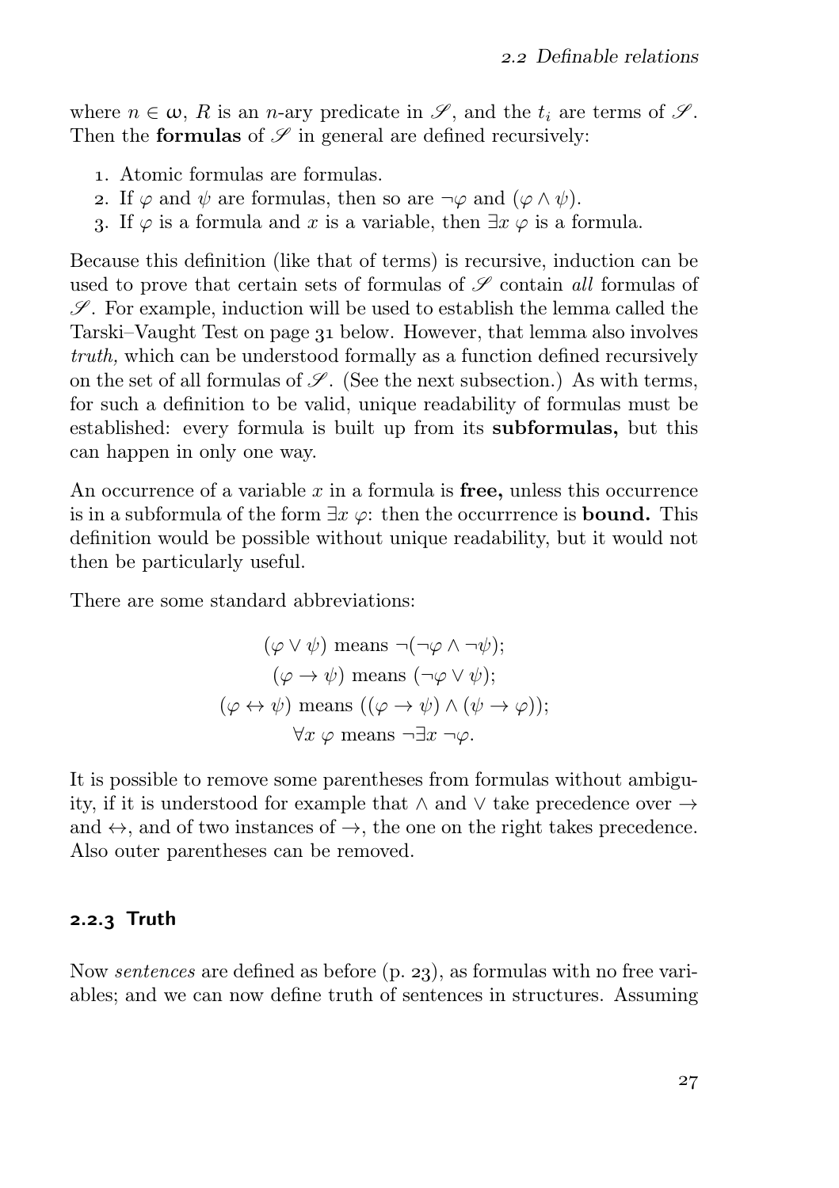where $n \in \omega$, $R$ is an $n$-ary predicate in $\mathscr{S}$, and the $t_i$ are terms of $\mathscr{S}$. Then the **formulas** of $\mathscr{S}$ in general are defined recursively:

1. Atomic formulas are formulas.
2. If $\varphi$ and $\psi$ are formulas, then so are $\neg\varphi$ and $(\varphi \wedge \psi)$.
3. If $\varphi$ is a formula and $x$ is a variable, then $\exists x\ \varphi$ is a formula.

Because this definition (like that of terms) is recursive, induction can be used to prove that certain sets of formulas of $\mathscr{S}$ contain *all* formulas of $\mathscr{S}$. For example, induction will be used to establish the lemma called the Tarski–Vaught Test on page 31 below. However, that lemma also involves *truth,* which can be understood formally as a function defined recursively on the set of all formulas of $\mathscr{S}$. (See the next subsection.) As with terms, for such a definition to be valid, unique readability of formulas must be established: every formula is built up from its **subformulas,** but this can happen in only one way.

An occurrence of a variable $x$ in a formula is **free,** unless this occurrence is in a subformula of the form $\exists x\ \varphi$: then the occurrrence is **bound.** This definition would be possible without unique readability, but it would not then be particularly useful.

There are some standard abbreviations:

$$(\varphi \vee \psi) \text{ means } \neg(\neg\varphi \wedge \neg\psi);$$
$$(\varphi \to \psi) \text{ means } (\neg\varphi \vee \psi);$$
$$(\varphi \leftrightarrow \psi) \text{ means } ((\varphi \to \psi) \wedge (\psi \to \varphi));$$
$$\forall x\ \varphi \text{ means } \neg\exists x\ \neg\varphi.$$

It is possible to remove some parentheses from formulas without ambiguity, if it is understood for example that $\wedge$ and $\vee$ take precedence over $\to$ and $\leftrightarrow$, and of two instances of $\to$, the one on the right takes precedence. Also outer parentheses can be removed.

### 2.2.3 Truth

Now *sentences* are defined as before (p. 23), as formulas with no free variables; and we can now define truth of sentences in structures. Assuming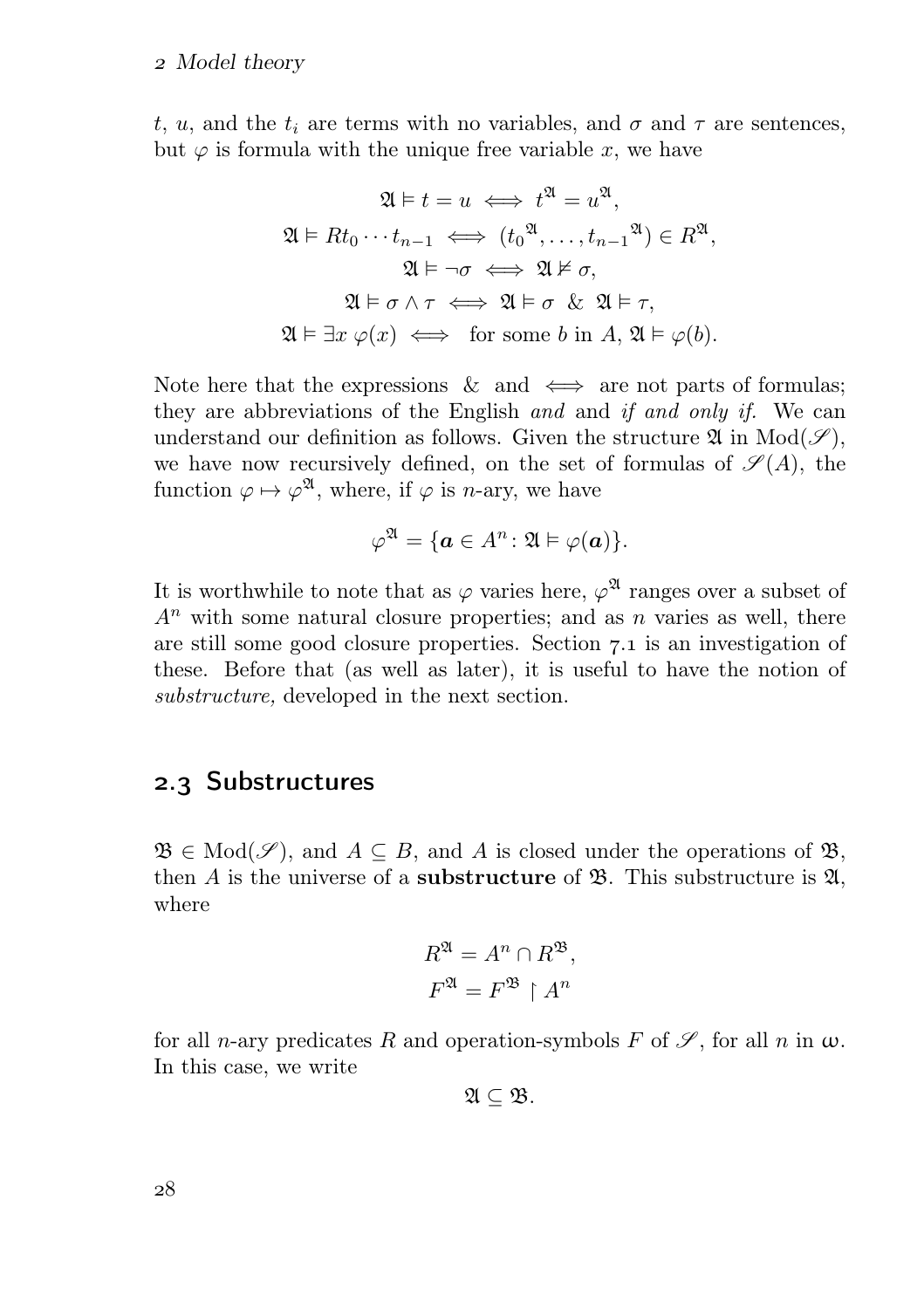$t$, $u$, and the $t_i$ are terms with no variables, and $\sigma$ and $\tau$ are sentences, but $\varphi$ is formula with the unique free variable $x$, we have

$$\mathfrak{A} \vDash t = u \iff t^{\mathfrak{A}} = u^{\mathfrak{A}},$$

$$\mathfrak{A} \vDash Rt_0 \cdots t_{n-1} \iff ({t_0}^{\mathfrak{A}}, \dots, {t_{n-1}}^{\mathfrak{A}}) \in R^{\mathfrak{A}},$$

$$\mathfrak{A} \vDash \neg\sigma \iff \mathfrak{A} \nvDash \sigma,$$

$$\mathfrak{A} \vDash \sigma \land \tau \iff \mathfrak{A} \vDash \sigma \ \ \& \ \ \mathfrak{A} \vDash \tau,$$

$$\mathfrak{A} \vDash \exists x\ \varphi(x) \iff \text{ for some } b \text{ in } A,\ \mathfrak{A} \vDash \varphi(b).$$

Note here that the expressions & and $\iff$ are not parts of formulas; they are abbreviations of the English *and* and *if and only if.* We can understand our definition as follows. Given the structure $\mathfrak{A}$ in $\mathrm{Mod}(\mathscr{S})$, we have now recursively defined, on the set of formulas of $\mathscr{S}(A)$, the function $\varphi \mapsto \varphi^{\mathfrak{A}}$, where, if $\varphi$ is $n$-ary, we have

$$\varphi^{\mathfrak{A}} = \{\boldsymbol{a} \in A^n \colon \mathfrak{A} \vDash \varphi(\boldsymbol{a})\}.$$

It is worthwhile to note that as $\varphi$ varies here, $\varphi^{\mathfrak{A}}$ ranges over a subset of $A^n$ with some natural closure properties; and as $n$ varies as well, there are still some good closure properties. Section 7.1 is an investigation of these. Before that (as well as later), it is useful to have the notion of *substructure,* developed in the next section.

## 2.3 Substructures

$\mathfrak{B} \in \mathrm{Mod}(\mathscr{S})$, and $A \subseteq B$, and $A$ is closed under the operations of $\mathfrak{B}$, then $A$ is the universe of a **substructure** of $\mathfrak{B}$. This substructure is $\mathfrak{A}$, where

$$R^{\mathfrak{A}} = A^n \cap R^{\mathfrak{B}},$$

$$F^{\mathfrak{A}} = F^{\mathfrak{B}} \restriction A^n$$

for all $n$-ary predicates $R$ and operation-symbols $F$ of $\mathscr{S}$, for all $n$ in $\omega$. In this case, we write

$$\mathfrak{A} \subseteq \mathfrak{B}.$$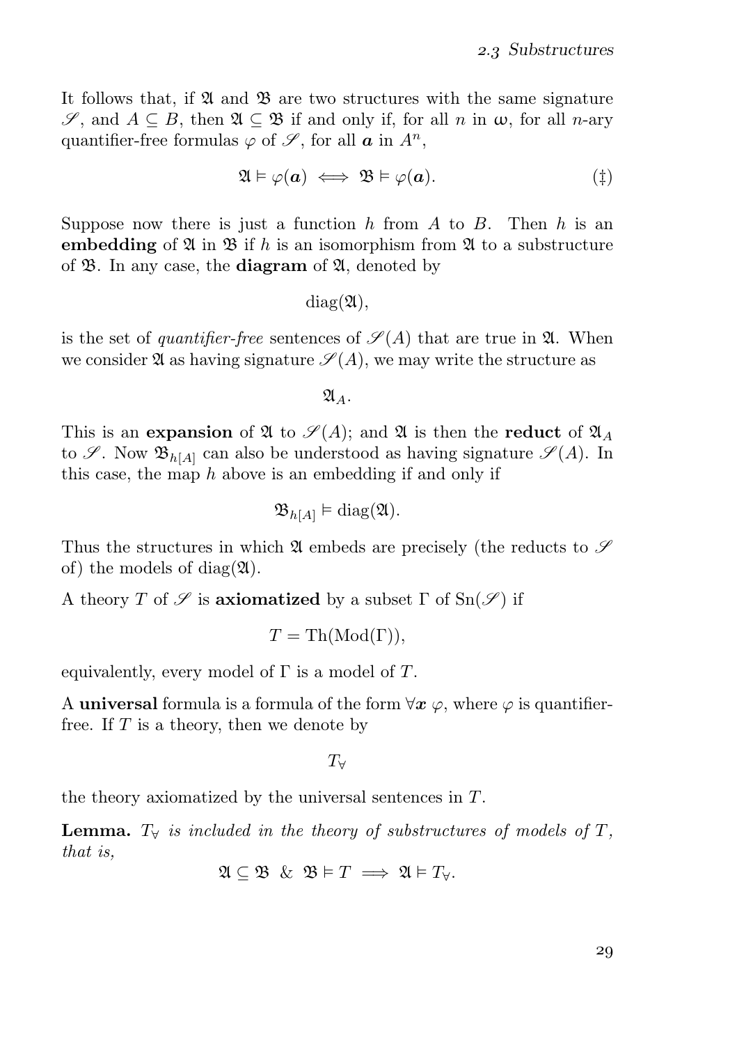It follows that, if $\mathfrak{A}$ and $\mathfrak{B}$ are two structures with the same signature $\mathscr{S}$, and $A \subseteq B$, then $\mathfrak{A} \subseteq \mathfrak{B}$ if and only if, for all $n$ in $\omega$, for all $n$-ary quantifier-free formulas $\varphi$ of $\mathscr{S}$, for all $\boldsymbol{a}$ in $A^n$,

$$\mathfrak{A} \vDash \varphi(\boldsymbol{a}) \iff \mathfrak{B} \vDash \varphi(\boldsymbol{a}). \tag{‡}$$

Suppose now there is just a function $h$ from $A$ to $B$. Then $h$ is an **embedding** of $\mathfrak{A}$ in $\mathfrak{B}$ if $h$ is an isomorphism from $\mathfrak{A}$ to a substructure of $\mathfrak{B}$. In any case, the **diagram** of $\mathfrak{A}$, denoted by

$$\operatorname{diag}(\mathfrak{A}),$$

is the set of *quantifier-free* sentences of $\mathscr{S}(A)$ that are true in $\mathfrak{A}$. When we consider $\mathfrak{A}$ as having signature $\mathscr{S}(A)$, we may write the structure as

$$\mathfrak{A}_A.$$

This is an **expansion** of $\mathfrak{A}$ to $\mathscr{S}(A)$; and $\mathfrak{A}$ is then the **reduct** of $\mathfrak{A}_A$ to $\mathscr{S}$. Now $\mathfrak{B}_{h[A]}$ can also be understood as having signature $\mathscr{S}(A)$. In this case, the map $h$ above is an embedding if and only if

$$\mathfrak{B}_{h[A]} \vDash \operatorname{diag}(\mathfrak{A}).$$

Thus the structures in which $\mathfrak{A}$ embeds are precisely (the reducts to $\mathscr{S}$ of) the models of $\operatorname{diag}(\mathfrak{A})$.

A theory $T$ of $\mathscr{S}$ is **axiomatized** by a subset $\Gamma$ of $\operatorname{Sn}(\mathscr{S})$ if

$$T = \operatorname{Th}(\operatorname{Mod}(\Gamma)),$$

equivalently, every model of $\Gamma$ is a model of $T$.

A **universal** formula is a formula of the form $\forall \boldsymbol{x}\ \varphi$, where $\varphi$ is quantifier-free. If $T$ is a theory, then we denote by

$$T_\forall$$

the theory axiomatized by the universal sentences in $T$.

**Lemma.** *$T_\forall$ is included in the theory of substructures of models of $T$, that is,*

$$\mathfrak{A} \subseteq \mathfrak{B} \ \&\ \mathfrak{B} \vDash T \implies \mathfrak{A} \vDash T_\forall.$$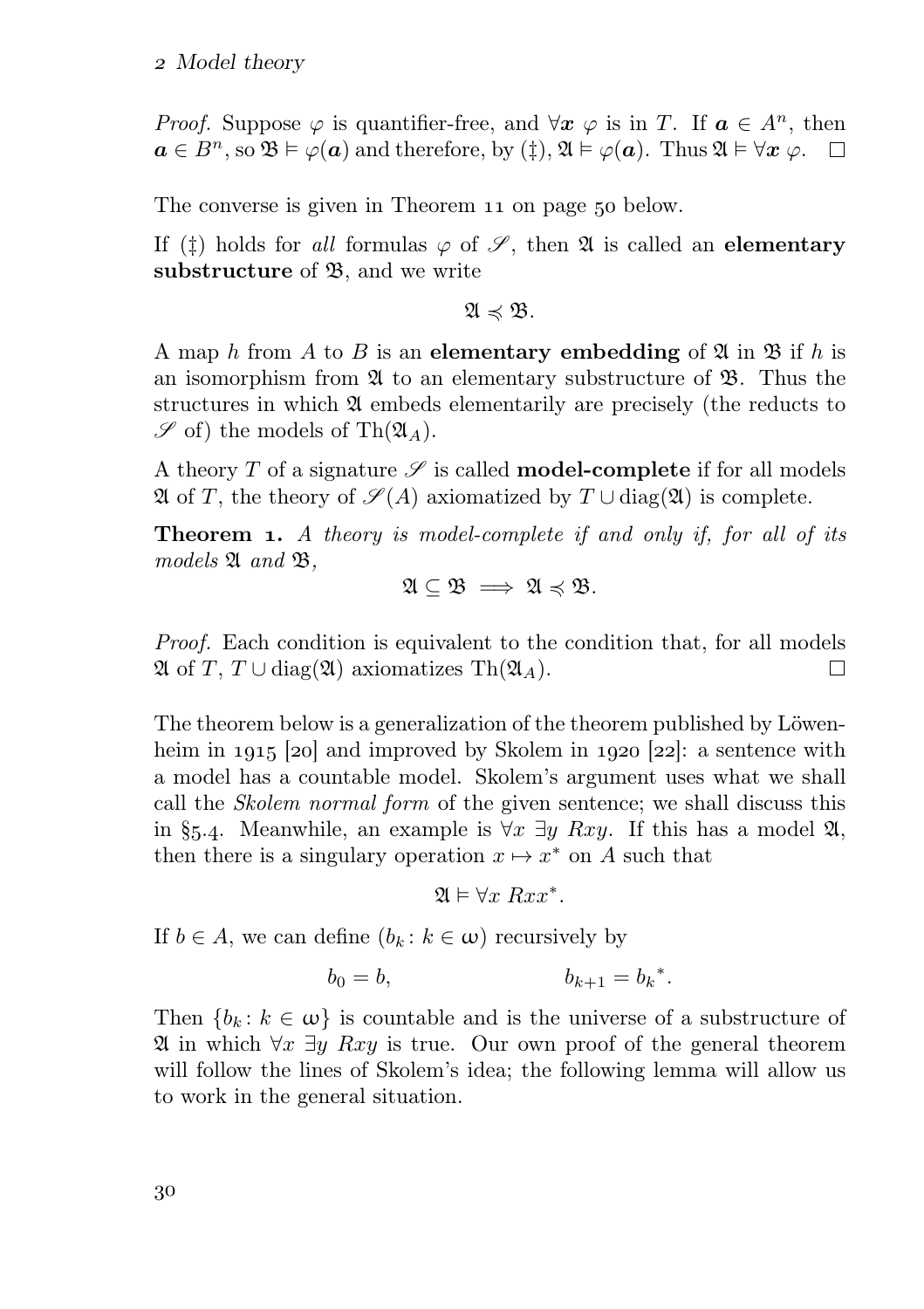*Proof.* Suppose $\varphi$ is quantifier-free, and $\forall \boldsymbol{x}\ \varphi$ is in $T$. If $\boldsymbol{a} \in A^n$, then $\boldsymbol{a} \in B^n$, so $\mathfrak{B} \models \varphi(\boldsymbol{a})$ and therefore, by (‡), $\mathfrak{A} \models \varphi(\boldsymbol{a})$. Thus $\mathfrak{A} \models \forall \boldsymbol{x}\ \varphi$. □

The converse is given in Theorem 11 on page 50 below.

If (‡) holds for *all* formulas $\varphi$ of $\mathscr{S}$, then $\mathfrak{A}$ is called an **elementary substructure** of $\mathfrak{B}$, and we write

$$\mathfrak{A} \preccurlyeq \mathfrak{B}.$$

A map $h$ from $A$ to $B$ is an **elementary embedding** of $\mathfrak{A}$ in $\mathfrak{B}$ if $h$ is an isomorphism from $\mathfrak{A}$ to an elementary substructure of $\mathfrak{B}$. Thus the structures in which $\mathfrak{A}$ embeds elementarily are precisely (the reducts to $\mathscr{S}$ of) the models of $\mathrm{Th}(\mathfrak{A}_A)$.

A theory $T$ of a signature $\mathscr{S}$ is called **model-complete** if for all models $\mathfrak{A}$ of $T$, the theory of $\mathscr{S}(A)$ axiomatized by $T \cup \mathrm{diag}(\mathfrak{A})$ is complete.

**Theorem 1.** *A theory is model-complete if and only if, for all of its models $\mathfrak{A}$ and $\mathfrak{B}$,*

$$\mathfrak{A} \subseteq \mathfrak{B} \implies \mathfrak{A} \preccurlyeq \mathfrak{B}.$$

*Proof.* Each condition is equivalent to the condition that, for all models $\mathfrak{A}$ of $T$, $T \cup \mathrm{diag}(\mathfrak{A})$ axiomatizes $\mathrm{Th}(\mathfrak{A}_A)$. □

The theorem below is a generalization of the theorem published by Löwenheim in 1915 [20] and improved by Skolem in 1920 [22]: a sentence with a model has a countable model. Skolem's argument uses what we shall call the *Skolem normal form* of the given sentence; we shall discuss this in §5.4. Meanwhile, an example is $\forall x\ \exists y\ Rxy$. If this has a model $\mathfrak{A}$, then there is a singulary operation $x \mapsto x^*$ on $A$ such that

$$\mathfrak{A} \models \forall x\ Rxx^*.$$

If $b \in A$, we can define $(b_k : k \in \omega)$ recursively by

$$b_0 = b, \qquad\qquad b_{k+1} = {b_k}^*.$$

Then $\{b_k : k \in \omega\}$ is countable and is the universe of a substructure of $\mathfrak{A}$ in which $\forall x\ \exists y\ Rxy$ is true. Our own proof of the general theorem will follow the lines of Skolem's idea; the following lemma will allow us to work in the general situation.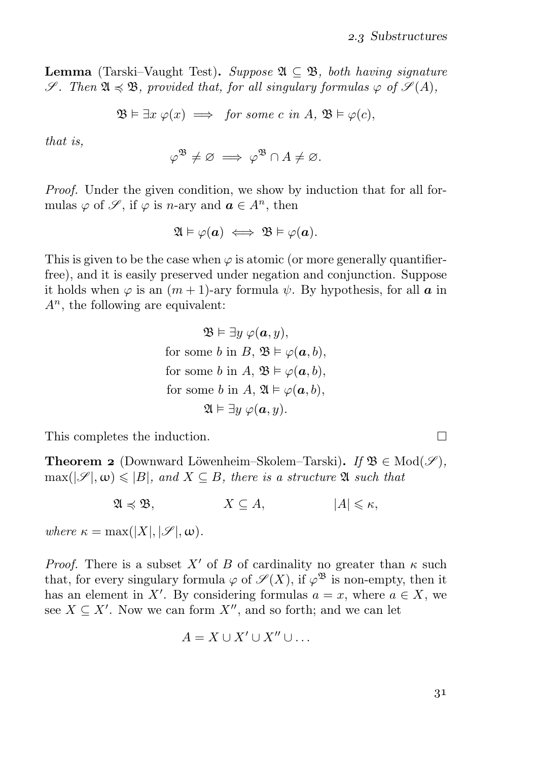**Lemma** (Tarski–Vaught Test)**.** *Suppose $\mathfrak{A} \subseteq \mathfrak{B}$, both having signature $\mathscr{S}$. Then $\mathfrak{A} \preccurlyeq \mathfrak{B}$, provided that, for all singulary formulas $\varphi$ of $\mathscr{S}(A)$,*

$$\mathfrak{B} \vDash \exists x\ \varphi(x) \implies \text{for some } c \text{ in } A,\ \mathfrak{B} \vDash \varphi(c),$$

*that is,*

$$\varphi^{\mathfrak{B}} \neq \varnothing \implies \varphi^{\mathfrak{B}} \cap A \neq \varnothing.$$

*Proof.* Under the given condition, we show by induction that for all formulas $\varphi$ of $\mathscr{S}$, if $\varphi$ is $n$-ary and $\boldsymbol{a} \in A^n$, then

$$\mathfrak{A} \vDash \varphi(\boldsymbol{a}) \iff \mathfrak{B} \vDash \varphi(\boldsymbol{a}).$$

This is given to be the case when $\varphi$ is atomic (or more generally quantifier-free), and it is easily preserved under negation and conjunction. Suppose it holds when $\varphi$ is an $(m+1)$-ary formula $\psi$. By hypothesis, for all $\boldsymbol{a}$ in $A^n$, the following are equivalent:

$$\begin{gathered}
\mathfrak{B} \vDash \exists y\ \varphi(\boldsymbol{a}, y), \\
\text{for some } b \text{ in } B,\ \mathfrak{B} \vDash \varphi(\boldsymbol{a}, b), \\
\text{for some } b \text{ in } A,\ \mathfrak{B} \vDash \varphi(\boldsymbol{a}, b), \\
\text{for some } b \text{ in } A,\ \mathfrak{A} \vDash \varphi(\boldsymbol{a}, b), \\
\mathfrak{A} \vDash \exists y\ \varphi(\boldsymbol{a}, y).
\end{gathered}$$

This completes the induction. □

**Theorem 2** (Downward Löwenheim–Skolem–Tarski)**.** *If $\mathfrak{B} \in \operatorname{Mod}(\mathscr{S})$, $\max(|\mathscr{S}|, \omega) \leqslant |B|$, and $X \subseteq B$, there is a structure $\mathfrak{A}$ such that*

$$\mathfrak{A} \preccurlyeq \mathfrak{B}, \qquad X \subseteq A, \qquad |A| \leqslant \kappa,$$

*where $\kappa = \max(|X|, |\mathscr{S}|, \omega)$.*

*Proof.* There is a subset $X'$ of $B$ of cardinality no greater than $\kappa$ such that, for every singulary formula $\varphi$ of $\mathscr{S}(X)$, if $\varphi^{\mathfrak{B}}$ is non-empty, then it has an element in $X'$. By considering formulas $a = x$, where $a \in X$, we see $X \subseteq X'$. Now we can form $X''$, and so forth; and we can let

$$A = X \cup X' \cup X'' \cup \dots$$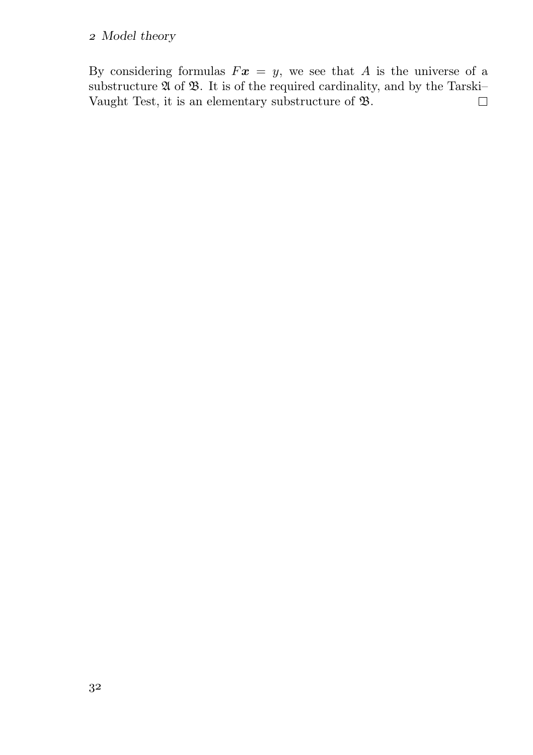By considering formulas $F\boldsymbol{x} = y$, we see that $A$ is the universe of a substructure $\mathfrak{A}$ of $\mathfrak{B}$. It is of the required cardinality, and by the Tarski–Vaught Test, it is an elementary substructure of $\mathfrak{B}$. □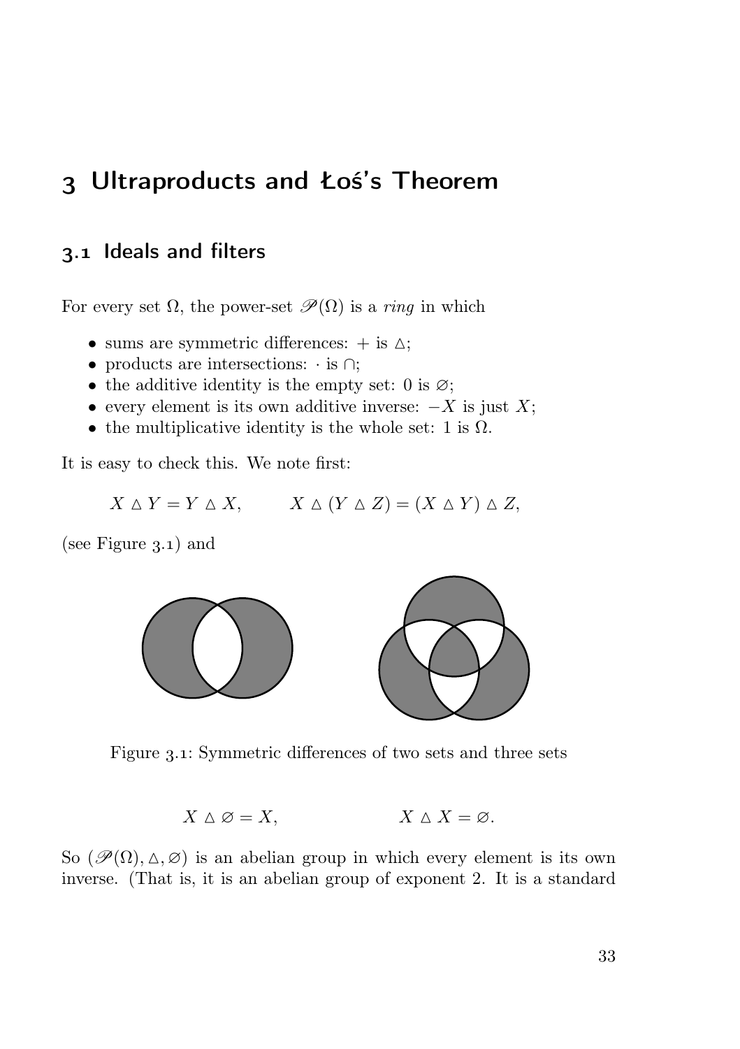# 3 Ultraproducts and Łoś's Theorem

## 3.1 Ideals and filters

For every set $\Omega$, the power-set $\mathscr{P}(\Omega)$ is a *ring* in which

- sums are symmetric differences: $+$ is $\vartriangle$;
- products are intersections: $\cdot$ is $\cap$;
- the additive identity is the empty set: $0$ is $\varnothing$;
- every element is its own additive inverse: $-X$ is just $X$;
- the multiplicative identity is the whole set: $1$ is $\Omega$.

It is easy to check this. We note first:

$$X \vartriangle Y = Y \vartriangle X, \qquad X \vartriangle (Y \vartriangle Z) = (X \vartriangle Y) \vartriangle Z,$$

(see Figure 3.1) and

Figure 3.1: Symmetric differences of two sets and three sets

$$X \vartriangle \varnothing = X, \qquad X \vartriangle X = \varnothing.$$

So $(\mathscr{P}(\Omega), \vartriangle, \varnothing)$ is an abelian group in which every element is its own inverse. (That is, it is an abelian group of exponent 2. It is a standard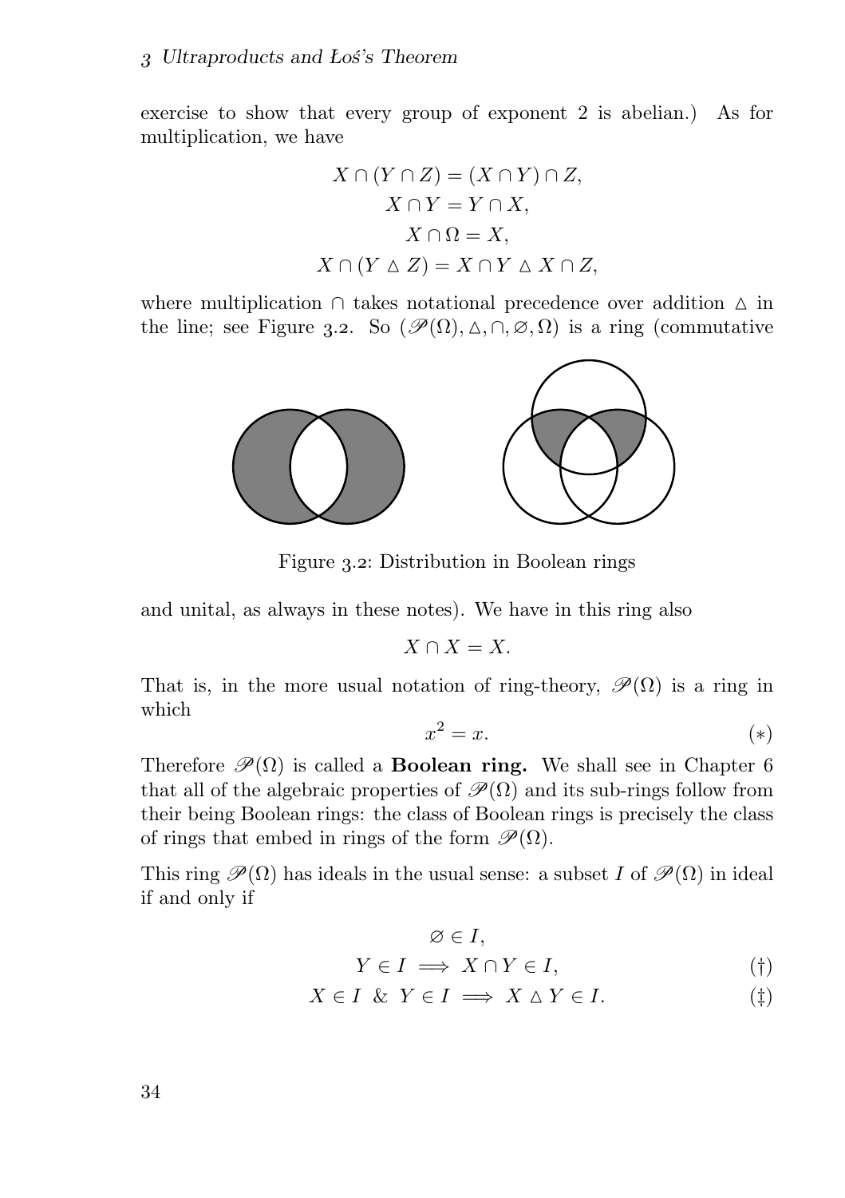exercise to show that every group of exponent 2 is abelian.) As for multiplication, we have

$$X \cap (Y \cap Z) = (X \cap Y) \cap Z,$$
$$X \cap Y = Y \cap X,$$
$$X \cap \Omega = X,$$
$$X \cap (Y \vartriangle Z) = X \cap Y \vartriangle X \cap Z,$$

where multiplication $\cap$ takes notational precedence over addition $\vartriangle$ in the line; see Figure 3.2. So $(\mathscr{P}(\Omega), \vartriangle, \cap, \varnothing, \Omega)$ is a ring (commutative and unital, as always in these notes). We have in this ring also

Figure 3.2: Distribution in Boolean rings

$$X \cap X = X.$$

That is, in the more usual notation of ring-theory, $\mathscr{P}(\Omega)$ is a ring in which

$$x^2 = x. \tag{$*$}$$

Therefore $\mathscr{P}(\Omega)$ is called a **Boolean ring.** We shall see in Chapter 6 that all of the algebraic properties of $\mathscr{P}(\Omega)$ and its sub-rings follow from their being Boolean rings: the class of Boolean rings is precisely the class of rings that embed in rings of the form $\mathscr{P}(\Omega)$.

This ring $\mathscr{P}(\Omega)$ has ideals in the usual sense: a subset $I$ of $\mathscr{P}(\Omega)$ in ideal if and only if

$$\varnothing \in I,$$
$$Y \in I \implies X \cap Y \in I, \tag{$\dagger$}$$
$$X \in I \;\&\; Y \in I \implies X \vartriangle Y \in I. \tag{$\ddagger$}$$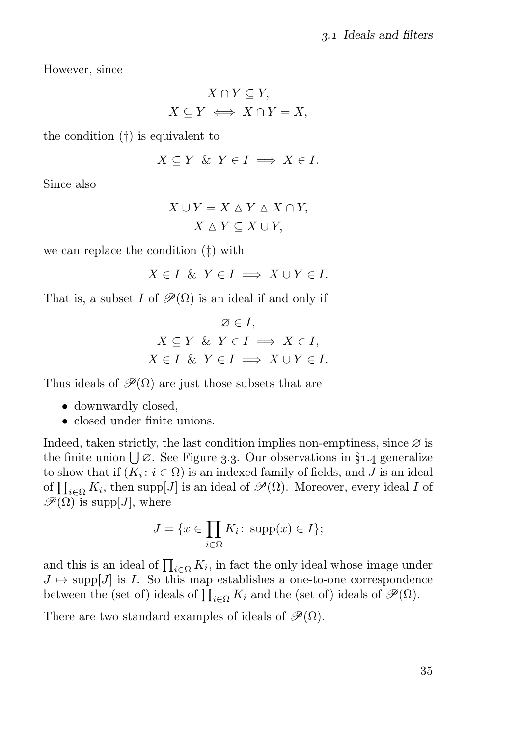However, since

$$X \cap Y \subseteq Y,$$
$$X \subseteq Y \iff X \cap Y = X,$$

the condition (†) is equivalent to

$$X \subseteq Y \;\&\; Y \in I \implies X \in I.$$

Since also

$$X \cup Y = X \mathbin{\triangle} Y \mathbin{\triangle} X \cap Y,$$
$$X \mathbin{\triangle} Y \subseteq X \cup Y,$$

we can replace the condition (‡) with

$$X \in I \;\&\; Y \in I \implies X \cup Y \in I.$$

That is, a subset $I$ of $\mathscr{P}(\Omega)$ is an ideal if and only if

$$\varnothing \in I,$$
$$X \subseteq Y \;\&\; Y \in I \implies X \in I,$$
$$X \in I \;\&\; Y \in I \implies X \cup Y \in I.$$

Thus ideals of $\mathscr{P}(\Omega)$ are just those subsets that are

- downwardly closed,
- closed under finite unions.

Indeed, taken strictly, the last condition implies non-emptiness, since $\varnothing$ is the finite union $\bigcup \varnothing$. See Figure 3.3. Our observations in §1.4 generalize to show that if $(K_i \colon i \in \Omega)$ is an indexed family of fields, and $J$ is an ideal of $\prod_{i \in \Omega} K_i$, then $\operatorname{supp}[J]$ is an ideal of $\mathscr{P}(\Omega)$. Moreover, every ideal $I$ of $\mathscr{P}(\Omega)$ is $\operatorname{supp}[J]$, where

$$J = \{x \in \prod_{i \in \Omega} K_i \colon \operatorname{supp}(x) \in I\};$$

and this is an ideal of $\prod_{i \in \Omega} K_i$, in fact the only ideal whose image under $J \mapsto \operatorname{supp}[J]$ is $I$. So this map establishes a one-to-one correspondence between the (set of) ideals of $\prod_{i \in \Omega} K_i$ and the (set of) ideals of $\mathscr{P}(\Omega)$.

There are two standard examples of ideals of $\mathscr{P}(\Omega)$.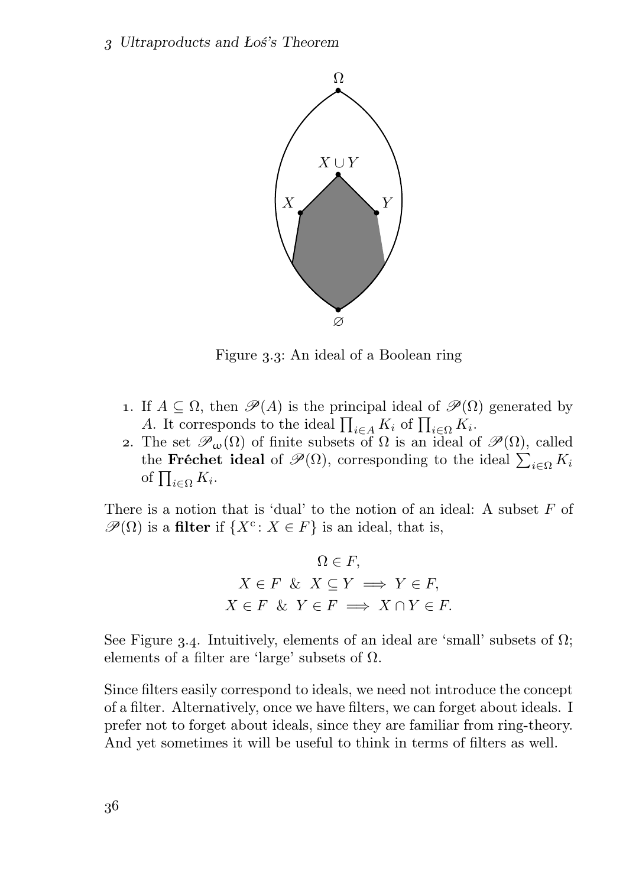Figure 3.3: An ideal of a Boolean ring

1. If $A \subseteq \Omega$, then $\mathscr{P}(A)$ is the principal ideal of $\mathscr{P}(\Omega)$ generated by $A$. It corresponds to the ideal $\prod_{i \in A} K_i$ of $\prod_{i \in \Omega} K_i$.
2. The set $\mathscr{P}_\omega(\Omega)$ of finite subsets of $\Omega$ is an ideal of $\mathscr{P}(\Omega)$, called the **Fréchet ideal** of $\mathscr{P}(\Omega)$, corresponding to the ideal $\sum_{i \in \Omega} K_i$ of $\prod_{i \in \Omega} K_i$.

There is a notion that is 'dual' to the notion of an ideal: A subset $F$ of $\mathscr{P}(\Omega)$ is a **filter** if $\{X^{\mathrm{c}} \colon X \in F\}$ is an ideal, that is,

$$\Omega \in F,$$
$$X \in F \ \& \ X \subseteq Y \implies Y \in F,$$
$$X \in F \ \& \ Y \in F \implies X \cap Y \in F.$$

See Figure 3.4. Intuitively, elements of an ideal are 'small' subsets of $\Omega$; elements of a filter are 'large' subsets of $\Omega$.

Since filters easily correspond to ideals, we need not introduce the concept of a filter. Alternatively, once we have filters, we can forget about ideals. I prefer not to forget about ideals, since they are familiar from ring-theory. And yet sometimes it will be useful to think in terms of filters as well.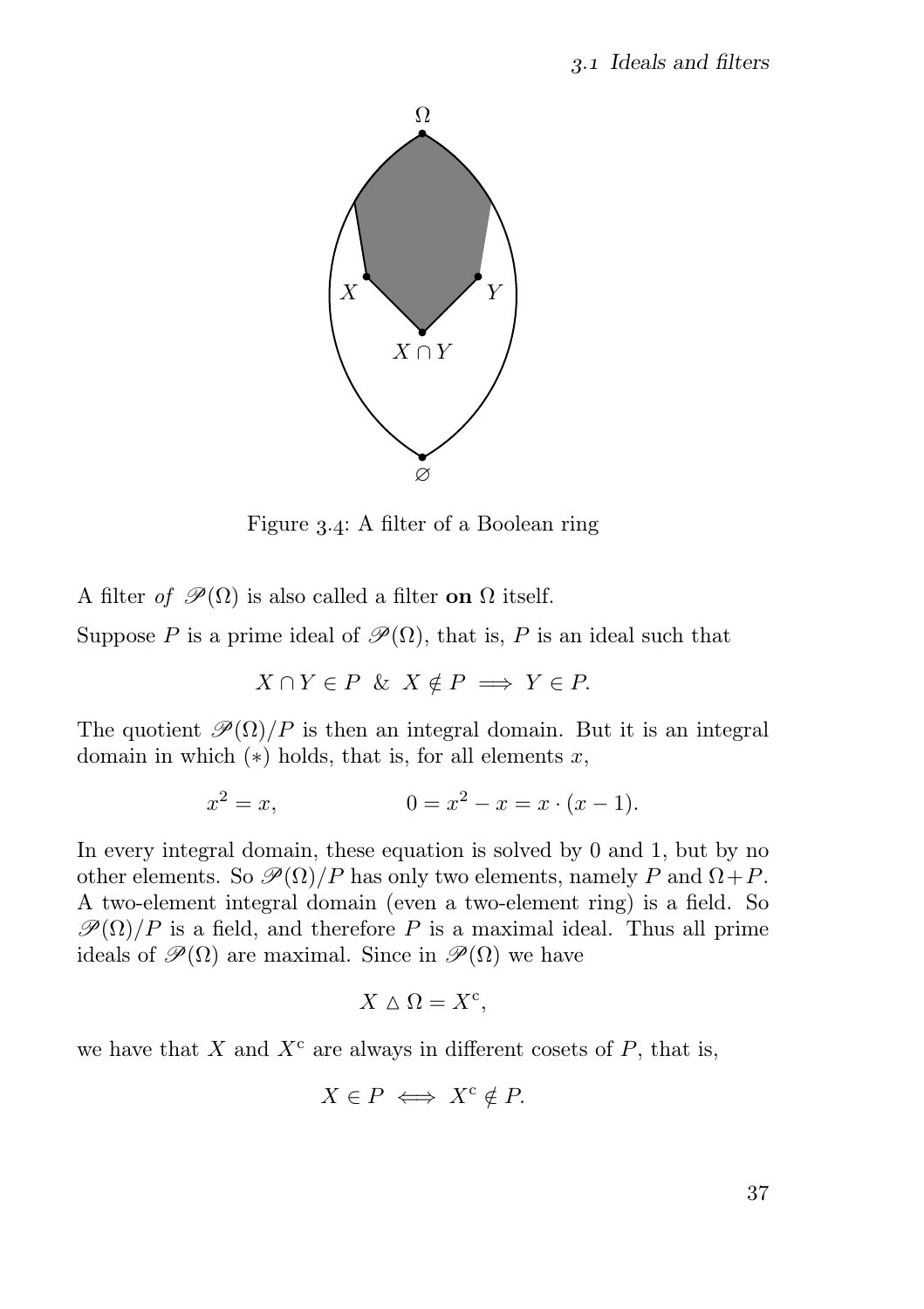Figure 3.4: A filter of a Boolean ring

A filter *of* $\mathscr{P}(\Omega)$ is also called a filter **on** $\Omega$ itself.

Suppose $P$ is a prime ideal of $\mathscr{P}(\Omega)$, that is, $P$ is an ideal such that

$$X \cap Y \in P \;\;\&\;\; X \notin P \implies Y \in P.$$

The quotient $\mathscr{P}(\Omega)/P$ is then an integral domain. But it is an integral domain in which $(*)$ holds, that is, for all elements $x$,

$$x^2 = x, \qquad\qquad 0 = x^2 - x = x \cdot (x - 1).$$

In every integral domain, these equation is solved by 0 and 1, but by no other elements. So $\mathscr{P}(\Omega)/P$ has only two elements, namely $P$ and $\Omega + P$. A two-element integral domain (even a two-element ring) is a field. So $\mathscr{P}(\Omega)/P$ is a field, and therefore $P$ is a maximal ideal. Thus all prime ideals of $\mathscr{P}(\Omega)$ are maximal. Since in $\mathscr{P}(\Omega)$ we have

$$X \mathbin{\triangle} \Omega = X^{\mathrm{c}},$$

we have that $X$ and $X^{\mathrm{c}}$ are always in different cosets of $P$, that is,

$$X \in P \iff X^{\mathrm{c}} \notin P.$$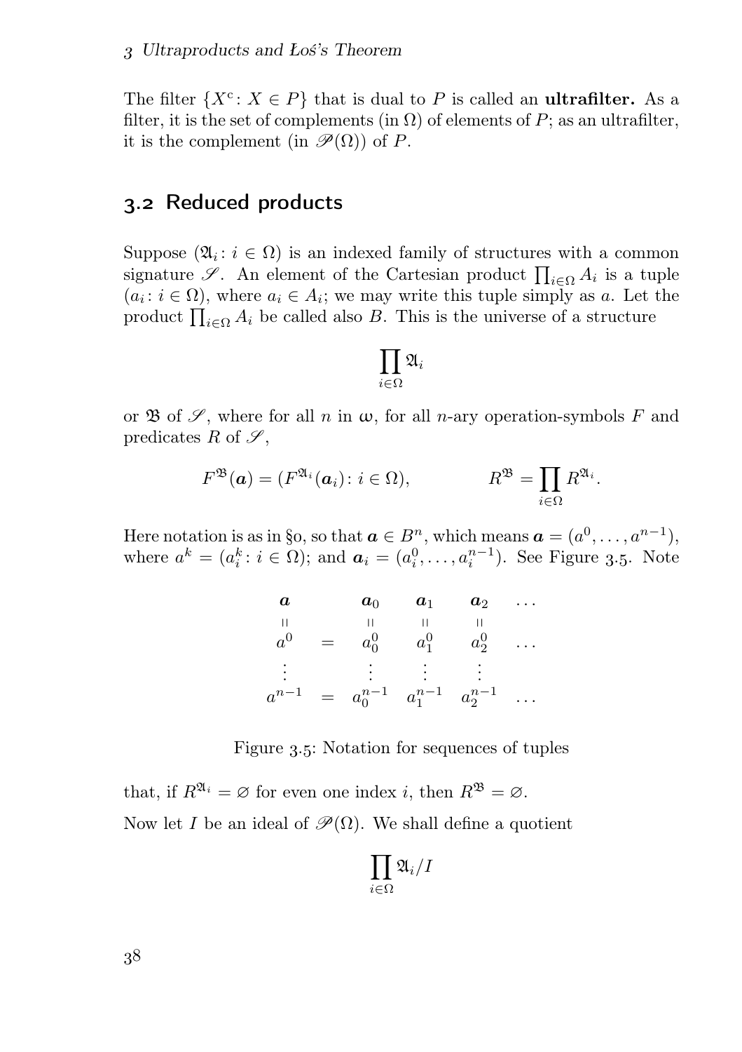The filter $\{X^c \colon X \in P\}$ that is dual to $P$ is called an **ultrafilter.** As a filter, it is the set of complements (in $\Omega$) of elements of $P$; as an ultrafilter, it is the complement (in $\mathscr{P}(\Omega)$) of $P$.

## 3.2 Reduced products

Suppose $(\mathfrak{A}_i \colon i \in \Omega)$ is an indexed family of structures with a common signature $\mathscr{S}$. An element of the Cartesian product $\prod_{i\in\Omega} A_i$ is a tuple $(a_i \colon i \in \Omega)$, where $a_i \in A_i$; we may write this tuple simply as $a$. Let the product $\prod_{i\in\Omega} A_i$ be called also $B$. This is the universe of a structure

$$\prod_{i\in\Omega} \mathfrak{A}_i$$

or $\mathfrak{B}$ of $\mathscr{S}$, where for all $n$ in $\omega$, for all $n$-ary operation-symbols $F$ and predicates $R$ of $\mathscr{S}$,

$$F^{\mathfrak{B}}(\boldsymbol{a}) = (F^{\mathfrak{A}_i}(\boldsymbol{a}_i) \colon i \in \Omega), \qquad\qquad R^{\mathfrak{B}} = \prod_{i\in\Omega} R^{\mathfrak{A}_i}.$$

Here notation is as in §0, so that $\boldsymbol{a} \in B^n$, which means $\boldsymbol{a} = (a^0, \dots, a^{n-1})$, where $a^k = (a_i^k \colon i \in \Omega)$; and $\boldsymbol{a}_i = (a_i^0, \dots, a_i^{n-1})$. See Figure 3.5. Note

$$\begin{array}{ccccccc}
\boldsymbol{a} & & \boldsymbol{a}_0 & \boldsymbol{a}_1 & \boldsymbol{a}_2 & \dots \\
\shortparallel & & \shortparallel & \shortparallel & \shortparallel & \\
a^0 & = & a_0^0 & a_1^0 & a_2^0 & \dots \\
\vdots & & \vdots & \vdots & \vdots & \\
a^{n-1} & = & a_0^{n-1} & a_1^{n-1} & a_2^{n-1} & \dots
\end{array}$$

Figure 3.5: Notation for sequences of tuples

that, if $R^{\mathfrak{A}_i} = \varnothing$ for even one index $i$, then $R^{\mathfrak{B}} = \varnothing$.

Now let $I$ be an ideal of $\mathscr{P}(\Omega)$. We shall define a quotient

$$\prod_{i\in\Omega} \mathfrak{A}_i / I$$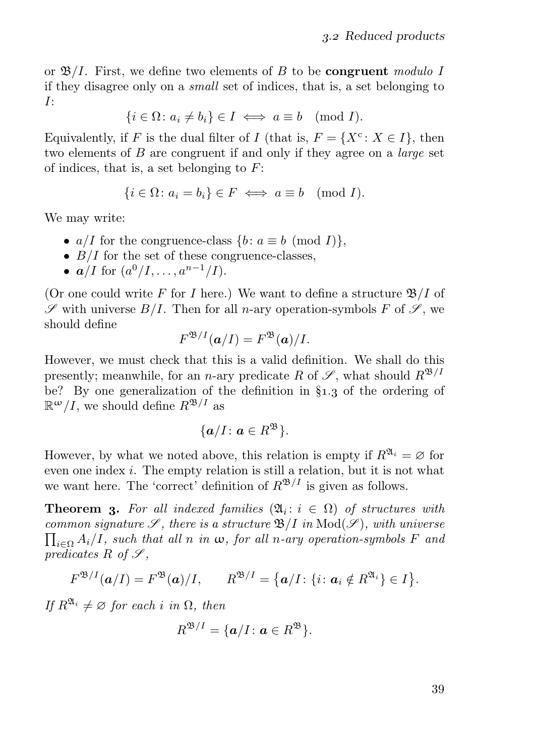or $\mathfrak{B}/I$. First, we define two elements of $B$ to be **congruent** *modulo* $I$ if they disagree only on a *small* set of indices, that is, a set belonging to $I$:

$$\{i \in \Omega \colon a_i \neq b_i\} \in I \iff a \equiv b \pmod{I}.$$

Equivalently, if $F$ is the dual filter of $I$ (that is, $F = \{X^c \colon X \in I\}$, then two elements of $B$ are congruent if and only if they agree on a *large* set of indices, that is, a set belonging to $F$:

$$\{i \in \Omega \colon a_i = b_i\} \in F \iff a \equiv b \pmod{I}.$$

We may write:

- $a/I$ for the congruence-class $\{b \colon a \equiv b \pmod{I}\}$,
- $B/I$ for the set of these congruence-classes,
- $\boldsymbol{a}/I$ for $(a^0/I, \dots, a^{n-1}/I)$.

(Or one could write $F$ for $I$ here.) We want to define a structure $\mathfrak{B}/I$ of $\mathscr{S}$ with universe $B/I$. Then for all $n$-ary operation-symbols $F$ of $\mathscr{S}$, we should define

$$F^{\mathfrak{B}/I}(\boldsymbol{a}/I) = F^{\mathfrak{B}}(\boldsymbol{a})/I.$$

However, we must check that this is a valid definition. We shall do this presently; meanwhile, for an $n$-ary predicate $R$ of $\mathscr{S}$, what should $R^{\mathfrak{B}/I}$ be? By one generalization of the definition in §1.3 of the ordering of $\mathbb{R}^{\omega}/I$, we should define $R^{\mathfrak{B}/I}$ as

$$\{\boldsymbol{a}/I \colon \boldsymbol{a} \in R^{\mathfrak{B}}\}.$$

However, by what we noted above, this relation is empty if $R^{\mathfrak{A}_i} = \varnothing$ for even one index $i$. The empty relation is still a relation, but it is not what we want here. The 'correct' definition of $R^{\mathfrak{B}/I}$ is given as follows.

**Theorem 3.** *For all indexed families $(\mathfrak{A}_i \colon i \in \Omega)$ of structures with common signature $\mathscr{S}$, there is a structure $\mathfrak{B}/I$ in $\mathrm{Mod}(\mathscr{S})$, with universe $\prod_{i\in\Omega} A_i/I$, such that all $n$ in $\omega$, for all $n$-ary operation-symbols $F$ and predicates $R$ of $\mathscr{S}$,*

$$F^{\mathfrak{B}/I}(\boldsymbol{a}/I) = F^{\mathfrak{B}}(\boldsymbol{a})/I, \qquad R^{\mathfrak{B}/I} = \bigl\{\boldsymbol{a}/I \colon \{i \colon \boldsymbol{a}_i \notin R^{\mathfrak{A}_i}\} \in I\bigr\}.$$

*If $R^{\mathfrak{A}_i} \neq \varnothing$ for each $i$ in $\Omega$, then*

$$R^{\mathfrak{B}/I} = \{\boldsymbol{a}/I \colon \boldsymbol{a} \in R^{\mathfrak{B}}\}.$$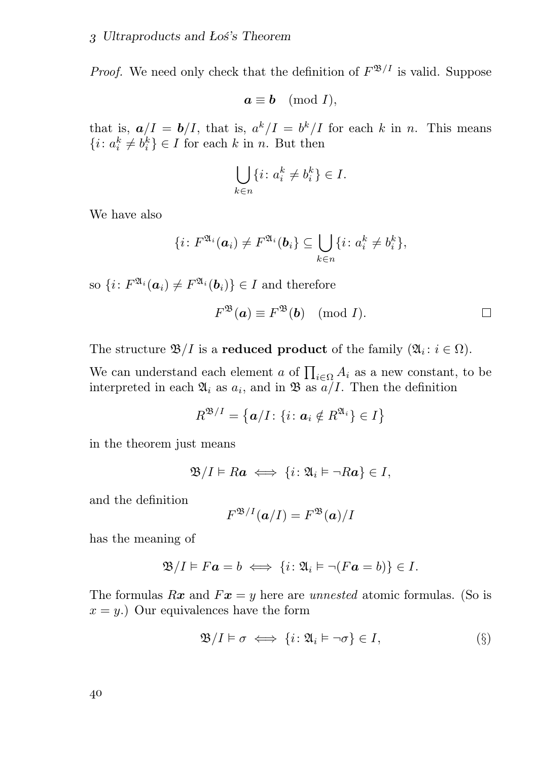*Proof.* We need only check that the definition of $F^{\mathfrak{B}/I}$ is valid. Suppose

$$\boldsymbol{a} \equiv \boldsymbol{b} \pmod{I},$$

that is, $\boldsymbol{a}/I = \boldsymbol{b}/I$, that is, $a^k/I = b^k/I$ for each $k$ in $n$. This means $\{i \colon a_i^k \neq b_i^k\} \in I$ for each $k$ in $n$. But then

$$\bigcup_{k \in n} \{i \colon a_i^k \neq b_i^k\} \in I.$$

We have also

$$\{i \colon F^{\mathfrak{A}_i}(\boldsymbol{a}_i) \neq F^{\mathfrak{A}_i}(\boldsymbol{b}_i\} \subseteq \bigcup_{k \in n} \{i \colon a_i^k \neq b_i^k\},$$

so $\{i \colon F^{\mathfrak{A}_i}(\boldsymbol{a}_i) \neq F^{\mathfrak{A}_i}(\boldsymbol{b}_i)\} \in I$ and therefore

$$F^{\mathfrak{B}}(\boldsymbol{a}) \equiv F^{\mathfrak{B}}(\boldsymbol{b}) \pmod{I}. \qquad \square$$

The structure $\mathfrak{B}/I$ is a **reduced product** of the family $(\mathfrak{A}_i \colon i \in \Omega)$.

We can understand each element $a$ of $\prod_{i \in \Omega} A_i$ as a new constant, to be interpreted in each $\mathfrak{A}_i$ as $a_i$, and in $\mathfrak{B}$ as $a/I$. Then the definition

$$R^{\mathfrak{B}/I} = \left\{\boldsymbol{a}/I \colon \{i \colon \boldsymbol{a}_i \notin R^{\mathfrak{A}_i}\} \in I\right\}$$

in the theorem just means

$$\mathfrak{B}/I \vDash R\boldsymbol{a} \iff \{i \colon \mathfrak{A}_i \vDash \neg R\boldsymbol{a}\} \in I,$$

and the definition

$$F^{\mathfrak{B}/I}(\boldsymbol{a}/I) = F^{\mathfrak{B}}(\boldsymbol{a})/I$$

has the meaning of

$$\mathfrak{B}/I \vDash F\boldsymbol{a} = b \iff \{i \colon \mathfrak{A}_i \vDash \neg(F\boldsymbol{a} = b)\} \in I.$$

The formulas $R\boldsymbol{x}$ and $F\boldsymbol{x} = y$ here are *unnested* atomic formulas. (So is $x = y$.) Our equivalences have the form

$$\mathfrak{B}/I \vDash \sigma \iff \{i \colon \mathfrak{A}_i \vDash \neg\sigma\} \in I, \tag{§}$$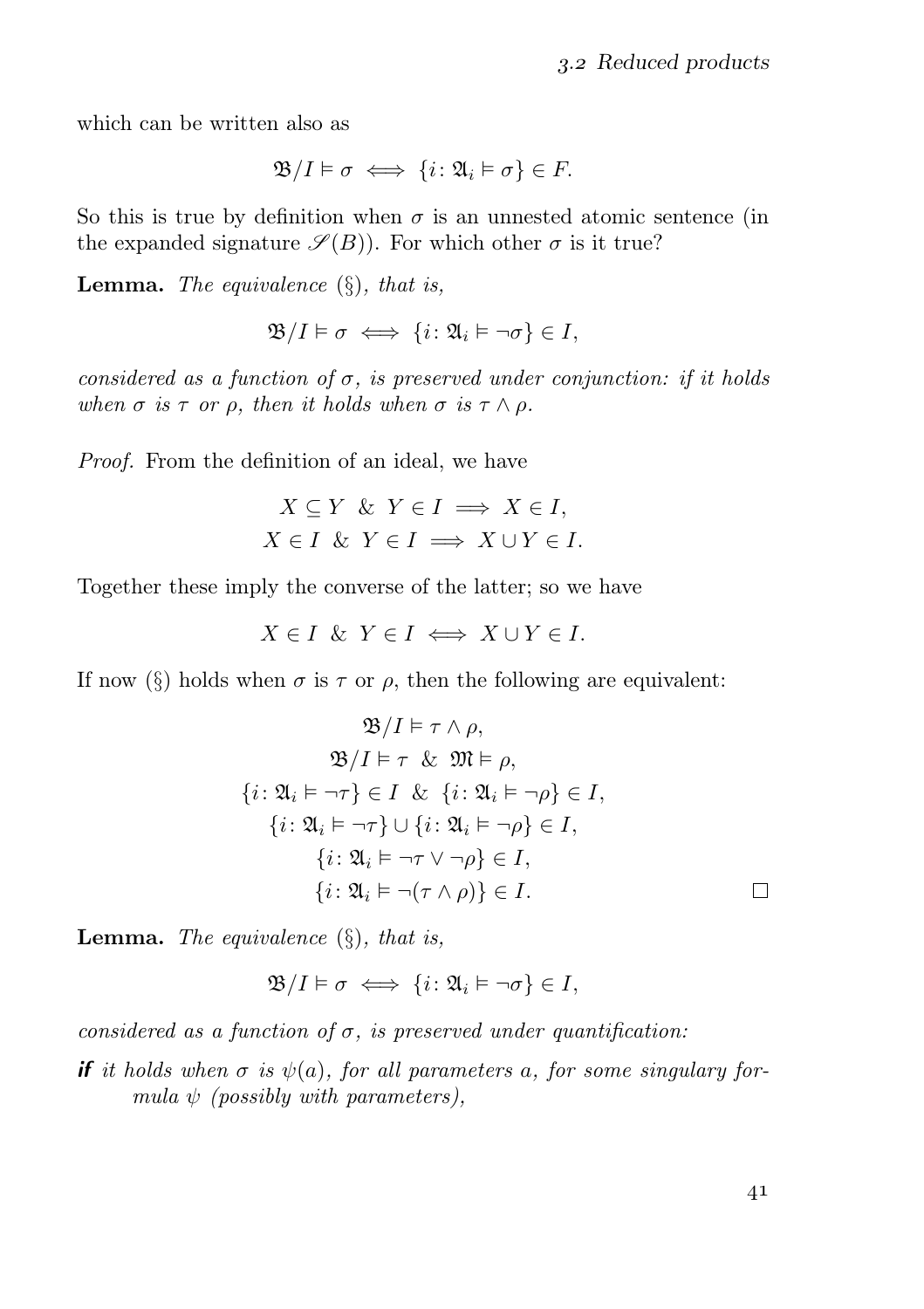which can be written also as

$$\mathfrak{B}/I \vDash \sigma \iff \{i \colon \mathfrak{A}_i \vDash \sigma\} \in F.$$

So this is true by definition when $\sigma$ is an unnested atomic sentence (in the expanded signature $\mathscr{S}(B)$). For which other $\sigma$ is it true?

**Lemma.** *The equivalence (§), that is,*

$$\mathfrak{B}/I \vDash \sigma \iff \{i \colon \mathfrak{A}_i \vDash \neg\sigma\} \in I,$$

*considered as a function of $\sigma$, is preserved under conjunction: if it holds when $\sigma$ is $\tau$ or $\rho$, then it holds when $\sigma$ is $\tau \wedge \rho$.*

*Proof.* From the definition of an ideal, we have

$$X \subseteq Y \ \&\ Y \in I \implies X \in I,$$
$$X \in I \ \&\ Y \in I \implies X \cup Y \in I.$$

Together these imply the converse of the latter; so we have

$$X \in I \ \&\ Y \in I \iff X \cup Y \in I.$$

If now (§) holds when $\sigma$ is $\tau$ or $\rho$, then the following are equivalent:

$$\mathfrak{B}/I \vDash \tau \wedge \rho,$$
$$\mathfrak{B}/I \vDash \tau \ \&\ \mathfrak{M} \vDash \rho,$$
$$\{i \colon \mathfrak{A}_i \vDash \neg\tau\} \in I \ \&\ \{i \colon \mathfrak{A}_i \vDash \neg\rho\} \in I,$$
$$\{i \colon \mathfrak{A}_i \vDash \neg\tau\} \cup \{i \colon \mathfrak{A}_i \vDash \neg\rho\} \in I,$$
$$\{i \colon \mathfrak{A}_i \vDash \neg\tau \vee \neg\rho\} \in I,$$
$$\{i \colon \mathfrak{A}_i \vDash \neg(\tau \wedge \rho)\} \in I.$$

□

**Lemma.** *The equivalence (§), that is,*

$$\mathfrak{B}/I \vDash \sigma \iff \{i \colon \mathfrak{A}_i \vDash \neg\sigma\} \in I,$$

*considered as a function of $\sigma$, is preserved under quantification:*

***if*** *it holds when $\sigma$ is $\psi(a)$, for all parameters $a$, for some singular formula $\psi$ (possibly with parameters),*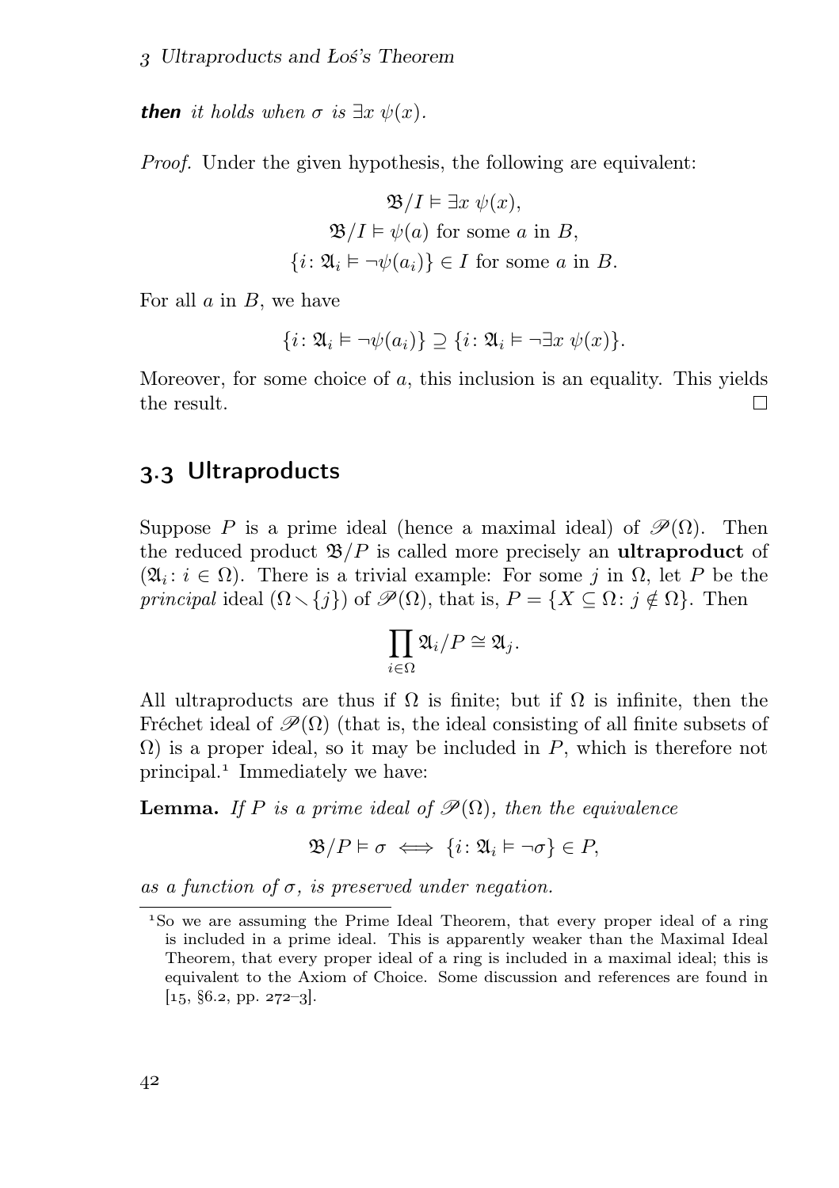***then*** *it holds when $\sigma$ is $\exists x\ \psi(x)$.*

*Proof.* Under the given hypothesis, the following are equivalent:

$$\mathfrak{B}/I \vDash \exists x\ \psi(x),$$
$$\mathfrak{B}/I \vDash \psi(a) \text{ for some } a \text{ in } B,$$
$$\{i \colon \mathfrak{A}_i \vDash \neg\psi(a_i)\} \in I \text{ for some } a \text{ in } B.$$

For all $a$ in $B$, we have

$$\{i \colon \mathfrak{A}_i \vDash \neg\psi(a_i)\} \supseteq \{i \colon \mathfrak{A}_i \vDash \neg\exists x\ \psi(x)\}.$$

Moreover, for some choice of $a$, this inclusion is an equality. This yields the result. □

## 3.3 Ultraproducts

Suppose $P$ is a prime ideal (hence a maximal ideal) of $\mathscr{P}(\Omega)$. Then the reduced product $\mathfrak{B}/P$ is called more precisely an **ultraproduct** of $(\mathfrak{A}_i \colon i \in \Omega)$. There is a trivial example: For some $j$ in $\Omega$, let $P$ be the *principal* ideal $(\Omega \smallsetminus \{j\})$ of $\mathscr{P}(\Omega)$, that is, $P = \{X \subseteq \Omega \colon j \notin \Omega\}$. Then

$$\prod_{i\in\Omega} \mathfrak{A}_i/P \cong \mathfrak{A}_j.$$

All ultraproducts are thus if $\Omega$ is finite; but if $\Omega$ is infinite, then the Fréchet ideal of $\mathscr{P}(\Omega)$ (that is, the ideal consisting of all finite subsets of $\Omega$) is a proper ideal, so it may be included in $P$, which is therefore not principal.[1] Immediately we have:

**Lemma.** *If $P$ is a prime ideal of $\mathscr{P}(\Omega)$, then the equivalence*

$$\mathfrak{B}/P \vDash \sigma \iff \{i \colon \mathfrak{A}_i \vDash \neg\sigma\} \in P,$$

*as a function of $\sigma$, is preserved under negation.*

[1] So we are assuming the Prime Ideal Theorem, that every proper ideal of a ring is included in a prime ideal. This is apparently weaker than the Maximal Ideal Theorem, that every proper ideal of a ring is included in a maximal ideal; this is equivalent to the Axiom of Choice. Some discussion and references are found in [15, §6.2, pp. 272–3].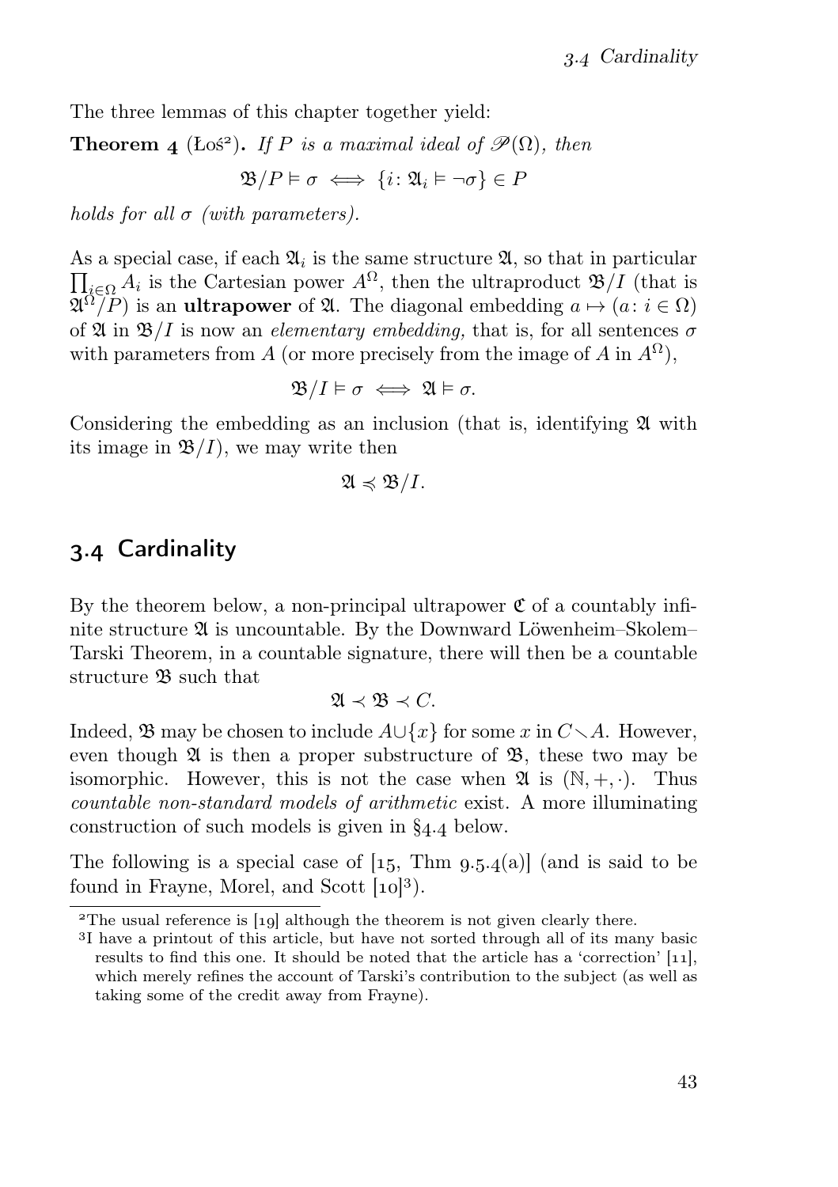The three lemmas of this chapter together yield:

**Theorem 4** (Łoś[2])**.** *If $P$ is a maximal ideal of $\mathscr{P}(\Omega)$, then*

$$\mathfrak{B}/P \vDash \sigma \iff \{i : \mathfrak{A}_i \vDash \neg\sigma\} \in P$$

*holds for all $\sigma$ (with parameters).*

As a special case, if each $\mathfrak{A}_i$ is the same structure $\mathfrak{A}$, so that in particular $\prod_{i\in\Omega} A_i$ is the Cartesian power $A^\Omega$, then the ultraproduct $\mathfrak{B}/I$ (that is $\mathfrak{A}^\Omega/P$) is an **ultrapower** of $\mathfrak{A}$. The diagonal embedding $a \mapsto (a : i \in \Omega)$ of $\mathfrak{A}$ in $\mathfrak{B}/I$ is now an *elementary embedding,* that is, for all sentences $\sigma$ with parameters from $A$ (or more precisely from the image of $A$ in $A^\Omega$),

$$\mathfrak{B}/I \vDash \sigma \iff \mathfrak{A} \vDash \sigma.$$

Considering the embedding as an inclusion (that is, identifying $\mathfrak{A}$ with its image in $\mathfrak{B}/I$), we may write then

$$\mathfrak{A} \preccurlyeq \mathfrak{B}/I.$$

## 3.4 Cardinality

By the theorem below, a non-principal ultrapower $\mathfrak{C}$ of a countably infinite structure $\mathfrak{A}$ is uncountable. By the Downward Löwenheim–Skolem–Tarski Theorem, in a countable signature, there will then be a countable structure $\mathfrak{B}$ such that

$$\mathfrak{A} \prec \mathfrak{B} \prec C.$$

Indeed, $\mathfrak{B}$ may be chosen to include $A \cup \{x\}$ for some $x$ in $C \smallsetminus A$. However, even though $\mathfrak{A}$ is then a proper substructure of $\mathfrak{B}$, these two may be isomorphic. However, this is not the case when $\mathfrak{A}$ is $(\mathbb{N}, +, \cdot)$. Thus *countable non-standard models of arithmetic* exist. A more illuminating construction of such models is given in §4.4 below.

The following is a special case of [15, Thm 9.5.4(a)] (and is said to be found in Frayne, Morel, and Scott [10][3]).

[2] The usual reference is [19] although the theorem is not given clearly there.

[3] I have a printout of this article, but have not sorted through all of its many basic results to find this one. It should be noted that the article has a 'correction' [11], which merely refines the account of Tarski's contribution to the subject (as well as taking some of the credit away from Frayne).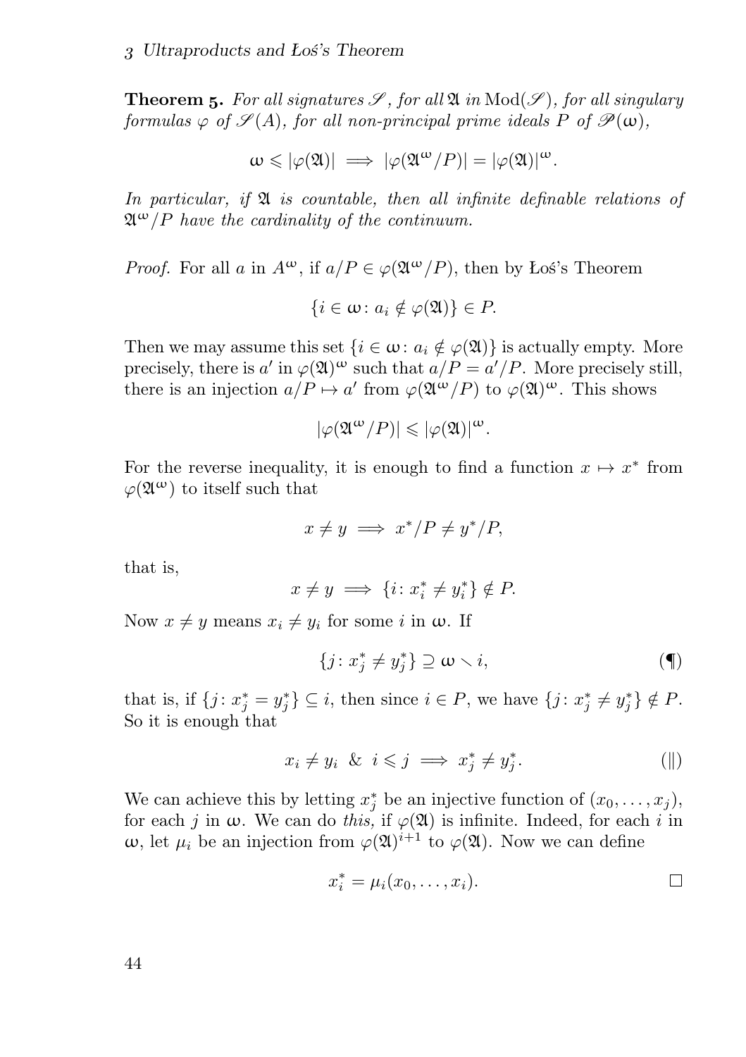**Theorem 5.** *For all signatures $\mathscr{S}$, for all $\mathfrak{A}$ in $\operatorname{Mod}(\mathscr{S})$, for all singulary formulas $\varphi$ of $\mathscr{S}(A)$, for all non-principal prime ideals $P$ of $\mathscr{P}(\omega)$,*

$$\omega \leqslant |\varphi(\mathfrak{A})| \implies |\varphi(\mathfrak{A}^\omega/P)| = |\varphi(\mathfrak{A})|^\omega.$$

*In particular, if $\mathfrak{A}$ is countable, then all infinite definable relations of $\mathfrak{A}^\omega/P$ have the cardinality of the continuum.*

*Proof.* For all $a$ in $A^\omega$, if $a/P \in \varphi(\mathfrak{A}^\omega/P)$, then by Łoś's Theorem

$$\{i \in \omega \colon a_i \notin \varphi(\mathfrak{A})\} \in P.$$

Then we may assume this set $\{i \in \omega \colon a_i \notin \varphi(\mathfrak{A})\}$ is actually empty. More precisely, there is $a'$ in $\varphi(\mathfrak{A})^\omega$ such that $a/P = a'/P$. More precisely still, there is an injection $a/P \mapsto a'$ from $\varphi(\mathfrak{A}^\omega/P)$ to $\varphi(\mathfrak{A})^\omega$. This shows

$$|\varphi(\mathfrak{A}^\omega/P)| \leqslant |\varphi(\mathfrak{A})|^\omega.$$

For the reverse inequality, it is enough to find a function $x \mapsto x^*$ from $\varphi(\mathfrak{A}^\omega)$ to itself such that

$$x \neq y \implies x^*/P \neq y^*/P,$$

that is,

$$x \neq y \implies \{i \colon x^*_i \neq y^*_i\} \notin P.$$

Now $x \neq y$ means $x_i \neq y_i$ for some $i$ in $\omega$. If

$$\{j \colon x^*_j \neq y^*_j\} \supseteq \omega \smallsetminus i, \tag{¶}$$

that is, if $\{j \colon x^*_j = y^*_j\} \subseteq i$, then since $i \in P$, we have $\{j \colon x^*_j \neq y^*_j\} \notin P$. So it is enough that

$$x_i \neq y_i \ \ \& \ \ i \leqslant j \implies x^*_j \neq y^*_j. \tag{‖}$$

We can achieve this by letting $x^*_j$ be an injective function of $(x_0, \dots, x_j)$, for each $j$ in $\omega$. We can do *this,* if $\varphi(\mathfrak{A})$ is infinite. Indeed, for each $i$ in $\omega$, let $\mu_i$ be an injection from $\varphi(\mathfrak{A})^{i+1}$ to $\varphi(\mathfrak{A})$. Now we can define

$$x^*_i = \mu_i(x_0, \dots, x_i). \qquad \square$$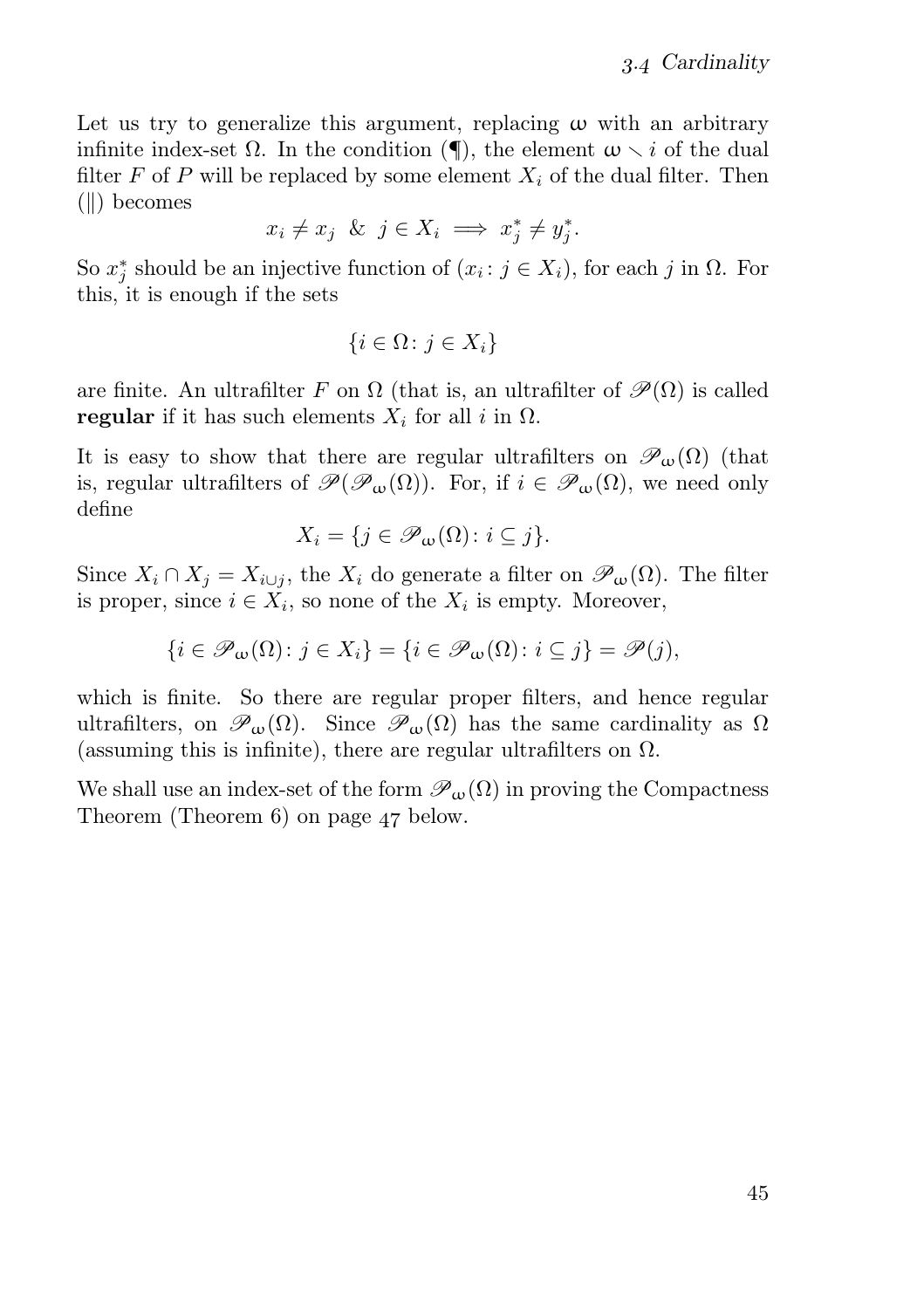Let us try to generalize this argument, replacing $\omega$ with an arbitrary infinite index-set $\Omega$. In the condition (¶), the element $\omega \smallsetminus i$ of the dual filter $F$ of $P$ will be replaced by some element $X_i$ of the dual filter. Then (‖) becomes

$$x_i \neq x_j \;\;\&\;\; j \in X_i \implies x_j^* \neq y_j^*.$$

So $x_j^*$ should be an injective function of $(x_i : j \in X_i)$, for each $j$ in $\Omega$. For this, it is enough if the sets

$$\{i \in \Omega : j \in X_i\}$$

are finite. An ultrafilter $F$ on $\Omega$ (that is, an ultrafilter of $\mathscr{P}(\Omega)$ is called **regular** if it has such elements $X_i$ for all $i$ in $\Omega$.

It is easy to show that there are regular ultrafilters on $\mathscr{P}_\omega(\Omega)$ (that is, regular ultrafilters of $\mathscr{P}(\mathscr{P}_\omega(\Omega))$. For, if $i \in \mathscr{P}_\omega(\Omega)$, we need only define

$$X_i = \{j \in \mathscr{P}_\omega(\Omega) : i \subseteq j\}.$$

Since $X_i \cap X_j = X_{i \cup j}$, the $X_i$ do generate a filter on $\mathscr{P}_\omega(\Omega)$. The filter is proper, since $i \in X_i$, so none of the $X_i$ is empty. Moreover,

$$\{i \in \mathscr{P}_\omega(\Omega) : j \in X_i\} = \{i \in \mathscr{P}_\omega(\Omega) : i \subseteq j\} = \mathscr{P}(j),$$

which is finite. So there are regular proper filters, and hence regular ultrafilters, on $\mathscr{P}_\omega(\Omega)$. Since $\mathscr{P}_\omega(\Omega)$ has the same cardinality as $\Omega$ (assuming this is infinite), there are regular ultrafilters on $\Omega$.

We shall use an index-set of the form $\mathscr{P}_\omega(\Omega)$ in proving the Compactness Theorem (Theorem 6) on page 47 below.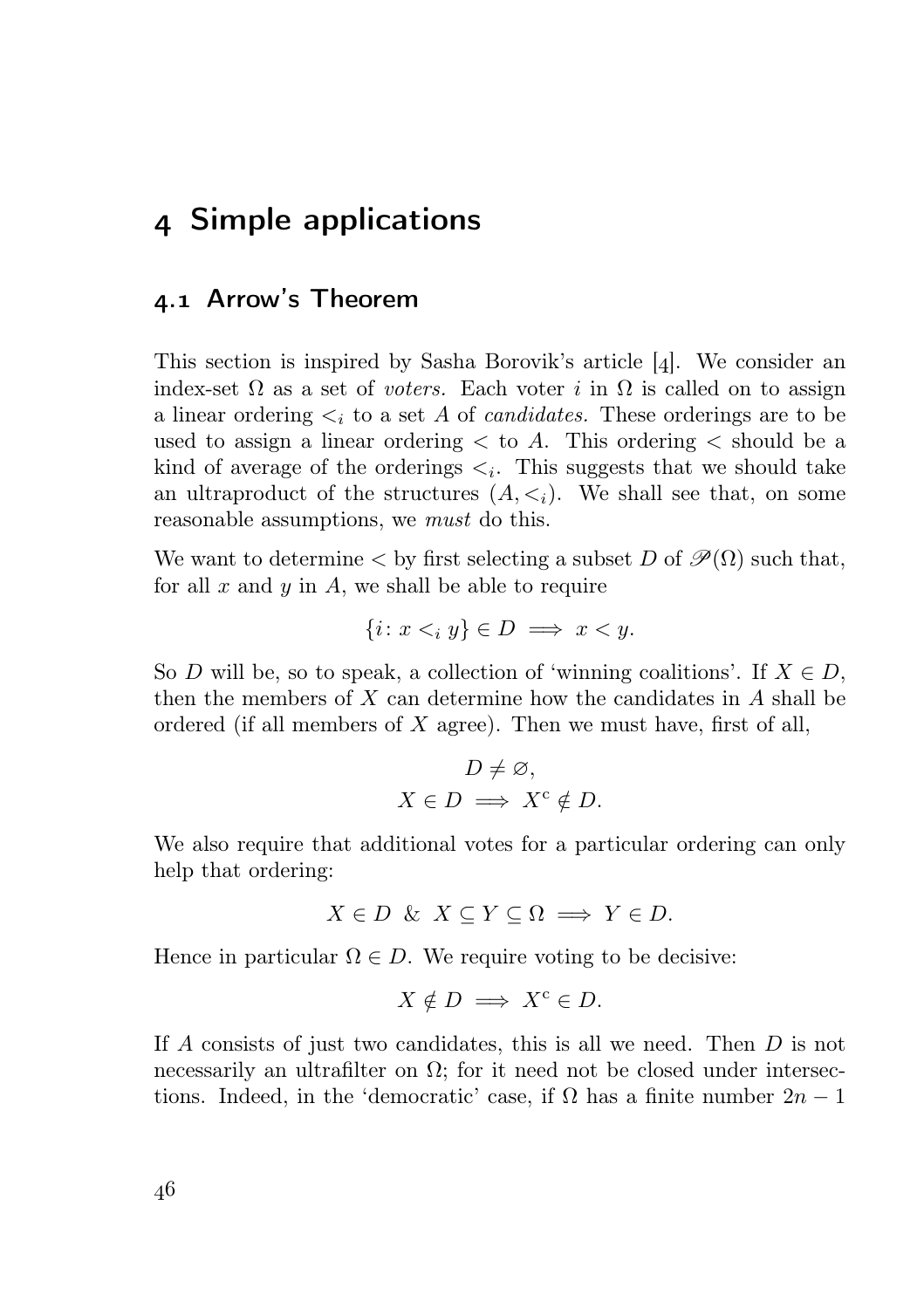# 4 Simple applications

## 4.1 Arrow's Theorem

This section is inspired by Sasha Borovik's article [4]. We consider an index-set $\Omega$ as a set of *voters.* Each voter $i$ in $\Omega$ is called on to assign a linear ordering $<_i$ to a set $A$ of *candidates.* These orderings are to be used to assign a linear ordering $<$ to $A$. This ordering $<$ should be a kind of average of the orderings $<_i$. This suggests that we should take an ultraproduct of the structures $(A, <_i)$. We shall see that, on some reasonable assumptions, we *must* do this.

We want to determine $<$ by first selecting a subset $D$ of $\mathscr{P}(\Omega)$ such that, for all $x$ and $y$ in $A$, we shall be able to require

$$\{i \colon x <_i y\} \in D \implies x < y.$$

So $D$ will be, so to speak, a collection of 'winning coalitions'. If $X \in D$, then the members of $X$ can determine how the candidates in $A$ shall be ordered (if all members of $X$ agree). Then we must have, first of all,

$$D \neq \varnothing,$$
$$X \in D \implies X^{\mathrm{c}} \notin D.$$

We also require that additional votes for a particular ordering can only help that ordering:

$$X \in D \;\&\; X \subseteq Y \subseteq \Omega \implies Y \in D.$$

Hence in particular $\Omega \in D$. We require voting to be decisive:

$$X \notin D \implies X^{\mathrm{c}} \in D.$$

If $A$ consists of just two candidates, this is all we need. Then $D$ is not necessarily an ultrafilter on $\Omega$; for it need not be closed under intersections. Indeed, in the 'democratic' case, if $\Omega$ has a finite number $2n - 1$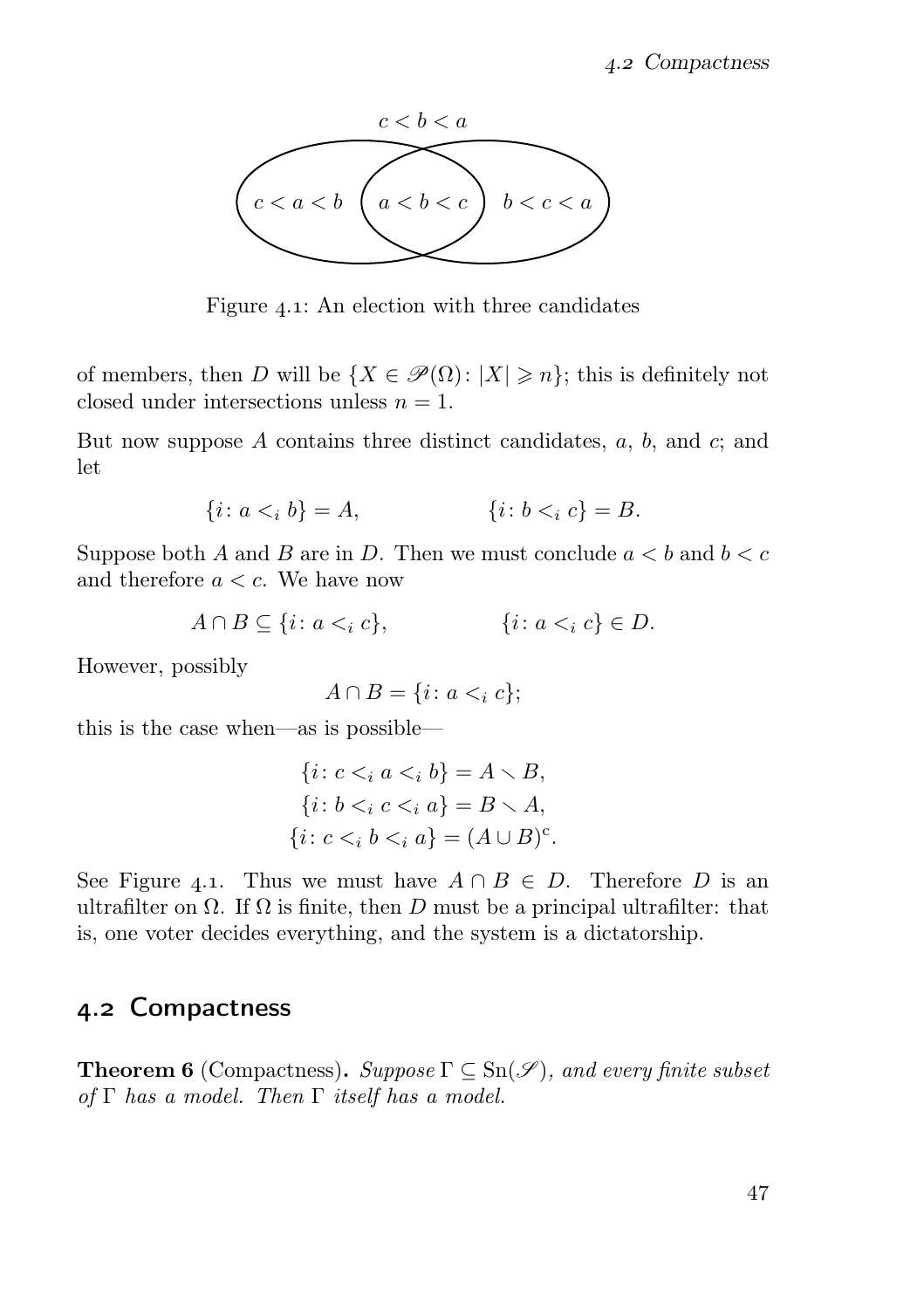Figure 4.1: An election with three candidates

of members, then $D$ will be $\{X \in \mathscr{P}(\Omega) \colon |X| \geqslant n\}$; this is definitely not closed under intersections unless $n = 1$.

But now suppose $A$ contains three distinct candidates, $a$, $b$, and $c$; and let

$$\{i \colon a <_i b\} = A, \qquad\qquad \{i \colon b <_i c\} = B.$$

Suppose both $A$ and $B$ are in $D$. Then we must conclude $a < b$ and $b < c$ and therefore $a < c$. We have now

$$A \cap B \subseteq \{i \colon a <_i c\}, \qquad\qquad \{i \colon a <_i c\} \in D.$$

However, possibly

$$A \cap B = \{i \colon a <_i c\};$$

this is the case when—as is possible—

$$\begin{aligned}
\{i \colon c <_i a <_i b\} &= A \smallsetminus B,\\
\{i \colon b <_i c <_i a\} &= B \smallsetminus A,\\
\{i \colon c <_i b <_i a\} &= (A \cup B)^{\mathrm{c}}.
\end{aligned}$$

See Figure 4.1. Thus we must have $A \cap B \in D$. Therefore $D$ is an ultrafilter on $\Omega$. If $\Omega$ is finite, then $D$ must be a principal ultrafilter: that is, one voter decides everything, and the system is a dictatorship.

## 4.2 Compactness

**Theorem 6** (Compactness)**.** *Suppose* $\Gamma \subseteq \mathrm{Sn}(\mathscr{S})$*, and every finite subset of* $\Gamma$ *has a model. Then* $\Gamma$ *itself has a model.*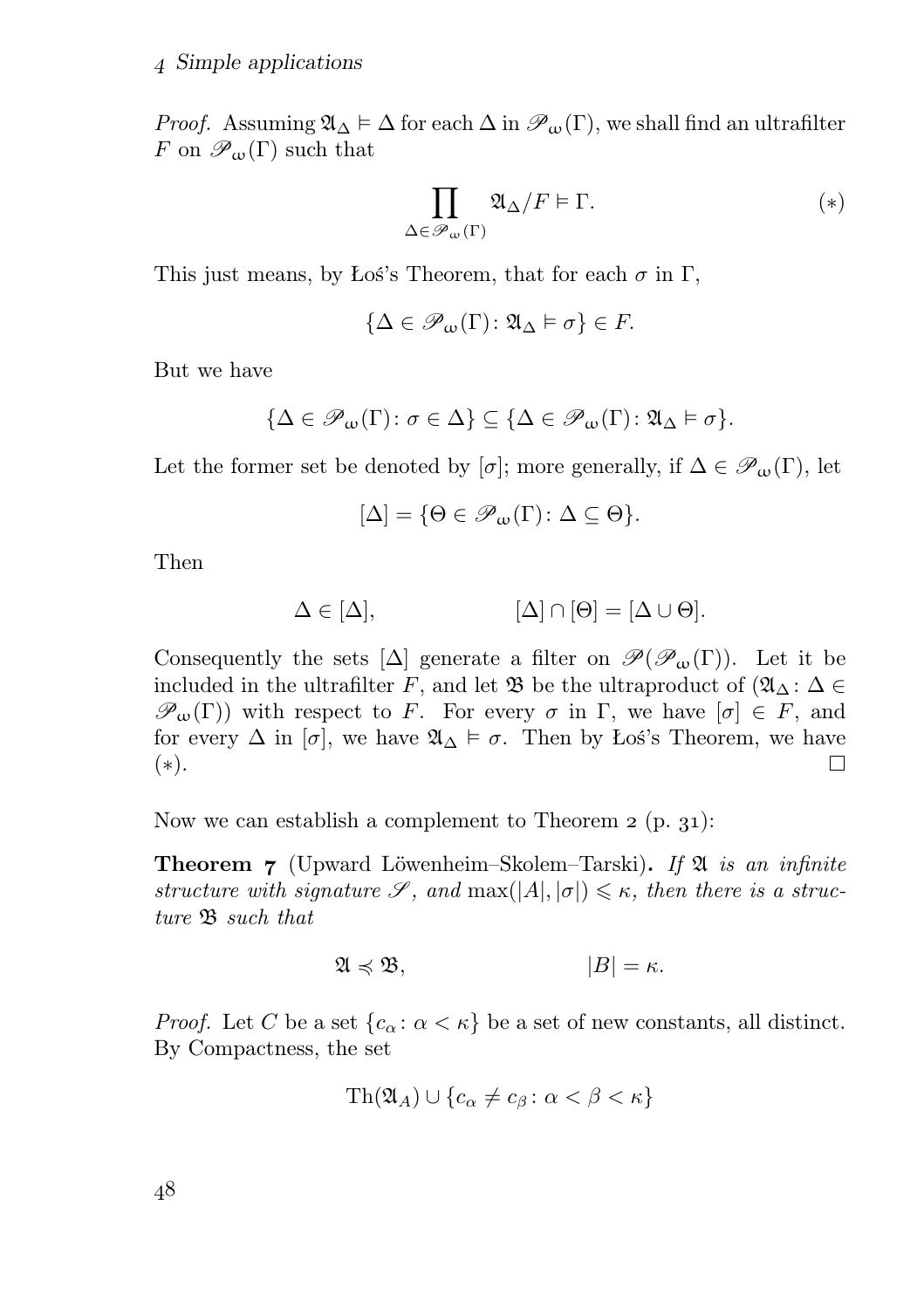*Proof.* Assuming $\mathfrak{A}_\Delta \models \Delta$ for each $\Delta$ in $\mathscr{P}_\omega(\Gamma)$, we shall find an ultrafilter $F$ on $\mathscr{P}_\omega(\Gamma)$ such that

$$\prod_{\Delta \in \mathscr{P}_\omega(\Gamma)} \mathfrak{A}_\Delta / F \models \Gamma. \tag{$*$}$$

This just means, by Łoś's Theorem, that for each $\sigma$ in $\Gamma$,

$$\{\Delta \in \mathscr{P}_\omega(\Gamma) \colon \mathfrak{A}_\Delta \models \sigma\} \in F.$$

But we have

$$\{\Delta \in \mathscr{P}_\omega(\Gamma) \colon \sigma \in \Delta\} \subseteq \{\Delta \in \mathscr{P}_\omega(\Gamma) \colon \mathfrak{A}_\Delta \models \sigma\}.$$

Let the former set be denoted by $[\sigma]$; more generally, if $\Delta \in \mathscr{P}_\omega(\Gamma)$, let

$$[\Delta] = \{\Theta \in \mathscr{P}_\omega(\Gamma) \colon \Delta \subseteq \Theta\}.$$

Then

$$\Delta \in [\Delta], \qquad\qquad [\Delta] \cap [\Theta] = [\Delta \cup \Theta].$$

Consequently the sets $[\Delta]$ generate a filter on $\mathscr{P}(\mathscr{P}_\omega(\Gamma))$. Let it be included in the ultrafilter $F$, and let $\mathfrak{B}$ be the ultraproduct of $(\mathfrak{A}_\Delta \colon \Delta \in \mathscr{P}_\omega(\Gamma))$ with respect to $F$. For every $\sigma$ in $\Gamma$, we have $[\sigma] \in F$, and for every $\Delta$ in $[\sigma]$, we have $\mathfrak{A}_\Delta \models \sigma$. Then by Łoś's Theorem, we have $(*)$. $\square$

Now we can establish a complement to Theorem 2 (p. 31):

**Theorem 7** (Upward Löwenheim–Skolem–Tarski)**.** *If $\mathfrak{A}$ is an infinite structure with signature $\mathscr{S}$, and $\max(|A|, |\sigma|) \leqslant \kappa$, then there is a structure $\mathfrak{B}$ such that*

$$\mathfrak{A} \preccurlyeq \mathfrak{B}, \qquad\qquad |B| = \kappa.$$

*Proof.* Let $C$ be a set $\{c_\alpha \colon \alpha < \kappa\}$ be a set of new constants, all distinct. By Compactness, the set

$$\mathrm{Th}(\mathfrak{A}_A) \cup \{c_\alpha \neq c_\beta \colon \alpha < \beta < \kappa\}$$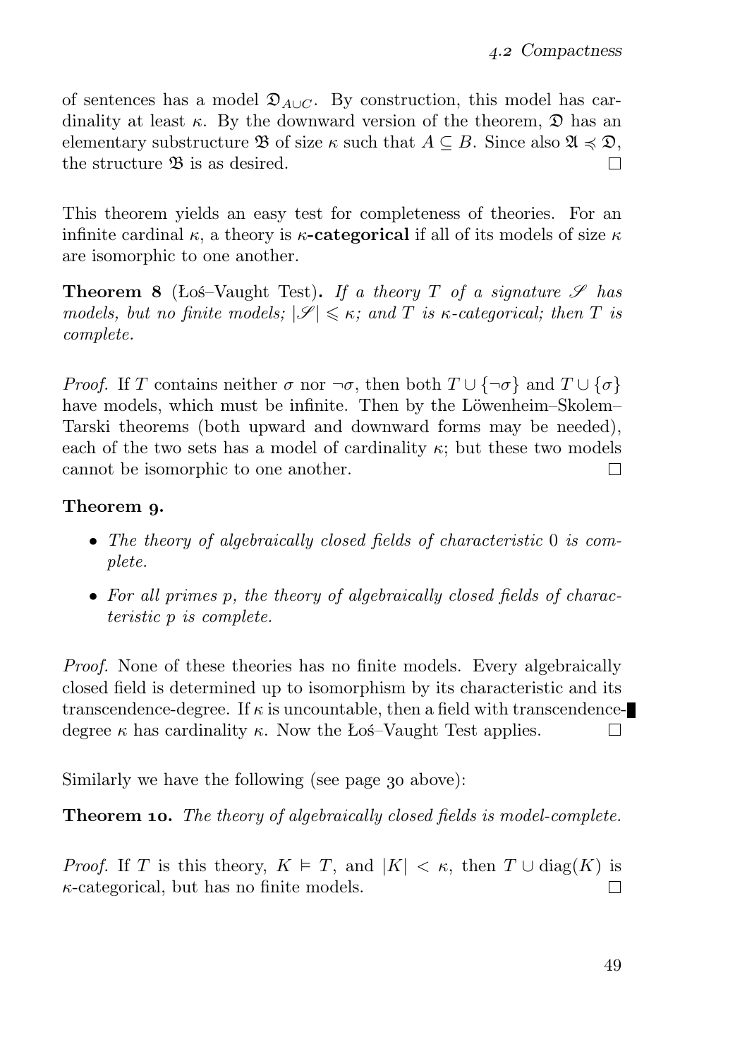of sentences has a model $\mathfrak{D}_{A\cup C}$. By construction, this model has cardinality at least $\kappa$. By the downward version of the theorem, $\mathfrak{D}$ has an elementary substructure $\mathfrak{B}$ of size $\kappa$ such that $A \subseteq B$. Since also $\mathfrak{A} \preccurlyeq \mathfrak{D}$, the structure $\mathfrak{B}$ is as desired. □

This theorem yields an easy test for completeness of theories. For an infinite cardinal $\kappa$, a theory is **$\kappa$-categorical** if all of its models of size $\kappa$ are isomorphic to one another.

**Theorem 8** (Łoś–Vaught Test)**.** *If a theory $T$ of a signature $\mathscr{S}$ has models, but no finite models; $|\mathscr{S}| \leqslant \kappa$; and $T$ is $\kappa$-categorical; then $T$ is complete.*

*Proof.* If $T$ contains neither $\sigma$ nor $\neg\sigma$, then both $T \cup \{\neg\sigma\}$ and $T \cup \{\sigma\}$ have models, which must be infinite. Then by the Löwenheim–Skolem–Tarski theorems (both upward and downward forms may be needed), each of the two sets has a model of cardinality $\kappa$; but these two models cannot be isomorphic to one another. □

**Theorem 9.**

- *The theory of algebraically closed fields of characteristic $0$ is complete.*
- *For all primes $p$, the theory of algebraically closed fields of characteristic $p$ is complete.*

*Proof.* None of these theories has no finite models. Every algebraically closed field is determined up to isomorphism by its characteristic and its transcendence-degree. If $\kappa$ is uncountable, then a field with transcendence-degree $\kappa$ has cardinality $\kappa$. Now the Łoś–Vaught Test applies. □

Similarly we have the following (see page 30 above):

**Theorem 10.** *The theory of algebraically closed fields is model-complete.*

*Proof.* If $T$ is this theory, $K \vDash T$, and $|K| < \kappa$, then $T \cup \operatorname{diag}(K)$ is $\kappa$-categorical, but has no finite models. □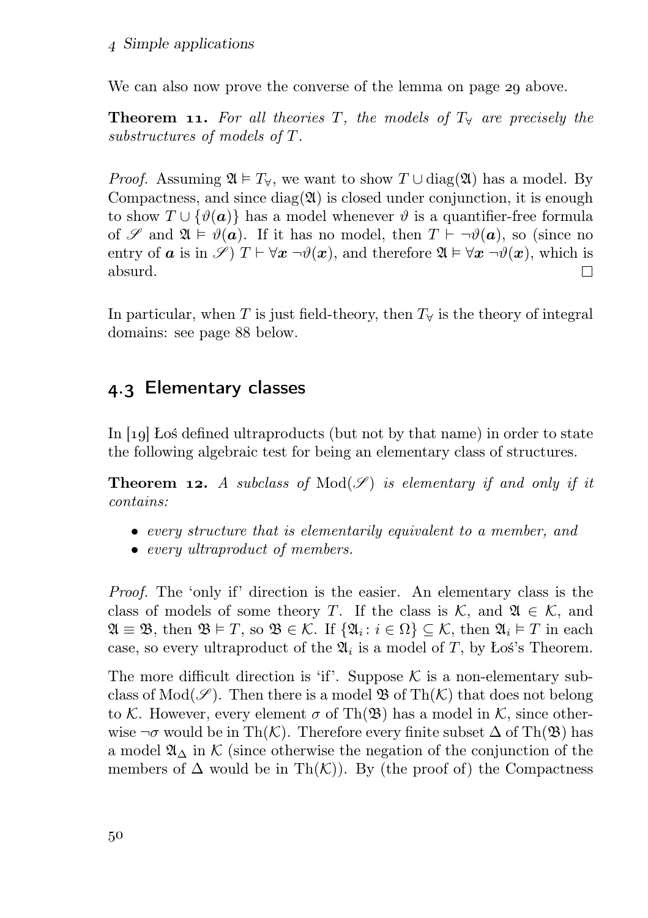We can also now prove the converse of the lemma on page 29 above.

**Theorem 11.** *For all theories $T$, the models of $T_\forall$ are precisely the substructures of models of $T$.*

*Proof.* Assuming $\mathfrak{A} \vDash T_\forall$, we want to show $T \cup \operatorname{diag}(\mathfrak{A})$ has a model. By Compactness, and since $\operatorname{diag}(\mathfrak{A})$ is closed under conjunction, it is enough to show $T \cup \{\vartheta(\boldsymbol{a})\}$ has a model whenever $\vartheta$ is a quantifier-free formula of $\mathscr{S}$ and $\mathfrak{A} \vDash \vartheta(\boldsymbol{a})$. If it has no model, then $T \vdash \neg\vartheta(\boldsymbol{a})$, so (since no entry of $\boldsymbol{a}$ is in $\mathscr{S}$) $T \vdash \forall \boldsymbol{x}\ \neg\vartheta(\boldsymbol{x})$, and therefore $\mathfrak{A} \vDash \forall \boldsymbol{x}\ \neg\vartheta(\boldsymbol{x})$, which is absurd. □

In particular, when $T$ is just field-theory, then $T_\forall$ is the theory of integral domains: see page 88 below.

## 4.3 Elementary classes

In [19] Łoś defined ultraproducts (but not by that name) in order to state the following algebraic test for being an elementary class of structures.

**Theorem 12.** *A subclass of $\operatorname{Mod}(\mathscr{S})$ is elementary if and only if it contains:*

- *every structure that is elementarily equivalent to a member, and*
- *every ultraproduct of members.*

*Proof.* The 'only if' direction is the easier. An elementary class is the class of models of some theory $T$. If the class is $\mathcal{K}$, and $\mathfrak{A} \in \mathcal{K}$, and $\mathfrak{A} \equiv \mathfrak{B}$, then $\mathfrak{B} \vDash T$, so $\mathfrak{B} \in \mathcal{K}$. If $\{\mathfrak{A}_i : i \in \Omega\} \subseteq \mathcal{K}$, then $\mathfrak{A}_i \vDash T$ in each case, so every ultraproduct of the $\mathfrak{A}_i$ is a model of $T$, by Łoś's Theorem.

The more difficult direction is 'if'. Suppose $\mathcal{K}$ is a non-elementary subclass of $\operatorname{Mod}(\mathscr{S})$. Then there is a model $\mathfrak{B}$ of $\operatorname{Th}(\mathcal{K})$ that does not belong to $\mathcal{K}$. However, every element $\sigma$ of $\operatorname{Th}(\mathfrak{B})$ has a model in $\mathcal{K}$, since otherwise $\neg\sigma$ would be in $\operatorname{Th}(\mathcal{K})$. Therefore every finite subset $\Delta$ of $\operatorname{Th}(\mathfrak{B})$ has a model $\mathfrak{A}_\Delta$ in $\mathcal{K}$ (since otherwise the negation of the conjunction of the members of $\Delta$ would be in $\operatorname{Th}(\mathcal{K})$). By (the proof of) the Compactness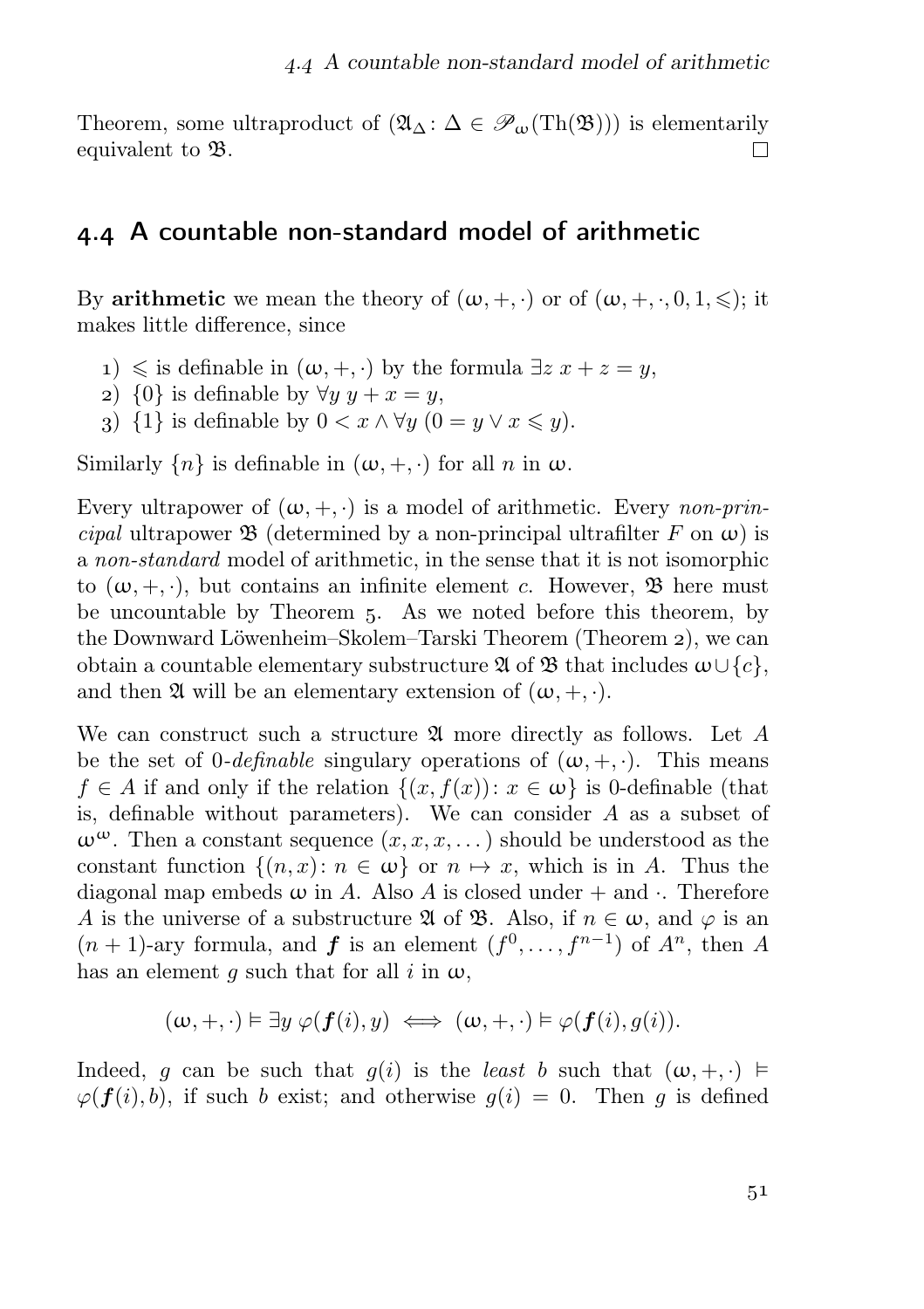Theorem, some ultraproduct of $(\mathfrak{A}_\Delta \colon \Delta \in \mathscr{P}_\omega(\mathrm{Th}(\mathfrak{B})))$ is elementarily equivalent to $\mathfrak{B}$. □

## 4.4 A countable non-standard model of arithmetic

By **arithmetic** we mean the theory of $(\omega, +, \cdot)$ or of $(\omega, +, \cdot, 0, 1, \leqslant)$; it makes little difference, since

1) $\leqslant$ is definable in $(\omega, +, \cdot)$ by the formula $\exists z\ x + z = y$,
2) $\{0\}$ is definable by $\forall y\ y + x = y$,
3) $\{1\}$ is definable by $0 < x \land \forall y\ (0 = y \lor x \leqslant y)$.

Similarly $\{n\}$ is definable in $(\omega, +, \cdot)$ for all $n$ in $\omega$.

Every ultrapower of $(\omega, +, \cdot)$ is a model of arithmetic. Every *non-principal* ultrapower $\mathfrak{B}$ (determined by a non-principal ultrafilter $F$ on $\omega$) is a *non-standard* model of arithmetic, in the sense that it is not isomorphic to $(\omega, +, \cdot)$, but contains an infinite element $c$. However, $\mathfrak{B}$ here must be uncountable by Theorem 5. As we noted before this theorem, by the Downward Löwenheim–Skolem–Tarski Theorem (Theorem 2), we can obtain a countable elementary substructure $\mathfrak{A}$ of $\mathfrak{B}$ that includes $\omega \cup \{c\}$, and then $\mathfrak{A}$ will be an elementary extension of $(\omega, +, \cdot)$.

We can construct such a structure $\mathfrak{A}$ more directly as follows. Let $A$ be the set of 0-*definable* singulary operations of $(\omega, +, \cdot)$. This means $f \in A$ if and only if the relation $\{(x, f(x)) \colon x \in \omega\}$ is 0-definable (that is, definable without parameters). We can consider $A$ as a subset of $\omega^\omega$. Then a constant sequence $(x, x, x, \dots)$ should be understood as the constant function $\{(n, x) \colon n \in \omega\}$ or $n \mapsto x$, which is in $A$. Thus the diagonal map embeds $\omega$ in $A$. Also $A$ is closed under $+$ and $\cdot$. Therefore $A$ is the universe of a substructure $\mathfrak{A}$ of $\mathfrak{B}$. Also, if $n \in \omega$, and $\varphi$ is an $(n+1)$-ary formula, and $\boldsymbol{f}$ is an element $(f^0, \dots, f^{n-1})$ of $A^n$, then $A$ has an element $g$ such that for all $i$ in $\omega$,

$$(\omega, +, \cdot) \vDash \exists y\ \varphi(\boldsymbol{f}(i), y) \iff (\omega, +, \cdot) \vDash \varphi(\boldsymbol{f}(i), g(i)).$$

Indeed, $g$ can be such that $g(i)$ is the *least* $b$ such that $(\omega, +, \cdot) \vDash \varphi(\boldsymbol{f}(i), b)$, if such $b$ exist; and otherwise $g(i) = 0$. Then $g$ is defined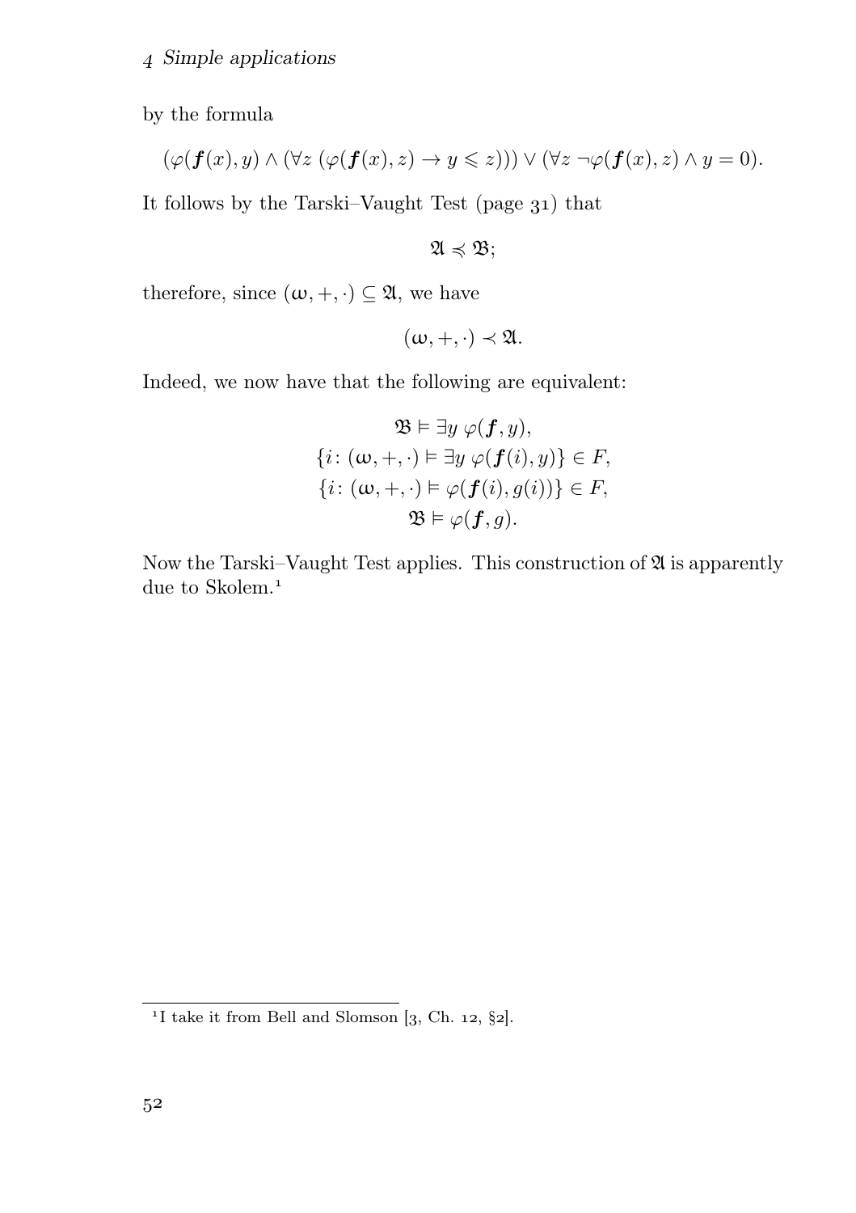by the formula

$$(\varphi(\boldsymbol{f}(x), y) \land (\forall z\ (\varphi(\boldsymbol{f}(x), z) \to y \leqslant z))) \lor (\forall z\ \neg\varphi(\boldsymbol{f}(x), z) \land y = 0).$$

It follows by the Tarski–Vaught Test (page 31) that

$$\mathfrak{A} \preccurlyeq \mathfrak{B};$$

therefore, since $(\omega, +, \cdot) \subseteq \mathfrak{A}$, we have

$$(\omega, +, \cdot) \prec \mathfrak{A}.$$

Indeed, we now have that the following are equivalent:

$$\begin{gathered}
\mathfrak{B} \vDash \exists y\ \varphi(\boldsymbol{f}, y), \\
\{i \colon (\omega, +, \cdot) \vDash \exists y\ \varphi(\boldsymbol{f}(i), y)\} \in F, \\
\{i \colon (\omega, +, \cdot) \vDash \varphi(\boldsymbol{f}(i), g(i))\} \in F, \\
\mathfrak{B} \vDash \varphi(\boldsymbol{f}, g).
\end{gathered}$$

Now the Tarski–Vaught Test applies. This construction of $\mathfrak{A}$ is apparently due to Skolem.[1]

[1] I take it from Bell and Slomson [3, Ch. 12, §2].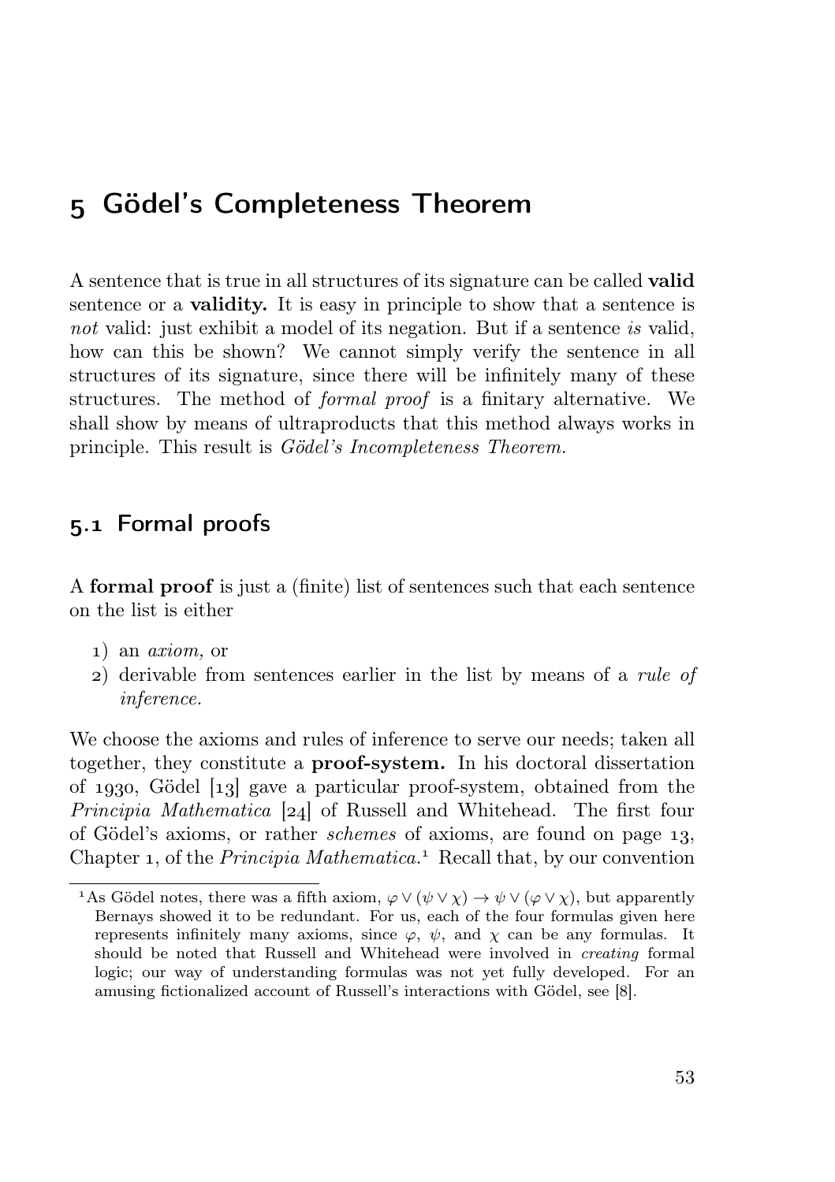# 5 Gödel's Completeness Theorem

A sentence that is true in all structures of its signature can be called **valid** sentence or a **validity.** It is easy in principle to show that a sentence is *not* valid: just exhibit a model of its negation. But if a sentence *is* valid, how can this be shown? We cannot simply verify the sentence in all structures of its signature, since there will be infinitely many of these structures. The method of *formal proof* is a finitary alternative. We shall show by means of ultraproducts that this method always works in principle. This result is *Gödel's Incompleteness Theorem.*

## 5.1 Formal proofs

A **formal proof** is just a (finite) list of sentences such that each sentence on the list is either

1) an *axiom,* or
2) derivable from sentences earlier in the list by means of a *rule of inference.*

We choose the axioms and rules of inference to serve our needs; taken all together, they constitute a **proof-system.** In his doctoral dissertation of 1930, Gödel [13] gave a particular proof-system, obtained from the *Principia Mathematica* [24] of Russell and Whitehead. The first four of Gödel's axioms, or rather *schemes* of axioms, are found on page 13, Chapter 1, of the *Principia Mathematica.*[1] Recall that, by our convention

[1] As Gödel notes, there was a fifth axiom, $\varphi \lor (\psi \lor \chi) \to \psi \lor (\varphi \lor \chi)$, but apparently Bernays showed it to be redundant. For us, each of the four formulas given here represents infinitely many axioms, since $\varphi$, $\psi$, and $\chi$ can be any formulas. It should be noted that Russell and Whitehead were involved in *creating* formal logic; our way of understanding formulas was not yet fully developed. For an amusing fictionalized account of Russell's interactions with Gödel, see [8].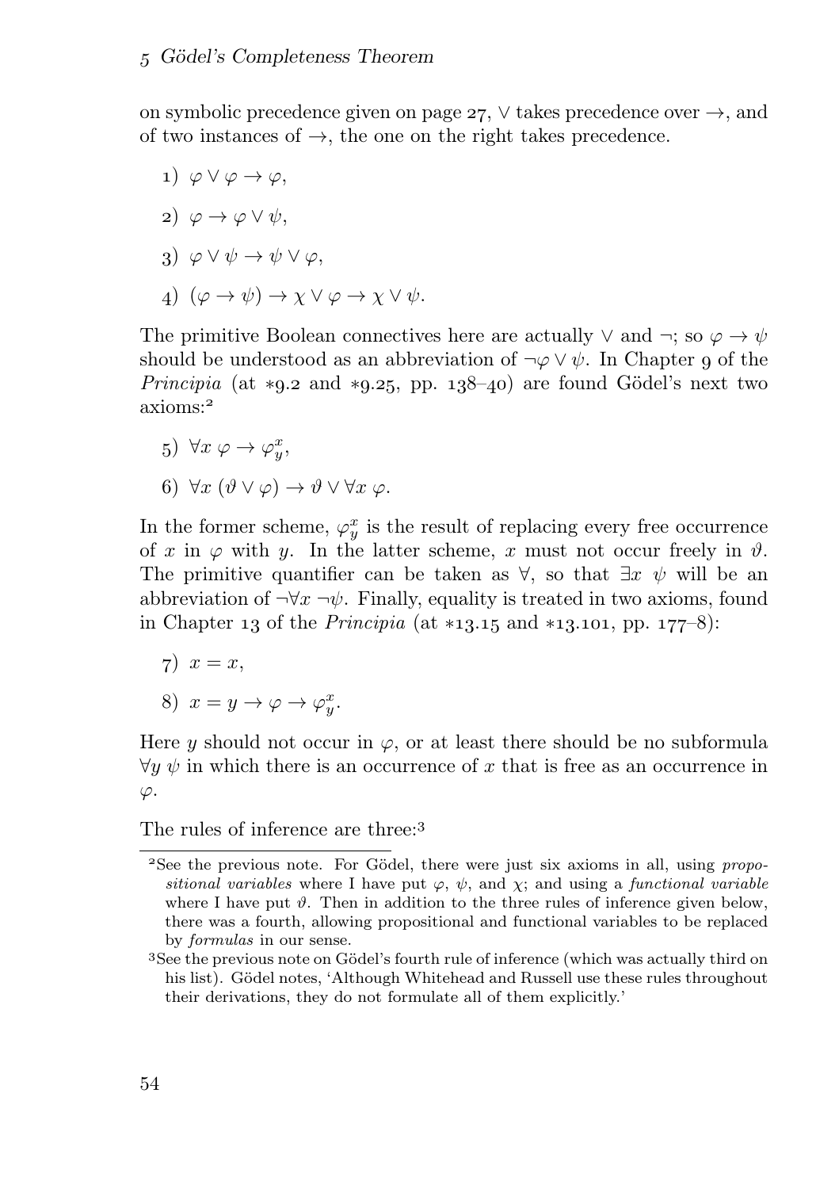on symbolic precedence given on page 27, $\lor$ takes precedence over $\to$, and of two instances of $\to$, the one on the right takes precedence.

1) $\varphi \lor \varphi \to \varphi$,
2) $\varphi \to \varphi \lor \psi$,
3) $\varphi \lor \psi \to \psi \lor \varphi$,
4) $(\varphi \to \psi) \to \chi \lor \varphi \to \chi \lor \psi$.

The primitive Boolean connectives here are actually $\lor$ and $\neg$; so $\varphi \to \psi$ should be understood as an abbreviation of $\neg\varphi \lor \psi$. In Chapter 9 of the *Principia* (at ∗9.2 and ∗9.25, pp. 138–40) are found Gödel's next two axioms:[2]

5) $\forall x\ \varphi \to \varphi^x_y$,
6) $\forall x\ (\vartheta \lor \varphi) \to \vartheta \lor \forall x\ \varphi$.

In the former scheme, $\varphi^x_y$ is the result of replacing every free occurrence of $x$ in $\varphi$ with $y$. In the latter scheme, $x$ must not occur freely in $\vartheta$. The primitive quantifier can be taken as $\forall$, so that $\exists x\ \psi$ will be an abbreviation of $\neg\forall x\ \neg\psi$. Finally, equality is treated in two axioms, found in Chapter 13 of the *Principia* (at ∗13.15 and ∗13.101, pp. 177–8):

7) $x = x$,
8) $x = y \to \varphi \to \varphi^x_y$.

Here $y$ should not occur in $\varphi$, or at least there should be no subformula $\forall y\ \psi$ in which there is an occurrence of $x$ that is free as an occurrence in $\varphi$.

The rules of inference are three:[3]

---

[2] See the previous note. For Gödel, there were just six axioms in all, using *propositional variables* where I have put $\varphi$, $\psi$, and $\chi$; and using a *functional variable* where I have put $\vartheta$. Then in addition to the three rules of inference given below, there was a fourth, allowing propositional and functional variables to be replaced by *formulas* in our sense.

[3] See the previous note on Gödel's fourth rule of inference (which was actually third on his list). Gödel notes, 'Although Whitehead and Russell use these rules throughout their derivations, they do not formulate all of them explicitly.'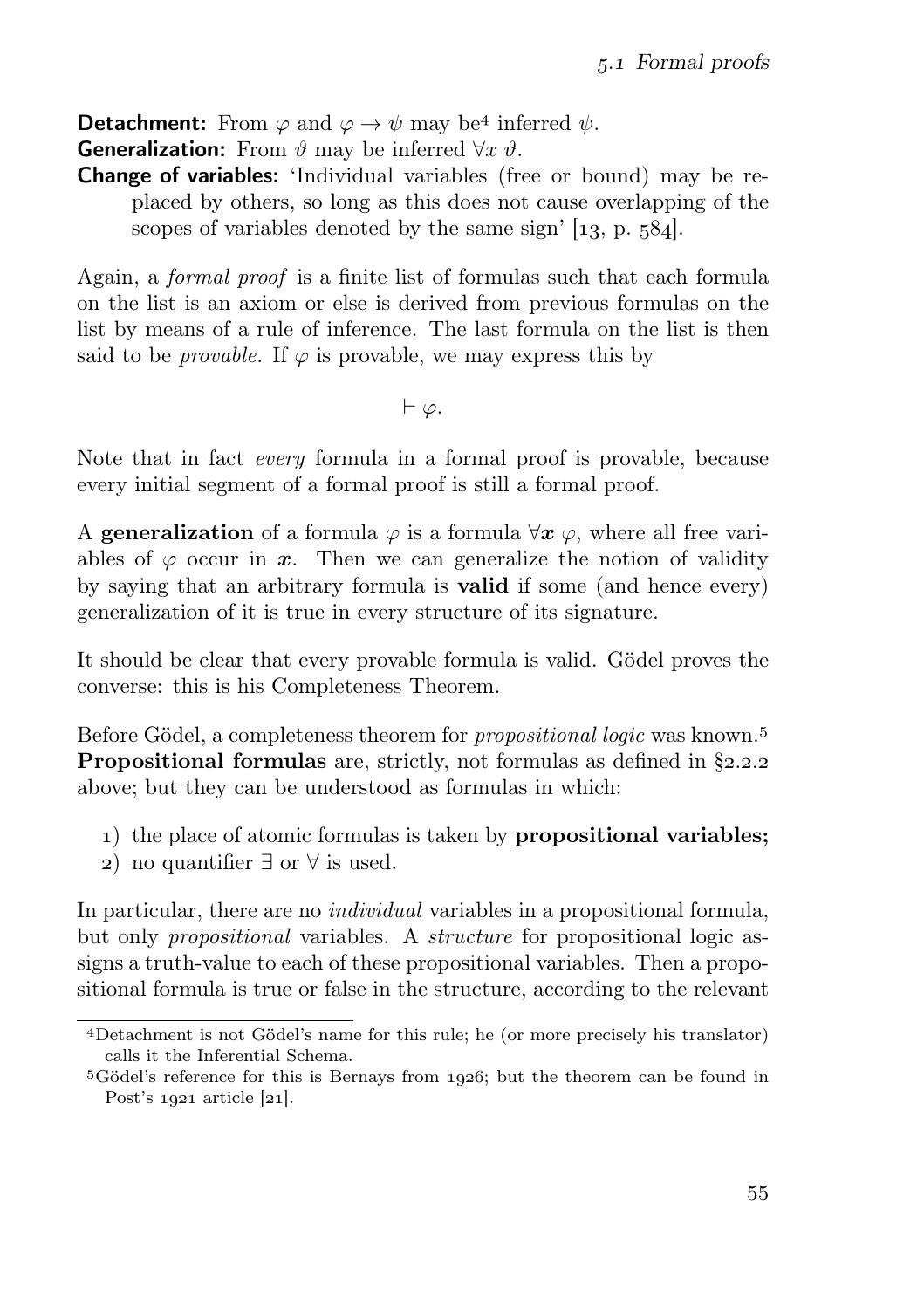**Detachment:** From $\varphi$ and $\varphi \to \psi$ may be[4] inferred $\psi$.
**Generalization:** From $\vartheta$ may be inferred $\forall x\ \vartheta$.
**Change of variables:** 'Individual variables (free or bound) may be replaced by others, so long as this does not cause overlapping of the scopes of variables denoted by the same sign' [13, p. 584].

Again, a *formal proof* is a finite list of formulas such that each formula on the list is an axiom or else is derived from previous formulas on the list by means of a rule of inference. The last formula on the list is then said to be *provable.* If $\varphi$ is provable, we may express this by

$$\vdash \varphi.$$

Note that in fact *every* formula in a formal proof is provable, because every initial segment of a formal proof is still a formal proof.

A **generalization** of a formula $\varphi$ is a formula $\forall \boldsymbol{x}\ \varphi$, where all free variables of $\varphi$ occur in $\boldsymbol{x}$. Then we can generalize the notion of validity by saying that an arbitrary formula is **valid** if some (and hence every) generalization of it is true in every structure of its signature.

It should be clear that every provable formula is valid. Gödel proves the converse: this is his Completeness Theorem.

Before Gödel, a completeness theorem for *propositional logic* was known.[5] **Propositional formulas** are, strictly, not formulas as defined in §2.2.2 above; but they can be understood as formulas in which:

1) the place of atomic formulas is taken by **propositional variables;**
2) no quantifier $\exists$ or $\forall$ is used.

In particular, there are no *individual* variables in a propositional formula, but only *propositional* variables. A *structure* for propositional logic assigns a truth-value to each of these propositional variables. Then a propositional formula is true or false in the structure, according to the relevant

[4] Detachment is not Gödel's name for this rule; he (or more precisely his translator) calls it the Inferential Schema.

[5] Gödel's reference for this is Bernays from 1926; but the theorem can be found in Post's 1921 article [21].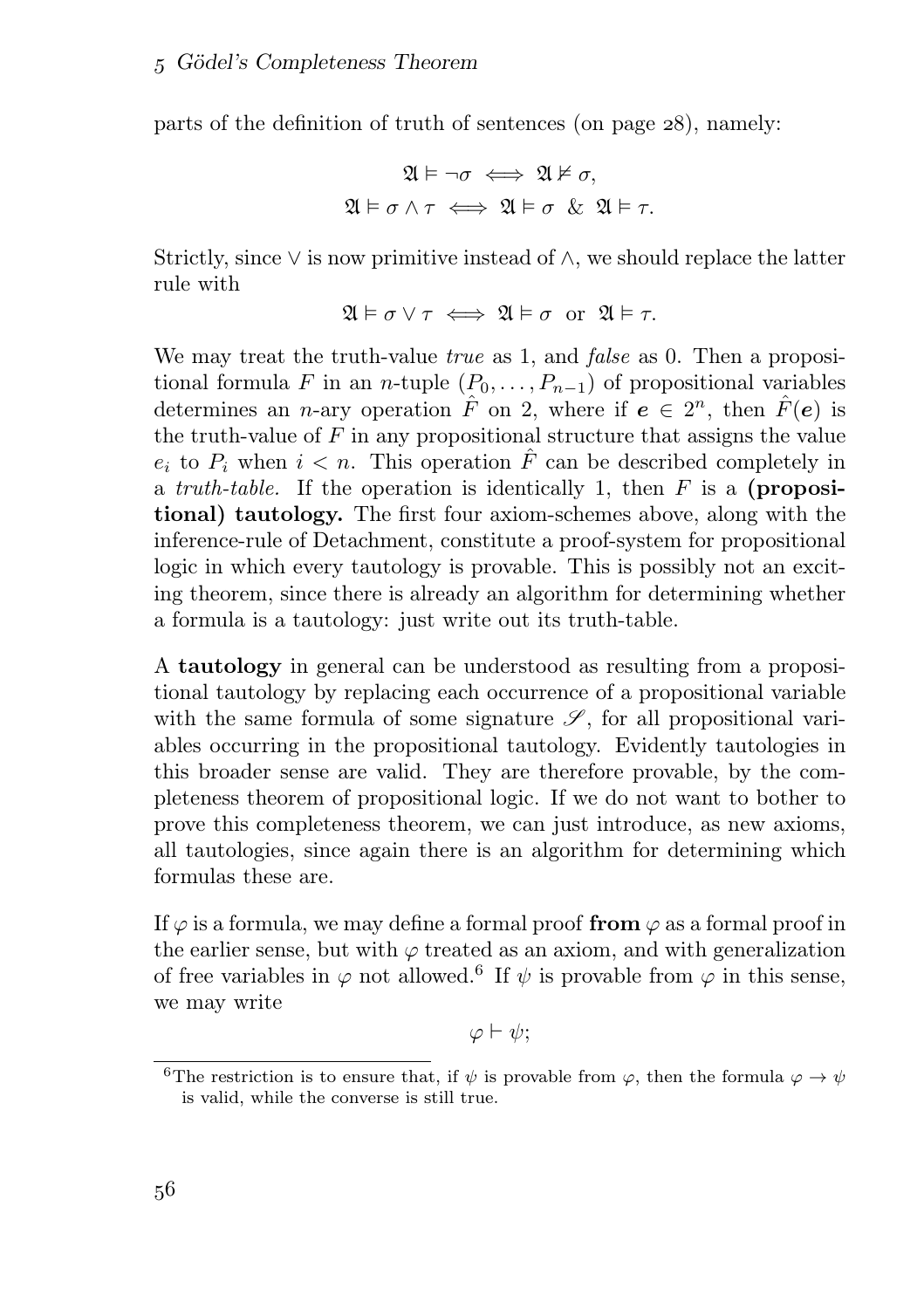parts of the definition of truth of sentences (on page 28), namely:

$$\mathfrak{A} \vDash \neg\sigma \iff \mathfrak{A} \nvDash \sigma,$$
$$\mathfrak{A} \vDash \sigma \wedge \tau \iff \mathfrak{A} \vDash \sigma \;\&\; \mathfrak{A} \vDash \tau.$$

Strictly, since $\vee$ is now primitive instead of $\wedge$, we should replace the latter rule with

$$\mathfrak{A} \vDash \sigma \vee \tau \iff \mathfrak{A} \vDash \sigma \text{ or } \mathfrak{A} \vDash \tau.$$

We may treat the truth-value *true* as 1, and *false* as 0. Then a propositional formula $F$ in an $n$-tuple $(P_0, \dots, P_{n-1})$ of propositional variables determines an $n$-ary operation $\hat{F}$ on 2, where if $\boldsymbol{e} \in 2^n$, then $\hat{F}(\boldsymbol{e})$ is the truth-value of $F$ in any propositional structure that assigns the value $e_i$ to $P_i$ when $i < n$. This operation $\hat{F}$ can be described completely in a *truth-table.* If the operation is identically 1, then $F$ is a **(propositional) tautology.** The first four axiom-schemes above, along with the inference-rule of Detachment, constitute a proof-system for propositional logic in which every tautology is provable. This is possibly not an exciting theorem, since there is already an algorithm for determining whether a formula is a tautology: just write out its truth-table.

A **tautology** in general can be understood as resulting from a propositional tautology by replacing each occurrence of a propositional variable with the same formula of some signature $\mathscr{S}$, for all propositional variables occurring in the propositional tautology. Evidently tautologies in this broader sense are valid. They are therefore provable, by the completeness theorem of propositional logic. If we do not want to bother to prove this completeness theorem, we can just introduce, as new axioms, all tautologies, since again there is an algorithm for determining which formulas these are.

If $\varphi$ is a formula, we may define a formal proof **from** $\varphi$ as a formal proof in the earlier sense, but with $\varphi$ treated as an axiom, and with generalization of free variables in $\varphi$ not allowed.[6] If $\psi$ is provable from $\varphi$ in this sense, we may write

$$\varphi \vdash \psi;$$

[6] The restriction is to ensure that, if $\psi$ is provable from $\varphi$, then the formula $\varphi \to \psi$ is valid, while the converse is still true.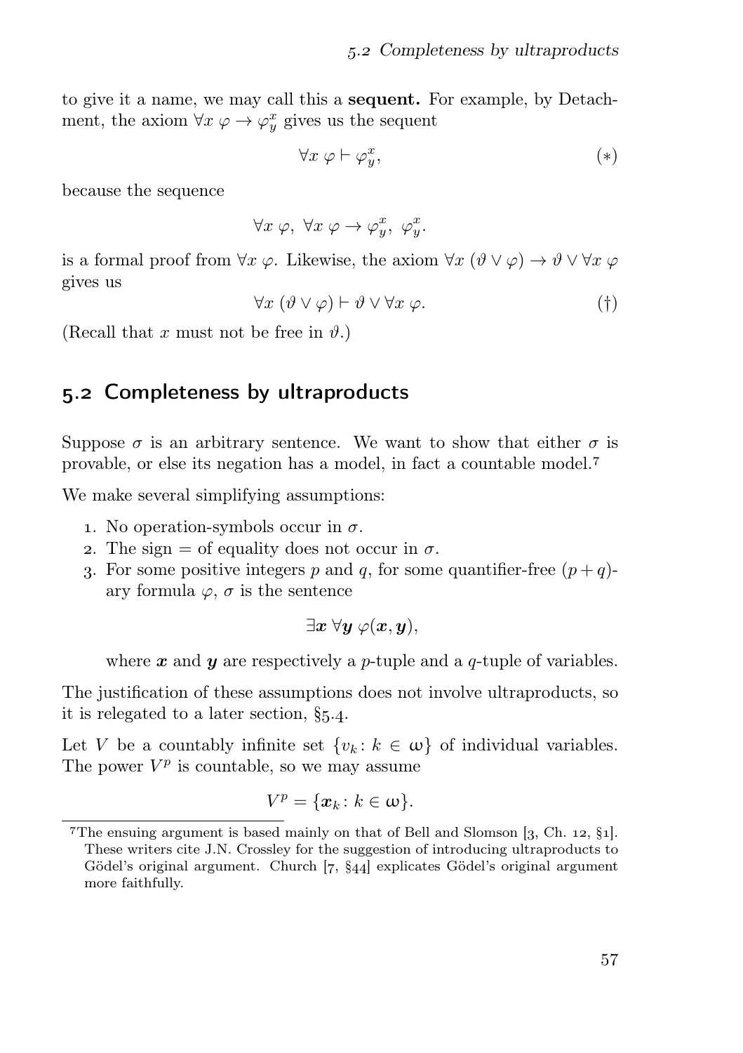to give it a name, we may call this a **sequent.** For example, by Detachment, the axiom $\forall x\ \varphi \to \varphi^x_y$ gives us the sequent

$$\forall x\ \varphi \vdash \varphi^x_y, \tag{$*$}$$

because the sequence

$$\forall x\ \varphi,\ \forall x\ \varphi \to \varphi^x_y,\ \varphi^x_y.$$

is a formal proof from $\forall x\ \varphi$. Likewise, the axiom $\forall x\ (\vartheta \lor \varphi) \to \vartheta \lor \forall x\ \varphi$ gives us

$$\forall x\ (\vartheta \lor \varphi) \vdash \vartheta \lor \forall x\ \varphi. \tag{$\dagger$}$$

(Recall that $x$ must not be free in $\vartheta$.)

## 5.2 Completeness by ultraproducts

Suppose $\sigma$ is an arbitrary sentence. We want to show that either $\sigma$ is provable, or else its negation has a model, in fact a countable model.[7]

We make several simplifying assumptions:

1. No operation-symbols occur in $\sigma$.
2. The sign $=$ of equality does not occur in $\sigma$.
3. For some positive integers $p$ and $q$, for some quantifier-free $(p+q)$-ary formula $\varphi$, $\sigma$ is the sentence

$$\exists \boldsymbol{x}\ \forall \boldsymbol{y}\ \varphi(\boldsymbol{x}, \boldsymbol{y}),$$

where $\boldsymbol{x}$ and $\boldsymbol{y}$ are respectively a $p$-tuple and a $q$-tuple of variables.

The justification of these assumptions does not involve ultraproducts, so it is relegated to a later section, §5.4.

Let $V$ be a countably infinite set $\{v_k \colon k \in \omega\}$ of individual variables. The power $V^p$ is countable, so we may assume

$$V^p = \{\boldsymbol{x}_k \colon k \in \omega\}.$$

[7] The ensuing argument is based mainly on that of Bell and Slomson [3, Ch. 12, §1]. These writers cite J.N. Crossley for the suggestion of introducing ultraproducts to Gödel's original argument. Church [7, §44] explicates Gödel's original argument more faithfully.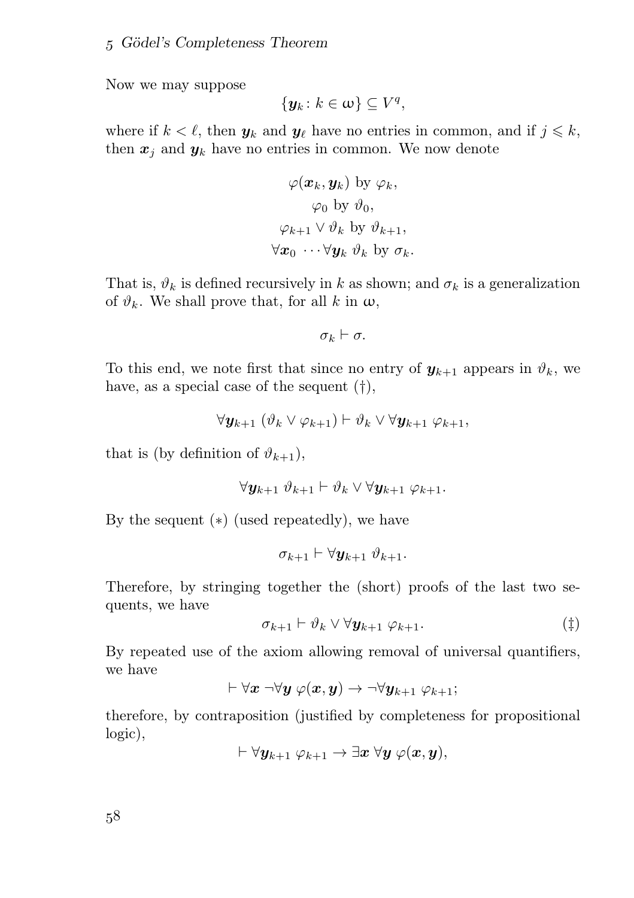Now we may suppose

$$\{\boldsymbol{y}_k \colon k \in \omega\} \subseteq V^q,$$

where if $k < \ell$, then $\boldsymbol{y}_k$ and $\boldsymbol{y}_\ell$ have no entries in common, and if $j \leqslant k$, then $\boldsymbol{x}_j$ and $\boldsymbol{y}_k$ have no entries in common. We now denote

$$\begin{gathered}
\varphi(\boldsymbol{x}_k, \boldsymbol{y}_k) \text{ by } \varphi_k,\\
\varphi_0 \text{ by } \vartheta_0,\\
\varphi_{k+1} \lor \vartheta_k \text{ by } \vartheta_{k+1},\\
\forall \boldsymbol{x}_0 \cdots \forall \boldsymbol{y}_k\ \vartheta_k \text{ by } \sigma_k.
\end{gathered}$$

That is, $\vartheta_k$ is defined recursively in $k$ as shown; and $\sigma_k$ is a generalization of $\vartheta_k$. We shall prove that, for all $k$ in $\omega$,

$$\sigma_k \vdash \sigma.$$

To this end, we note first that since no entry of $\boldsymbol{y}_{k+1}$ appears in $\vartheta_k$, we have, as a special case of the sequent (†),

$$\forall \boldsymbol{y}_{k+1}\ (\vartheta_k \lor \varphi_{k+1}) \vdash \vartheta_k \lor \forall \boldsymbol{y}_{k+1}\ \varphi_{k+1},$$

that is (by definition of $\vartheta_{k+1}$),

$$\forall \boldsymbol{y}_{k+1}\ \vartheta_{k+1} \vdash \vartheta_k \lor \forall \boldsymbol{y}_{k+1}\ \varphi_{k+1}.$$

By the sequent $(*)$ (used repeatedly), we have

$$\sigma_{k+1} \vdash \forall \boldsymbol{y}_{k+1}\ \vartheta_{k+1}.$$

Therefore, by stringing together the (short) proofs of the last two sequents, we have

$$\sigma_{k+1} \vdash \vartheta_k \lor \forall \boldsymbol{y}_{k+1}\ \varphi_{k+1}. \tag{‡}$$

By repeated use of the axiom allowing removal of universal quantifiers, we have

$$\vdash \forall \boldsymbol{x}\ \neg \forall \boldsymbol{y}\ \varphi(\boldsymbol{x}, \boldsymbol{y}) \to \neg \forall \boldsymbol{y}_{k+1}\ \varphi_{k+1};$$

therefore, by contraposition (justified by completeness for propositional logic),

$$\vdash \forall \boldsymbol{y}_{k+1}\ \varphi_{k+1} \to \exists \boldsymbol{x}\ \forall \boldsymbol{y}\ \varphi(\boldsymbol{x}, \boldsymbol{y}),$$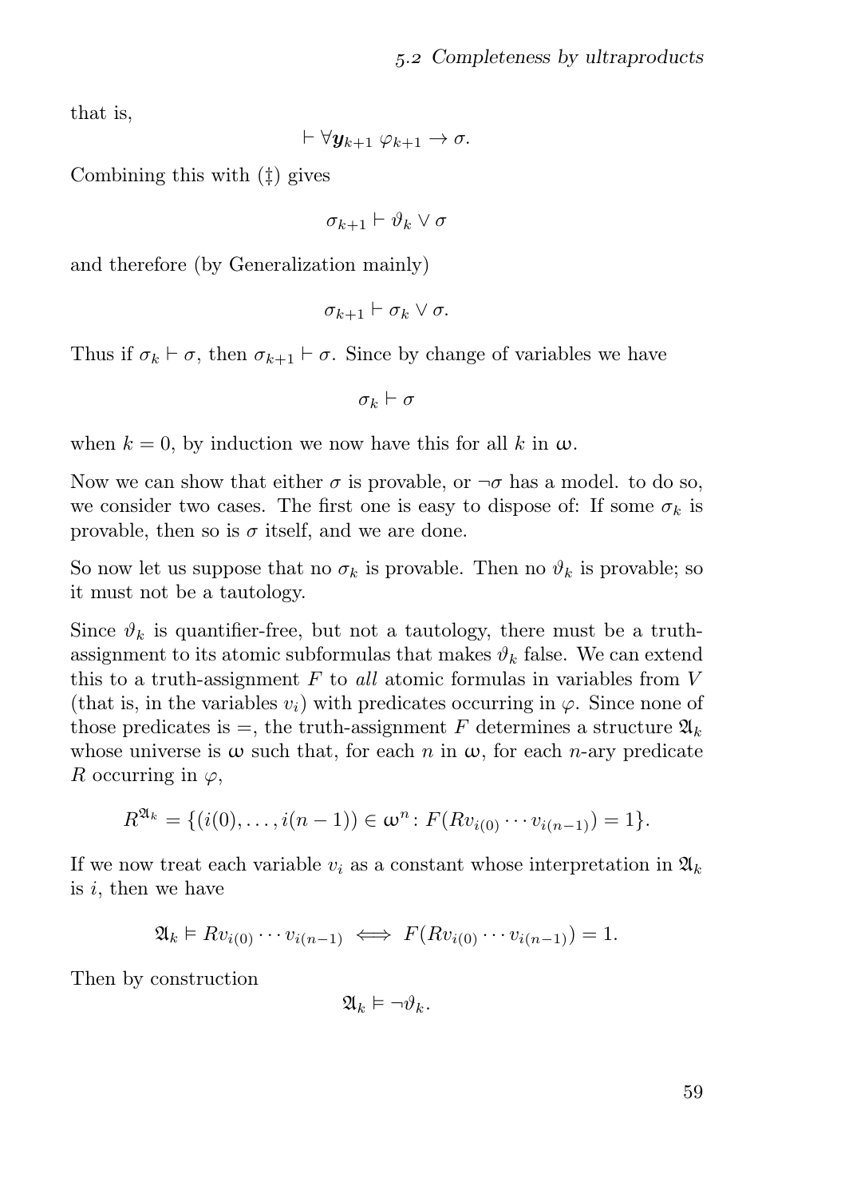that is,

$$\vdash \forall \boldsymbol{y}_{k+1}\ \varphi_{k+1} \to \sigma.$$

Combining this with (‡) gives

$$\sigma_{k+1} \vdash \vartheta_k \lor \sigma$$

and therefore (by Generalization mainly)

$$\sigma_{k+1} \vdash \sigma_k \lor \sigma.$$

Thus if $\sigma_k \vdash \sigma$, then $\sigma_{k+1} \vdash \sigma$. Since by change of variables we have

$$\sigma_k \vdash \sigma$$

when $k = 0$, by induction we now have this for all $k$ in $\omega$.

Now we can show that either $\sigma$ is provable, or $\neg\sigma$ has a model. to do so, we consider two cases. The first one is easy to dispose of: If some $\sigma_k$ is provable, then so is $\sigma$ itself, and we are done.

So now let us suppose that no $\sigma_k$ is provable. Then no $\vartheta_k$ is provable; so it must not be a tautology.

Since $\vartheta_k$ is quantifier-free, but not a tautology, there must be a truth-assignment to its atomic subformulas that makes $\vartheta_k$ false. We can extend this to a truth-assignment $F$ to *all* atomic formulas in variables from $V$ (that is, in the variables $v_i$) with predicates occurring in $\varphi$. Since none of those predicates is $=$, the truth-assignment $F$ determines a structure $\mathfrak{A}_k$ whose universe is $\omega$ such that, for each $n$ in $\omega$, for each $n$-ary predicate $R$ occurring in $\varphi$,

$$R^{\mathfrak{A}_k} = \{(i(0), \dots, i(n-1)) \in \omega^n : F(Rv_{i(0)} \cdots v_{i(n-1)}) = 1\}.$$

If we now treat each variable $v_i$ as a constant whose interpretation in $\mathfrak{A}_k$ is $i$, then we have

$$\mathfrak{A}_k \vDash Rv_{i(0)} \cdots v_{i(n-1)} \iff F(Rv_{i(0)} \cdots v_{i(n-1)}) = 1.$$

Then by construction

$$\mathfrak{A}_k \vDash \neg\vartheta_k.$$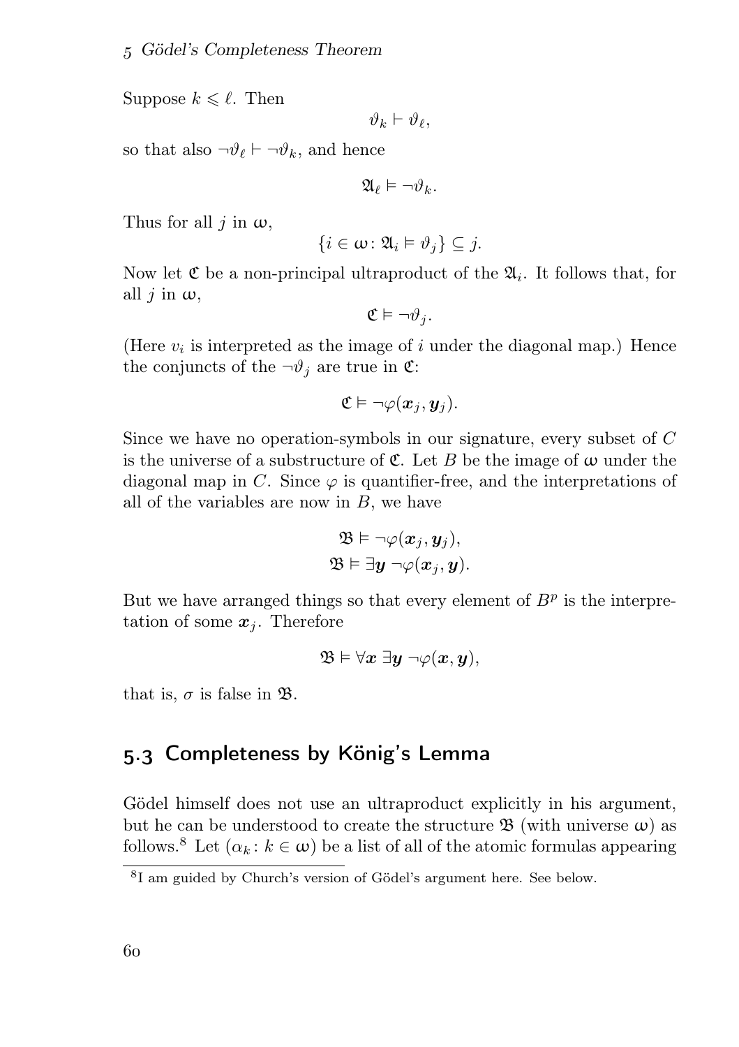Suppose $k \leqslant \ell$. Then

$$\vartheta_k \vdash \vartheta_\ell,$$

so that also $\neg\vartheta_\ell \vdash \neg\vartheta_k$, and hence

$$\mathfrak{A}_\ell \vDash \neg\vartheta_k.$$

Thus for all $j$ in $\omega$,

$$\{i \in \omega \colon \mathfrak{A}_i \vDash \vartheta_j\} \subseteq j.$$

Now let $\mathfrak{C}$ be a non-principal ultraproduct of the $\mathfrak{A}_i$. It follows that, for all $j$ in $\omega$,

$$\mathfrak{C} \vDash \neg\vartheta_j.$$

(Here $v_i$ is interpreted as the image of $i$ under the diagonal map.) Hence the conjuncts of the $\neg\vartheta_j$ are true in $\mathfrak{C}$:

$$\mathfrak{C} \vDash \neg\varphi(\boldsymbol{x}_j, \boldsymbol{y}_j).$$

Since we have no operation-symbols in our signature, every subset of $C$ is the universe of a substructure of $\mathfrak{C}$. Let $B$ be the image of $\omega$ under the diagonal map in $C$. Since $\varphi$ is quantifier-free, and the interpretations of all of the variables are now in $B$, we have

$$\mathfrak{B} \vDash \neg\varphi(\boldsymbol{x}_j, \boldsymbol{y}_j),$$
$$\mathfrak{B} \vDash \exists\boldsymbol{y}\ \neg\varphi(\boldsymbol{x}_j, \boldsymbol{y}).$$

But we have arranged things so that every element of $B^p$ is the interpretation of some $\boldsymbol{x}_j$. Therefore

$$\mathfrak{B} \vDash \forall\boldsymbol{x}\ \exists\boldsymbol{y}\ \neg\varphi(\boldsymbol{x}, \boldsymbol{y}),$$

that is, $\sigma$ is false in $\mathfrak{B}$.

## 5.3 Completeness by König's Lemma

Gödel himself does not use an ultraproduct explicitly in his argument, but he can be understood to create the structure $\mathfrak{B}$ (with universe $\omega$) as follows.[8] Let $(\alpha_k \colon k \in \omega)$ be a list of all of the atomic formulas appearing

[8] I am guided by Church's version of Gödel's argument here. See below.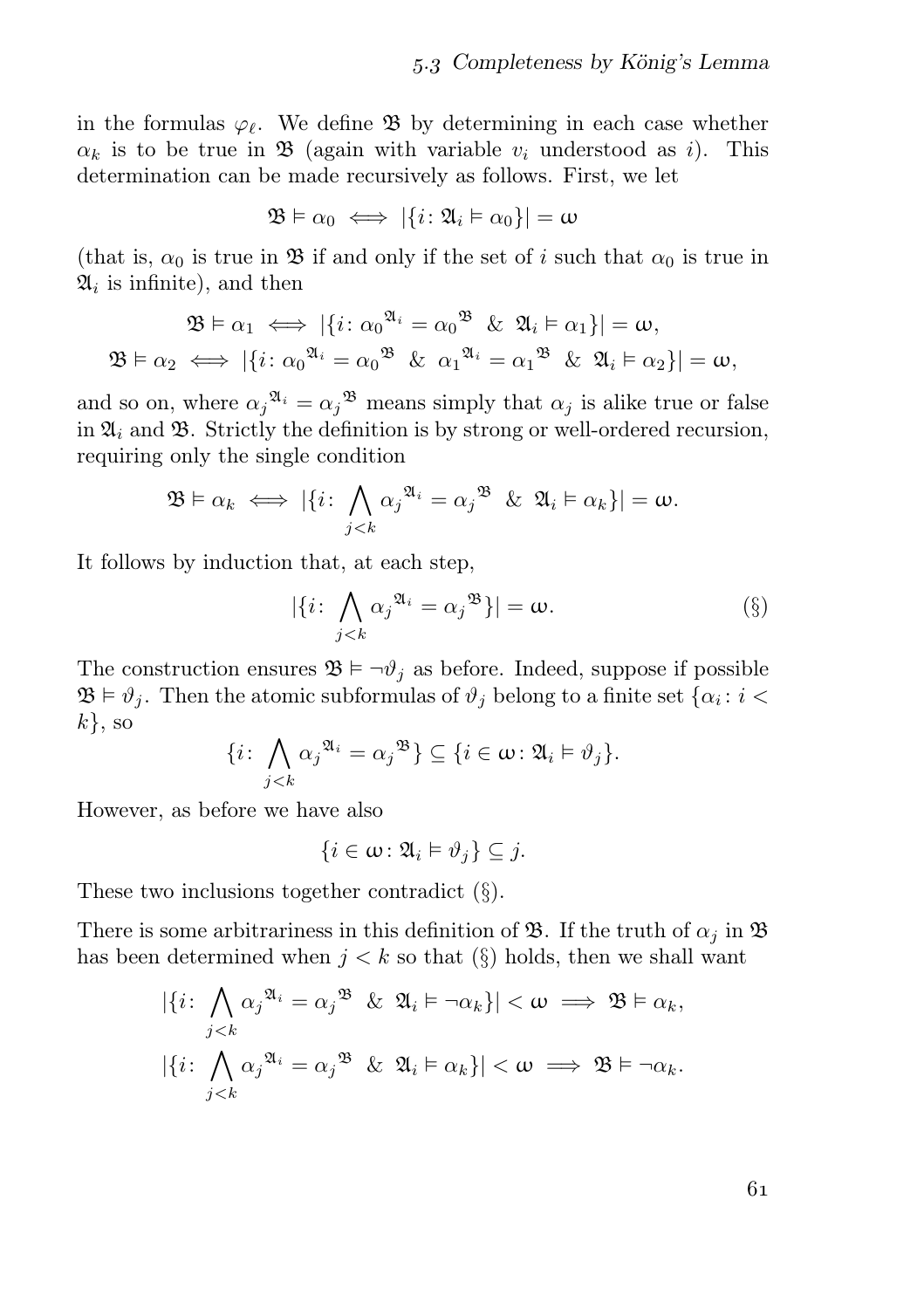in the formulas $\varphi_\ell$. We define $\mathfrak{B}$ by determining in each case whether $\alpha_k$ is to be true in $\mathfrak{B}$ (again with variable $v_i$ understood as $i$). This determination can be made recursively as follows. First, we let

$$\mathfrak{B} \vDash \alpha_0 \iff |\{i \colon \mathfrak{A}_i \vDash \alpha_0\}| = \omega$$

(that is, $\alpha_0$ is true in $\mathfrak{B}$ if and only if the set of $i$ such that $\alpha_0$ is true in $\mathfrak{A}_i$ is infinite), and then

$$\mathfrak{B} \vDash \alpha_1 \iff |\{i \colon {\alpha_0}^{\mathfrak{A}_i} = {\alpha_0}^{\mathfrak{B}} \ \& \ \mathfrak{A}_i \vDash \alpha_1\}| = \omega,$$
$$\mathfrak{B} \vDash \alpha_2 \iff |\{i \colon {\alpha_0}^{\mathfrak{A}_i} = {\alpha_0}^{\mathfrak{B}} \ \& \ {\alpha_1}^{\mathfrak{A}_i} = {\alpha_1}^{\mathfrak{B}} \ \& \ \mathfrak{A}_i \vDash \alpha_2\}| = \omega,$$

and so on, where ${\alpha_j}^{\mathfrak{A}_i} = {\alpha_j}^{\mathfrak{B}}$ means simply that $\alpha_j$ is alike true or false in $\mathfrak{A}_i$ and $\mathfrak{B}$. Strictly the definition is by strong or well-ordered recursion, requiring only the single condition

$$\mathfrak{B} \vDash \alpha_k \iff |\{i \colon \bigwedge_{j<k} {\alpha_j}^{\mathfrak{A}_i} = {\alpha_j}^{\mathfrak{B}} \ \& \ \mathfrak{A}_i \vDash \alpha_k\}| = \omega.$$

It follows by induction that, at each step,

$$|\{i \colon \bigwedge_{j<k} {\alpha_j}^{\mathfrak{A}_i} = {\alpha_j}^{\mathfrak{B}}\}| = \omega. \tag{§}$$

The construction ensures $\mathfrak{B} \vDash \neg\vartheta_j$ as before. Indeed, suppose if possible $\mathfrak{B} \vDash \vartheta_j$. Then the atomic subformulas of $\vartheta_j$ belong to a finite set $\{\alpha_i \colon i < k\}$, so

$$\{i \colon \bigwedge_{j<k} {\alpha_j}^{\mathfrak{A}_i} = {\alpha_j}^{\mathfrak{B}}\} \subseteq \{i \in \omega \colon \mathfrak{A}_i \vDash \vartheta_j\}.$$

However, as before we have also

$$\{i \in \omega \colon \mathfrak{A}_i \vDash \vartheta_j\} \subseteq j.$$

These two inclusions together contradict (§).

There is some arbitrariness in this definition of $\mathfrak{B}$. If the truth of $\alpha_j$ in $\mathfrak{B}$ has been determined when $j < k$ so that (§) holds, then we shall want

$$|\{i \colon \bigwedge_{j<k} {\alpha_j}^{\mathfrak{A}_i} = {\alpha_j}^{\mathfrak{B}} \ \& \ \mathfrak{A}_i \vDash \neg\alpha_k\}| < \omega \implies \mathfrak{B} \vDash \alpha_k,$$
$$|\{i \colon \bigwedge_{j<k} {\alpha_j}^{\mathfrak{A}_i} = {\alpha_j}^{\mathfrak{B}} \ \& \ \mathfrak{A}_i \vDash \alpha_k\}| < \omega \implies \mathfrak{B} \vDash \neg\alpha_k.$$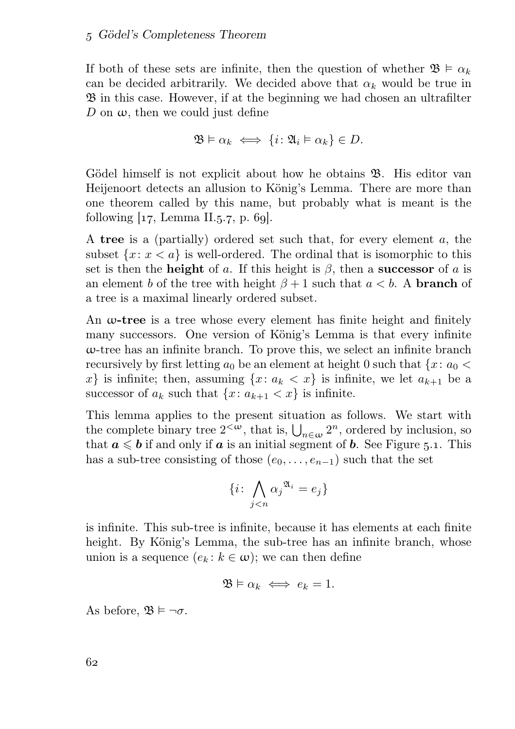If both of these sets are infinite, then the question of whether $\mathfrak{B} \vDash \alpha_k$ can be decided arbitrarily. We decided above that $\alpha_k$ would be true in $\mathfrak{B}$ in this case. However, if at the beginning we had chosen an ultrafilter $D$ on $\omega$, then we could just define

$$\mathfrak{B} \vDash \alpha_k \iff \{i \colon \mathfrak{A}_i \vDash \alpha_k\} \in D.$$

Gödel himself is not explicit about how he obtains $\mathfrak{B}$. His editor van Heijenoort detects an allusion to König's Lemma. There are more than one theorem called by this name, but probably what is meant is the following [17, Lemma II.5.7, p. 69].

A **tree** is a (partially) ordered set such that, for every element $a$, the subset $\{x \colon x < a\}$ is well-ordered. The ordinal that is isomorphic to this set is then the **height** of $a$. If this height is $\beta$, then a **successor** of $a$ is an element $b$ of the tree with height $\beta + 1$ such that $a < b$. A **branch** of a tree is a maximal linearly ordered subset.

An **$\omega$-tree** is a tree whose every element has finite height and finitely many successors. One version of König's Lemma is that every infinite $\omega$-tree has an infinite branch. To prove this, we select an infinite branch recursively by first letting $a_0$ be an element at height 0 such that $\{x \colon a_0 < x\}$ is infinite; then, assuming $\{x \colon a_k < x\}$ is infinite, we let $a_{k+1}$ be a successor of $a_k$ such that $\{x \colon a_{k+1} < x\}$ is infinite.

This lemma applies to the present situation as follows. We start with the complete binary tree $2^{<\omega}$, that is, $\bigcup_{n \in \omega} 2^n$, ordered by inclusion, so that $\boldsymbol{a} \leqslant \boldsymbol{b}$ if and only if $\boldsymbol{a}$ is an initial segment of $\boldsymbol{b}$. See Figure 5.1. This has a sub-tree consisting of those $(e_0, \dots, e_{n-1})$ such that the set

$$\{i \colon \bigwedge_{j<n} {\alpha_j}^{\mathfrak{A}_i} = e_j\}$$

is infinite. This sub-tree is infinite, because it has elements at each finite height. By König's Lemma, the sub-tree has an infinite branch, whose union is a sequence $(e_k \colon k \in \omega)$; we can then define

$$\mathfrak{B} \vDash \alpha_k \iff e_k = 1.$$

As before, $\mathfrak{B} \vDash \neg\sigma$.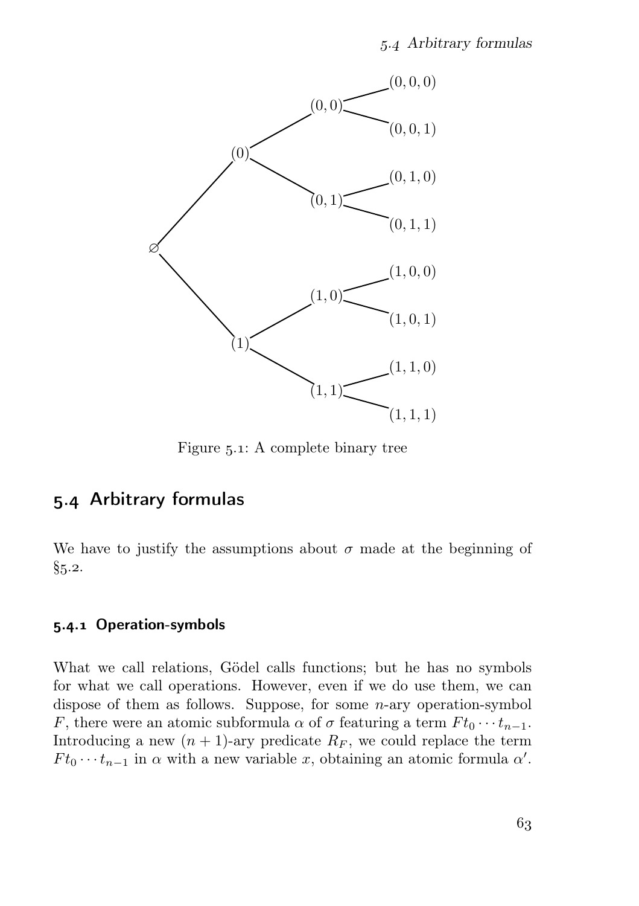Figure 5.1: A complete binary tree

## 5.4 Arbitrary formulas

We have to justify the assumptions about $\sigma$ made at the beginning of §5.2.

### 5.4.1 Operation-symbols

What we call relations, Gödel calls functions; but he has no symbols for what we call operations. However, even if we do use them, we can dispose of them as follows. Suppose, for some $n$-ary operation-symbol $F$, there were an atomic subformula $\alpha$ of $\sigma$ featuring a term $Ft_0 \cdots t_{n-1}$. Introducing a new $(n+1)$-ary predicate $R_F$, we could replace the term $Ft_0 \cdots t_{n-1}$ in $\alpha$ with a new variable $x$, obtaining an atomic formula $\alpha'$.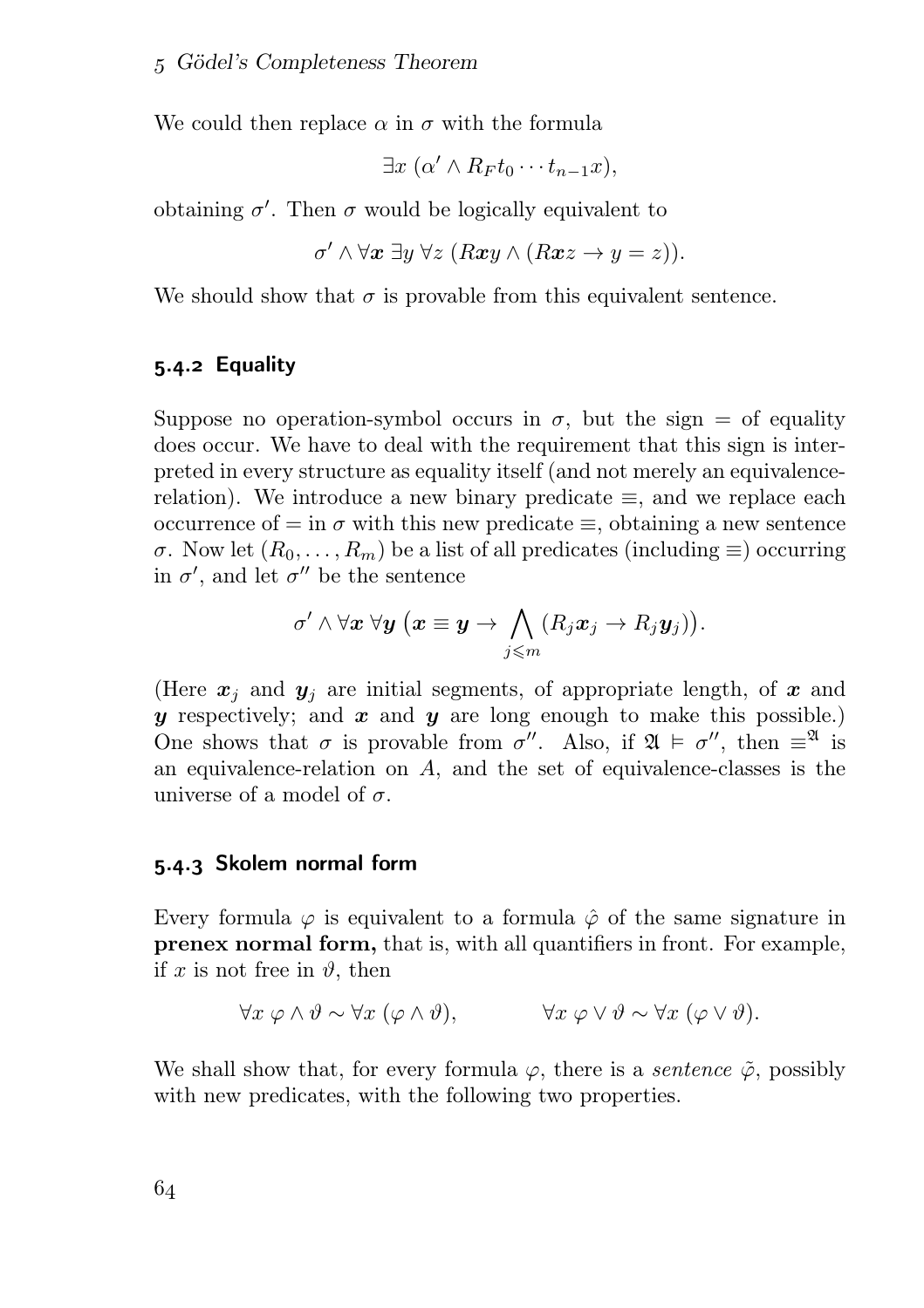We could then replace $\alpha$ in $\sigma$ with the formula

$$\exists x\ (\alpha' \wedge R_F t_0 \cdots t_{n-1} x),$$

obtaining $\sigma'$. Then $\sigma$ would be logically equivalent to

$$\sigma' \wedge \forall \boldsymbol{x}\ \exists y\ \forall z\ (R\boldsymbol{x}y \wedge (R\boldsymbol{x}z \to y = z)).$$

We should show that $\sigma$ is provable from this equivalent sentence.

### 5.4.2 Equality

Suppose no operation-symbol occurs in $\sigma$, but the sign $=$ of equality does occur. We have to deal with the requirement that this sign is interpreted in every structure as equality itself (and not merely an equivalence-relation). We introduce a new binary predicate $\equiv$, and we replace each occurrence of $=$ in $\sigma$ with this new predicate $\equiv$, obtaining a new sentence $\sigma$. Now let $(R_0, \dots, R_m)$ be a list of all predicates (including $\equiv$) occurring in $\sigma'$, and let $\sigma''$ be the sentence

$$\sigma' \wedge \forall \boldsymbol{x}\ \forall \boldsymbol{y}\ \big(\boldsymbol{x} \equiv \boldsymbol{y} \to \bigwedge_{j \leqslant m} (R_j \boldsymbol{x}_j \to R_j \boldsymbol{y}_j)\big).$$

(Here $\boldsymbol{x}_j$ and $\boldsymbol{y}_j$ are initial segments, of appropriate length, of $\boldsymbol{x}$ and $\boldsymbol{y}$ respectively; and $\boldsymbol{x}$ and $\boldsymbol{y}$ are long enough to make this possible.) One shows that $\sigma$ is provable from $\sigma''$. Also, if $\mathfrak{A} \vDash \sigma''$, then $\equiv^{\mathfrak{A}}$ is an equivalence-relation on $A$, and the set of equivalence-classes is the universe of a model of $\sigma$.

### 5.4.3 Skolem normal form

Every formula $\varphi$ is equivalent to a formula $\hat{\varphi}$ of the same signature in **prenex normal form,** that is, with all quantifiers in front. For example, if $x$ is not free in $\vartheta$, then

$$\forall x\ \varphi \wedge \vartheta \sim \forall x\ (\varphi \wedge \vartheta), \qquad \forall x\ \varphi \vee \vartheta \sim \forall x\ (\varphi \vee \vartheta).$$

We shall show that, for every formula $\varphi$, there is a *sentence* $\tilde{\varphi}$, possibly with new predicates, with the following two properties.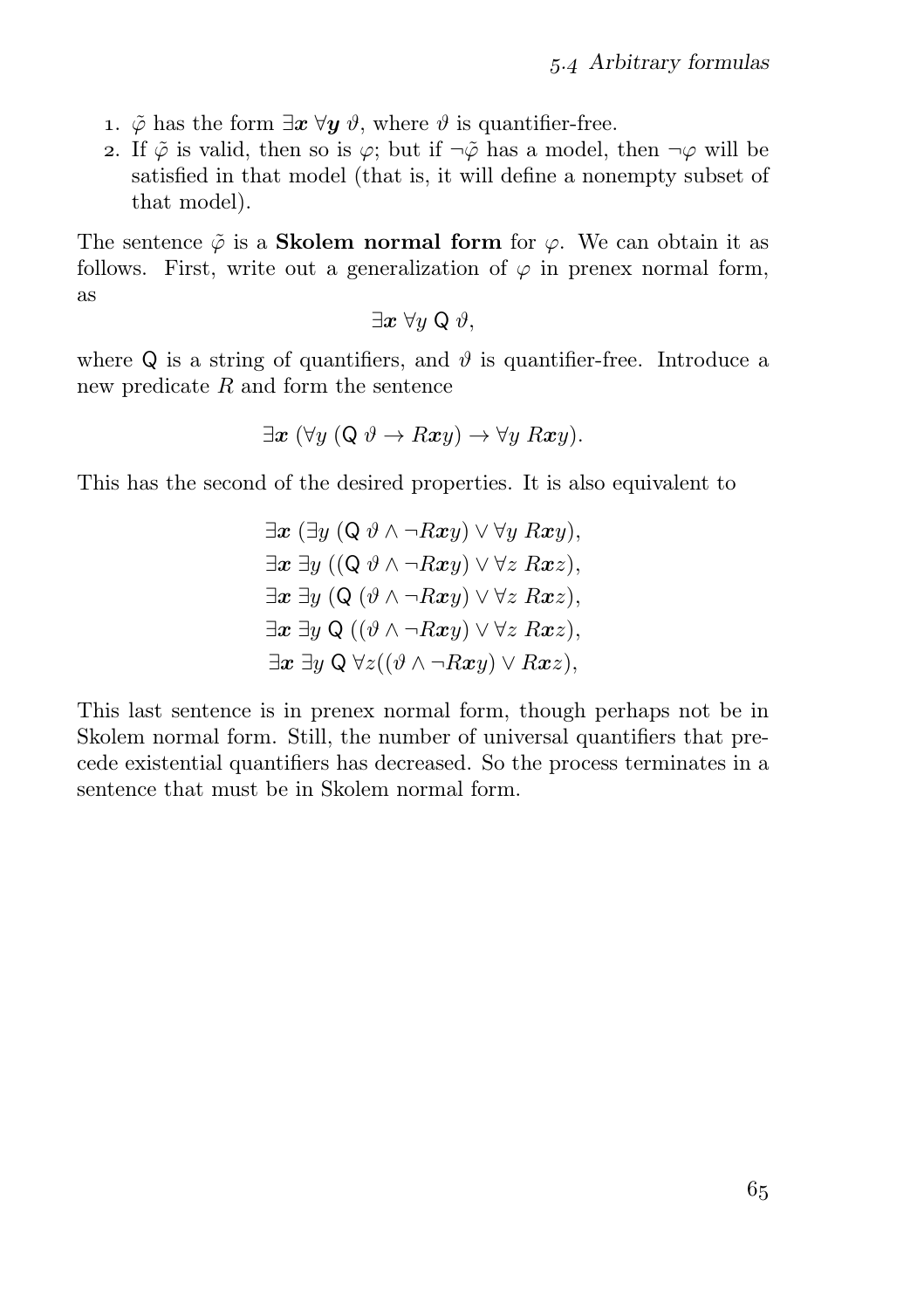1. $\tilde{\varphi}$ has the form $\exists \boldsymbol{x}\ \forall \boldsymbol{y}\ \vartheta$, where $\vartheta$ is quantifier-free.
2. If $\tilde{\varphi}$ is valid, then so is $\varphi$; but if $\neg\tilde{\varphi}$ has a model, then $\neg\varphi$ will be satisfied in that model (that is, it will define a nonempty subset of that model).

The sentence $\tilde{\varphi}$ is a **Skolem normal form** for $\varphi$. We can obtain it as follows. First, write out a generalization of $\varphi$ in prenex normal form, as

$$\exists \boldsymbol{x}\ \forall y\ \mathsf{Q}\ \vartheta,$$

where $\mathsf{Q}$ is a string of quantifiers, and $\vartheta$ is quantifier-free. Introduce a new predicate $R$ and form the sentence

$$\exists \boldsymbol{x}\ (\forall y\ (\mathsf{Q}\ \vartheta \to R\boldsymbol{x}y) \to \forall y\ R\boldsymbol{x}y).$$

This has the second of the desired properties. It is also equivalent to

$$\begin{aligned}
&\exists \boldsymbol{x}\ (\exists y\ (\mathsf{Q}\ \vartheta \wedge \neg R\boldsymbol{x}y) \vee \forall y\ R\boldsymbol{x}y),\\
&\exists \boldsymbol{x}\ \exists y\ ((\mathsf{Q}\ \vartheta \wedge \neg R\boldsymbol{x}y) \vee \forall z\ R\boldsymbol{x}z),\\
&\exists \boldsymbol{x}\ \exists y\ (\mathsf{Q}\ (\vartheta \wedge \neg R\boldsymbol{x}y) \vee \forall z\ R\boldsymbol{x}z),\\
&\exists \boldsymbol{x}\ \exists y\ \mathsf{Q}\ ((\vartheta \wedge \neg R\boldsymbol{x}y) \vee \forall z\ R\boldsymbol{x}z),\\
&\exists \boldsymbol{x}\ \exists y\ \mathsf{Q}\ \forall z((\vartheta \wedge \neg R\boldsymbol{x}y) \vee R\boldsymbol{x}z),
\end{aligned}$$

This last sentence is in prenex normal form, though perhaps not be in Skolem normal form. Still, the number of universal quantifiers that precede existential quantifiers has decreased. So the process terminates in a sentence that must be in Skolem normal form.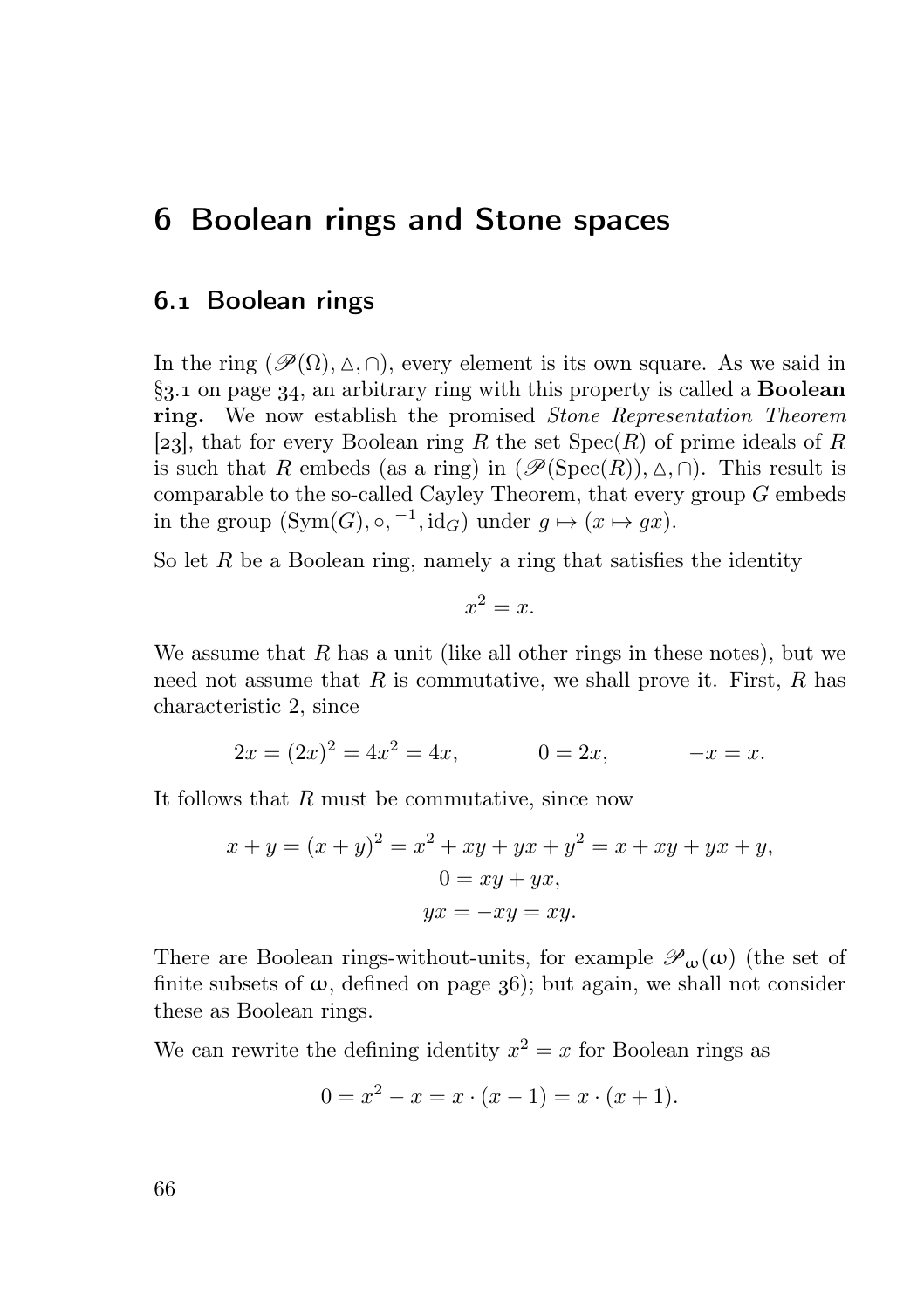# 6 Boolean rings and Stone spaces

## 6.1 Boolean rings

In the ring $(\mathscr{P}(\Omega), \triangle, \cap)$, every element is its own square. As we said in §3.1 on page 34, an arbitrary ring with this property is called a **Boolean ring.** We now establish the promised *Stone Representation Theorem* [23], that for every Boolean ring $R$ the set $\operatorname{Spec}(R)$ of prime ideals of $R$ is such that $R$ embeds (as a ring) in $(\mathscr{P}(\operatorname{Spec}(R)), \triangle, \cap)$. This result is comparable to the so-called Cayley Theorem, that every group $G$ embeds in the group $(\operatorname{Sym}(G), \circ, {}^{-1}, \mathrm{id}_G)$ under $g \mapsto (x \mapsto gx)$.

So let $R$ be a Boolean ring, namely a ring that satisfies the identity

$$x^2 = x.$$

We assume that $R$ has a unit (like all other rings in these notes), but we need not assume that $R$ is commutative, we shall prove it. First, $R$ has characteristic 2, since

$$2x = (2x)^2 = 4x^2 = 4x, \qquad 0 = 2x, \qquad -x = x.$$

It follows that $R$ must be commutative, since now

$$\begin{gathered} x + y = (x + y)^2 = x^2 + xy + yx + y^2 = x + xy + yx + y, \\ 0 = xy + yx, \\ yx = -xy = xy. \end{gathered}$$

There are Boolean rings-without-units, for example $\mathscr{P}_\omega(\omega)$ (the set of finite subsets of $\omega$, defined on page 36); but again, we shall not consider these as Boolean rings.

We can rewrite the defining identity $x^2 = x$ for Boolean rings as

$$0 = x^2 - x = x \cdot (x - 1) = x \cdot (x + 1).$$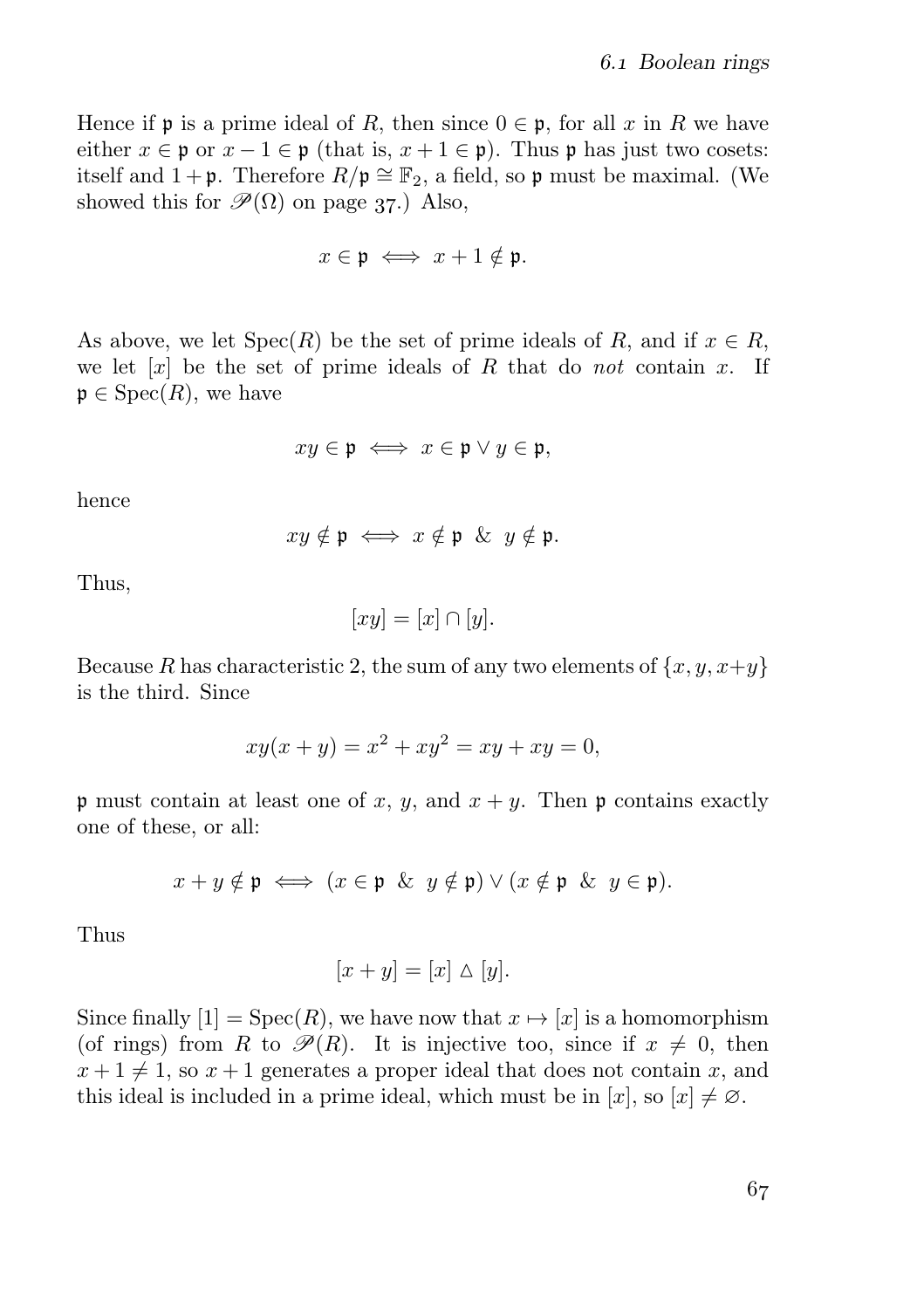Hence if $\mathfrak{p}$ is a prime ideal of $R$, then since $0 \in \mathfrak{p}$, for all $x$ in $R$ we have either $x \in \mathfrak{p}$ or $x - 1 \in \mathfrak{p}$ (that is, $x + 1 \in \mathfrak{p}$). Thus $\mathfrak{p}$ has just two cosets: itself and $1 + \mathfrak{p}$. Therefore $R/\mathfrak{p} \cong \mathbb{F}_2$, a field, so $\mathfrak{p}$ must be maximal. (We showed this for $\mathscr{P}(\Omega)$ on page 37.) Also,

$$x \in \mathfrak{p} \iff x + 1 \notin \mathfrak{p}.$$

As above, we let $\operatorname{Spec}(R)$ be the set of prime ideals of $R$, and if $x \in R$, we let $[x]$ be the set of prime ideals of $R$ that do *not* contain $x$. If $\mathfrak{p} \in \operatorname{Spec}(R)$, we have

$$xy \in \mathfrak{p} \iff x \in \mathfrak{p} \vee y \in \mathfrak{p},$$

hence

$$xy \notin \mathfrak{p} \iff x \notin \mathfrak{p} \ \& \ y \notin \mathfrak{p}.$$

Thus,

$$[xy] = [x] \cap [y].$$

Because $R$ has characteristic 2, the sum of any two elements of $\{x, y, x+y\}$ is the third. Since

$$xy(x + y) = x^2 + xy^2 = xy + xy = 0,$$

$\mathfrak{p}$ must contain at least one of $x$, $y$, and $x + y$. Then $\mathfrak{p}$ contains exactly one of these, or all:

$$x + y \notin \mathfrak{p} \iff (x \in \mathfrak{p} \ \& \ y \notin \mathfrak{p}) \vee (x \notin \mathfrak{p} \ \& \ y \in \mathfrak{p}).$$

Thus

$$[x + y] = [x] \mathbin{\triangle} [y].$$

Since finally $[1] = \operatorname{Spec}(R)$, we have now that $x \mapsto [x]$ is a homomorphism (of rings) from $R$ to $\mathscr{P}(R)$. It is injective too, since if $x \neq 0$, then $x + 1 \neq 1$, so $x + 1$ generates a proper ideal that does not contain $x$, and this ideal is included in a prime ideal, which must be in $[x]$, so $[x] \neq \varnothing$.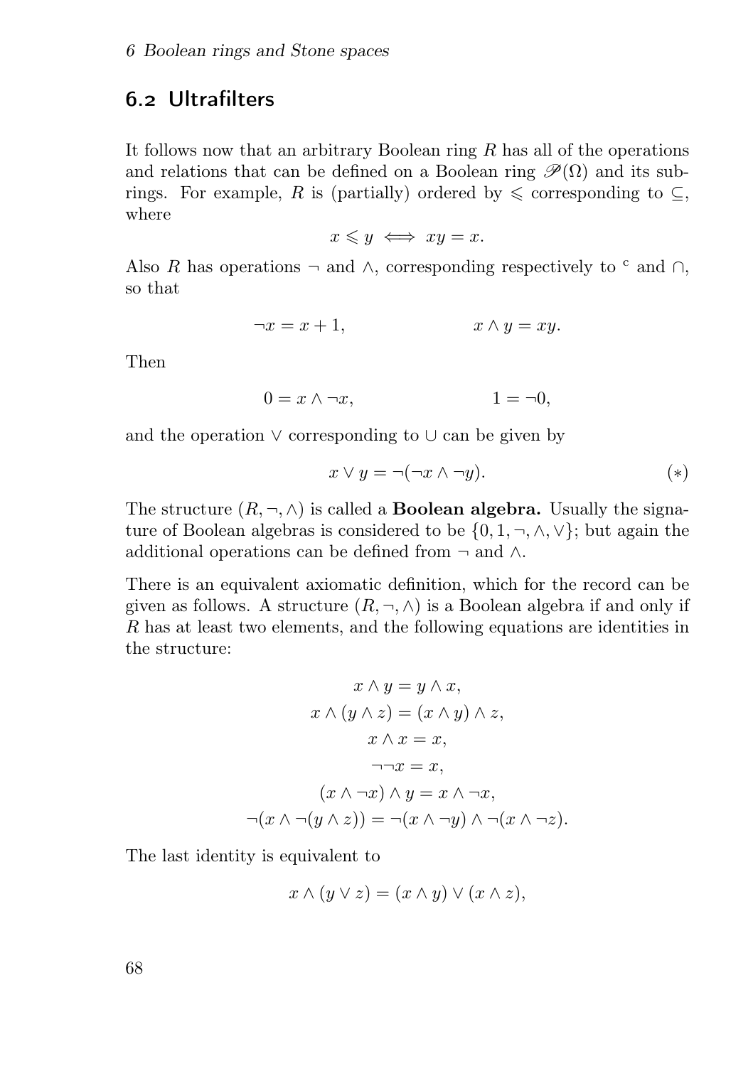## 6.2 Ultrafilters

It follows now that an arbitrary Boolean ring $R$ has all of the operations and relations that can be defined on a Boolean ring $\mathscr{P}(\Omega)$ and its subrings. For example, $R$ is (partially) ordered by $\leqslant$ corresponding to $\subseteq$, where

$$x \leqslant y \iff xy = x.$$

Also $R$ has operations $\neg$ and $\wedge$, corresponding respectively to $^{\mathrm{c}}$ and $\cap$, so that

$$\neg x = x + 1, \qquad\qquad x \wedge y = xy.$$

Then

$$0 = x \wedge \neg x, \qquad\qquad 1 = \neg 0,$$

and the operation $\vee$ corresponding to $\cup$ can be given by

$$x \vee y = \neg(\neg x \wedge \neg y). \tag{$*$}$$

The structure $(R, \neg, \wedge)$ is called a **Boolean algebra.** Usually the signature of Boolean algebras is considered to be $\{0, 1, \neg, \wedge, \vee\}$; but again the additional operations can be defined from $\neg$ and $\wedge$.

There is an equivalent axiomatic definition, which for the record can be given as follows. A structure $(R, \neg, \wedge)$ is a Boolean algebra if and only if $R$ has at least two elements, and the following equations are identities in the structure:

$$\begin{gathered}
x \wedge y = y \wedge x, \\
x \wedge (y \wedge z) = (x \wedge y) \wedge z, \\
x \wedge x = x, \\
\neg\neg x = x, \\
(x \wedge \neg x) \wedge y = x \wedge \neg x, \\
\neg(x \wedge \neg(y \wedge z)) = \neg(x \wedge \neg y) \wedge \neg(x \wedge \neg z).
\end{gathered}$$

The last identity is equivalent to

$$x \wedge (y \vee z) = (x \wedge y) \vee (x \wedge z),$$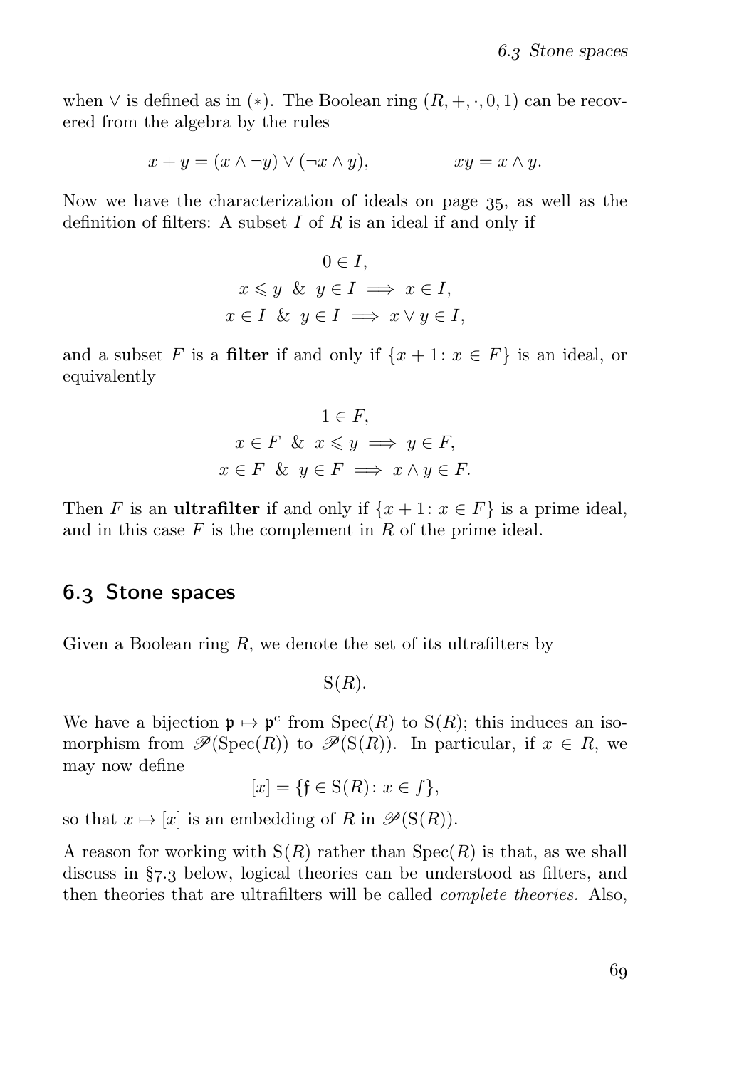when $\vee$ is defined as in $(*)$. The Boolean ring $(R, +, \cdot, 0, 1)$ can be recovered from the algebra by the rules

$$x + y = (x \wedge \neg y) \vee (\neg x \wedge y), \qquad\qquad xy = x \wedge y.$$

Now we have the characterization of ideals on page 35, as well as the definition of filters: A subset $I$ of $R$ is an ideal if and only if

$$\begin{gathered} 0 \in I, \\ x \leqslant y \ \& \ y \in I \implies x \in I, \\ x \in I \ \& \ y \in I \implies x \vee y \in I, \end{gathered}$$

and a subset $F$ is a **filter** if and only if $\{x + 1 \colon x \in F\}$ is an ideal, or equivalently

$$\begin{gathered} 1 \in F, \\ x \in F \ \& \ x \leqslant y \implies y \in F, \\ x \in F \ \& \ y \in F \implies x \wedge y \in F. \end{gathered}$$

Then $F$ is an **ultrafilter** if and only if $\{x + 1 \colon x \in F\}$ is a prime ideal, and in this case $F$ is the complement in $R$ of the prime ideal.

## 6.3 Stone spaces

Given a Boolean ring $R$, we denote the set of its ultrafilters by

$$\mathrm{S}(R).$$

We have a bijection $\mathfrak{p} \mapsto \mathfrak{p}^{\mathrm{c}}$ from $\mathrm{Spec}(R)$ to $\mathrm{S}(R)$; this induces an isomorphism from $\mathscr{P}(\mathrm{Spec}(R))$ to $\mathscr{P}(\mathrm{S}(R))$. In particular, if $x \in R$, we may now define

$$[x] = \{\mathfrak{f} \in \mathrm{S}(R) \colon x \in f\},$$

so that $x \mapsto [x]$ is an embedding of $R$ in $\mathscr{P}(\mathrm{S}(R))$.

A reason for working with $\mathrm{S}(R)$ rather than $\mathrm{Spec}(R)$ is that, as we shall discuss in §7.3 below, logical theories can be understood as filters, and then theories that are ultrafilters will be called *complete theories.* Also,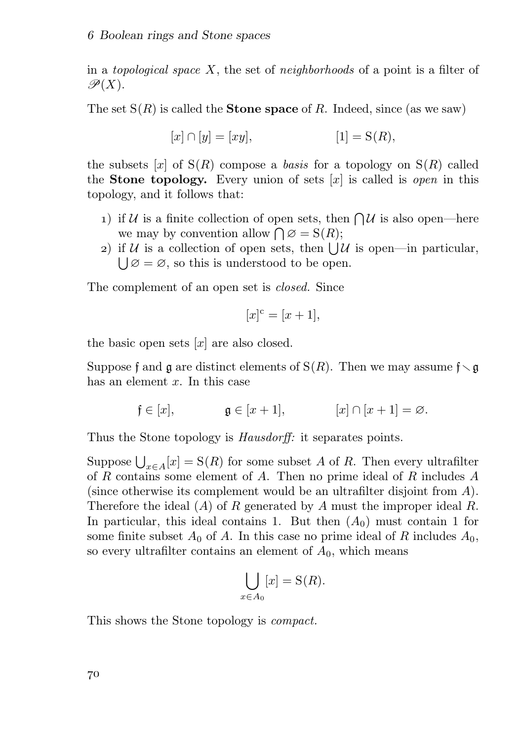in a *topological space* $X$, the set of *neighborhoods* of a point is a filter of $\mathscr{P}(X)$.

The set $\mathrm{S}(R)$ is called the **Stone space** of $R$. Indeed, since (as we saw)

$$[x] \cap [y] = [xy], \qquad\qquad [1] = \mathrm{S}(R),$$

the subsets $[x]$ of $\mathrm{S}(R)$ compose a *basis* for a topology on $\mathrm{S}(R)$ called the **Stone topology.** Every union of sets $[x]$ is called is *open* in this topology, and it follows that:

1) if $\mathcal{U}$ is a finite collection of open sets, then $\bigcap \mathcal{U}$ is also open—here we may by convention allow $\bigcap \varnothing = \mathrm{S}(R)$;
2) if $\mathcal{U}$ is a collection of open sets, then $\bigcup \mathcal{U}$ is open—in particular, $\bigcup \varnothing = \varnothing$, so this is understood to be open.

The complement of an open set is *closed.* Since

$$[x]^{\mathrm{c}} = [x+1],$$

the basic open sets $[x]$ are also closed.

Suppose $\mathfrak{f}$ and $\mathfrak{g}$ are distinct elements of $\mathrm{S}(R)$. Then we may assume $\mathfrak{f} \smallsetminus \mathfrak{g}$ has an element $x$. In this case

$$\mathfrak{f} \in [x], \qquad\qquad \mathfrak{g} \in [x+1], \qquad\qquad [x] \cap [x+1] = \varnothing.$$

Thus the Stone topology is *Hausdorff:* it separates points.

Suppose $\bigcup_{x \in A} [x] = \mathrm{S}(R)$ for some subset $A$ of $R$. Then every ultrafilter of $R$ contains some element of $A$. Then no prime ideal of $R$ includes $A$ (since otherwise its complement would be an ultrafilter disjoint from $A$). Therefore the ideal $(A)$ of $R$ generated by $A$ must the improper ideal $R$. In particular, this ideal contains 1. But then $(A_0)$ must contain 1 for some finite subset $A_0$ of $A$. In this case no prime ideal of $R$ includes $A_0$, so every ultrafilter contains an element of $A_0$, which means

$$\bigcup_{x \in A_0} [x] = \mathrm{S}(R).$$

This shows the Stone topology is *compact.*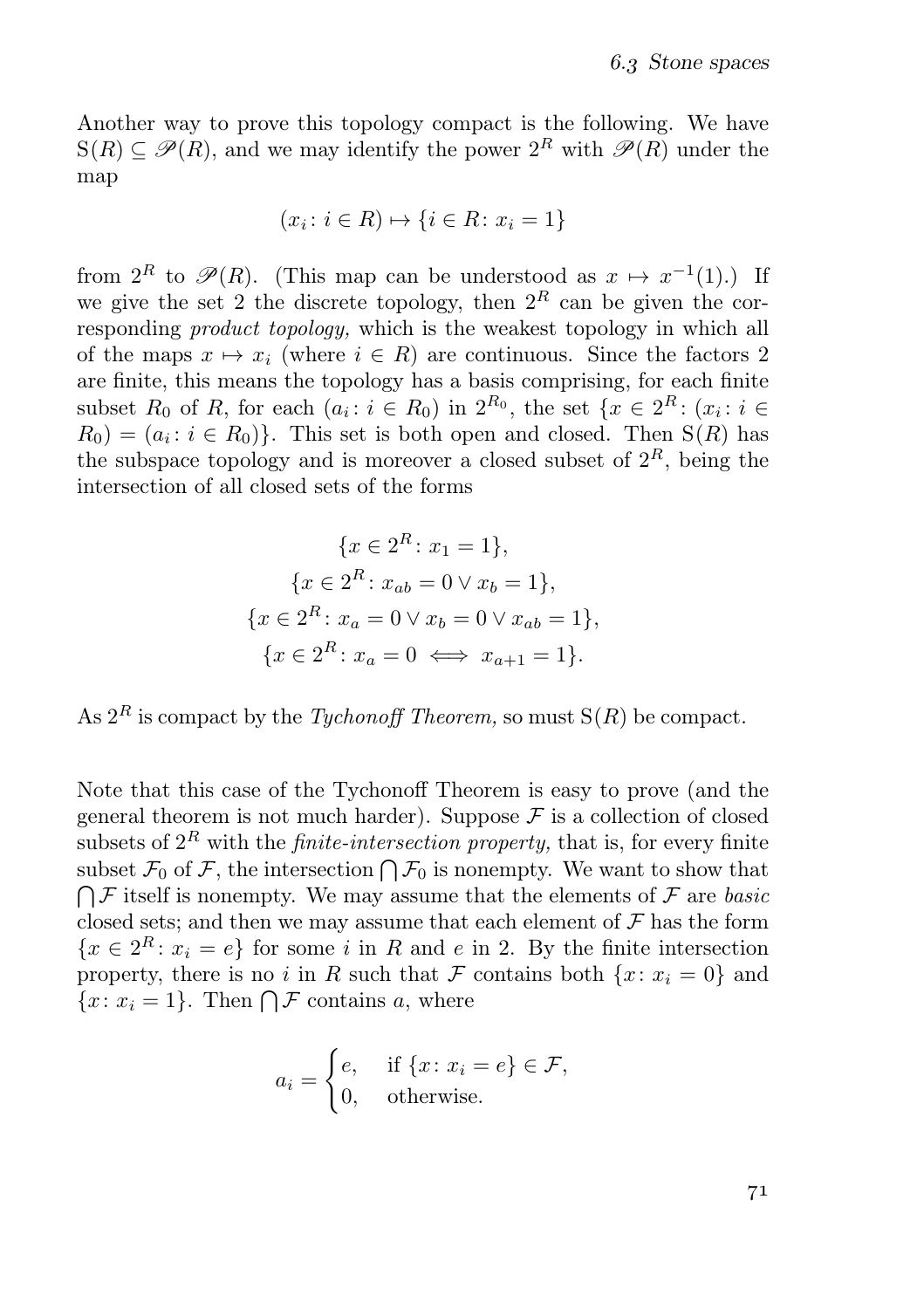Another way to prove this topology compact is the following. We have $\mathrm{S}(R) \subseteq \mathscr{P}(R)$, and we may identify the power $2^R$ with $\mathscr{P}(R)$ under the map

$$(x_i \colon i \in R) \mapsto \{i \in R \colon x_i = 1\}$$

from $2^R$ to $\mathscr{P}(R)$. (This map can be understood as $x \mapsto x^{-1}(1)$.) If we give the set 2 the discrete topology, then $2^R$ can be given the corresponding *product topology,* which is the weakest topology in which all of the maps $x \mapsto x_i$ (where $i \in R$) are continuous. Since the factors 2 are finite, this means the topology has a basis comprising, for each finite subset $R_0$ of $R$, for each $(a_i \colon i \in R_0)$ in $2^{R_0}$, the set $\{x \in 2^R \colon (x_i \colon i \in R_0) = (a_i \colon i \in R_0)\}$. This set is both open and closed. Then $\mathrm{S}(R)$ has the subspace topology and is moreover a closed subset of $2^R$, being the intersection of all closed sets of the forms

$$\{x \in 2^R \colon x_1 = 1\},$$
$$\{x \in 2^R \colon x_{ab} = 0 \lor x_b = 1\},$$
$$\{x \in 2^R \colon x_a = 0 \lor x_b = 0 \lor x_{ab} = 1\},$$
$$\{x \in 2^R \colon x_a = 0 \iff x_{a+1} = 1\}.$$

As $2^R$ is compact by the *Tychonoff Theorem,* so must $\mathrm{S}(R)$ be compact.

Note that this case of the Tychonoff Theorem is easy to prove (and the general theorem is not much harder). Suppose $\mathcal{F}$ is a collection of closed subsets of $2^R$ with the *finite-intersection property,* that is, for every finite subset $\mathcal{F}_0$ of $\mathcal{F}$, the intersection $\bigcap \mathcal{F}_0$ is nonempty. We want to show that $\bigcap \mathcal{F}$ itself is nonempty. We may assume that the elements of $\mathcal{F}$ are *basic* closed sets; and then we may assume that each element of $\mathcal{F}$ has the form $\{x \in 2^R \colon x_i = e\}$ for some $i$ in $R$ and $e$ in 2. By the finite intersection property, there is no $i$ in $R$ such that $\mathcal{F}$ contains both $\{x \colon x_i = 0\}$ and $\{x \colon x_i = 1\}$. Then $\bigcap \mathcal{F}$ contains $a$, where

$$a_i = \begin{cases} e, & \text{if } \{x \colon x_i = e\} \in \mathcal{F}, \\ 0, & \text{otherwise.} \end{cases}$$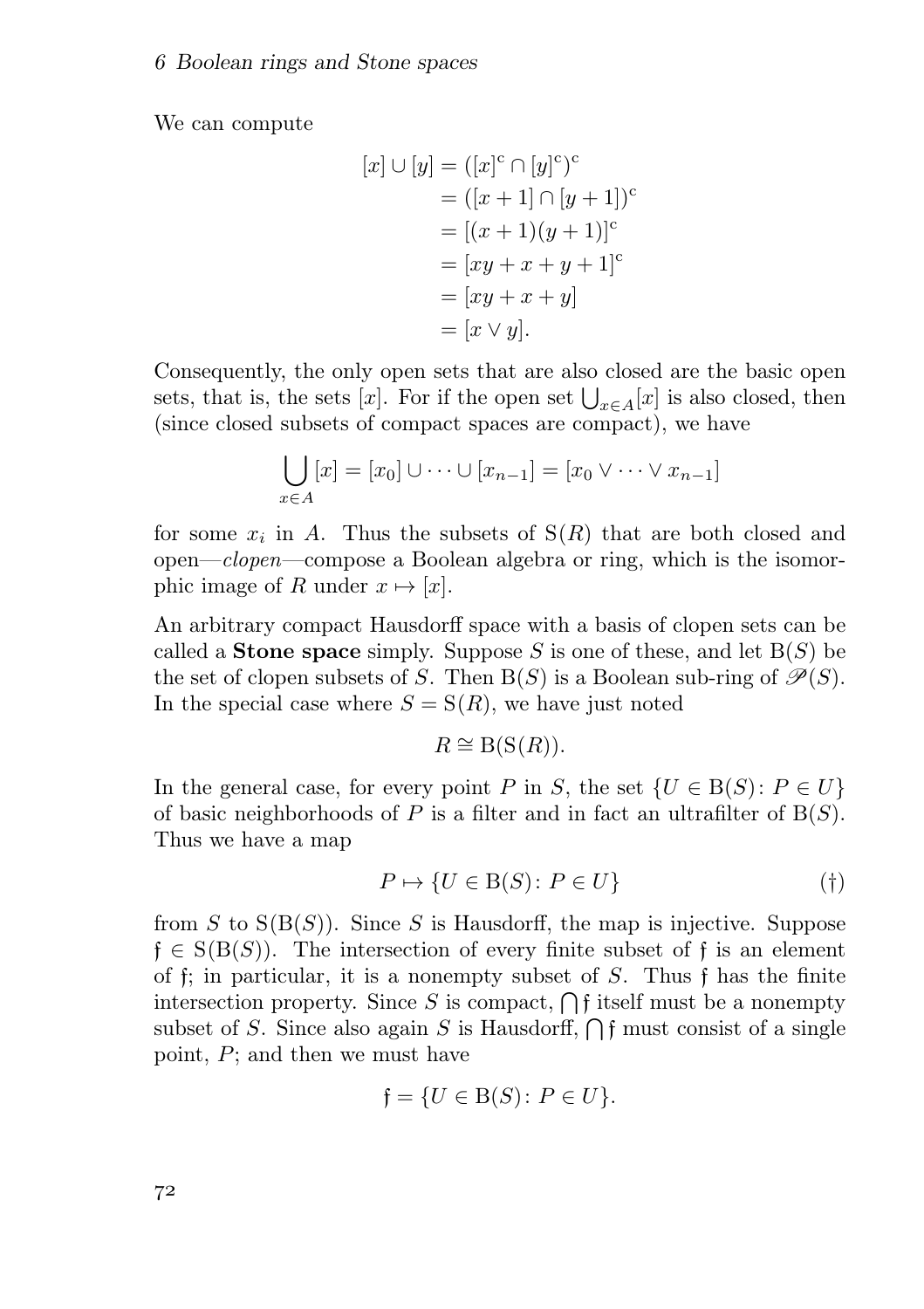We can compute

$$\begin{aligned}
[x] \cup [y] &= ([x]^{\mathrm{c}} \cap [y]^{\mathrm{c}})^{\mathrm{c}} \\
&= ([x+1] \cap [y+1])^{\mathrm{c}} \\
&= [(x+1)(y+1)]^{\mathrm{c}} \\
&= [xy + x + y + 1]^{\mathrm{c}} \\
&= [xy + x + y] \\
&= [x \vee y].
\end{aligned}$$

Consequently, the only open sets that are also closed are the basic open sets, that is, the sets $[x]$. For if the open set $\bigcup_{x \in A}[x]$ is also closed, then (since closed subsets of compact spaces are compact), we have

$$\bigcup_{x \in A} [x] = [x_0] \cup \cdots \cup [x_{n-1}] = [x_0 \vee \cdots \vee x_{n-1}]$$

for some $x_i$ in $A$. Thus the subsets of $\mathrm{S}(R)$ that are both closed and open—*clopen*—compose a Boolean algebra or ring, which is the isomorphic image of $R$ under $x \mapsto [x]$.

An arbitrary compact Hausdorff space with a basis of clopen sets can be called a **Stone space** simply. Suppose $S$ is one of these, and let $\mathrm{B}(S)$ be the set of clopen subsets of $S$. Then $\mathrm{B}(S)$ is a Boolean sub-ring of $\mathscr{P}(S)$. In the special case where $S = \mathrm{S}(R)$, we have just noted

$$R \cong \mathrm{B}(\mathrm{S}(R)).$$

In the general case, for every point $P$ in $S$, the set $\{U \in \mathrm{B}(S) \colon P \in U\}$ of basic neighborhoods of $P$ is a filter and in fact an ultrafilter of $\mathrm{B}(S)$. Thus we have a map

$$P \mapsto \{U \in \mathrm{B}(S) \colon P \in U\} \tag{†}$$

from $S$ to $\mathrm{S}(\mathrm{B}(S))$. Since $S$ is Hausdorff, the map is injective. Suppose $\mathfrak{f} \in \mathrm{S}(\mathrm{B}(S))$. The intersection of every finite subset of $\mathfrak{f}$ is an element of $\mathfrak{f}$; in particular, it is a nonempty subset of $S$. Thus $\mathfrak{f}$ has the finite intersection property. Since $S$ is compact, $\bigcap \mathfrak{f}$ itself must be a nonempty subset of $S$. Since also again $S$ is Hausdorff, $\bigcap \mathfrak{f}$ must consist of a single point, $P$; and then we must have

$$\mathfrak{f} = \{U \in \mathrm{B}(S) \colon P \in U\}.$$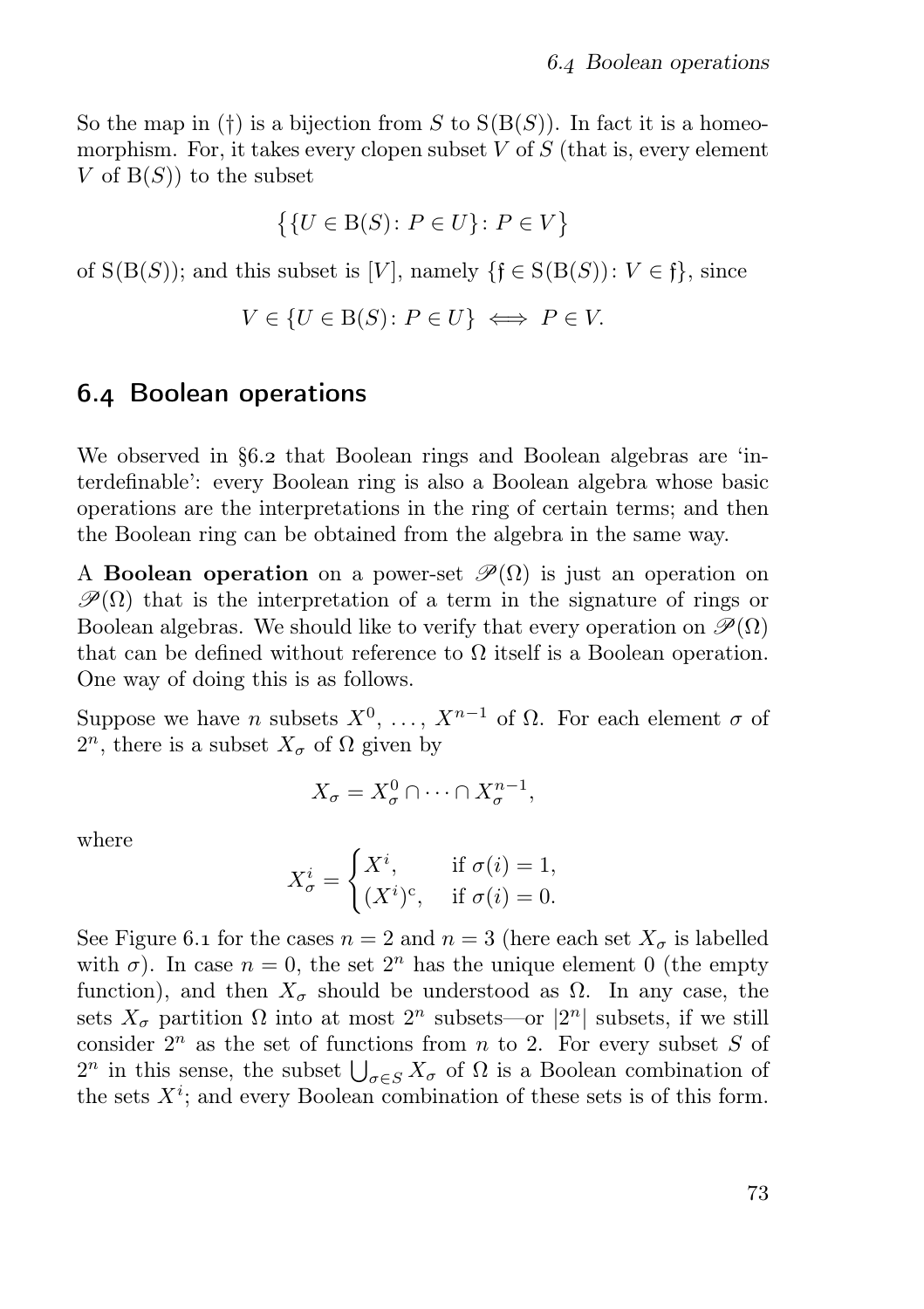So the map in (†) is a bijection from $S$ to $\mathrm{S}(\mathrm{B}(S))$. In fact it is a homeomorphism. For, it takes every clopen subset $V$ of $S$ (that is, every element $V$ of $\mathrm{B}(S)$) to the subset

$$\big\{\{U \in \mathrm{B}(S) \colon P \in U\} \colon P \in V\big\}$$

of $\mathrm{S}(\mathrm{B}(S))$; and this subset is $[V]$, namely $\{\mathfrak{f} \in \mathrm{S}(\mathrm{B}(S)) \colon V \in \mathfrak{f}\}$, since

$$V \in \{U \in \mathrm{B}(S) \colon P \in U\} \iff P \in V.$$

## 6.4 Boolean operations

We observed in §6.2 that Boolean rings and Boolean algebras are 'interdefinable': every Boolean ring is also a Boolean algebra whose basic operations are the interpretations in the ring of certain terms; and then the Boolean ring can be obtained from the algebra in the same way.

A **Boolean operation** on a power-set $\mathscr{P}(\Omega)$ is just an operation on $\mathscr{P}(\Omega)$ that is the interpretation of a term in the signature of rings or Boolean algebras. We should like to verify that every operation on $\mathscr{P}(\Omega)$ that can be defined without reference to $\Omega$ itself is a Boolean operation. One way of doing this is as follows.

Suppose we have $n$ subsets $X^0, \dots, X^{n-1}$ of $\Omega$. For each element $\sigma$ of $2^n$, there is a subset $X_\sigma$ of $\Omega$ given by

$$X_\sigma = X^0_\sigma \cap \dots \cap X^{n-1}_\sigma,$$

where

$$X^i_\sigma = \begin{cases} X^i, & \text{if } \sigma(i) = 1, \\ (X^i)^{\mathrm{c}}, & \text{if } \sigma(i) = 0. \end{cases}$$

See Figure 6.1 for the cases $n = 2$ and $n = 3$ (here each set $X_\sigma$ is labelled with $\sigma$). In case $n = 0$, the set $2^n$ has the unique element 0 (the empty function), and then $X_\sigma$ should be understood as $\Omega$. In any case, the sets $X_\sigma$ partition $\Omega$ into at most $2^n$ subsets—or $|2^n|$ subsets, if we still consider $2^n$ as the set of functions from $n$ to 2. For every subset $S$ of $2^n$ in this sense, the subset $\bigcup_{\sigma \in S} X_\sigma$ of $\Omega$ is a Boolean combination of the sets $X^i$; and every Boolean combination of these sets is of this form.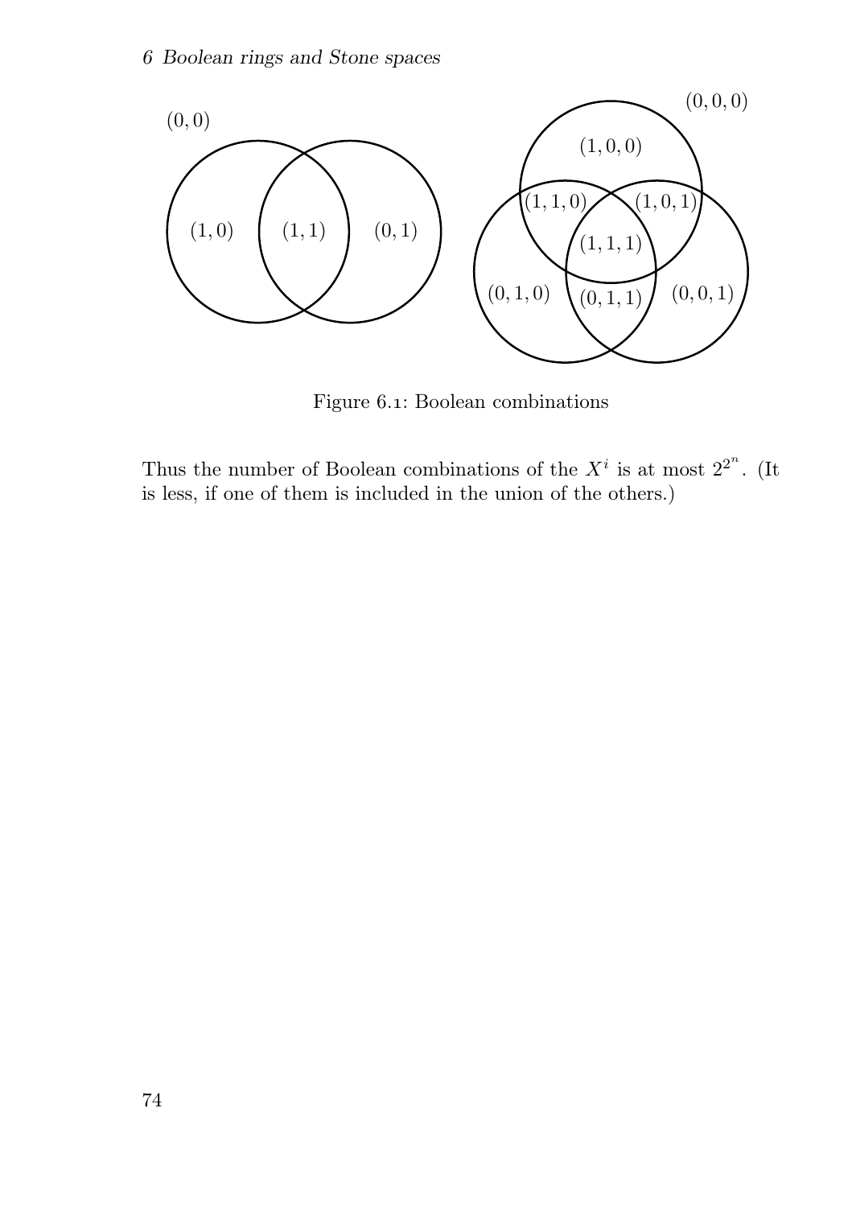Figure 6.1: Boolean combinations

Thus the number of Boolean combinations of the $X^i$ is at most $2^{2^n}$. (It is less, if one of them is included in the union of the others.)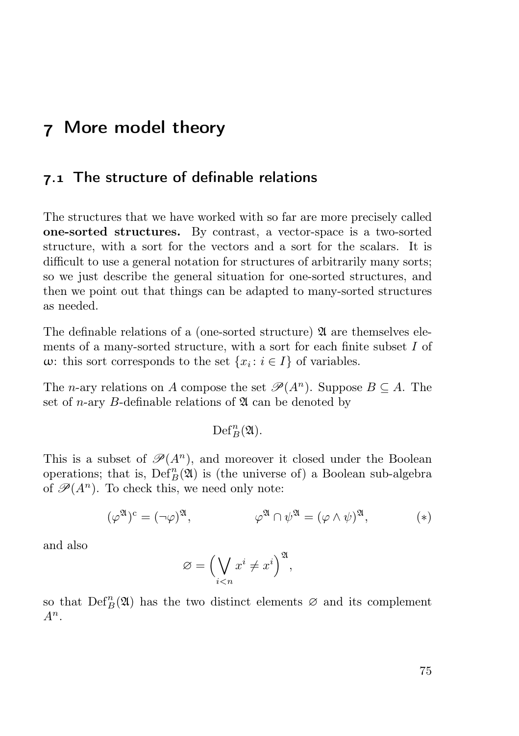# 7 More model theory

## 7.1 The structure of definable relations

The structures that we have worked with so far are more precisely called **one-sorted structures.** By contrast, a vector-space is a two-sorted structure, with a sort for the vectors and a sort for the scalars. It is difficult to use a general notation for structures of arbitrarily many sorts; so we just describe the general situation for one-sorted structures, and then we point out that things can be adapted to many-sorted structures as needed.

The definable relations of a (one-sorted structure) $\mathfrak{A}$ are themselves elements of a many-sorted structure, with a sort for each finite subset $I$ of $\omega$: this sort corresponds to the set $\{x_i \colon i \in I\}$ of variables.

The $n$-ary relations on $A$ compose the set $\mathscr{P}(A^n)$. Suppose $B \subseteq A$. The set of $n$-ary $B$-definable relations of $\mathfrak{A}$ can be denoted by

$$\operatorname{Def}^n_B(\mathfrak{A}).$$

This is a subset of $\mathscr{P}(A^n)$, and moreover it closed under the Boolean operations; that is, $\operatorname{Def}^n_B(\mathfrak{A})$ is (the universe of) a Boolean sub-algebra of $\mathscr{P}(A^n)$. To check this, we need only note:

$$(\varphi^{\mathfrak{A}})^{\mathrm{c}} = (\neg\varphi)^{\mathfrak{A}}, \qquad \varphi^{\mathfrak{A}} \cap \psi^{\mathfrak{A}} = (\varphi \wedge \psi)^{\mathfrak{A}}, \tag{$*$}$$

and also

$$\varnothing = \Big(\bigvee_{i<n} x^i \neq x^i\Big)^{\mathfrak{A}},$$

so that $\operatorname{Def}^n_B(\mathfrak{A})$ has the two distinct elements $\varnothing$ and its complement $A^n$.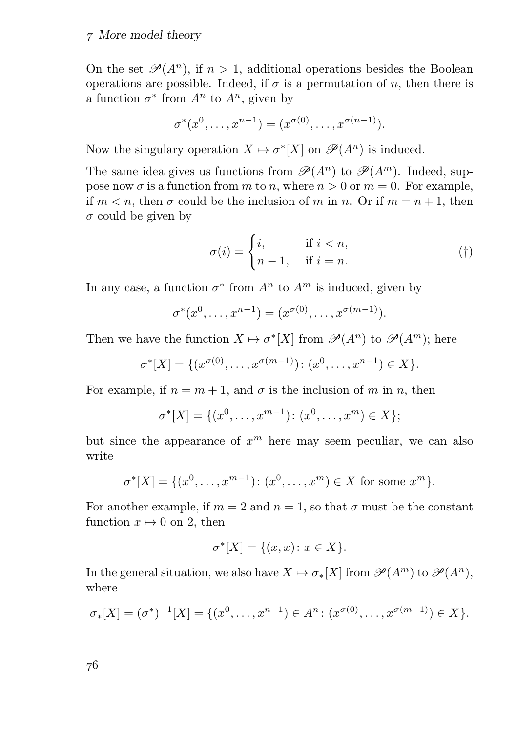On the set $\mathscr{P}(A^n)$, if $n > 1$, additional operations besides the Boolean operations are possible. Indeed, if $\sigma$ is a permutation of $n$, then there is a function $\sigma^*$ from $A^n$ to $A^n$, given by

$$\sigma^*(x^0, \dots, x^{n-1}) = (x^{\sigma(0)}, \dots, x^{\sigma(n-1)}).$$

Now the singulary operation $X \mapsto \sigma^*[X]$ on $\mathscr{P}(A^n)$ is induced.

The same idea gives us functions from $\mathscr{P}(A^n)$ to $\mathscr{P}(A^m)$. Indeed, suppose now $\sigma$ is a function from $m$ to $n$, where $n > 0$ or $m = 0$. For example, if $m < n$, then $\sigma$ could be the inclusion of $m$ in $n$. Or if $m = n + 1$, then $\sigma$ could be given by

$$\sigma(i) = \begin{cases} i, & \text{if } i < n, \\ n-1, & \text{if } i = n. \end{cases} \tag{†}$$

In any case, a function $\sigma^*$ from $A^n$ to $A^m$ is induced, given by

$$\sigma^*(x^0, \dots, x^{n-1}) = (x^{\sigma(0)}, \dots, x^{\sigma(m-1)}).$$

Then we have the function $X \mapsto \sigma^*[X]$ from $\mathscr{P}(A^n)$ to $\mathscr{P}(A^m)$; here

$$\sigma^*[X] = \{(x^{\sigma(0)}, \dots, x^{\sigma(m-1)}) \colon (x^0, \dots, x^{n-1}) \in X\}.$$

For example, if $n = m + 1$, and $\sigma$ is the inclusion of $m$ in $n$, then

$$\sigma^*[X] = \{(x^0, \dots, x^{m-1}) \colon (x^0, \dots, x^m) \in X\};$$

but since the appearance of $x^m$ here may seem peculiar, we can also write

$$\sigma^*[X] = \{(x^0, \dots, x^{m-1}) \colon (x^0, \dots, x^m) \in X \text{ for some } x^m\}.$$

For another example, if $m = 2$ and $n = 1$, so that $\sigma$ must be the constant function $x \mapsto 0$ on 2, then

$$\sigma^*[X] = \{(x, x) \colon x \in X\}.$$

In the general situation, we also have $X \mapsto \sigma_*[X]$ from $\mathscr{P}(A^m)$ to $\mathscr{P}(A^n)$, where

$$\sigma_*[X] = (\sigma^*)^{-1}[X] = \{(x^0, \dots, x^{n-1}) \in A^n \colon (x^{\sigma(0)}, \dots, x^{\sigma(m-1)}) \in X\}.$$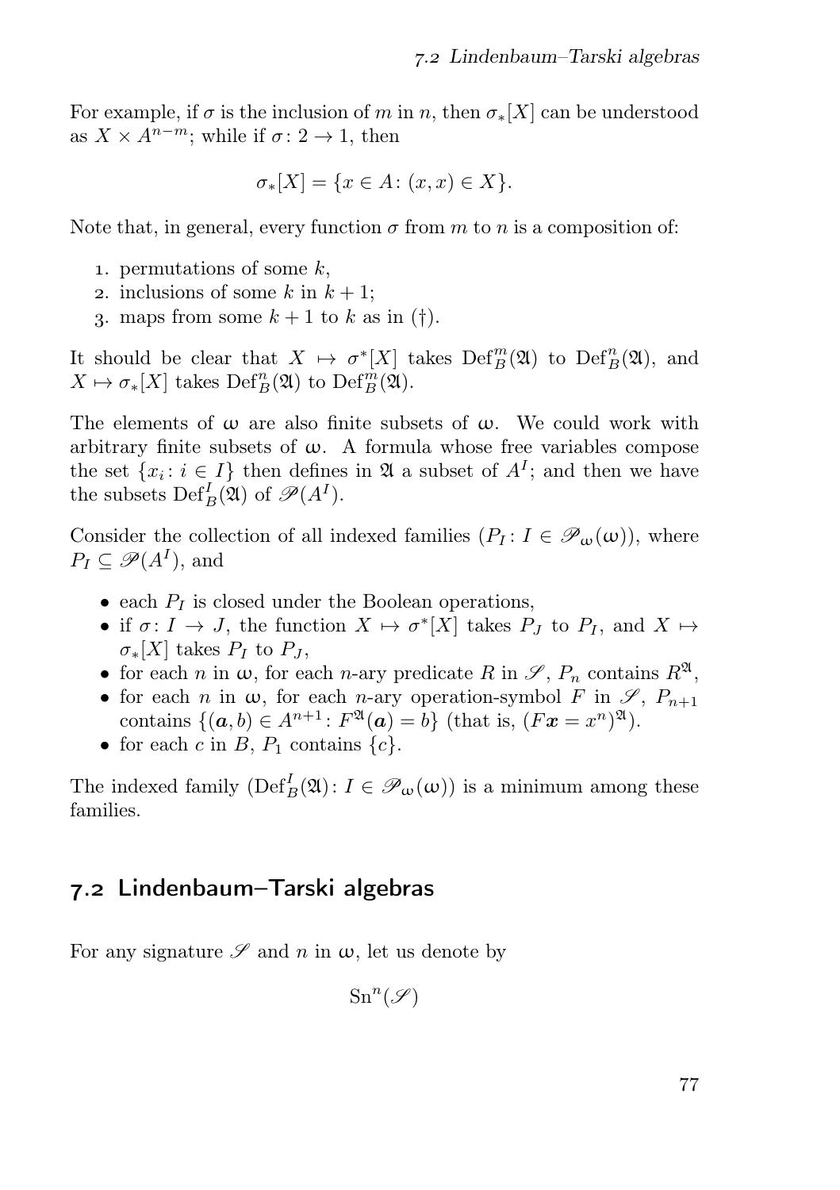For example, if $\sigma$ is the inclusion of $m$ in $n$, then $\sigma_*[X]$ can be understood as $X \times A^{n-m}$; while if $\sigma\colon 2 \to 1$, then

$$\sigma_*[X] = \{x \in A\colon (x,x) \in X\}.$$

Note that, in general, every function $\sigma$ from $m$ to $n$ is a composition of:

1. permutations of some $k$,
2. inclusions of some $k$ in $k+1$;
3. maps from some $k+1$ to $k$ as in (†).

It should be clear that $X \mapsto \sigma^*[X]$ takes $\operatorname{Def}^m_B(\mathfrak{A})$ to $\operatorname{Def}^n_B(\mathfrak{A})$, and $X \mapsto \sigma_*[X]$ takes $\operatorname{Def}^n_B(\mathfrak{A})$ to $\operatorname{Def}^m_B(\mathfrak{A})$.

The elements of $\omega$ are also finite subsets of $\omega$. We could work with arbitrary finite subsets of $\omega$. A formula whose free variables compose the set $\{x_i\colon i \in I\}$ then defines in $\mathfrak{A}$ a subset of $A^I$; and then we have the subsets $\operatorname{Def}^I_B(\mathfrak{A})$ of $\mathscr{P}(A^I)$.

Consider the collection of all indexed families $(P_I\colon I \in \mathscr{P}_\omega(\omega))$, where $P_I \subseteq \mathscr{P}(A^I)$, and

- each $P_I$ is closed under the Boolean operations,
- if $\sigma\colon I \to J$, the function $X \mapsto \sigma^*[X]$ takes $P_J$ to $P_I$, and $X \mapsto \sigma_*[X]$ takes $P_I$ to $P_J$,
- for each $n$ in $\omega$, for each $n$-ary predicate $R$ in $\mathscr{S}$, $P_n$ contains $R^{\mathfrak{A}}$,
- for each $n$ in $\omega$, for each $n$-ary operation-symbol $F$ in $\mathscr{S}$, $P_{n+1}$ contains $\{(\boldsymbol{a}, b) \in A^{n+1}\colon F^{\mathfrak{A}}(\boldsymbol{a}) = b\}$ (that is, $(F\boldsymbol{x} = x^n)^{\mathfrak{A}}$).
- for each $c$ in $B$, $P_1$ contains $\{c\}$.

The indexed family $(\operatorname{Def}^I_B(\mathfrak{A})\colon I \in \mathscr{P}_\omega(\omega))$ is a minimum among these families.

## 7.2 Lindenbaum–Tarski algebras

For any signature $\mathscr{S}$ and $n$ in $\omega$, let us denote by

$$\operatorname{Sn}^n(\mathscr{S})$$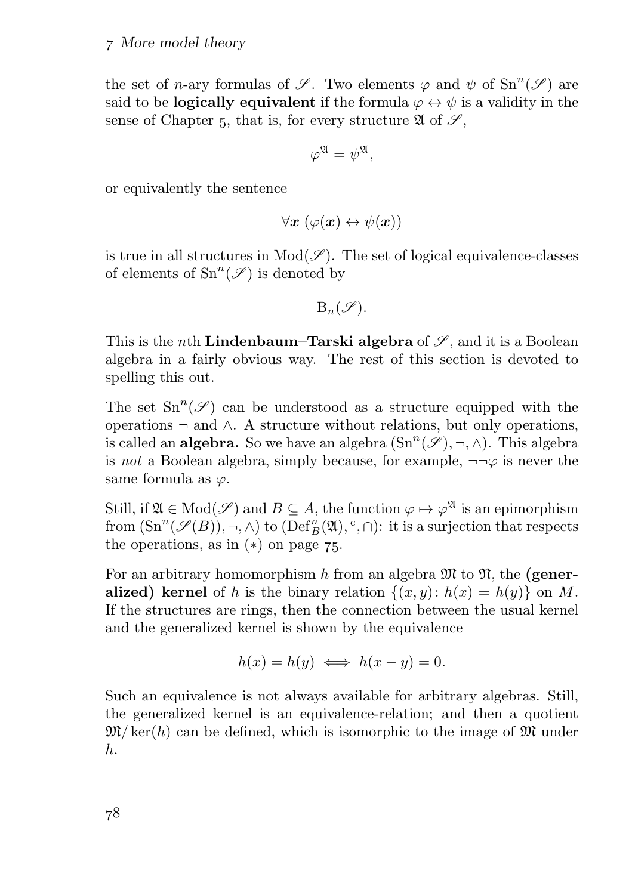the set of $n$-ary formulas of $\mathscr{S}$. Two elements $\varphi$ and $\psi$ of $\mathrm{Sn}^n(\mathscr{S})$ are said to be **logically equivalent** if the formula $\varphi \leftrightarrow \psi$ is a validity in the sense of Chapter 5, that is, for every structure $\mathfrak{A}$ of $\mathscr{S}$,

$$\varphi^{\mathfrak{A}} = \psi^{\mathfrak{A}},$$

or equivalently the sentence

$$\forall \boldsymbol{x}\ (\varphi(\boldsymbol{x}) \leftrightarrow \psi(\boldsymbol{x}))$$

is true in all structures in $\mathrm{Mod}(\mathscr{S})$. The set of logical equivalence-classes of elements of $\mathrm{Sn}^n(\mathscr{S})$ is denoted by

$$\mathrm{B}_n(\mathscr{S}).$$

This is the $n$th **Lindenbaum–Tarski algebra** of $\mathscr{S}$, and it is a Boolean algebra in a fairly obvious way. The rest of this section is devoted to spelling this out.

The set $\mathrm{Sn}^n(\mathscr{S})$ can be understood as a structure equipped with the operations $\neg$ and $\wedge$. A structure without relations, but only operations, is called an **algebra.** So we have an algebra $(\mathrm{Sn}^n(\mathscr{S}), \neg, \wedge)$. This algebra is *not* a Boolean algebra, simply because, for example, $\neg\neg\varphi$ is never the same formula as $\varphi$.

Still, if $\mathfrak{A} \in \mathrm{Mod}(\mathscr{S})$ and $B \subseteq A$, the function $\varphi \mapsto \varphi^{\mathfrak{A}}$ is an epimorphism from $(\mathrm{Sn}^n(\mathscr{S}(B)), \neg, \wedge)$ to $(\mathrm{Def}^n_B(\mathfrak{A}), {}^{\mathrm{c}}, \cap)$: it is a surjection that respects the operations, as in $(*)$ on page 75.

For an arbitrary homomorphism $h$ from an algebra $\mathfrak{M}$ to $\mathfrak{N}$, the **(generalized) kernel** of $h$ is the binary relation $\{(x, y) \colon h(x) = h(y)\}$ on $M$. If the structures are rings, then the connection between the usual kernel and the generalized kernel is shown by the equivalence

$$h(x) = h(y) \iff h(x - y) = 0.$$

Such an equivalence is not always available for arbitrary algebras. Still, the generalized kernel is an equivalence-relation; and then a quotient $\mathfrak{M}/\ker(h)$ can be defined, which is isomorphic to the image of $\mathfrak{M}$ under $h$.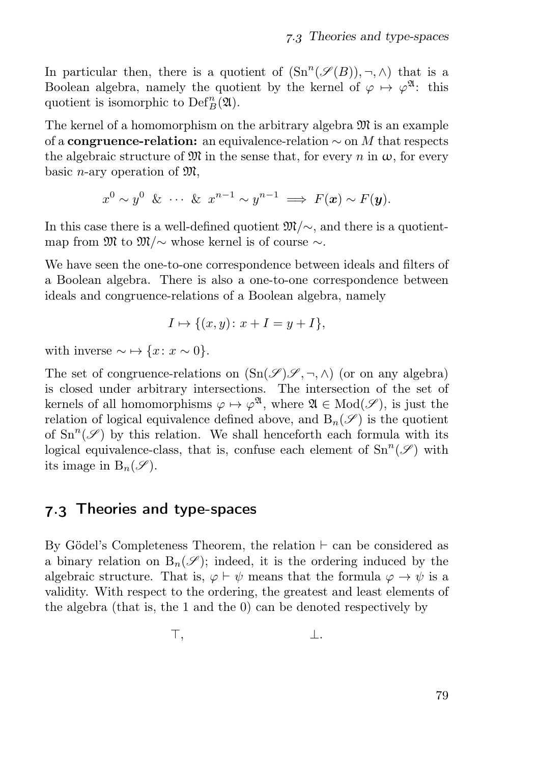In particular then, there is a quotient of $(\mathrm{Sn}^n(\mathscr{S}(B)), \neg, \wedge)$ that is a Boolean algebra, namely the quotient by the kernel of $\varphi \mapsto \varphi^{\mathfrak{A}}$: this quotient is isomorphic to $\mathrm{Def}^n_B(\mathfrak{A})$.

The kernel of a homomorphism on the arbitrary algebra $\mathfrak{M}$ is an example of a **congruence-relation:** an equivalence-relation $\sim$ on $M$ that respects the algebraic structure of $\mathfrak{M}$ in the sense that, for every $n$ in $\omega$, for every basic $n$-ary operation of $\mathfrak{M}$,

$$x^0 \sim y^0 \ \& \ \cdots \ \& \ x^{n-1} \sim y^{n-1} \implies F(\boldsymbol{x}) \sim F(\boldsymbol{y}).$$

In this case there is a well-defined quotient $\mathfrak{M}/{\sim}$, and there is a quotient-map from $\mathfrak{M}$ to $\mathfrak{M}/{\sim}$ whose kernel is of course $\sim$.

We have seen the one-to-one correspondence between ideals and filters of a Boolean algebra. There is also a one-to-one correspondence between ideals and congruence-relations of a Boolean algebra, namely

$$I \mapsto \{(x, y) \colon x + I = y + I\},$$

with inverse $\sim \mapsto \{x \colon x \sim 0\}$.

The set of congruence-relations on $(\mathrm{Sn}(\mathscr{S})\mathscr{S}, \neg, \wedge)$ (or on any algebra) is closed under arbitrary intersections. The intersection of the set of kernels of all homomorphisms $\varphi \mapsto \varphi^{\mathfrak{A}}$, where $\mathfrak{A} \in \mathrm{Mod}(\mathscr{S})$, is just the relation of logical equivalence defined above, and $\mathrm{B}_n(\mathscr{S})$ is the quotient of $\mathrm{Sn}^n(\mathscr{S})$ by this relation. We shall henceforth each formula with its logical equivalence-class, that is, confuse each element of $\mathrm{Sn}^n(\mathscr{S})$ with its image in $\mathrm{B}_n(\mathscr{S})$.

## 7.3 Theories and type-spaces

By Gödel's Completeness Theorem, the relation $\vdash$ can be considered as a binary relation on $\mathrm{B}_n(\mathscr{S})$; indeed, it is the ordering induced by the algebraic structure. That is, $\varphi \vdash \psi$ means that the formula $\varphi \to \psi$ is a validity. With respect to the ordering, the greatest and least elements of the algebra (that is, the 1 and the 0) can be denoted respectively by

$$\top, \qquad\qquad \bot.$$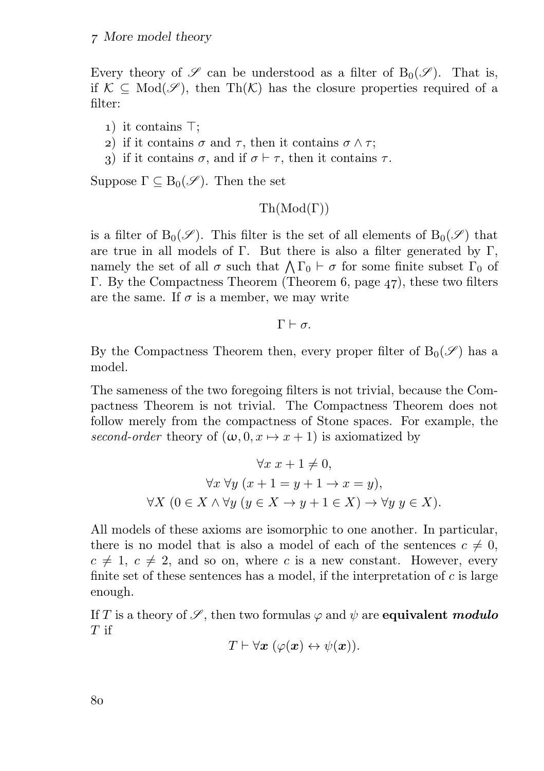Every theory of $\mathscr{S}$ can be understood as a filter of $\mathrm{B}_0(\mathscr{S})$. That is, if $\mathcal{K} \subseteq \mathrm{Mod}(\mathscr{S})$, then $\mathrm{Th}(\mathcal{K})$ has the closure properties required of a filter:

1) it contains $\top$;
2) if it contains $\sigma$ and $\tau$, then it contains $\sigma \wedge \tau$;
3) if it contains $\sigma$, and if $\sigma \vdash \tau$, then it contains $\tau$.

Suppose $\Gamma \subseteq \mathrm{B}_0(\mathscr{S})$. Then the set

$$\mathrm{Th}(\mathrm{Mod}(\Gamma))$$

is a filter of $\mathrm{B}_0(\mathscr{S})$. This filter is the set of all elements of $\mathrm{B}_0(\mathscr{S})$ that are true in all models of $\Gamma$. But there is also a filter generated by $\Gamma$, namely the set of all $\sigma$ such that $\bigwedge \Gamma_0 \vdash \sigma$ for some finite subset $\Gamma_0$ of $\Gamma$. By the Compactness Theorem (Theorem 6, page 47), these two filters are the same. If $\sigma$ is a member, we may write

$$\Gamma \vdash \sigma.$$

By the Compactness Theorem then, every proper filter of $\mathrm{B}_0(\mathscr{S})$ has a model.

The sameness of the two foregoing filters is not trivial, because the Compactness Theorem is not trivial. The Compactness Theorem does not follow merely from the compactness of Stone spaces. For example, the *second-order* theory of $(\omega, 0, x \mapsto x + 1)$ is axiomatized by

$$\forall x\ x + 1 \neq 0,$$
$$\forall x\ \forall y\ (x + 1 = y + 1 \rightarrow x = y),$$
$$\forall X\ (0 \in X \wedge \forall y\ (y \in X \rightarrow y + 1 \in X) \rightarrow \forall y\ y \in X).$$

All models of these axioms are isomorphic to one another. In particular, there is no model that is also a model of each of the sentences $c \neq 0$, $c \neq 1$, $c \neq 2$, and so on, where $c$ is a new constant. However, every finite set of these sentences has a model, if the interpretation of $c$ is large enough.

If $T$ is a theory of $\mathscr{S}$, then two formulas $\varphi$ and $\psi$ are **equivalent *modulo*** $T$ if

$$T \vdash \forall \boldsymbol{x}\ (\varphi(\boldsymbol{x}) \leftrightarrow \psi(\boldsymbol{x})).$$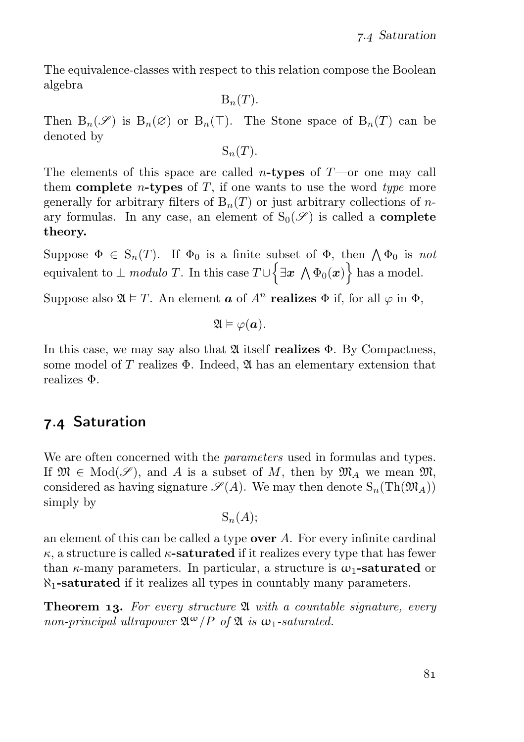The equivalence-classes with respect to this relation compose the Boolean algebra

$$\mathrm{B}_n(T).$$

Then $\mathrm{B}_n(\mathscr{S})$ is $\mathrm{B}_n(\varnothing)$ or $\mathrm{B}_n(\top)$. The Stone space of $\mathrm{B}_n(T)$ can be denoted by

$$\mathrm{S}_n(T).$$

The elements of this space are called **$n$-types** of $T$—or one may call them **complete $n$-types** of $T$, if one wants to use the word *type* more generally for arbitrary filters of $\mathrm{B}_n(T)$ or just arbitrary collections of $n$-ary formulas. In any case, an element of $\mathrm{S}_0(\mathscr{S})$ is called a **complete theory.**

Suppose $\Phi \in \mathrm{S}_n(T)$. If $\Phi_0$ is a finite subset of $\Phi$, then $\bigwedge \Phi_0$ is *not* equivalent to $\bot$ *modulo* $T$. In this case $T \cup \left\{ \exists \boldsymbol{x} \ \bigwedge \Phi_0(\boldsymbol{x}) \right\}$ has a model.

Suppose also $\mathfrak{A} \vDash T$. An element $\boldsymbol{a}$ of $A^n$ **realizes** $\Phi$ if, for all $\varphi$ in $\Phi$,

$$\mathfrak{A} \vDash \varphi(\boldsymbol{a}).$$

In this case, we may say also that $\mathfrak{A}$ itself **realizes** $\Phi$. By Compactness, some model of $T$ realizes $\Phi$. Indeed, $\mathfrak{A}$ has an elementary extension that realizes $\Phi$.

## 7.4 Saturation

We are often concerned with the *parameters* used in formulas and types. If $\mathfrak{M} \in \mathrm{Mod}(\mathscr{S})$, and $A$ is a subset of $M$, then by $\mathfrak{M}_A$ we mean $\mathfrak{M}$, considered as having signature $\mathscr{S}(A)$. We may then denote $\mathrm{S}_n(\mathrm{Th}(\mathfrak{M}_A))$ simply by

$$\mathrm{S}_n(A);$$

an element of this can be called a type **over** $A$. For every infinite cardinal $\kappa$, a structure is called **$\kappa$-saturated** if it realizes every type that has fewer than $\kappa$-many parameters. In particular, a structure is **$\omega_1$-saturated** or **$\aleph_1$-saturated** if it realizes all types in countably many parameters.

**Theorem 13.** *For every structure $\mathfrak{A}$ with a countable signature, every non-principal ultrapower $\mathfrak{A}^\omega/P$ of $\mathfrak{A}$ is $\omega_1$-saturated.*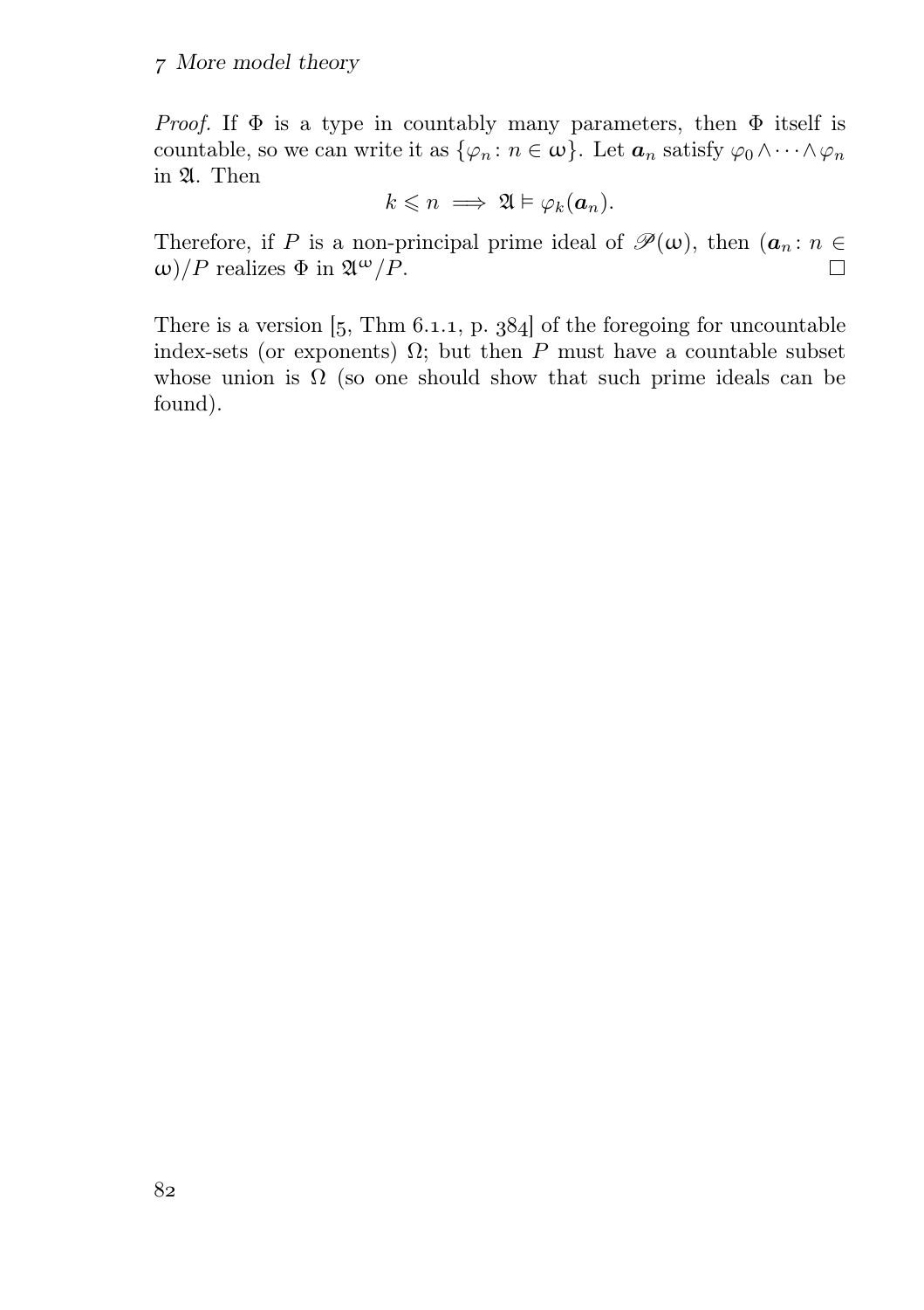*Proof.* If $\Phi$ is a type in countably many parameters, then $\Phi$ itself is countable, so we can write it as $\{\varphi_n : n \in \omega\}$. Let $\boldsymbol{a}_n$ satisfy $\varphi_0 \wedge \cdots \wedge \varphi_n$ in $\mathfrak{A}$. Then

$$k \leqslant n \implies \mathfrak{A} \vDash \varphi_k(\boldsymbol{a}_n).$$

Therefore, if $P$ is a non-principal prime ideal of $\mathscr{P}(\omega)$, then $(\boldsymbol{a}_n : n \in \omega)/P$ realizes $\Phi$ in $\mathfrak{A}^\omega/P$. □

There is a version [5, Thm 6.1.1, p. 384] of the foregoing for uncountable index-sets (or exponents) $\Omega$; but then $P$ must have a countable subset whose union is $\Omega$ (so one should show that such prime ideals can be found).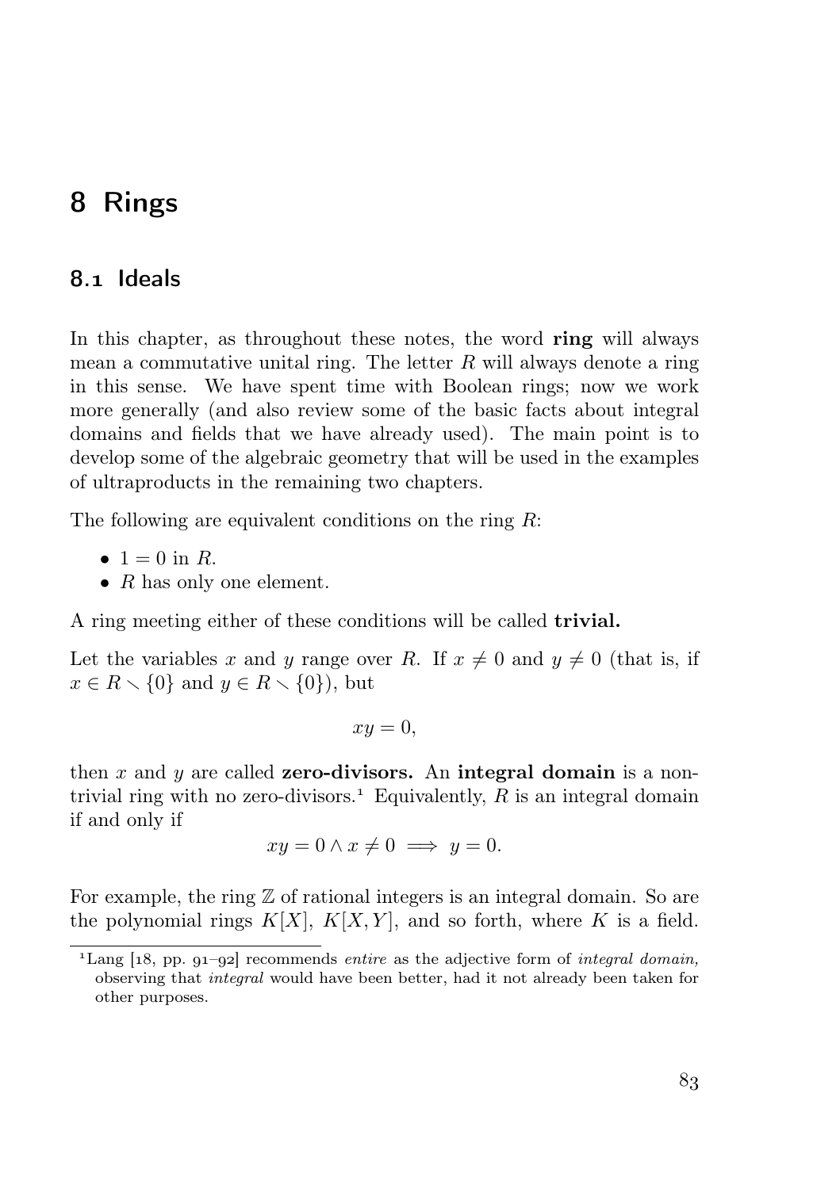// Chapter 8: Rings

# 8 Rings

## 8.1 Ideals

In this chapter, as throughout these notes, the word **ring** will always mean a commutative unital ring. The letter $R$ will always denote a ring in this sense. We have spent time with Boolean rings; now we work more generally (and also review some of the basic facts about integral domains and fields that we have already used). The main point is to develop some of the algebraic geometry that will be used in the examples of ultraproducts in the remaining two chapters.

The following are equivalent conditions on the ring $R$:

- $1 = 0$ in $R$.
- $R$ has only one element.

A ring meeting either of these conditions will be called **trivial.**

Let the variables $x$ and $y$ range over $R$. If $x \neq 0$ and $y \neq 0$ (that is, if $x \in R \smallsetminus \{0\}$ and $y \in R \smallsetminus \{0\}$), but

$$xy = 0,$$

then $x$ and $y$ are called **zero-divisors.** An **integral domain** is a non-trivial ring with no zero-divisors.[1] Equivalently, $R$ is an integral domain if and only if

$$xy = 0 \wedge x \neq 0 \implies y = 0.$$

For example, the ring $\mathbb{Z}$ of rational integers is an integral domain. So are the polynomial rings $K[X]$, $K[X, Y]$, and so forth, where $K$ is a field.

[1] Lang [18, pp. 91–92] recommends *entire* as the adjective form of *integral domain,* observing that *integral* would have been better, had it not already been taken for other purposes.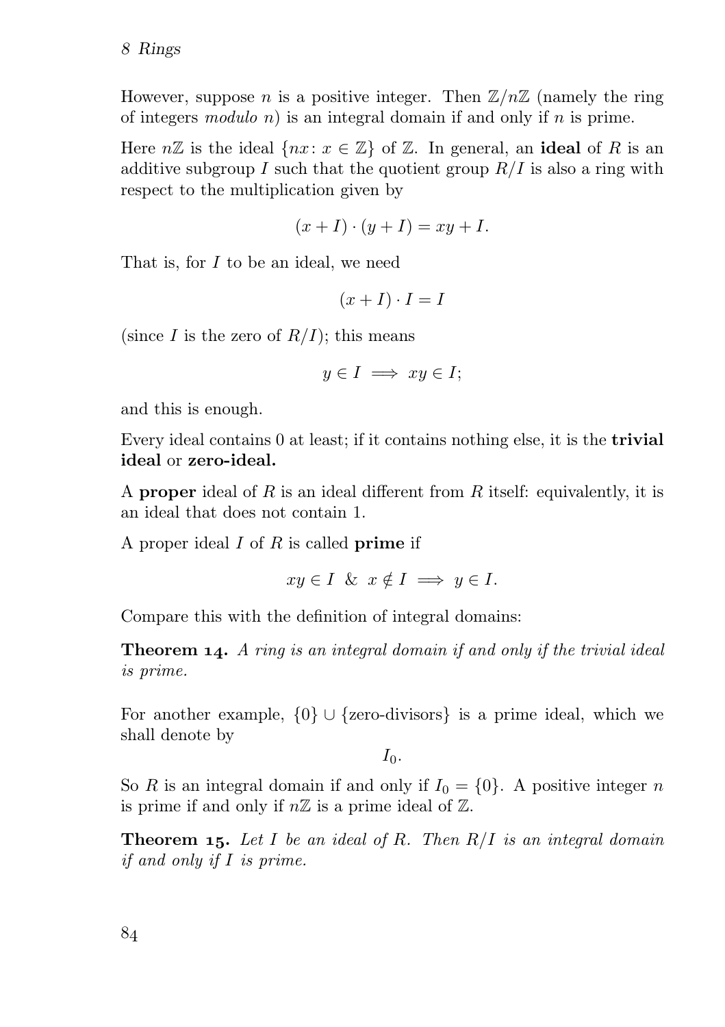However, suppose $n$ is a positive integer. Then $\mathbb{Z}/n\mathbb{Z}$ (namely the ring of integers *modulo* $n$) is an integral domain if and only if $n$ is prime.

Here $n\mathbb{Z}$ is the ideal $\{nx : x \in \mathbb{Z}\}$ of $\mathbb{Z}$. In general, an **ideal** of $R$ is an additive subgroup $I$ such that the quotient group $R/I$ is also a ring with respect to the multiplication given by

$$(x + I) \cdot (y + I) = xy + I.$$

That is, for $I$ to be an ideal, we need

$$(x + I) \cdot I = I$$

(since $I$ is the zero of $R/I$); this means

$$y \in I \implies xy \in I;$$

and this is enough.

Every ideal contains 0 at least; if it contains nothing else, it is the **trivial ideal** or **zero-ideal.**

A **proper** ideal of $R$ is an ideal different from $R$ itself: equivalently, it is an ideal that does not contain 1.

A proper ideal $I$ of $R$ is called **prime** if

$$xy \in I \;\&\; x \notin I \implies y \in I.$$

Compare this with the definition of integral domains:

**Theorem 14.** *A ring is an integral domain if and only if the trivial ideal is prime.*

For another example, $\{0\} \cup \{\text{zero-divisors}\}$ is a prime ideal, which we shall denote by

$$I_0.$$

So $R$ is an integral domain if and only if $I_0 = \{0\}$. A positive integer $n$ is prime if and only if $n\mathbb{Z}$ is a prime ideal of $\mathbb{Z}$.

**Theorem 15.** *Let $I$ be an ideal of $R$. Then $R/I$ is an integral domain if and only if $I$ is prime.*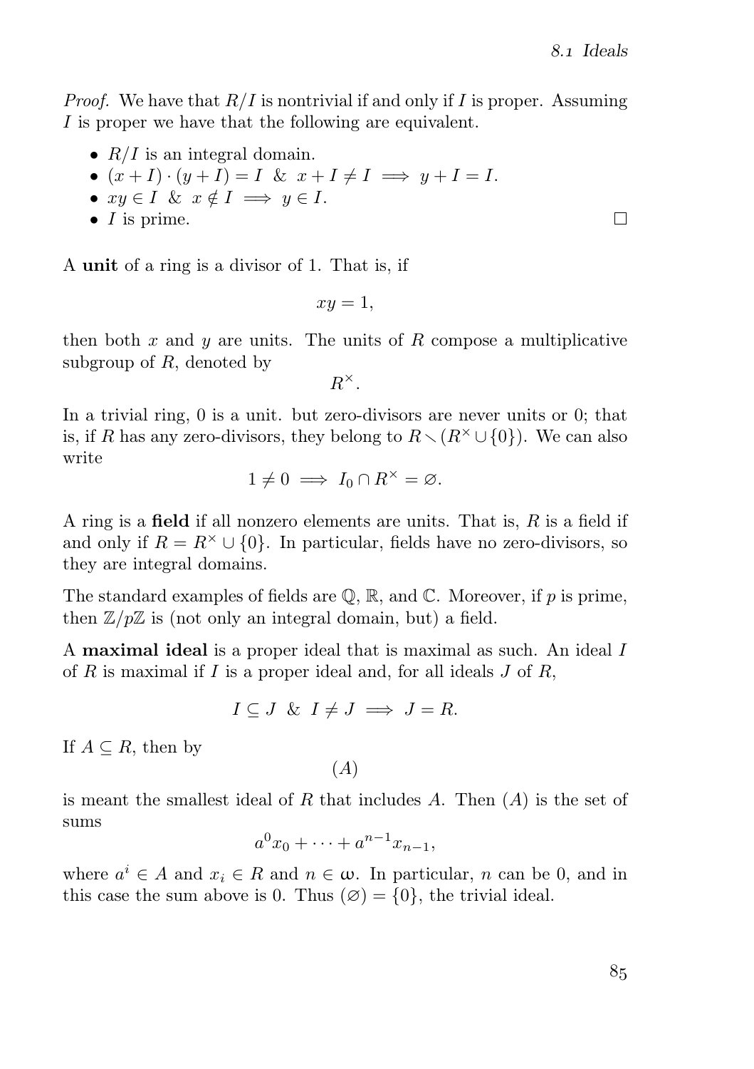*Proof.* We have that $R/I$ is nontrivial if and only if $I$ is proper. Assuming $I$ is proper we have that the following are equivalent.

- $R/I$ is an integral domain.
- $(x+I)\cdot(y+I)=I \;\&\; x+I\neq I \implies y+I=I$.
- $xy\in I \;\&\; x\notin I \implies y\in I$.
- $I$ is prime. □

A **unit** of a ring is a divisor of 1. That is, if

$$xy=1,$$

then both $x$ and $y$ are units. The units of $R$ compose a multiplicative subgroup of $R$, denoted by

$$R^{\times}.$$

In a trivial ring, 0 is a unit. but zero-divisors are never units or 0; that is, if $R$ has any zero-divisors, they belong to $R\smallsetminus(R^{\times}\cup\{0\})$. We can also write

$$1\neq 0 \implies I_0\cap R^{\times}=\varnothing.$$

A ring is a **field** if all nonzero elements are units. That is, $R$ is a field if and only if $R=R^{\times}\cup\{0\}$. In particular, fields have no zero-divisors, so they are integral domains.

The standard examples of fields are $\mathbb{Q}$, $\mathbb{R}$, and $\mathbb{C}$. Moreover, if $p$ is prime, then $\mathbb{Z}/p\mathbb{Z}$ is (not only an integral domain, but) a field.

A **maximal ideal** is a proper ideal that is maximal as such. An ideal $I$ of $R$ is maximal if $I$ is a proper ideal and, for all ideals $J$ of $R$,

$$I\subseteq J \;\&\; I\neq J \implies J=R.$$

If $A\subseteq R$, then by

$$(A)$$

is meant the smallest ideal of $R$ that includes $A$. Then $(A)$ is the set of sums

$$a^0x_0+\cdots+a^{n-1}x_{n-1},$$

where $a^i\in A$ and $x_i\in R$ and $n\in\omega$. In particular, $n$ can be 0, and in this case the sum above is 0. Thus $(\varnothing)=\{0\}$, the trivial ideal.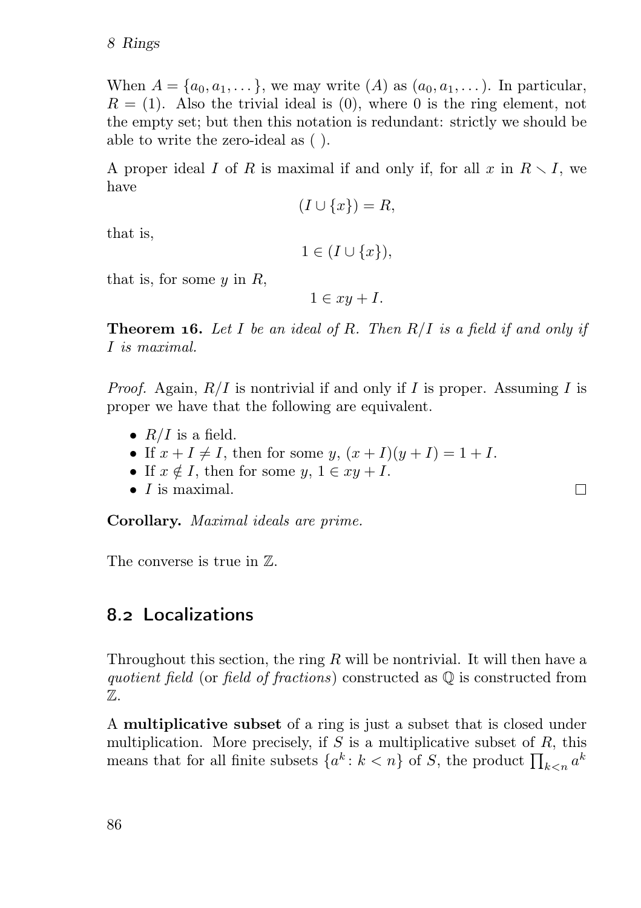When $A = \{a_0, a_1, \dots\}$, we may write $(A)$ as $(a_0, a_1, \dots)$. In particular, $R = (1)$. Also the trivial ideal is $(0)$, where $0$ is the ring element, not the empty set; but then this notation is redundant: strictly we should be able to write the zero-ideal as $(\,)$.

A proper ideal $I$ of $R$ is maximal if and only if, for all $x$ in $R \smallsetminus I$, we have

$$(I \cup \{x\}) = R,$$

that is,

$$1 \in (I \cup \{x\}),$$

that is, for some $y$ in $R$,

$$1 \in xy + I.$$

**Theorem 16.** *Let $I$ be an ideal of $R$. Then $R/I$ is a field if and only if $I$ is maximal.*

*Proof.* Again, $R/I$ is nontrivial if and only if $I$ is proper. Assuming $I$ is proper we have that the following are equivalent.

- $R/I$ is a field.
- If $x + I \neq I$, then for some $y$, $(x + I)(y + I) = 1 + I$.
- If $x \notin I$, then for some $y$, $1 \in xy + I$.
- $I$ is maximal. □

**Corollary.** *Maximal ideals are prime.*

The converse is true in $\mathbb{Z}$.

## 8.2 Localizations

Throughout this section, the ring $R$ will be nontrivial. It will then have a *quotient field* (or *field of fractions*) constructed as $\mathbb{Q}$ is constructed from $\mathbb{Z}$.

A **multiplicative subset** of a ring is just a subset that is closed under multiplication. More precisely, if $S$ is a multiplicative subset of $R$, this means that for all finite subsets $\{a^k : k < n\}$ of $S$, the product $\prod_{k<n} a^k$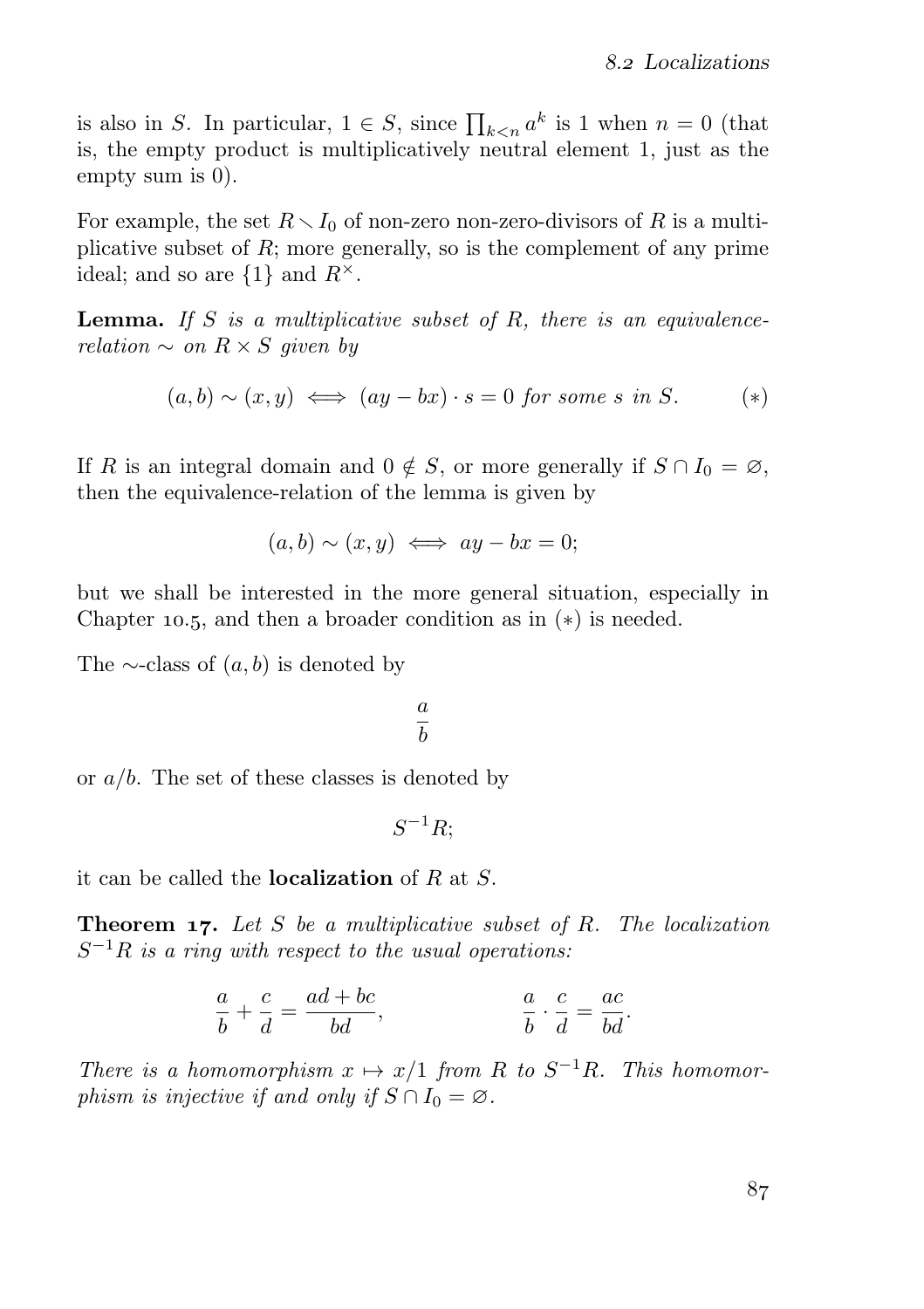is also in $S$. In particular, $1 \in S$, since $\prod_{k<n} a^k$ is 1 when $n = 0$ (that is, the empty product is multiplicatively neutral element 1, just as the empty sum is 0).

For example, the set $R \smallsetminus I_0$ of non-zero non-zero-divisors of $R$ is a multiplicative subset of $R$; more generally, so is the complement of any prime ideal; and so are $\{1\}$ and $R^\times$.

**Lemma.** *If $S$ is a multiplicative subset of $R$, there is an equivalence-relation $\sim$ on $R \times S$ given by*

$$(a, b) \sim (x, y) \iff (ay - bx) \cdot s = 0 \text{ for some } s \text{ in } S. \qquad (*)$$

If $R$ is an integral domain and $0 \notin S$, or more generally if $S \cap I_0 = \varnothing$, then the equivalence-relation of the lemma is given by

$$(a, b) \sim (x, y) \iff ay - bx = 0;$$

but we shall be interested in the more general situation, especially in Chapter 10.5, and then a broader condition as in $(*)$ is needed.

The $\sim$-class of $(a, b)$ is denoted by

$$\frac{a}{b}$$

or $a/b$. The set of these classes is denoted by

$$S^{-1}R;$$

it can be called the **localization** of $R$ at $S$.

**Theorem 17.** *Let $S$ be a multiplicative subset of $R$. The localization $S^{-1}R$ is a ring with respect to the usual operations:*

$$\frac{a}{b} + \frac{c}{d} = \frac{ad + bc}{bd}, \qquad\qquad \frac{a}{b} \cdot \frac{c}{d} = \frac{ac}{bd}.$$

*There is a homomorphism $x \mapsto x/1$ from $R$ to $S^{-1}R$. This homomorphism is injective if and only if $S \cap I_0 = \varnothing$.*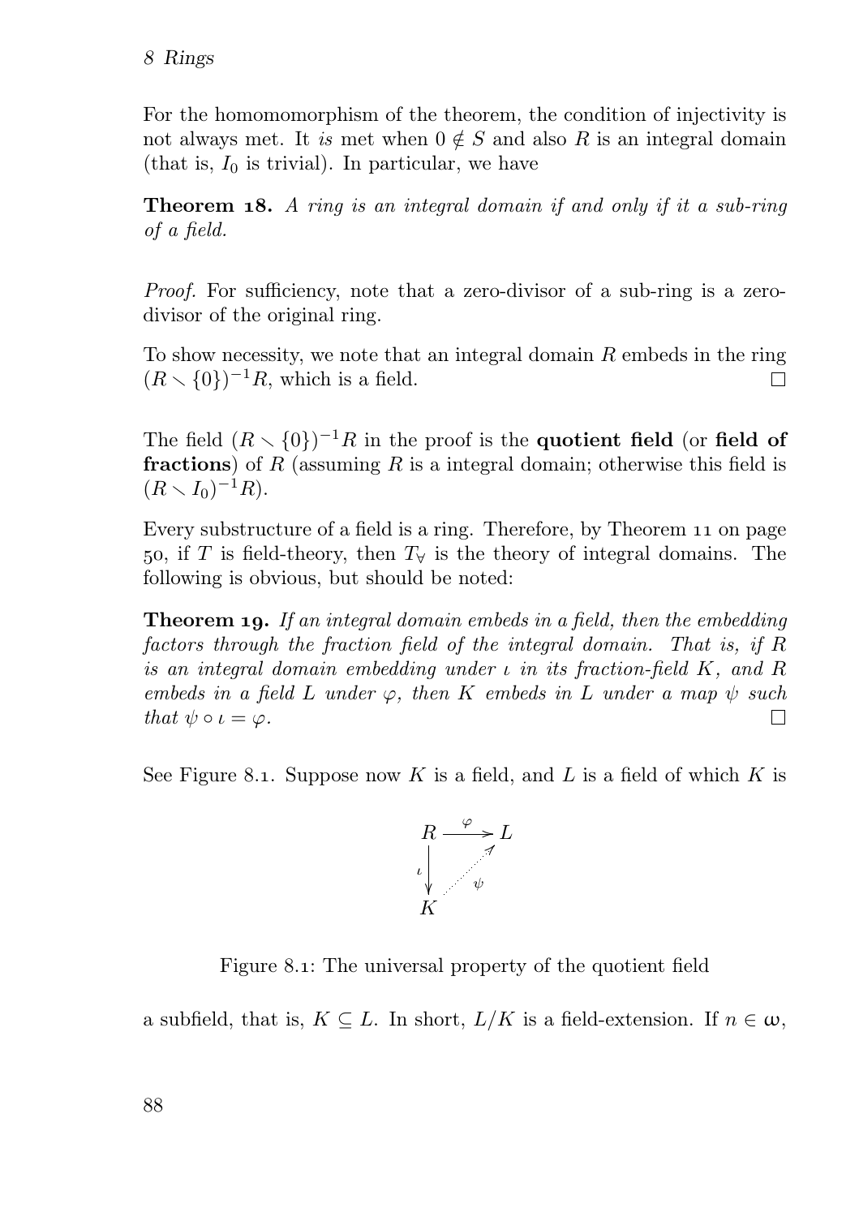For the homomomorphism of the theorem, the condition of injectivity is not always met. It *is* met when $0 \notin S$ and also $R$ is an integral domain (that is, $I_0$ is trivial). In particular, we have

**Theorem 18.** *A ring is an integral domain if and only if it a sub-ring of a field.*

*Proof.* For sufficiency, note that a zero-divisor of a sub-ring is a zero-divisor of the original ring.

To show necessity, we note that an integral domain $R$ embeds in the ring $(R \smallsetminus \{0\})^{-1}R$, which is a field. □

The field $(R \smallsetminus \{0\})^{-1}R$ in the proof is the **quotient field** (or **field of fractions**) of $R$ (assuming $R$ is a integral domain; otherwise this field is $(R \smallsetminus I_0)^{-1}R$).

Every substructure of a field is a ring. Therefore, by Theorem 11 on page 50, if $T$ is field-theory, then $T_\forall$ is the theory of integral domains. The following is obvious, but should be noted:

**Theorem 19.** *If an integral domain embeds in a field, then the embedding factors through the fraction field of the integral domain. That is, if $R$ is an integral domain embedding under $\iota$ in its fraction-field $K$, and $R$ embeds in a field $L$ under $\varphi$, then $K$ embeds in $L$ under a map $\psi$ such that $\psi \circ \iota = \varphi$.* □

See Figure 8.1. Suppose now $K$ is a field, and $L$ is a field of which $K$ is

$$\begin{array}{ccc}
R & \xrightarrow{\varphi} & L \\
{\scriptstyle\iota}\big\downarrow & \nearrow_{\psi} & \\
K & &
\end{array}$$

Figure 8.1: The universal property of the quotient field

a subfield, that is, $K \subseteq L$. In short, $L/K$ is a field-extension. If $n \in \omega$,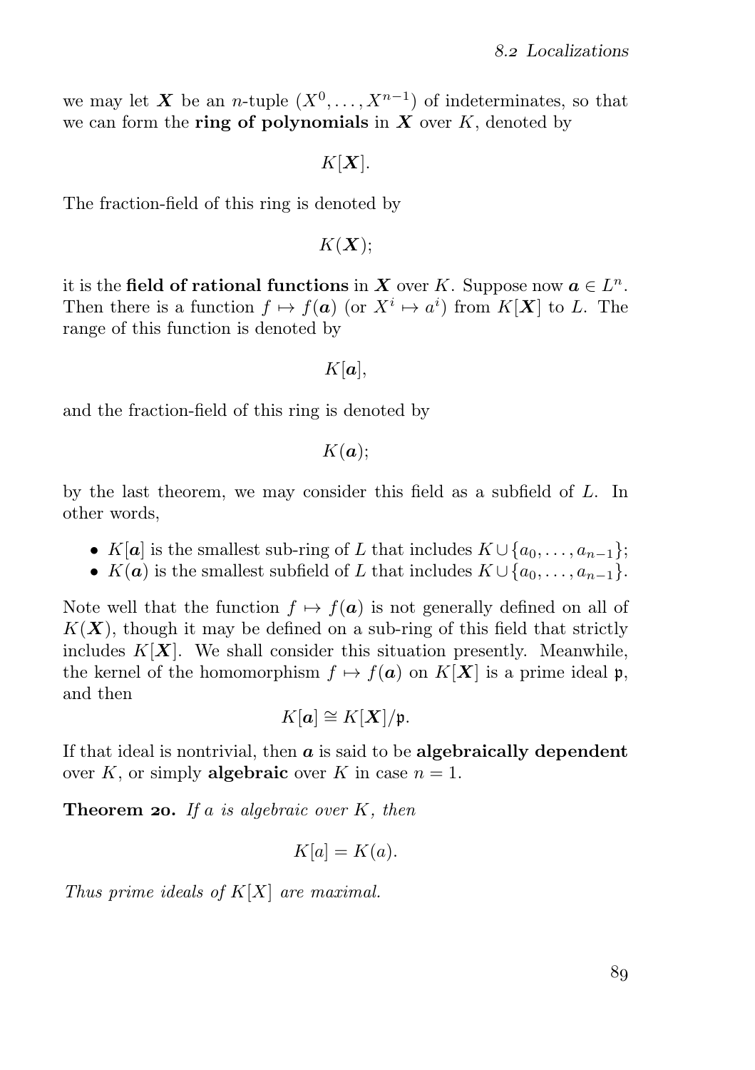we may let $\boldsymbol{X}$ be an $n$-tuple $(X^0, \dots, X^{n-1})$ of indeterminates, so that we can form the **ring of polynomials** in $\boldsymbol{X}$ over $K$, denoted by

$$K[\boldsymbol{X}].$$

The fraction-field of this ring is denoted by

$$K(\boldsymbol{X});$$

it is the **field of rational functions** in $\boldsymbol{X}$ over $K$. Suppose now $\boldsymbol{a} \in L^n$. Then there is a function $f \mapsto f(\boldsymbol{a})$ (or $X^i \mapsto a^i$) from $K[\boldsymbol{X}]$ to $L$. The range of this function is denoted by

$$K[\boldsymbol{a}],$$

and the fraction-field of this ring is denoted by

$$K(\boldsymbol{a});$$

by the last theorem, we may consider this field as a subfield of $L$. In other words,

- $K[\boldsymbol{a}]$ is the smallest sub-ring of $L$ that includes $K \cup \{a_0, \dots, a_{n-1}\}$;
- $K(\boldsymbol{a})$ is the smallest subfield of $L$ that includes $K \cup \{a_0, \dots, a_{n-1}\}$.

Note well that the function $f \mapsto f(\boldsymbol{a})$ is not generally defined on all of $K(\boldsymbol{X})$, though it may be defined on a sub-ring of this field that strictly includes $K[\boldsymbol{X}]$. We shall consider this situation presently. Meanwhile, the kernel of the homomorphism $f \mapsto f(\boldsymbol{a})$ on $K[\boldsymbol{X}]$ is a prime ideal $\mathfrak{p}$, and then

$$K[\boldsymbol{a}] \cong K[\boldsymbol{X}]/\mathfrak{p}.$$

If that ideal is nontrivial, then $\boldsymbol{a}$ is said to be **algebraically dependent** over $K$, or simply **algebraic** over $K$ in case $n = 1$.

**Theorem 20.** *If $a$ is algebraic over $K$, then*

$$K[a] = K(a).$$

*Thus prime ideals of $K[X]$ are maximal.*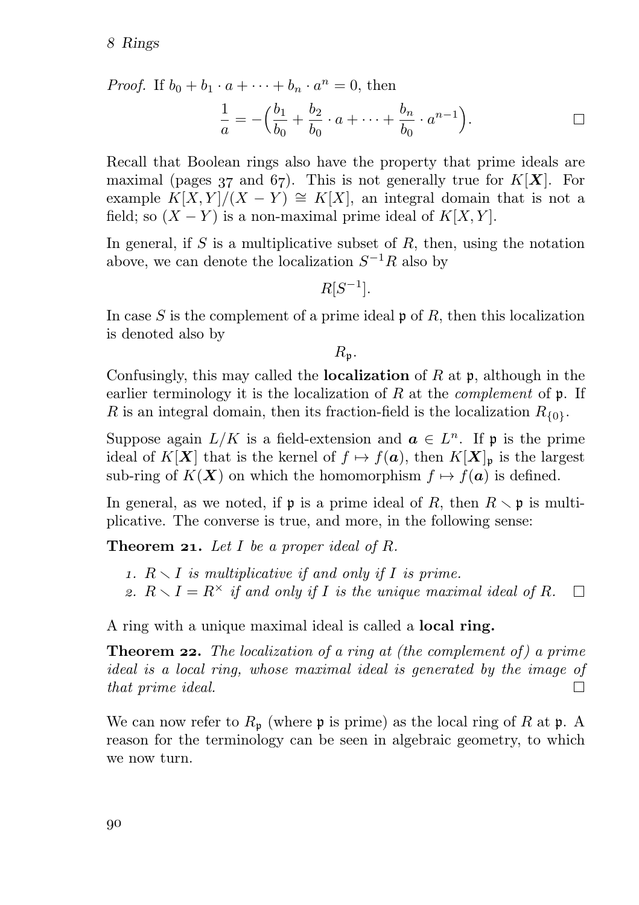*Proof.* If $b_0 + b_1 \cdot a + \cdots + b_n \cdot a^n = 0$, then

$$\frac{1}{a} = -\Big(\frac{b_1}{b_0} + \frac{b_2}{b_0} \cdot a + \cdots + \frac{b_n}{b_0} \cdot a^{n-1}\Big).$$

□

Recall that Boolean rings also have the property that prime ideals are maximal (pages 37 and 67). This is not generally true for $K[\boldsymbol{X}]$. For example $K[X,Y]/(X-Y) \cong K[X]$, an integral domain that is not a field; so $(X-Y)$ is a non-maximal prime ideal of $K[X,Y]$.

In general, if $S$ is a multiplicative subset of $R$, then, using the notation above, we can denote the localization $S^{-1}R$ also by

$$R[S^{-1}].$$

In case $S$ is the complement of a prime ideal $\mathfrak{p}$ of $R$, then this localization is denoted also by

$$R_{\mathfrak{p}}.$$

Confusingly, this may called the **localization** of $R$ at $\mathfrak{p}$, although in the earlier terminology it is the localization of $R$ at the *complement* of $\mathfrak{p}$. If $R$ is an integral domain, then its fraction-field is the localization $R_{\{0\}}$.

Suppose again $L/K$ is a field-extension and $\boldsymbol{a} \in L^n$. If $\mathfrak{p}$ is the prime ideal of $K[\boldsymbol{X}]$ that is the kernel of $f \mapsto f(\boldsymbol{a})$, then $K[\boldsymbol{X}]_{\mathfrak{p}}$ is the largest sub-ring of $K(\boldsymbol{X})$ on which the homomorphism $f \mapsto f(\boldsymbol{a})$ is defined.

In general, as we noted, if $\mathfrak{p}$ is a prime ideal of $R$, then $R \smallsetminus \mathfrak{p}$ is multiplicative. The converse is true, and more, in the following sense:

**Theorem 21.** *Let $I$ be a proper ideal of $R$.*

1. *$R \smallsetminus I$ is multiplicative if and only if $I$ is prime.*
2. *$R \smallsetminus I = R^\times$ if and only if $I$ is the unique maximal ideal of $R$.* □

A ring with a unique maximal ideal is called a **local ring.**

**Theorem 22.** *The localization of a ring at (the complement of) a prime ideal is a local ring, whose maximal ideal is generated by the image of that prime ideal.* □

We can now refer to $R_{\mathfrak{p}}$ (where $\mathfrak{p}$ is prime) as the local ring of $R$ at $\mathfrak{p}$. A reason for the terminology can be seen in algebraic geometry, to which we now turn.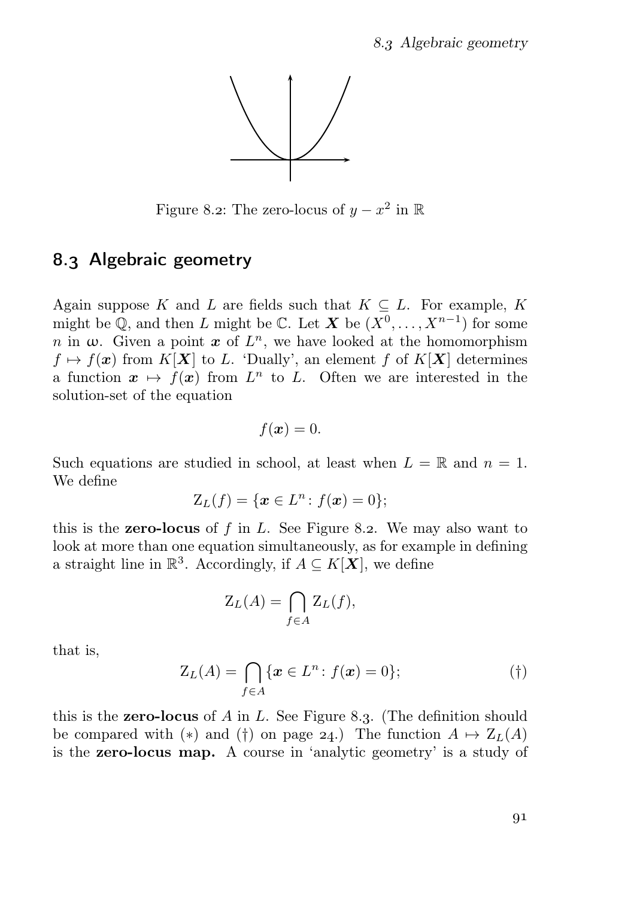Figure 8.2: The zero-locus of $y - x^2$ in $\mathbb{R}$

## 8.3 Algebraic geometry

Again suppose $K$ and $L$ are fields such that $K \subseteq L$. For example, $K$ might be $\mathbb{Q}$, and then $L$ might be $\mathbb{C}$. Let $\boldsymbol{X}$ be $(X^0, \dots, X^{n-1})$ for some $n$ in $\omega$. Given a point $\boldsymbol{x}$ of $L^n$, we have looked at the homomorphism $f \mapsto f(\boldsymbol{x})$ from $K[\boldsymbol{X}]$ to $L$. 'Dually', an element $f$ of $K[\boldsymbol{X}]$ determines a function $\boldsymbol{x} \mapsto f(\boldsymbol{x})$ from $L^n$ to $L$. Often we are interested in the solution-set of the equation

$$f(\boldsymbol{x}) = 0.$$

Such equations are studied in school, at least when $L = \mathbb{R}$ and $n = 1$. We define

$$\mathrm{Z}_L(f) = \{\boldsymbol{x} \in L^n : f(\boldsymbol{x}) = 0\};$$

this is the **zero-locus** of $f$ in $L$. See Figure 8.2. We may also want to look at more than one equation simultaneously, as for example in defining a straight line in $\mathbb{R}^3$. Accordingly, if $A \subseteq K[\boldsymbol{X}]$, we define

$$\mathrm{Z}_L(A) = \bigcap_{f \in A} \mathrm{Z}_L(f),$$

that is,

$$\mathrm{Z}_L(A) = \bigcap_{f \in A} \{\boldsymbol{x} \in L^n : f(\boldsymbol{x}) = 0\}; \tag{†}$$

this is the **zero-locus** of $A$ in $L$. See Figure 8.3. (The definition should be compared with (∗) and (†) on page 24.) The function $A \mapsto \mathrm{Z}_L(A)$ is the **zero-locus map.** A course in 'analytic geometry' is a study of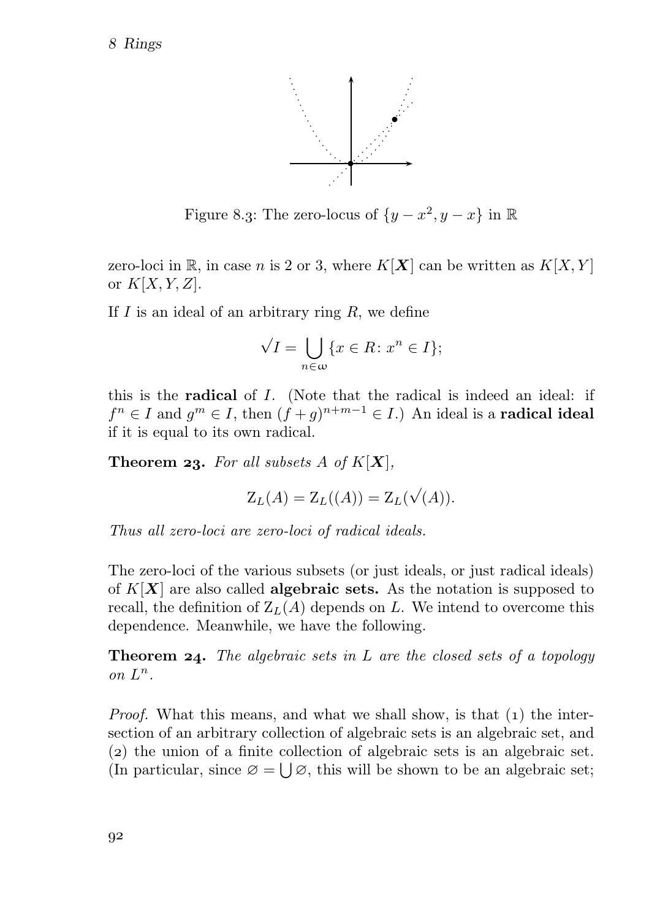Figure 8.3: The zero-locus of $\{y - x^2, y - x\}$ in $\mathbb{R}$

zero-loci in $\mathbb{R}$, in case $n$ is 2 or 3, where $K[\boldsymbol{X}]$ can be written as $K[X,Y]$ or $K[X,Y,Z]$.

If $I$ is an ideal of an arbitrary ring $R$, we define

$$\sqrt{I} = \bigcup_{n \in \omega} \{x \in R \colon x^n \in I\};$$

this is the **radical** of $I$. (Note that the radical is indeed an ideal: if $f^n \in I$ and $g^m \in I$, then $(f+g)^{n+m-1} \in I$.) An ideal is a **radical ideal** if it is equal to its own radical.

**Theorem 23.** *For all subsets $A$ of $K[\boldsymbol{X}]$,*

$$\mathrm{Z}_L(A) = \mathrm{Z}_L((A)) = \mathrm{Z}_L(\sqrt{(A)}).$$

*Thus all zero-loci are zero-loci of radical ideals.*

The zero-loci of the various subsets (or just ideals, or just radical ideals) of $K[\boldsymbol{X}]$ are also called **algebraic sets.** As the notation is supposed to recall, the definition of $\mathrm{Z}_L(A)$ depends on $L$. We intend to overcome this dependence. Meanwhile, we have the following.

**Theorem 24.** *The algebraic sets in $L$ are the closed sets of a topology on $L^n$.*

*Proof.* What this means, and what we shall show, is that (1) the intersection of an arbitrary collection of algebraic sets is an algebraic set, and (2) the union of a finite collection of algebraic sets is an algebraic set. (In particular, since $\varnothing = \bigcup \varnothing$, this will be shown to be an algebraic set;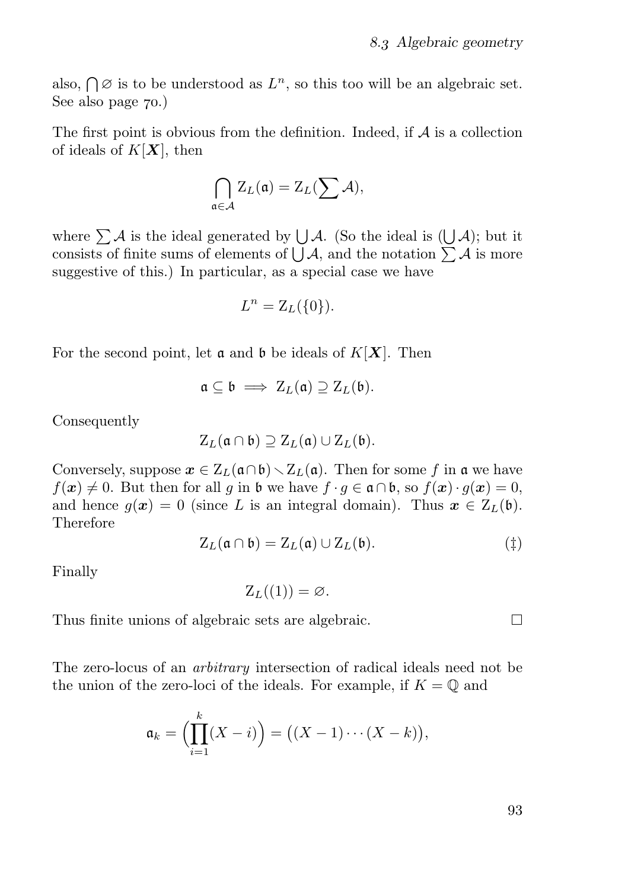also, $\bigcap \varnothing$ is to be understood as $L^n$, so this too will be an algebraic set. See also page 70.)

The first point is obvious from the definition. Indeed, if $\mathcal{A}$ is a collection of ideals of $K[\boldsymbol{X}]$, then

$$\bigcap_{\mathfrak{a} \in \mathcal{A}} \mathrm{Z}_L(\mathfrak{a}) = \mathrm{Z}_L(\sum \mathcal{A}),$$

where $\sum \mathcal{A}$ is the ideal generated by $\bigcup \mathcal{A}$. (So the ideal is $(\bigcup \mathcal{A})$; but it consists of finite sums of elements of $\bigcup \mathcal{A}$, and the notation $\sum \mathcal{A}$ is more suggestive of this.) In particular, as a special case we have

$$L^n = \mathrm{Z}_L(\{0\}).$$

For the second point, let $\mathfrak{a}$ and $\mathfrak{b}$ be ideals of $K[\boldsymbol{X}]$. Then

$$\mathfrak{a} \subseteq \mathfrak{b} \implies \mathrm{Z}_L(\mathfrak{a}) \supseteq \mathrm{Z}_L(\mathfrak{b}).$$

Consequently

$$\mathrm{Z}_L(\mathfrak{a} \cap \mathfrak{b}) \supseteq \mathrm{Z}_L(\mathfrak{a}) \cup \mathrm{Z}_L(\mathfrak{b}).$$

Conversely, suppose $\boldsymbol{x} \in \mathrm{Z}_L(\mathfrak{a} \cap \mathfrak{b}) \smallsetminus \mathrm{Z}_L(\mathfrak{a})$. Then for some $f$ in $\mathfrak{a}$ we have $f(\boldsymbol{x}) \neq 0$. But then for all $g$ in $\mathfrak{b}$ we have $f \cdot g \in \mathfrak{a} \cap \mathfrak{b}$, so $f(\boldsymbol{x}) \cdot g(\boldsymbol{x}) = 0$, and hence $g(\boldsymbol{x}) = 0$ (since $L$ is an integral domain). Thus $\boldsymbol{x} \in \mathrm{Z}_L(\mathfrak{b})$. Therefore

$$\mathrm{Z}_L(\mathfrak{a} \cap \mathfrak{b}) = \mathrm{Z}_L(\mathfrak{a}) \cup \mathrm{Z}_L(\mathfrak{b}). \tag{‡}$$

Finally

$$\mathrm{Z}_L((1)) = \varnothing.$$

Thus finite unions of algebraic sets are algebraic. □

The zero-locus of an *arbitrary* intersection of radical ideals need not be the union of the zero-loci of the ideals. For example, if $K = \mathbb{Q}$ and

$$\mathfrak{a}_k = \Big(\prod_{i=1}^{k} (X - i)\Big) = \big((X-1) \cdots (X-k)\big),$$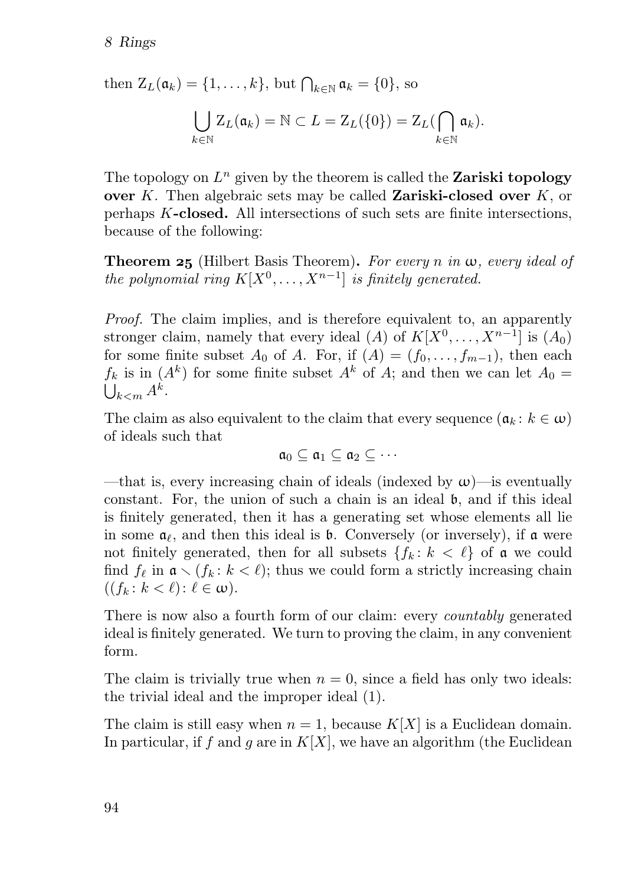then $\mathrm{Z}_L(\mathfrak{a}_k) = \{1, \dots, k\}$, but $\bigcap_{k\in\mathbb{N}} \mathfrak{a}_k = \{0\}$, so

$$\bigcup_{k\in\mathbb{N}} \mathrm{Z}_L(\mathfrak{a}_k) = \mathbb{N} \subset L = \mathrm{Z}_L(\{0\}) = \mathrm{Z}_L(\bigcap_{k\in\mathbb{N}} \mathfrak{a}_k).$$

The topology on $L^n$ given by the theorem is called the **Zariski topology over** $K$. Then algebraic sets may be called **Zariski-closed over** $K$, or perhaps $K$**-closed.** All intersections of such sets are finite intersections, because of the following:

**Theorem 25** (Hilbert Basis Theorem)**.** *For every $n$ in $\omega$, every ideal of the polynomial ring $K[X^0, \dots, X^{n-1}]$ is finitely generated.*

*Proof.* The claim implies, and is therefore equivalent to, an apparently stronger claim, namely that every ideal $(A)$ of $K[X^0, \dots, X^{n-1}]$ is $(A_0)$ for some finite subset $A_0$ of $A$. For, if $(A) = (f_0, \dots, f_{m-1})$, then each $f_k$ is in $(A^k)$ for some finite subset $A^k$ of $A$; and then we can let $A_0 = \bigcup_{k<m} A^k$.

The claim as also equivalent to the claim that every sequence $(\mathfrak{a}_k : k \in \omega)$ of ideals such that

$$\mathfrak{a}_0 \subseteq \mathfrak{a}_1 \subseteq \mathfrak{a}_2 \subseteq \cdots$$

—that is, every increasing chain of ideals (indexed by $\omega$)—is eventually constant. For, the union of such a chain is an ideal $\mathfrak{b}$, and if this ideal is finitely generated, then it has a generating set whose elements all lie in some $\mathfrak{a}_\ell$, and then this ideal is $\mathfrak{b}$. Conversely (or inversely), if $\mathfrak{a}$ were not finitely generated, then for all subsets $\{f_k : k < \ell\}$ of $\mathfrak{a}$ we could find $f_\ell$ in $\mathfrak{a} \smallsetminus (f_k : k < \ell)$; thus we could form a strictly increasing chain $((f_k : k < \ell) : \ell \in \omega)$.

There is now also a fourth form of our claim: every *countably* generated ideal is finitely generated. We turn to proving the claim, in any convenient form.

The claim is trivially true when $n = 0$, since a field has only two ideals: the trivial ideal and the improper ideal $(1)$.

The claim is still easy when $n = 1$, because $K[X]$ is a Euclidean domain. In particular, if $f$ and $g$ are in $K[X]$, we have an algorithm (the Euclidean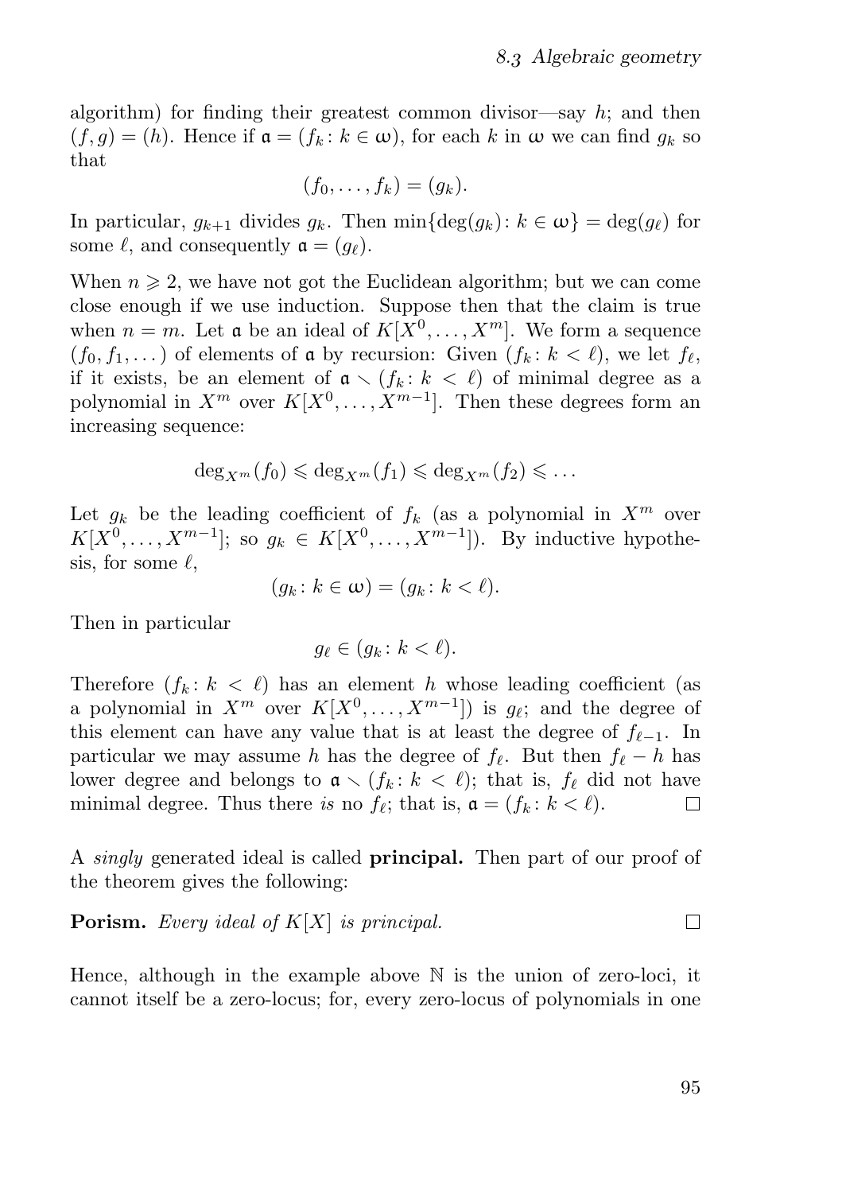algorithm) for finding their greatest common divisor—say $h$; and then $(f, g) = (h)$. Hence if $\mathfrak{a} = (f_k \colon k \in \omega)$, for each $k$ in $\omega$ we can find $g_k$ so that

$$(f_0, \dots, f_k) = (g_k).$$

In particular, $g_{k+1}$ divides $g_k$. Then $\min\{\deg(g_k) \colon k \in \omega\} = \deg(g_\ell)$ for some $\ell$, and consequently $\mathfrak{a} = (g_\ell)$.

When $n \geqslant 2$, we have not got the Euclidean algorithm; but we can come close enough if we use induction. Suppose then that the claim is true when $n = m$. Let $\mathfrak{a}$ be an ideal of $K[X^0, \dots, X^m]$. We form a sequence $(f_0, f_1, \dots)$ of elements of $\mathfrak{a}$ by recursion: Given $(f_k \colon k < \ell)$, we let $f_\ell$, if it exists, be an element of $\mathfrak{a} \smallsetminus (f_k \colon k < \ell)$ of minimal degree as a polynomial in $X^m$ over $K[X^0, \dots, X^{m-1}]$. Then these degrees form an increasing sequence:

$$\deg_{X^m}(f_0) \leqslant \deg_{X^m}(f_1) \leqslant \deg_{X^m}(f_2) \leqslant \dots$$

Let $g_k$ be the leading coefficient of $f_k$ (as a polynomial in $X^m$ over $K[X^0, \dots, X^{m-1}]$; so $g_k \in K[X^0, \dots, X^{m-1}]$). By inductive hypothesis, for some $\ell$,

$$(g_k \colon k \in \omega) = (g_k \colon k < \ell).$$

Then in particular

$$g_\ell \in (g_k \colon k < \ell).$$

Therefore $(f_k \colon k < \ell)$ has an element $h$ whose leading coefficient (as a polynomial in $X^m$ over $K[X^0, \dots, X^{m-1}]$) is $g_\ell$; and the degree of this element can have any value that is at least the degree of $f_{\ell-1}$. In particular we may assume $h$ has the degree of $f_\ell$. But then $f_\ell - h$ has lower degree and belongs to $\mathfrak{a} \smallsetminus (f_k \colon k < \ell)$; that is, $f_\ell$ did not have minimal degree. Thus there *is* no $f_\ell$; that is, $\mathfrak{a} = (f_k \colon k < \ell)$. □

A *singly* generated ideal is called **principal.** Then part of our proof of the theorem gives the following:

**Porism.** *Every ideal of $K[X]$ is principal.* □

Hence, although in the example above $\mathbb{N}$ is the union of zero-loci, it cannot itself be a zero-locus; for, every zero-locus of polynomials in one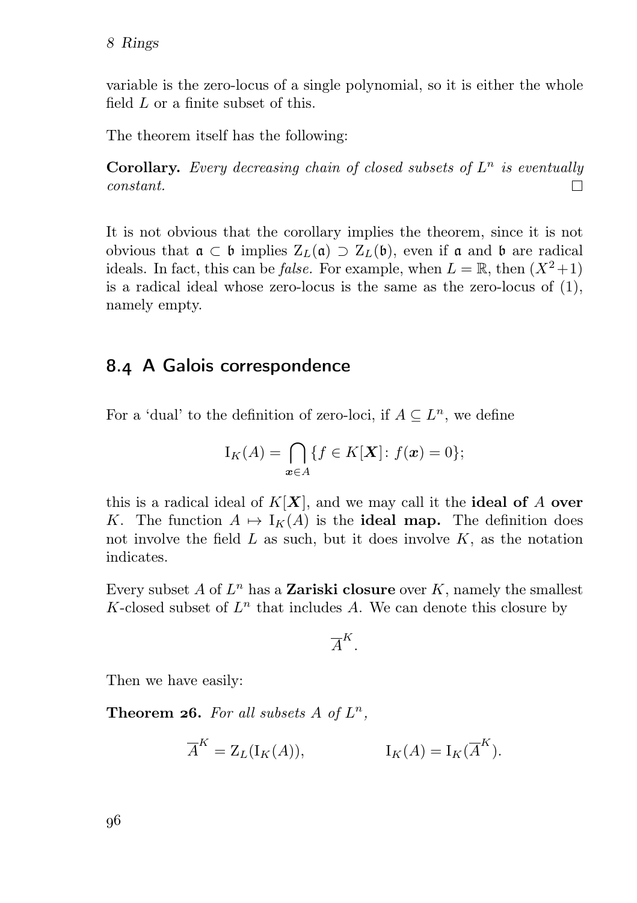variable is the zero-locus of a single polynomial, so it is either the whole field $L$ or a finite subset of this.

The theorem itself has the following:

**Corollary.** *Every decreasing chain of closed subsets of $L^n$ is eventually constant.* □

It is not obvious that the corollary implies the theorem, since it is not obvious that $\mathfrak{a} \subset \mathfrak{b}$ implies $\mathrm{Z}_L(\mathfrak{a}) \supset \mathrm{Z}_L(\mathfrak{b})$, even if $\mathfrak{a}$ and $\mathfrak{b}$ are radical ideals. In fact, this can be *false.* For example, when $L = \mathbb{R}$, then $(X^2+1)$ is a radical ideal whose zero-locus is the same as the zero-locus of $(1)$, namely empty.

## 8.4 A Galois correspondence

For a 'dual' to the definition of zero-loci, if $A \subseteq L^n$, we define

$$\mathrm{I}_K(A) = \bigcap_{\boldsymbol{x} \in A} \{f \in K[\boldsymbol{X}] \colon f(\boldsymbol{x}) = 0\};$$

this is a radical ideal of $K[\boldsymbol{X}]$, and we may call it the **ideal of** $A$ **over** $K$. The function $A \mapsto \mathrm{I}_K(A)$ is the **ideal map.** The definition does not involve the field $L$ as such, but it does involve $K$, as the notation indicates.

Every subset $A$ of $L^n$ has a **Zariski closure** over $K$, namely the smallest $K$-closed subset of $L^n$ that includes $A$. We can denote this closure by

$$\overline{A}^K.$$

Then we have easily:

**Theorem 26.** *For all subsets $A$ of $L^n$,*

$$\overline{A}^K = \mathrm{Z}_L(\mathrm{I}_K(A)), \qquad\qquad \mathrm{I}_K(A) = \mathrm{I}_K(\overline{A}^K).$$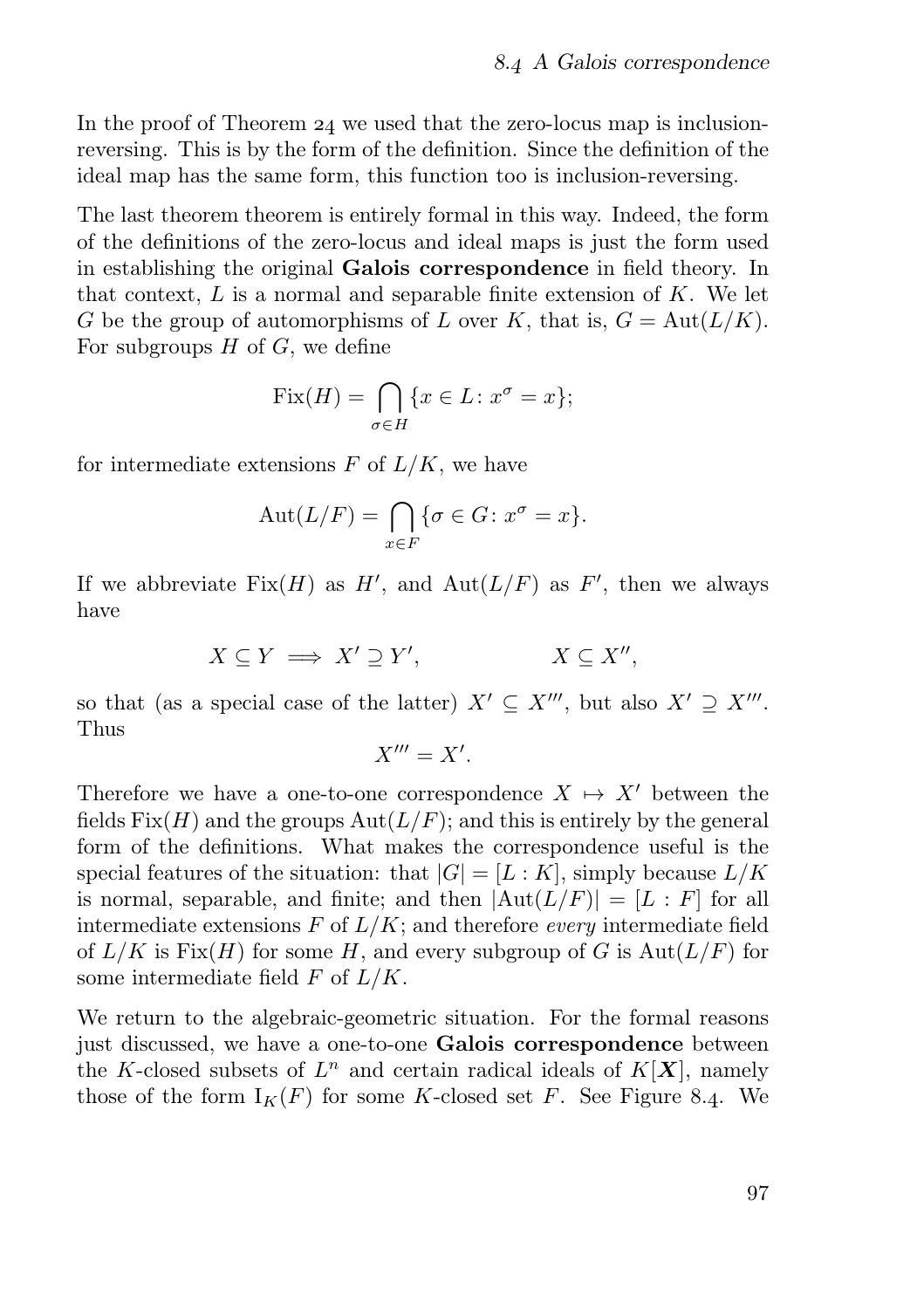In the proof of Theorem 24 we used that the zero-locus map is inclusion-reversing. This is by the form of the definition. Since the definition of the ideal map has the same form, this function too is inclusion-reversing.

The last theorem theorem is entirely formal in this way. Indeed, the form of the definitions of the zero-locus and ideal maps is just the form used in establishing the original **Galois correspondence** in field theory. In that context, $L$ is a normal and separable finite extension of $K$. We let $G$ be the group of automorphisms of $L$ over $K$, that is, $G = \mathrm{Aut}(L/K)$. For subgroups $H$ of $G$, we define

$$\mathrm{Fix}(H) = \bigcap_{\sigma \in H} \{x \in L \colon x^\sigma = x\};$$

for intermediate extensions $F$ of $L/K$, we have

$$\mathrm{Aut}(L/F) = \bigcap_{x \in F} \{\sigma \in G \colon x^\sigma = x\}.$$

If we abbreviate $\mathrm{Fix}(H)$ as $H'$, and $\mathrm{Aut}(L/F)$ as $F'$, then we always have

$$X \subseteq Y \implies X' \supseteq Y', \qquad\qquad X \subseteq X'',$$

so that (as a special case of the latter) $X' \subseteq X'''$, but also $X' \supseteq X'''$. Thus

$$X''' = X'.$$

Therefore we have a one-to-one correspondence $X \mapsto X'$ between the fields $\mathrm{Fix}(H)$ and the groups $\mathrm{Aut}(L/F)$; and this is entirely by the general form of the definitions. What makes the correspondence useful is the special features of the situation: that $|G| = [L : K]$, simply because $L/K$ is normal, separable, and finite; and then $|\mathrm{Aut}(L/F)| = [L : F]$ for all intermediate extensions $F$ of $L/K$; and therefore *every* intermediate field of $L/K$ is $\mathrm{Fix}(H)$ for some $H$, and every subgroup of $G$ is $\mathrm{Aut}(L/F)$ for some intermediate field $F$ of $L/K$.

We return to the algebraic-geometric situation. For the formal reasons just discussed, we have a one-to-one **Galois correspondence** between the $K$-closed subsets of $L^n$ and certain radical ideals of $K[\boldsymbol{X}]$, namely those of the form $\mathrm{I}_K(F)$ for some $K$-closed set $F$. See Figure 8.4. We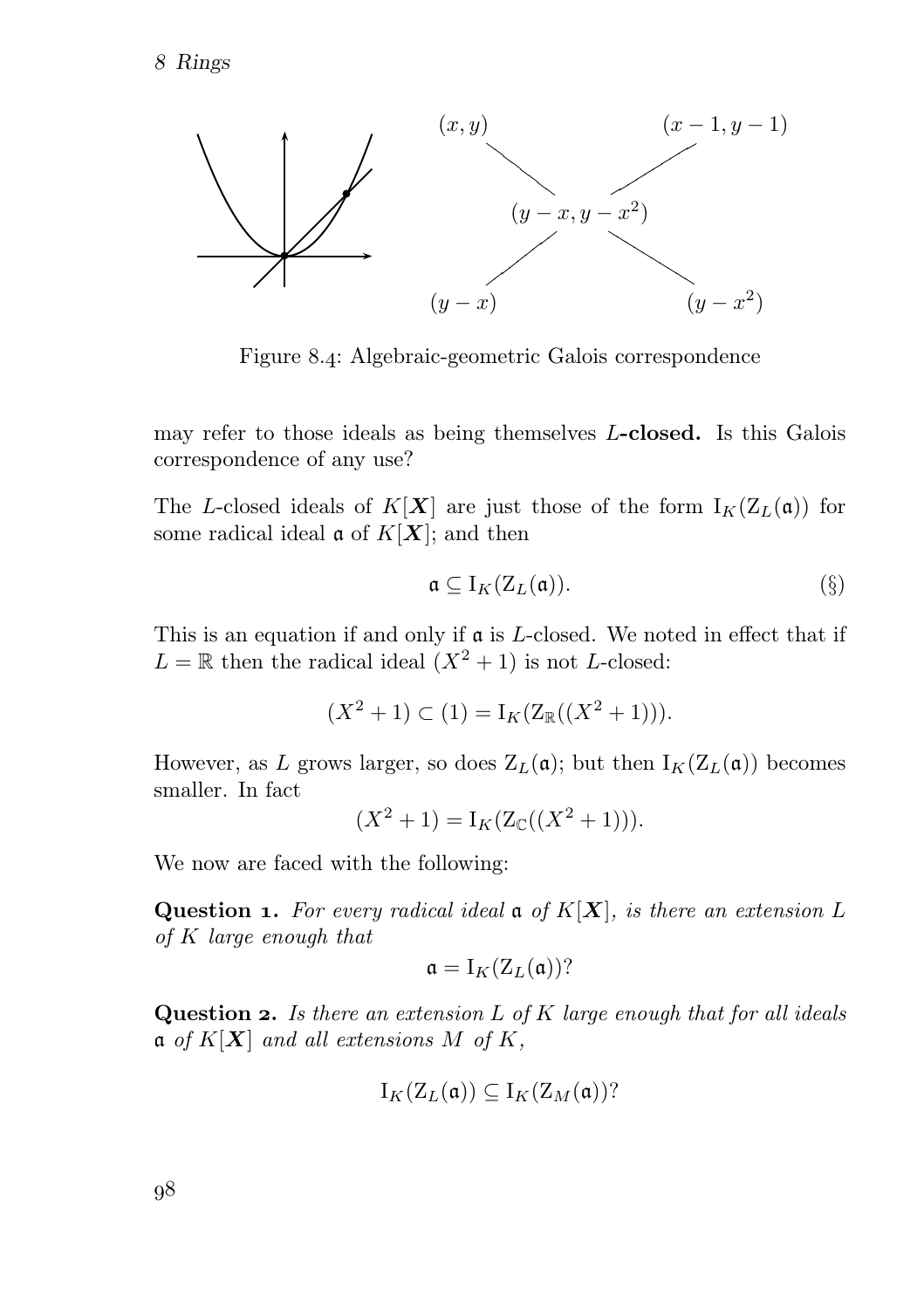Figure 8.4: Algebraic-geometric Galois correspondence

may refer to those ideals as being themselves $L$**-closed.** Is this Galois correspondence of any use?

The $L$-closed ideals of $K[\boldsymbol{X}]$ are just those of the form $\mathrm{I}_K(\mathrm{Z}_L(\mathfrak{a}))$ for some radical ideal $\mathfrak{a}$ of $K[\boldsymbol{X}]$; and then

$$\mathfrak{a} \subseteq \mathrm{I}_K(\mathrm{Z}_L(\mathfrak{a})). \tag{§}$$

This is an equation if and only if $\mathfrak{a}$ is $L$-closed. We noted in effect that if $L = \mathbb{R}$ then the radical ideal $(X^2+1)$ is not $L$-closed:

$$(X^2+1) \subset (1) = \mathrm{I}_K(\mathrm{Z}_{\mathbb{R}}((X^2+1))).$$

However, as $L$ grows larger, so does $\mathrm{Z}_L(\mathfrak{a})$; but then $\mathrm{I}_K(\mathrm{Z}_L(\mathfrak{a}))$ becomes smaller. In fact

$$(X^2+1) = \mathrm{I}_K(\mathrm{Z}_{\mathbb{C}}((X^2+1))).$$

We now are faced with the following:

**Question 1.** *For every radical ideal $\mathfrak{a}$ of $K[\boldsymbol{X}]$, is there an extension $L$ of $K$ large enough that*

$$\mathfrak{a} = \mathrm{I}_K(\mathrm{Z}_L(\mathfrak{a}))?$$

**Question 2.** *Is there an extension $L$ of $K$ large enough that for all ideals $\mathfrak{a}$ of $K[\boldsymbol{X}]$ and all extensions $M$ of $K$,*

$$\mathrm{I}_K(\mathrm{Z}_L(\mathfrak{a})) \subseteq \mathrm{I}_K(\mathrm{Z}_M(\mathfrak{a}))?$$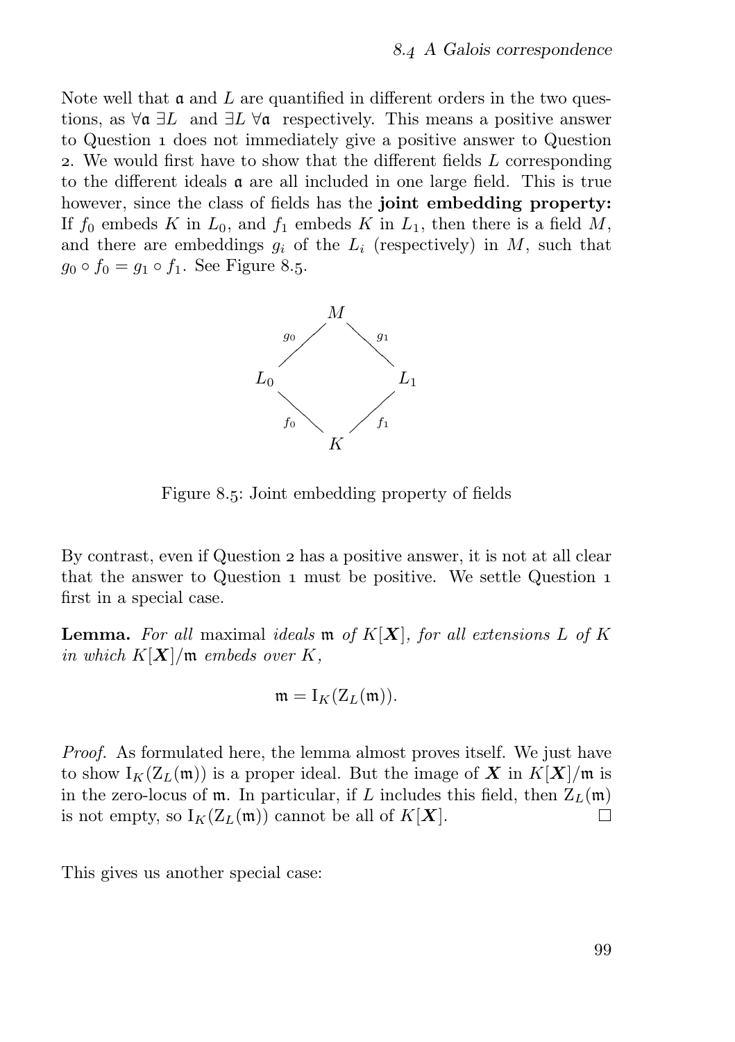Note well that $\mathfrak{a}$ and $L$ are quantified in different orders in the two questions, as $\forall\mathfrak{a}\ \exists L$ and $\exists L\ \forall\mathfrak{a}$ respectively. This means a positive answer to Question 1 does not immediately give a positive answer to Question 2. We would first have to show that the different fields $L$ corresponding to the different ideals $\mathfrak{a}$ are all included in one large field. This is true however, since the class of fields has the **joint embedding property:** If $f_0$ embeds $K$ in $L_0$, and $f_1$ embeds $K$ in $L_1$, then there is a field $M$, and there are embeddings $g_i$ of the $L_i$ (respectively) in $M$, such that $g_0 \circ f_0 = g_1 \circ f_1$. See Figure 8.5.

Figure 8.5: Joint embedding property of fields

By contrast, even if Question 2 has a positive answer, it is not at all clear that the answer to Question 1 must be positive. We settle Question 1 first in a special case.

**Lemma.** *For all* maximal *ideals* $\mathfrak{m}$ *of* $K[\boldsymbol{X}]$*, for all extensions* $L$ *of* $K$ *in which* $K[\boldsymbol{X}]/\mathfrak{m}$ *embeds over* $K$*,*

$$\mathfrak{m} = \mathrm{I}_K(\mathrm{Z}_L(\mathfrak{m})).$$

*Proof.* As formulated here, the lemma almost proves itself. We just have to show $\mathrm{I}_K(\mathrm{Z}_L(\mathfrak{m}))$ is a proper ideal. But the image of $\boldsymbol{X}$ in $K[\boldsymbol{X}]/\mathfrak{m}$ is in the zero-locus of $\mathfrak{m}$. In particular, if $L$ includes this field, then $\mathrm{Z}_L(\mathfrak{m})$ is not empty, so $\mathrm{I}_K(\mathrm{Z}_L(\mathfrak{m}))$ cannot be all of $K[\boldsymbol{X}]$. □

This gives us another special case: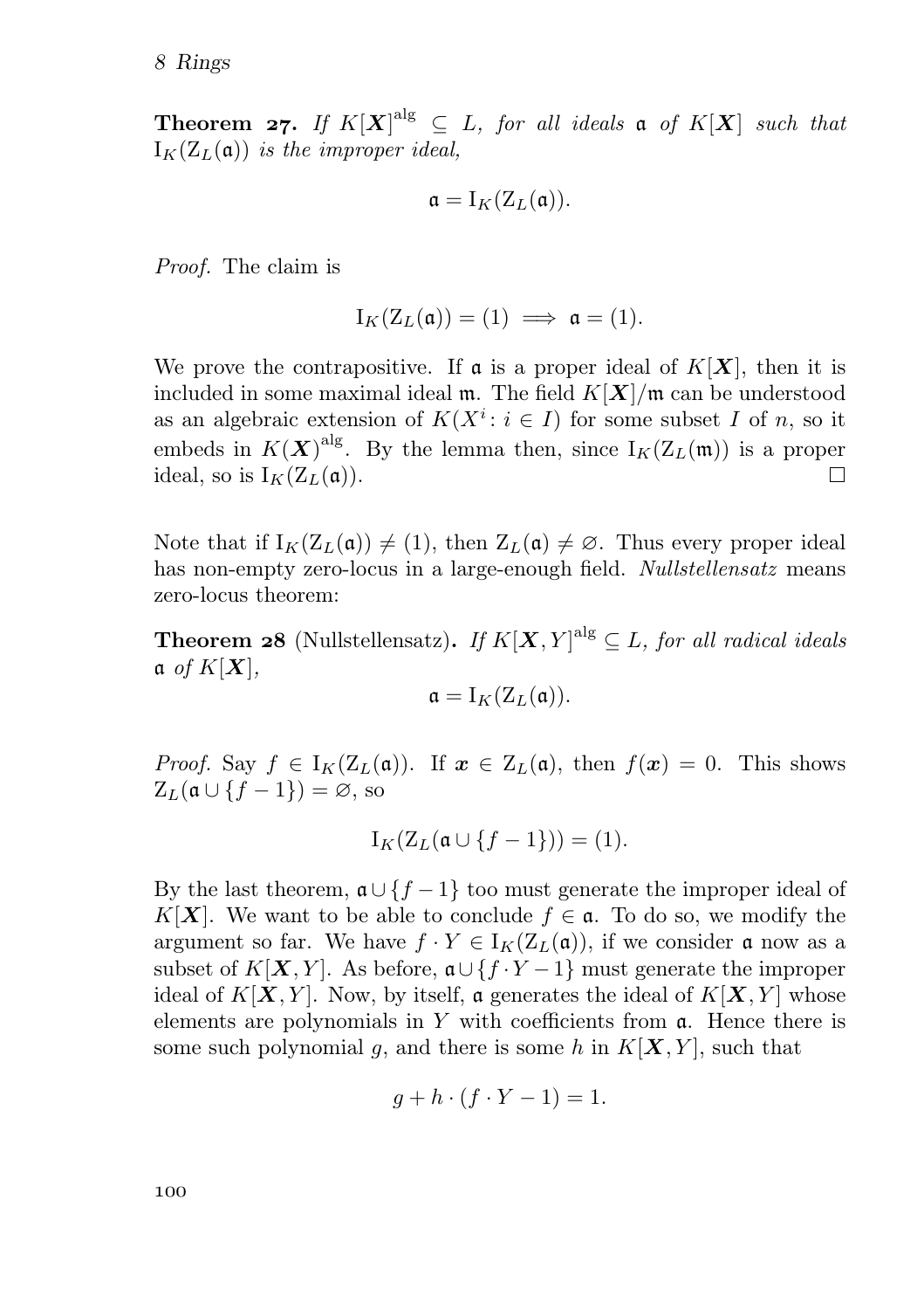**Theorem 27.** *If $K[\boldsymbol{X}]^{\mathrm{alg}} \subseteq L$, for all ideals $\mathfrak{a}$ of $K[\boldsymbol{X}]$ such that $\mathrm{I}_K(\mathrm{Z}_L(\mathfrak{a}))$ is the improper ideal,*

$$\mathfrak{a} = \mathrm{I}_K(\mathrm{Z}_L(\mathfrak{a})).$$

*Proof.* The claim is

$$\mathrm{I}_K(\mathrm{Z}_L(\mathfrak{a})) = (1) \implies \mathfrak{a} = (1).$$

We prove the contrapositive. If $\mathfrak{a}$ is a proper ideal of $K[\boldsymbol{X}]$, then it is included in some maximal ideal $\mathfrak{m}$. The field $K[\boldsymbol{X}]/\mathfrak{m}$ can be understood as an algebraic extension of $K(X^i : i \in I)$ for some subset $I$ of $n$, so it embeds in $K(\boldsymbol{X})^{\mathrm{alg}}$. By the lemma then, since $\mathrm{I}_K(\mathrm{Z}_L(\mathfrak{m}))$ is a proper ideal, so is $\mathrm{I}_K(\mathrm{Z}_L(\mathfrak{a}))$. □

Note that if $\mathrm{I}_K(\mathrm{Z}_L(\mathfrak{a})) \neq (1)$, then $\mathrm{Z}_L(\mathfrak{a}) \neq \varnothing$. Thus every proper ideal has non-empty zero-locus in a large-enough field. *Nullstellensatz* means zero-locus theorem:

**Theorem 28** (Nullstellensatz)**.** *If $K[\boldsymbol{X}, Y]^{\mathrm{alg}} \subseteq L$, for all radical ideals $\mathfrak{a}$ of $K[\boldsymbol{X}]$,*

$$\mathfrak{a} = \mathrm{I}_K(\mathrm{Z}_L(\mathfrak{a})).$$

*Proof.* Say $f \in \mathrm{I}_K(\mathrm{Z}_L(\mathfrak{a}))$. If $\boldsymbol{x} \in \mathrm{Z}_L(\mathfrak{a})$, then $f(\boldsymbol{x}) = 0$. This shows $\mathrm{Z}_L(\mathfrak{a} \cup \{f - 1\}) = \varnothing$, so

$$\mathrm{I}_K(\mathrm{Z}_L(\mathfrak{a} \cup \{f - 1\})) = (1).$$

By the last theorem, $\mathfrak{a} \cup \{f - 1\}$ too must generate the improper ideal of $K[\boldsymbol{X}]$. We want to be able to conclude $f \in \mathfrak{a}$. To do so, we modify the argument so far. We have $f \cdot Y \in \mathrm{I}_K(\mathrm{Z}_L(\mathfrak{a}))$, if we consider $\mathfrak{a}$ now as a subset of $K[\boldsymbol{X}, Y]$. As before, $\mathfrak{a} \cup \{f \cdot Y - 1\}$ must generate the improper ideal of $K[\boldsymbol{X}, Y]$. Now, by itself, $\mathfrak{a}$ generates the ideal of $K[\boldsymbol{X}, Y]$ whose elements are polynomials in $Y$ with coefficients from $\mathfrak{a}$. Hence there is some such polynomial $g$, and there is some $h$ in $K[\boldsymbol{X}, Y]$, such that

$$g + h \cdot (f \cdot Y - 1) = 1.$$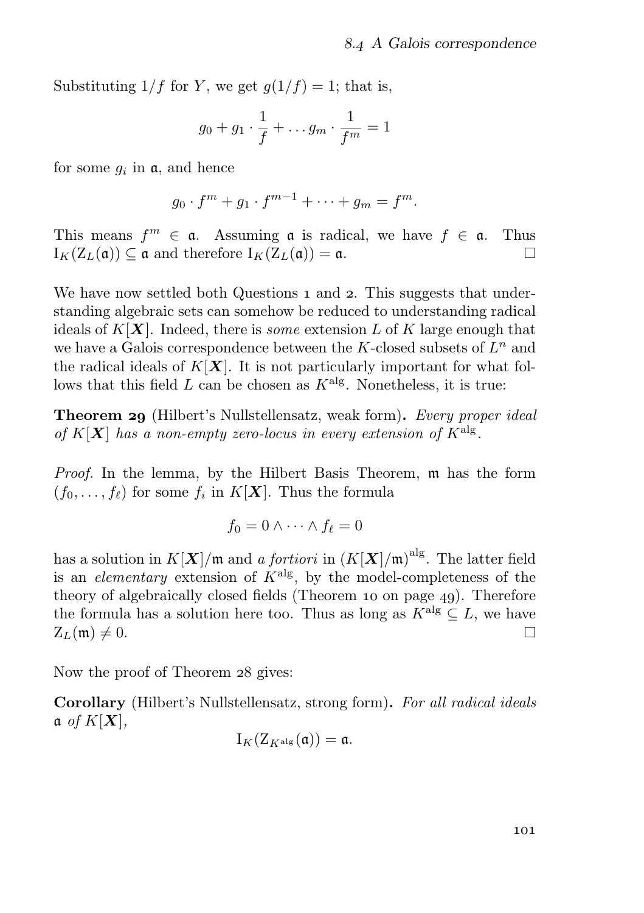Substituting $1/f$ for $Y$, we get $g(1/f) = 1$; that is,

$$g_0 + g_1 \cdot \frac{1}{f} + \dots g_m \cdot \frac{1}{f^m} = 1$$

for some $g_i$ in $\mathfrak{a}$, and hence

$$g_0 \cdot f^m + g_1 \cdot f^{m-1} + \dots + g_m = f^m.$$

This means $f^m \in \mathfrak{a}$. Assuming $\mathfrak{a}$ is radical, we have $f \in \mathfrak{a}$. Thus $\mathrm{I}_K(\mathrm{Z}_L(\mathfrak{a})) \subseteq \mathfrak{a}$ and therefore $\mathrm{I}_K(\mathrm{Z}_L(\mathfrak{a})) = \mathfrak{a}$. □

We have now settled both Questions 1 and 2. This suggests that understanding algebraic sets can somehow be reduced to understanding radical ideals of $K[\boldsymbol{X}]$. Indeed, there is *some* extension $L$ of $K$ large enough that we have a Galois correspondence between the $K$-closed subsets of $L^n$ and the radical ideals of $K[\boldsymbol{X}]$. It is not particularly important for what follows that this field $L$ can be chosen as $K^{\mathrm{alg}}$. Nonetheless, it is true:

**Theorem 29** (Hilbert's Nullstellensatz, weak form)**.** *Every proper ideal of $K[\boldsymbol{X}]$ has a non-empty zero-locus in every extension of $K^{\mathrm{alg}}$.*

*Proof.* In the lemma, by the Hilbert Basis Theorem, $\mathfrak{m}$ has the form $(f_0, \dots, f_\ell)$ for some $f_i$ in $K[\boldsymbol{X}]$. Thus the formula

$$f_0 = 0 \wedge \dots \wedge f_\ell = 0$$

has a solution in $K[\boldsymbol{X}]/\mathfrak{m}$ and *a fortiori* in $(K[\boldsymbol{X}]/\mathfrak{m})^{\mathrm{alg}}$. The latter field is an *elementary* extension of $K^{\mathrm{alg}}$, by the model-completeness of the theory of algebraically closed fields (Theorem 10 on page 49). Therefore the formula has a solution here too. Thus as long as $K^{\mathrm{alg}} \subseteq L$, we have $\mathrm{Z}_L(\mathfrak{m}) \neq 0$. □

Now the proof of Theorem 28 gives:

**Corollary** (Hilbert's Nullstellensatz, strong form)**.** *For all radical ideals $\mathfrak{a}$ of $K[\boldsymbol{X}]$,*

$$\mathrm{I}_K(\mathrm{Z}_{K^{\mathrm{alg}}}(\mathfrak{a})) = \mathfrak{a}.$$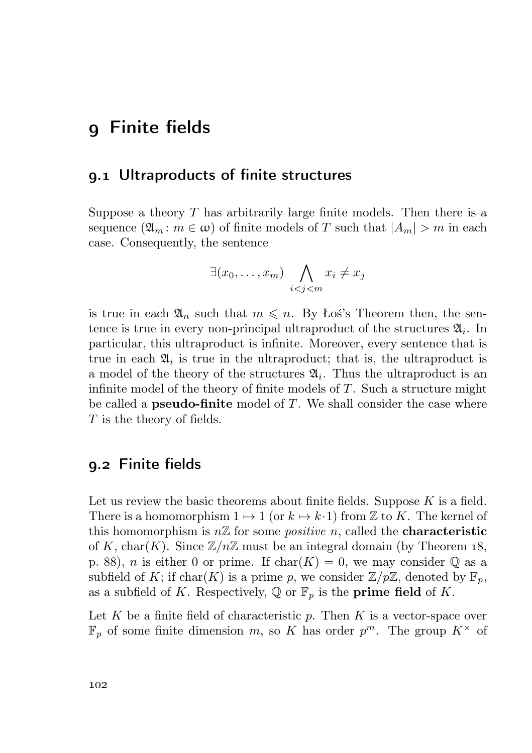# 9 Finite fields

## 9.1 Ultraproducts of finite structures

Suppose a theory $T$ has arbitrarily large finite models. Then there is a sequence $(\mathfrak{A}_m : m \in \omega)$ of finite models of $T$ such that $|A_m| > m$ in each case. Consequently, the sentence

$$\exists(x_0, \ldots, x_m) \bigwedge_{i<j<m} x_i \neq x_j$$

is true in each $\mathfrak{A}_n$ such that $m \leqslant n$. By Łoś's Theorem then, the sentence is true in every non-principal ultraproduct of the structures $\mathfrak{A}_i$. In particular, this ultraproduct is infinite. Moreover, every sentence that is true in each $\mathfrak{A}_i$ is true in the ultraproduct; that is, the ultraproduct is a model of the theory of the structures $\mathfrak{A}_i$. Thus the ultraproduct is an infinite model of the theory of finite models of $T$. Such a structure might be called a **pseudo-finite** model of $T$. We shall consider the case where $T$ is the theory of fields.

## 9.2 Finite fields

Let us review the basic theorems about finite fields. Suppose $K$ is a field. There is a homomorphism $1 \mapsto 1$ (or $k \mapsto k \cdot 1$) from $\mathbb{Z}$ to $K$. The kernel of this homomorphism is $n\mathbb{Z}$ for some *positive* $n$, called the **characteristic** of $K$, $\mathrm{char}(K)$. Since $\mathbb{Z}/n\mathbb{Z}$ must be an integral domain (by Theorem 18, p. 88), $n$ is either 0 or prime. If $\mathrm{char}(K) = 0$, we may consider $\mathbb{Q}$ as a subfield of $K$; if $\mathrm{char}(K)$ is a prime $p$, we consider $\mathbb{Z}/p\mathbb{Z}$, denoted by $\mathbb{F}_p$, as a subfield of $K$. Respectively, $\mathbb{Q}$ or $\mathbb{F}_p$ is the **prime field** of $K$.

Let $K$ be a finite field of characteristic $p$. Then $K$ is a vector-space over $\mathbb{F}_p$ of some finite dimension $m$, so $K$ has order $p^m$. The group $K^\times$ of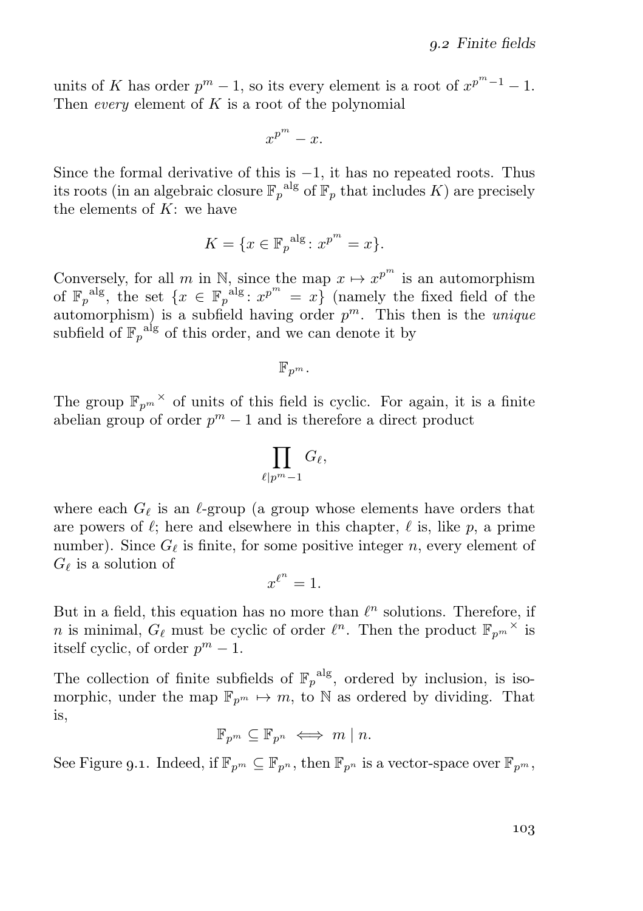units of $K$ has order $p^m - 1$, so its every element is a root of $x^{p^m-1} - 1$. Then *every* element of $K$ is a root of the polynomial

$$x^{p^m} - x.$$

Since the formal derivative of this is $-1$, it has no repeated roots. Thus its roots (in an algebraic closure ${\mathbb{F}_p}^{\mathrm{alg}}$ of $\mathbb{F}_p$ that includes $K$) are precisely the elements of $K$: we have

$$K = \{x \in {\mathbb{F}_p}^{\mathrm{alg}} \colon x^{p^m} = x\}.$$

Conversely, for all $m$ in $\mathbb{N}$, since the map $x \mapsto x^{p^m}$ is an automorphism of ${\mathbb{F}_p}^{\mathrm{alg}}$, the set $\{x \in {\mathbb{F}_p}^{\mathrm{alg}} \colon x^{p^m} = x\}$ (namely the fixed field of the automorphism) is a subfield having order $p^m$. This then is the *unique* subfield of ${\mathbb{F}_p}^{\mathrm{alg}}$ of this order, and we can denote it by

$$\mathbb{F}_{p^m}.$$

The group ${\mathbb{F}_{p^m}}^{\times}$ of units of this field is cyclic. For again, it is a finite abelian group of order $p^m - 1$ and is therefore a direct product

$$\prod_{\ell \mid p^m - 1} G_\ell,$$

where each $G_\ell$ is an $\ell$-group (a group whose elements have orders that are powers of $\ell$; here and elsewhere in this chapter, $\ell$ is, like $p$, a prime number). Since $G_\ell$ is finite, for some positive integer $n$, every element of $G_\ell$ is a solution of

$$x^{\ell^n} = 1.$$

But in a field, this equation has no more than $\ell^n$ solutions. Therefore, if $n$ is minimal, $G_\ell$ must be cyclic of order $\ell^n$. Then the product ${\mathbb{F}_{p^m}}^{\times}$ is itself cyclic, of order $p^m - 1$.

The collection of finite subfields of ${\mathbb{F}_p}^{\mathrm{alg}}$, ordered by inclusion, is isomorphic, under the map $\mathbb{F}_{p^m} \mapsto m$, to $\mathbb{N}$ as ordered by dividing. That is,

$$\mathbb{F}_{p^m} \subseteq \mathbb{F}_{p^n} \iff m \mid n.$$

See Figure 9.1. Indeed, if $\mathbb{F}_{p^m} \subseteq \mathbb{F}_{p^n}$, then $\mathbb{F}_{p^n}$ is a vector-space over $\mathbb{F}_{p^m}$,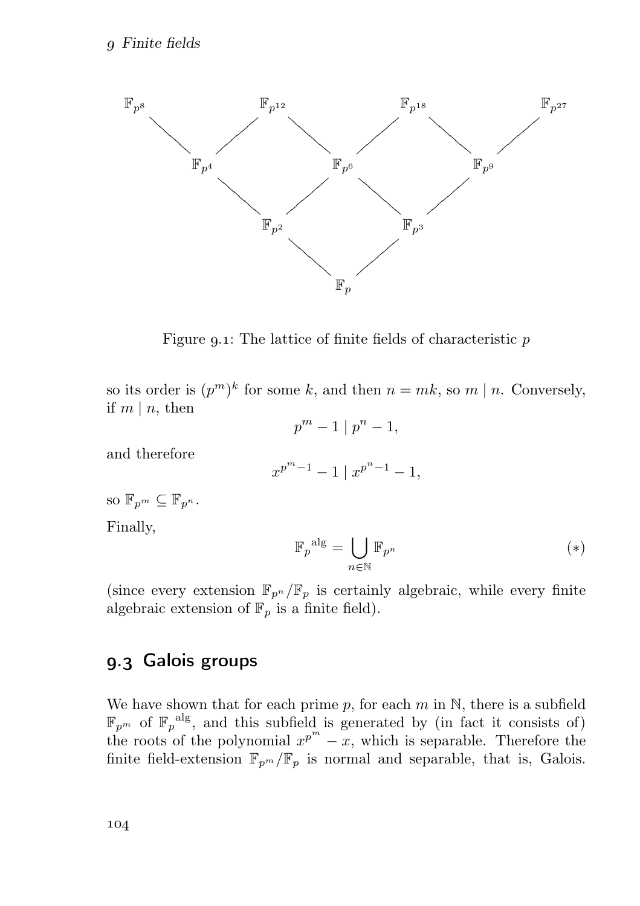Figure 9.1: The lattice of finite fields of characteristic $p$

so its order is $(p^m)^k$ for some $k$, and then $n = mk$, so $m \mid n$. Conversely, if $m \mid n$, then

$$p^m - 1 \mid p^n - 1,$$

and therefore

$$x^{p^m-1} - 1 \mid x^{p^n-1} - 1,$$

so $\mathbb{F}_{p^m} \subseteq \mathbb{F}_{p^n}$.

Finally,

$$\mathbb{F}_p^{\text{alg}} = \bigcup_{n \in \mathbb{N}} \mathbb{F}_{p^n} \tag{$*$}$$

(since every extension $\mathbb{F}_{p^n}/\mathbb{F}_p$ is certainly algebraic, while every finite algebraic extension of $\mathbb{F}_p$ is a finite field).

## 9.3 Galois groups

We have shown that for each prime $p$, for each $m$ in $\mathbb{N}$, there is a subfield $\mathbb{F}_{p^m}$ of $\mathbb{F}_p^{\text{alg}}$, and this subfield is generated by (in fact it consists of) the roots of the polynomial $x^{p^m} - x$, which is separable. Therefore the finite field-extension $\mathbb{F}_{p^m}/\mathbb{F}_p$ is normal and separable, that is, Galois.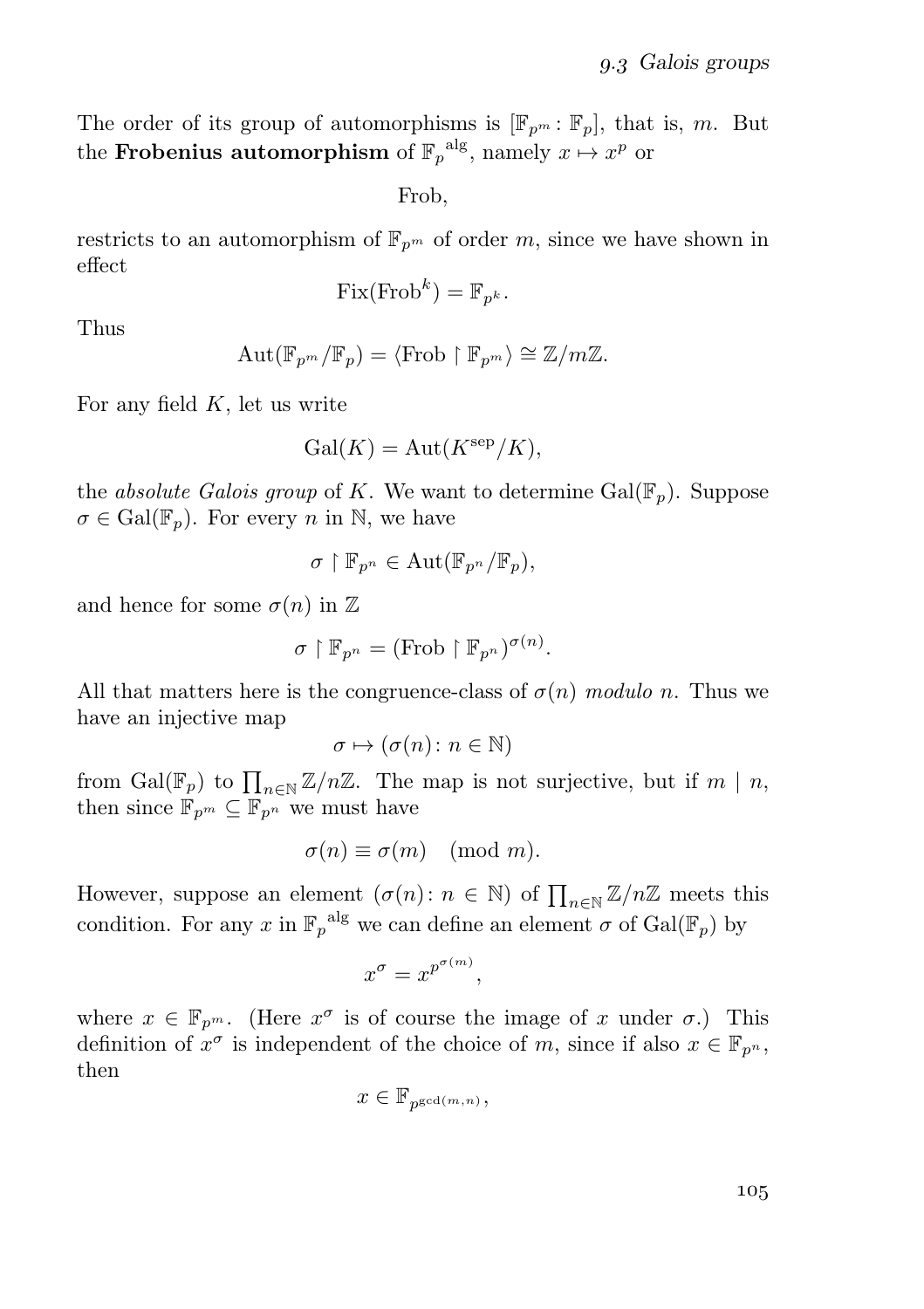The order of its group of automorphisms is $[\mathbb{F}_{p^m} : \mathbb{F}_p]$, that is, $m$. But the **Frobenius automorphism** of $\mathbb{F}_p{}^{\mathrm{alg}}$, namely $x \mapsto x^p$ or

$$\mathrm{Frob},$$

restricts to an automorphism of $\mathbb{F}_{p^m}$ of order $m$, since we have shown in effect

$$\mathrm{Fix}(\mathrm{Frob}^k) = \mathbb{F}_{p^k}.$$

Thus

$$\mathrm{Aut}(\mathbb{F}_{p^m}/\mathbb{F}_p) = \langle \mathrm{Frob} \restriction \mathbb{F}_{p^m} \rangle \cong \mathbb{Z}/m\mathbb{Z}.$$

For any field $K$, let us write

$$\mathrm{Gal}(K) = \mathrm{Aut}(K^{\mathrm{sep}}/K),$$

the *absolute Galois group* of $K$. We want to determine $\mathrm{Gal}(\mathbb{F}_p)$. Suppose $\sigma \in \mathrm{Gal}(\mathbb{F}_p)$. For every $n$ in $\mathbb{N}$, we have

$$\sigma \restriction \mathbb{F}_{p^n} \in \mathrm{Aut}(\mathbb{F}_{p^n}/\mathbb{F}_p),$$

and hence for some $\sigma(n)$ in $\mathbb{Z}$

$$\sigma \restriction \mathbb{F}_{p^n} = (\mathrm{Frob} \restriction \mathbb{F}_{p^n})^{\sigma(n)}.$$

All that matters here is the congruence-class of $\sigma(n)$ *modulo* $n$. Thus we have an injective map

$$\sigma \mapsto (\sigma(n) \colon n \in \mathbb{N})$$

from $\mathrm{Gal}(\mathbb{F}_p)$ to $\prod_{n\in\mathbb{N}} \mathbb{Z}/n\mathbb{Z}$. The map is not surjective, but if $m \mid n$, then since $\mathbb{F}_{p^m} \subseteq \mathbb{F}_{p^n}$ we must have

$$\sigma(n) \equiv \sigma(m) \pmod{m}.$$

However, suppose an element $(\sigma(n) \colon n \in \mathbb{N})$ of $\prod_{n\in\mathbb{N}} \mathbb{Z}/n\mathbb{Z}$ meets this condition. For any $x$ in $\mathbb{F}_p{}^{\mathrm{alg}}$ we can define an element $\sigma$ of $\mathrm{Gal}(\mathbb{F}_p)$ by

$$x^\sigma = x^{p^{\sigma(m)}},$$

where $x \in \mathbb{F}_{p^m}$. (Here $x^\sigma$ is of course the image of $x$ under $\sigma$.) This definition of $x^\sigma$ is independent of the choice of $m$, since if also $x \in \mathbb{F}_{p^n}$, then

$$x \in \mathbb{F}_{p^{\gcd(m,n)}},$$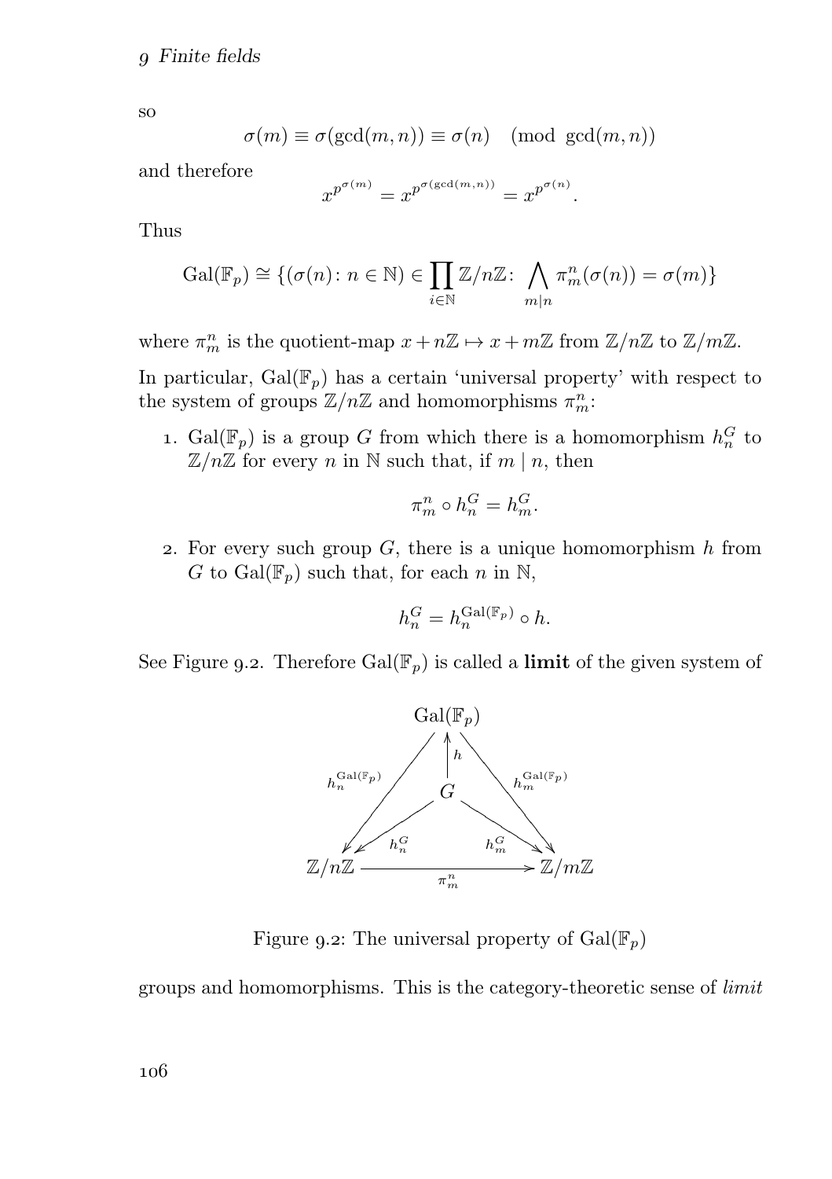so

$$\sigma(m) \equiv \sigma(\gcd(m,n)) \equiv \sigma(n) \pmod{\gcd(m,n)}$$

and therefore

$$x^{p^{\sigma(m)}} = x^{p^{\sigma(\gcd(m,n))}} = x^{p^{\sigma(n)}}.$$

Thus

$$\mathrm{Gal}(\mathbb{F}_p) \cong \{(\sigma(n) \colon n \in \mathbb{N}) \in \prod_{i \in \mathbb{N}} \mathbb{Z}/n\mathbb{Z} \colon \bigwedge_{m \mid n} \pi^n_m(\sigma(n)) = \sigma(m)\}$$

where $\pi^n_m$ is the quotient-map $x + n\mathbb{Z} \mapsto x + m\mathbb{Z}$ from $\mathbb{Z}/n\mathbb{Z}$ to $\mathbb{Z}/m\mathbb{Z}$.

In particular, $\mathrm{Gal}(\mathbb{F}_p)$ has a certain 'universal property' with respect to the system of groups $\mathbb{Z}/n\mathbb{Z}$ and homomorphisms $\pi^n_m$:

1. $\mathrm{Gal}(\mathbb{F}_p)$ is a group $G$ from which there is a homomorphism $h^G_n$ to $\mathbb{Z}/n\mathbb{Z}$ for every $n$ in $\mathbb{N}$ such that, if $m \mid n$, then

$$\pi^n_m \circ h^G_n = h^G_m.$$

2. For every such group $G$, there is a unique homomorphism $h$ from $G$ to $\mathrm{Gal}(\mathbb{F}_p)$ such that, for each $n$ in $\mathbb{N}$,

$$h^G_n = h^{\mathrm{Gal}(\mathbb{F}_p)}_n \circ h.$$

See Figure 9.2. Therefore $\mathrm{Gal}(\mathbb{F}_p)$ is called a **limit** of the given system of groups and homomorphisms. This is the category-theoretic sense of *limit*

$$
\begin{array}{ccccc}
 & & \mathrm{Gal}(\mathbb{F}_p) & & \\
 & \swarrow^{h^{\mathrm{Gal}(\mathbb{F}_p)}_n} & \uparrow h & \searrow^{h^{\mathrm{Gal}(\mathbb{F}_p)}_m} & \\
 & & G & & \\
 & \swarrow_{h^G_n} & & \searrow_{h^G_m} & \\
\mathbb{Z}/n\mathbb{Z} & & \xrightarrow{\pi^n_m} & & \mathbb{Z}/m\mathbb{Z}
\end{array}
$$

Figure 9.2: The universal property of $\mathrm{Gal}(\mathbb{F}_p)$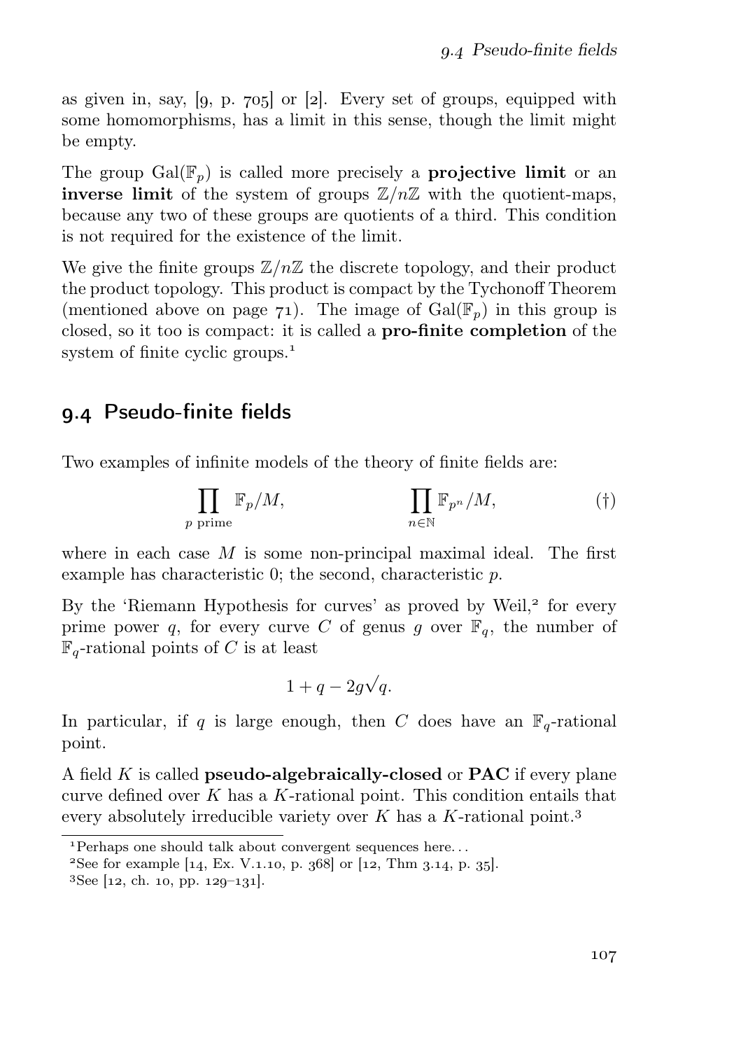as given in, say, [9, p. 705] or [2]. Every set of groups, equipped with some homomorphisms, has a limit in this sense, though the limit might be empty.

The group $\mathrm{Gal}(\mathbb{F}_p)$ is called more precisely a **projective limit** or an **inverse limit** of the system of groups $\mathbb{Z}/n\mathbb{Z}$ with the quotient-maps, because any two of these groups are quotients of a third. This condition is not required for the existence of the limit.

We give the finite groups $\mathbb{Z}/n\mathbb{Z}$ the discrete topology, and their product the product topology. This product is compact by the Tychonoff Theorem (mentioned above on page 71). The image of $\mathrm{Gal}(\mathbb{F}_p)$ in this group is closed, so it too is compact: it is called a **pro-finite completion** of the system of finite cyclic groups.[1]

## 9.4 Pseudo-finite fields

Two examples of infinite models of the theory of finite fields are:

$$\prod_{p \text{ prime}} \mathbb{F}_p/M, \qquad\qquad \prod_{n\in\mathbb{N}} \mathbb{F}_{p^n}/M, \tag{†}$$

where in each case $M$ is some non-principal maximal ideal. The first example has characteristic 0; the second, characteristic $p$.

By the 'Riemann Hypothesis for curves' as proved by Weil,[2] for every prime power $q$, for every curve $C$ of genus $g$ over $\mathbb{F}_q$, the number of $\mathbb{F}_q$-rational points of $C$ is at least

$$1 + q - 2g\sqrt{q}.$$

In particular, if $q$ is large enough, then $C$ does have an $\mathbb{F}_q$-rational point.

A field $K$ is called **pseudo-algebraically-closed** or **PAC** if every plane curve defined over $K$ has a $K$-rational point. This condition entails that every absolutely irreducible variety over $K$ has a $K$-rational point.[3]

[1] Perhaps one should talk about convergent sequences here...

[2] See for example [14, Ex. V.1.10, p. 368] or [12, Thm 3.14, p. 35].

[3] See [12, ch. 10, pp. 129–131].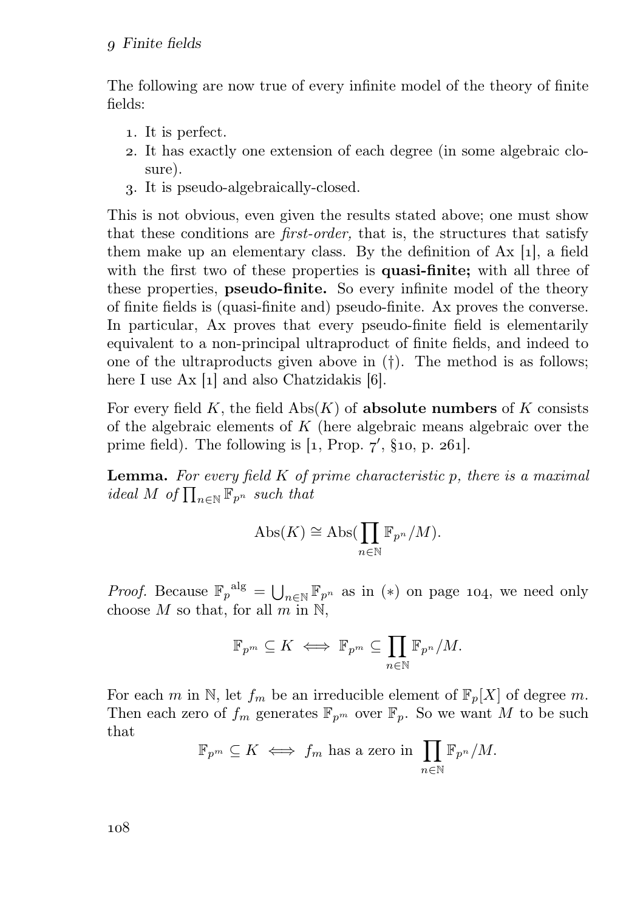The following are now true of every infinite model of the theory of finite fields:

1. It is perfect.
2. It has exactly one extension of each degree (in some algebraic closure).
3. It is pseudo-algebraically-closed.

This is not obvious, even given the results stated above; one must show that these conditions are *first-order,* that is, the structures that satisfy them make up an elementary class. By the definition of Ax [1], a field with the first two of these properties is **quasi-finite;** with all three of these properties, **pseudo-finite.** So every infinite model of the theory of finite fields is (quasi-finite and) pseudo-finite. Ax proves the converse. In particular, Ax proves that every pseudo-finite field is elementarily equivalent to a non-principal ultraproduct of finite fields, and indeed to one of the ultraproducts given above in (†). The method is as follows; here I use Ax [1] and also Chatzidakis [6].

For every field $K$, the field $\mathrm{Abs}(K)$ of **absolute numbers** of $K$ consists of the algebraic elements of $K$ (here algebraic means algebraic over the prime field). The following is [1, Prop. 7′, §10, p. 261].

**Lemma.** *For every field $K$ of prime characteristic $p$, there is a maximal ideal $M$ of $\prod_{n\in\mathbb{N}} \mathbb{F}_{p^n}$ such that*

$$\mathrm{Abs}(K) \cong \mathrm{Abs}(\prod_{n\in\mathbb{N}} \mathbb{F}_{p^n}/M).$$

*Proof.* Because ${\mathbb{F}_p}^{\mathrm{alg}} = \bigcup_{n\in\mathbb{N}} \mathbb{F}_{p^n}$ as in (∗) on page 104, we need only choose $M$ so that, for all $m$ in $\mathbb{N}$,

$$\mathbb{F}_{p^m} \subseteq K \iff \mathbb{F}_{p^m} \subseteq \prod_{n\in\mathbb{N}} \mathbb{F}_{p^n}/M.$$

For each $m$ in $\mathbb{N}$, let $f_m$ be an irreducible element of $\mathbb{F}_p[X]$ of degree $m$. Then each zero of $f_m$ generates $\mathbb{F}_{p^m}$ over $\mathbb{F}_p$. So we want $M$ to be such that

$$\mathbb{F}_{p^m} \subseteq K \iff f_m \text{ has a zero in } \prod_{n\in\mathbb{N}} \mathbb{F}_{p^n}/M.$$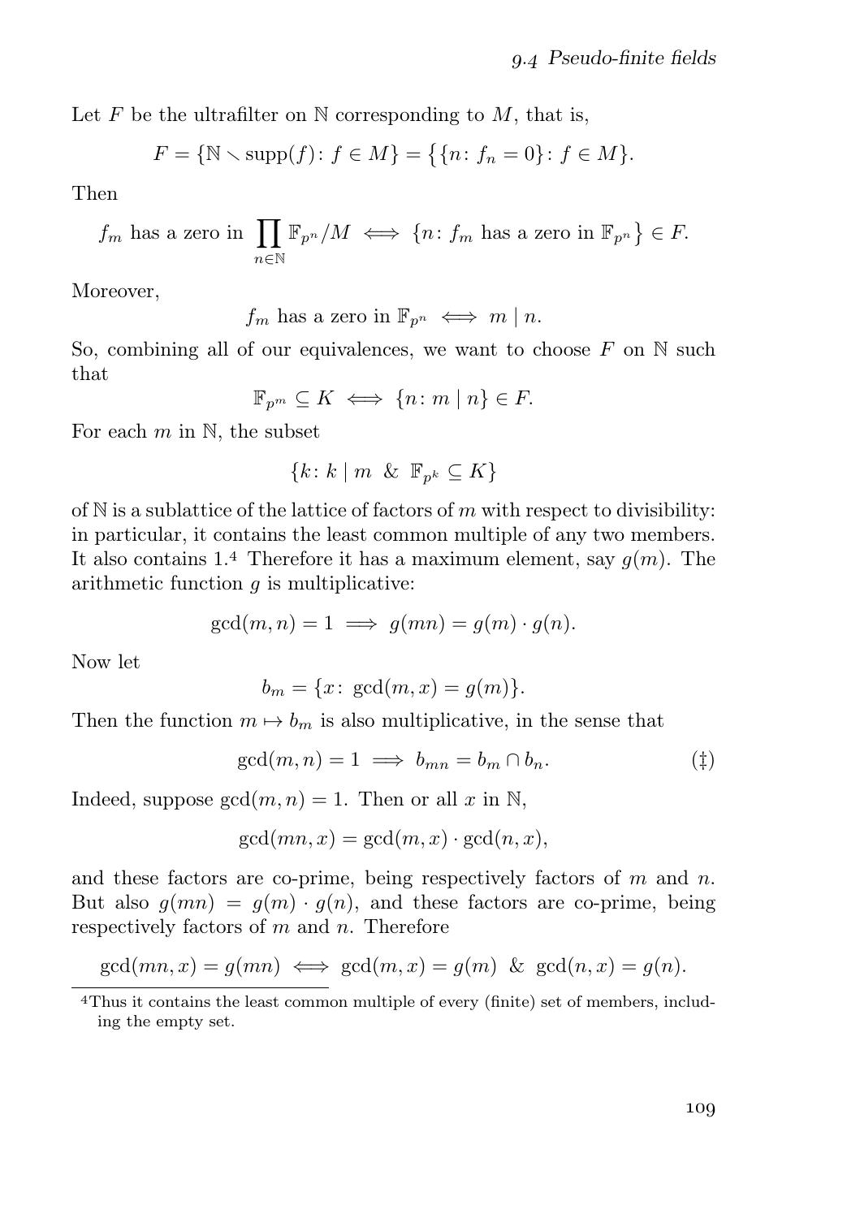Let $F$ be the ultrafilter on $\mathbb{N}$ corresponding to $M$, that is,

$$F = \{\mathbb{N} \smallsetminus \operatorname{supp}(f) \colon f \in M\} = \bigl\{\{n \colon f_n = 0\} \colon f \in M\bigr\}.$$

Then

$$f_m \text{ has a zero in } \prod_{n \in \mathbb{N}} \mathbb{F}_{p^n}/M \iff \{n \colon f_m \text{ has a zero in } \mathbb{F}_{p^n}\} \in F.$$

Moreover,

$$f_m \text{ has a zero in } \mathbb{F}_{p^n} \iff m \mid n.$$

So, combining all of our equivalences, we want to choose $F$ on $\mathbb{N}$ such that

$$\mathbb{F}_{p^m} \subseteq K \iff \{n \colon m \mid n\} \in F.$$

For each $m$ in $\mathbb{N}$, the subset

$$\{k \colon k \mid m \ \& \ \mathbb{F}_{p^k} \subseteq K\}$$

of $\mathbb{N}$ is a sublattice of the lattice of factors of $m$ with respect to divisibility: in particular, it contains the least common multiple of any two members. It also contains 1.[4] Therefore it has a maximum element, say $g(m)$. The arithmetic function $g$ is multiplicative:

$$\gcd(m, n) = 1 \implies g(mn) = g(m) \cdot g(n).$$

Now let

$$b_m = \{x \colon \gcd(m, x) = g(m)\}.$$

Then the function $m \mapsto b_m$ is also multiplicative, in the sense that

$$\gcd(m, n) = 1 \implies b_{mn} = b_m \cap b_n. \tag{‡}$$

Indeed, suppose $\gcd(m, n) = 1$. Then or all $x$ in $\mathbb{N}$,

$$\gcd(mn, x) = \gcd(m, x) \cdot \gcd(n, x),$$

and these factors are co-prime, being respectively factors of $m$ and $n$. But also $g(mn) = g(m) \cdot g(n)$, and these factors are co-prime, being respectively factors of $m$ and $n$. Therefore

$$\gcd(mn, x) = g(mn) \iff \gcd(m, x) = g(m) \ \& \ \gcd(n, x) = g(n).$$

[4] Thus it contains the least common multiple of every (finite) set of members, including the empty set.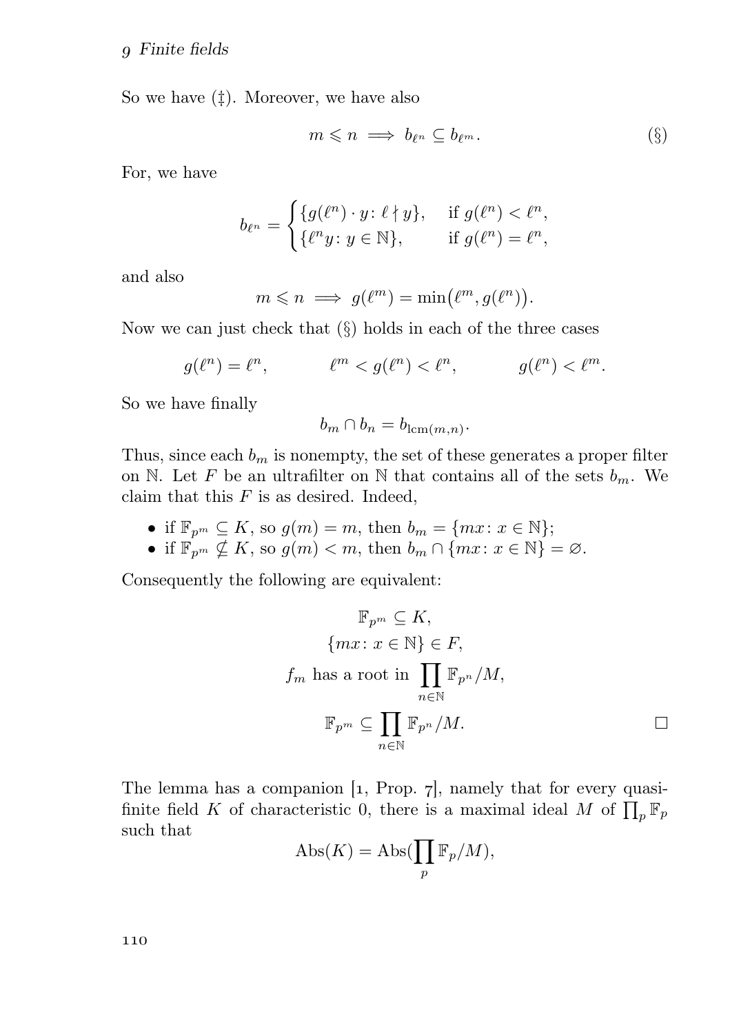So we have (‡). Moreover, we have also

$$m \leqslant n \implies b_{\ell^n} \subseteq b_{\ell^m}. \tag{§}$$

For, we have

$$b_{\ell^n} = \begin{cases} \{g(\ell^n) \cdot y \colon \ell \nmid y\}, & \text{if } g(\ell^n) < \ell^n, \\ \{\ell^n y \colon y \in \mathbb{N}\}, & \text{if } g(\ell^n) = \ell^n, \end{cases}$$

and also

$$m \leqslant n \implies g(\ell^m) = \min\bigl(\ell^m, g(\ell^n)\bigr).$$

Now we can just check that (§) holds in each of the three cases

$$g(\ell^n) = \ell^n, \qquad\qquad \ell^m < g(\ell^n) < \ell^n, \qquad\qquad g(\ell^n) < \ell^m.$$

So we have finally

$$b_m \cap b_n = b_{\operatorname{lcm}(m,n)}.$$

Thus, since each $b_m$ is nonempty, the set of these generates a proper filter on $\mathbb{N}$. Let $F$ be an ultrafilter on $\mathbb{N}$ that contains all of the sets $b_m$. We claim that this $F$ is as desired. Indeed,

- if $\mathbb{F}_{p^m} \subseteq K$, so $g(m) = m$, then $b_m = \{mx \colon x \in \mathbb{N}\}$;
- if $\mathbb{F}_{p^m} \nsubseteq K$, so $g(m) < m$, then $b_m \cap \{mx \colon x \in \mathbb{N}\} = \varnothing$.

Consequently the following are equivalent:

$$\mathbb{F}_{p^m} \subseteq K,$$
$$\{mx \colon x \in \mathbb{N}\} \in F,$$
$$f_m \text{ has a root in } \prod_{n \in \mathbb{N}} \mathbb{F}_{p^n}/M,$$
$$\mathbb{F}_{p^m} \subseteq \prod_{n \in \mathbb{N}} \mathbb{F}_{p^n}/M.$$

□

The lemma has a companion [1, Prop. 7], namely that for every quasi-finite field $K$ of characteristic 0, there is a maximal ideal $M$ of $\prod_p \mathbb{F}_p$ such that

$$\operatorname{Abs}(K) = \operatorname{Abs}(\prod_p \mathbb{F}_p/M),$$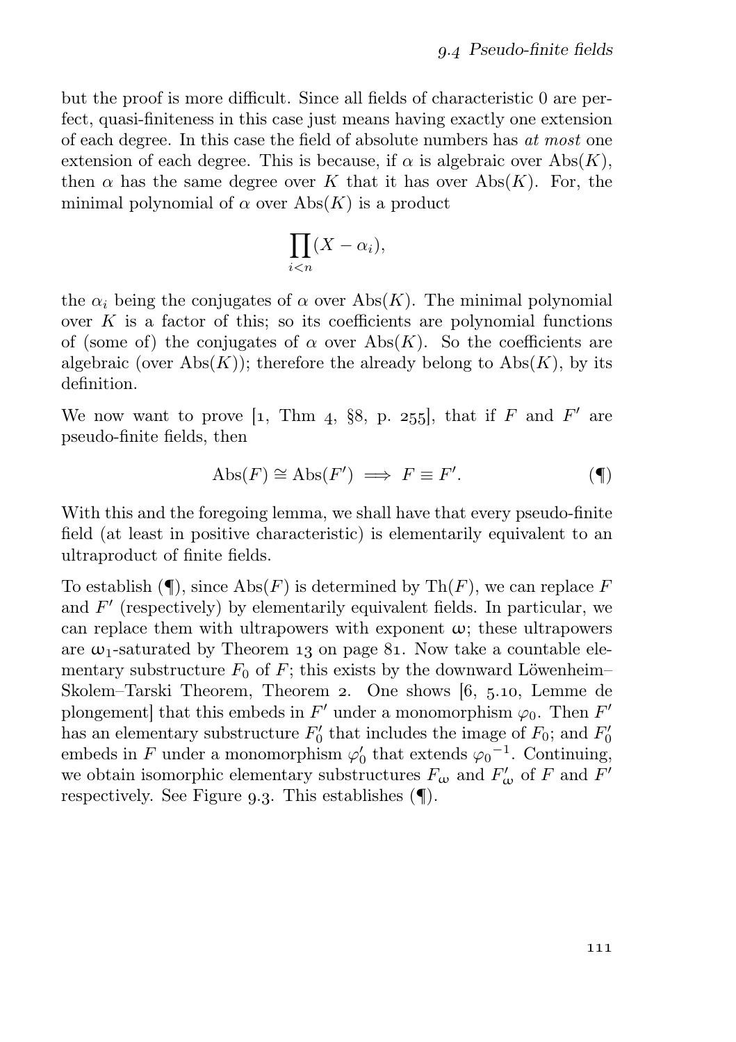but the proof is more difficult. Since all fields of characteristic 0 are perfect, quasi-finiteness in this case just means having exactly one extension of each degree. In this case the field of absolute numbers has *at most* one extension of each degree. This is because, if $\alpha$ is algebraic over $\mathrm{Abs}(K)$, then $\alpha$ has the same degree over $K$ that it has over $\mathrm{Abs}(K)$. For, the minimal polynomial of $\alpha$ over $\mathrm{Abs}(K)$ is a product

$$\prod_{i<n}(X - \alpha_i),$$

the $\alpha_i$ being the conjugates of $\alpha$ over $\mathrm{Abs}(K)$. The minimal polynomial over $K$ is a factor of this; so its coefficients are polynomial functions of (some of) the conjugates of $\alpha$ over $\mathrm{Abs}(K)$. So the coefficients are algebraic (over $\mathrm{Abs}(K)$); therefore the already belong to $\mathrm{Abs}(K)$, by its definition.

We now want to prove [1, Thm 4, §8, p. 255], that if $F$ and $F'$ are pseudo-finite fields, then

$$\mathrm{Abs}(F) \cong \mathrm{Abs}(F') \implies F \equiv F'. \tag{¶}$$

With this and the foregoing lemma, we shall have that every pseudo-finite field (at least in positive characteristic) is elementarily equivalent to an ultraproduct of finite fields.

To establish (¶), since $\mathrm{Abs}(F)$ is determined by $\mathrm{Th}(F)$, we can replace $F$ and $F'$ (respectively) by elementarily equivalent fields. In particular, we can replace them with ultrapowers with exponent $\omega$; these ultrapowers are $\omega_1$-saturated by Theorem 13 on page 81. Now take a countable elementary substructure $F_0$ of $F$; this exists by the downward Löwenheim–Skolem–Tarski Theorem, Theorem 2. One shows [6, 5.10, Lemme de plongement] that this embeds in $F'$ under a monomorphism $\varphi_0$. Then $F'$ has an elementary substructure $F'_0$ that includes the image of $F_0$; and $F'_0$ embeds in $F$ under a monomorphism $\varphi'_0$ that extends ${\varphi_0}^{-1}$. Continuing, we obtain isomorphic elementary substructures $F_\omega$ and $F'_\omega$ of $F$ and $F'$ respectively. See Figure 9.3. This establishes (¶).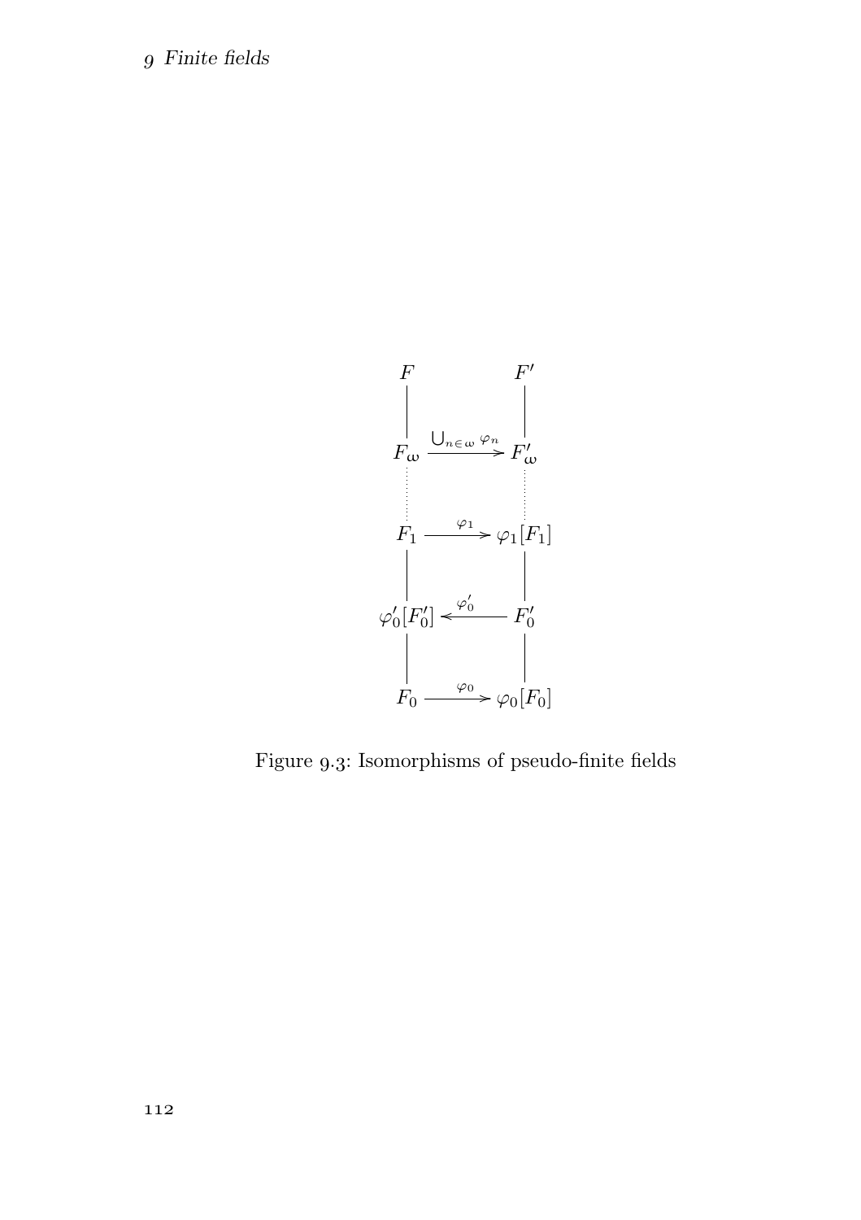$$
\begin{array}{ccc}
F & & F' \\
| & & | \\
F_\omega & \xrightarrow{\bigcup_{n\in\omega}\varphi_n} & F'_\omega \\
\vdots & & \vdots \\
F_1 & \xrightarrow{\varphi_1} & \varphi_1[F_1] \\
| & & | \\
\varphi_0'[F_0'] & \xleftarrow{\varphi_0'} & F_0' \\
| & & | \\
F_0 & \xrightarrow{\varphi_0} & \varphi_0[F_0]
\end{array}
$$

Figure 9.3: Isomorphisms of pseudo-finite fields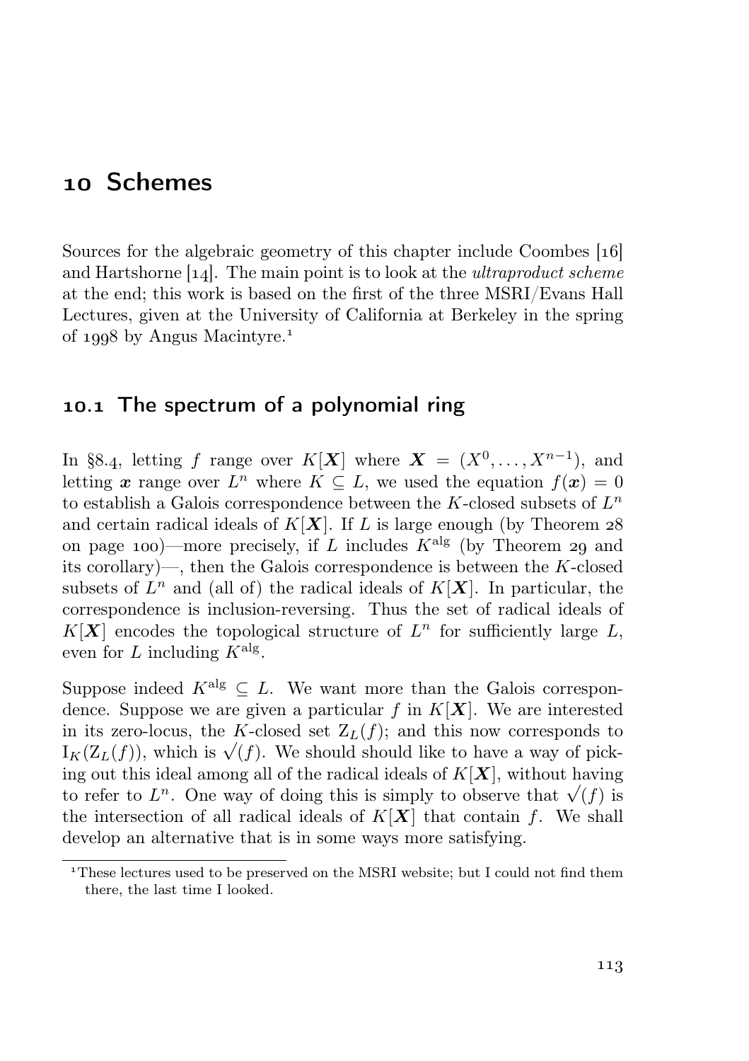# 10 Schemes

Sources for the algebraic geometry of this chapter include Coombes [16] and Hartshorne [14]. The main point is to look at the *ultraproduct scheme* at the end; this work is based on the first of the three MSRI/Evans Hall Lectures, given at the University of California at Berkeley in the spring of 1998 by Angus Macintyre.[1]

## 10.1 The spectrum of a polynomial ring

In §8.4, letting $f$ range over $K[\boldsymbol{X}]$ where $\boldsymbol{X} = (X^0, \dots, X^{n-1})$, and letting $\boldsymbol{x}$ range over $L^n$ where $K \subseteq L$, we used the equation $f(\boldsymbol{x}) = 0$ to establish a Galois correspondence between the $K$-closed subsets of $L^n$ and certain radical ideals of $K[\boldsymbol{X}]$. If $L$ is large enough (by Theorem 28 on page 100)—more precisely, if $L$ includes $K^{\mathrm{alg}}$ (by Theorem 29 and its corollary)—, then the Galois correspondence is between the $K$-closed subsets of $L^n$ and (all of) the radical ideals of $K[\boldsymbol{X}]$. In particular, the correspondence is inclusion-reversing. Thus the set of radical ideals of $K[\boldsymbol{X}]$ encodes the topological structure of $L^n$ for sufficiently large $L$, even for $L$ including $K^{\mathrm{alg}}$.

Suppose indeed $K^{\mathrm{alg}} \subseteq L$. We want more than the Galois correspondence. Suppose we are given a particular $f$ in $K[\boldsymbol{X}]$. We are interested in its zero-locus, the $K$-closed set $\mathrm{Z}_L(f)$; and this now corresponds to $\mathrm{I}_K(\mathrm{Z}_L(f))$, which is $\sqrt{(f)}$. We should should like to have a way of picking out this ideal among all of the radical ideals of $K[\boldsymbol{X}]$, without having to refer to $L^n$. One way of doing this is simply to observe that $\sqrt{(f)}$ is the intersection of all radical ideals of $K[\boldsymbol{X}]$ that contain $f$. We shall develop an alternative that is in some ways more satisfying.

[1] These lectures used to be preserved on the MSRI website; but I could not find them there, the last time I looked.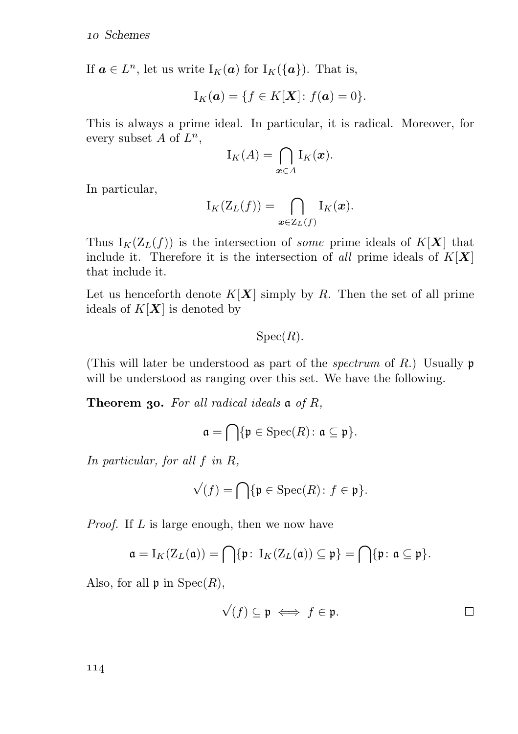If $\boldsymbol{a} \in L^n$, let us write $\mathrm{I}_K(\boldsymbol{a})$ for $\mathrm{I}_K(\{\boldsymbol{a}\})$. That is,

$$\mathrm{I}_K(\boldsymbol{a}) = \{f \in K[\boldsymbol{X}] \colon f(\boldsymbol{a}) = 0\}.$$

This is always a prime ideal. In particular, it is radical. Moreover, for every subset $A$ of $L^n$,

$$\mathrm{I}_K(A) = \bigcap_{\boldsymbol{x} \in A} \mathrm{I}_K(\boldsymbol{x}).$$

In particular,

$$\mathrm{I}_K(\mathrm{Z}_L(f)) = \bigcap_{\boldsymbol{x} \in \mathrm{Z}_L(f)} \mathrm{I}_K(\boldsymbol{x}).$$

Thus $\mathrm{I}_K(\mathrm{Z}_L(f))$ is the intersection of *some* prime ideals of $K[\boldsymbol{X}]$ that include it. Therefore it is the intersection of *all* prime ideals of $K[\boldsymbol{X}]$ that include it.

Let us henceforth denote $K[\boldsymbol{X}]$ simply by $R$. Then the set of all prime ideals of $K[\boldsymbol{X}]$ is denoted by

$$\mathrm{Spec}(R).$$

(This will later be understood as part of the *spectrum* of $R$.) Usually $\mathfrak{p}$ will be understood as ranging over this set. We have the following.

**Theorem 30.** *For all radical ideals $\mathfrak{a}$ of $R$,*

$$\mathfrak{a} = \bigcap\{\mathfrak{p} \in \mathrm{Spec}(R) \colon \mathfrak{a} \subseteq \mathfrak{p}\}.$$

*In particular, for all $f$ in $R$,*

$$\sqrt{(f)} = \bigcap\{\mathfrak{p} \in \mathrm{Spec}(R) \colon f \in \mathfrak{p}\}.$$

*Proof.* If $L$ is large enough, then we now have

$$\mathfrak{a} = \mathrm{I}_K(\mathrm{Z}_L(\mathfrak{a})) = \bigcap\{\mathfrak{p} \colon \mathrm{I}_K(\mathrm{Z}_L(\mathfrak{a})) \subseteq \mathfrak{p}\} = \bigcap\{\mathfrak{p} \colon \mathfrak{a} \subseteq \mathfrak{p}\}.$$

Also, for all $\mathfrak{p}$ in $\mathrm{Spec}(R)$,

$$\sqrt{(f)} \subseteq \mathfrak{p} \iff f \in \mathfrak{p}.$$

□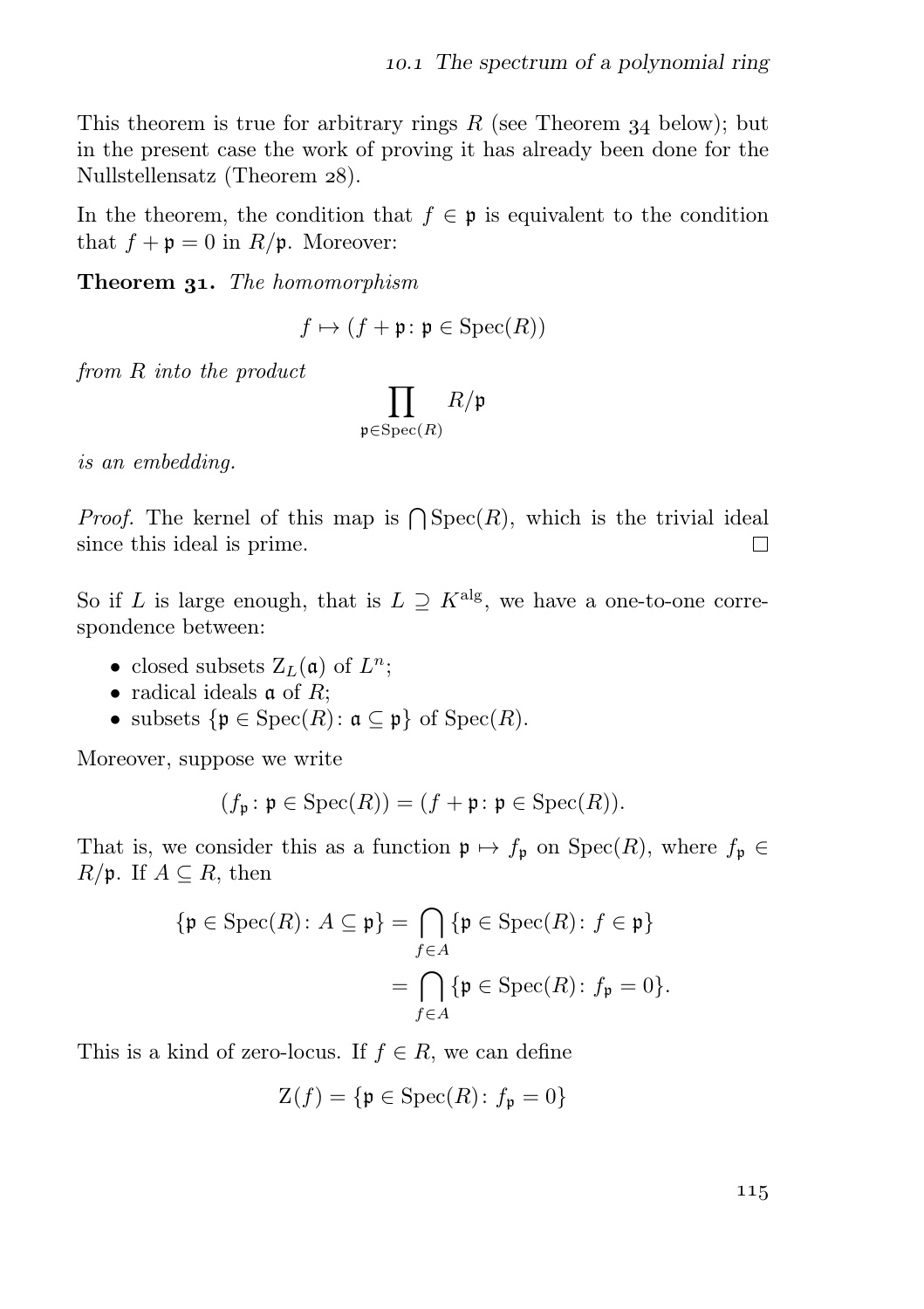This theorem is true for arbitrary rings $R$ (see Theorem 34 below); but in the present case the work of proving it has already been done for the Nullstellensatz (Theorem 28).

In the theorem, the condition that $f \in \mathfrak{p}$ is equivalent to the condition that $f + \mathfrak{p} = 0$ in $R/\mathfrak{p}$. Moreover:

**Theorem 31.** *The homomorphism*

$$f \mapsto (f + \mathfrak{p} \colon \mathfrak{p} \in \operatorname{Spec}(R))$$

*from $R$ into the product*

$$\prod_{\mathfrak{p} \in \operatorname{Spec}(R)} R/\mathfrak{p}$$

*is an embedding.*

*Proof.* The kernel of this map is $\bigcap \operatorname{Spec}(R)$, which is the trivial ideal since this ideal is prime. □

So if $L$ is large enough, that is $L \supseteq K^{\mathrm{alg}}$, we have a one-to-one correspondence between:

- closed subsets $\mathrm{Z}_L(\mathfrak{a})$ of $L^n$;
- radical ideals $\mathfrak{a}$ of $R$;
- subsets $\{\mathfrak{p} \in \operatorname{Spec}(R) \colon \mathfrak{a} \subseteq \mathfrak{p}\}$ of $\operatorname{Spec}(R)$.

Moreover, suppose we write

$$(f_{\mathfrak{p}} \colon \mathfrak{p} \in \operatorname{Spec}(R)) = (f + \mathfrak{p} \colon \mathfrak{p} \in \operatorname{Spec}(R)).$$

That is, we consider this as a function $\mathfrak{p} \mapsto f_{\mathfrak{p}}$ on $\operatorname{Spec}(R)$, where $f_{\mathfrak{p}} \in R/\mathfrak{p}$. If $A \subseteq R$, then

$$\begin{aligned} \{\mathfrak{p} \in \operatorname{Spec}(R) \colon A \subseteq \mathfrak{p}\} &= \bigcap_{f \in A} \{\mathfrak{p} \in \operatorname{Spec}(R) \colon f \in \mathfrak{p}\} \\ &= \bigcap_{f \in A} \{\mathfrak{p} \in \operatorname{Spec}(R) \colon f_{\mathfrak{p}} = 0\}. \end{aligned}$$

This is a kind of zero-locus. If $f \in R$, we can define

$$\mathrm{Z}(f) = \{\mathfrak{p} \in \operatorname{Spec}(R) \colon f_{\mathfrak{p}} = 0\}$$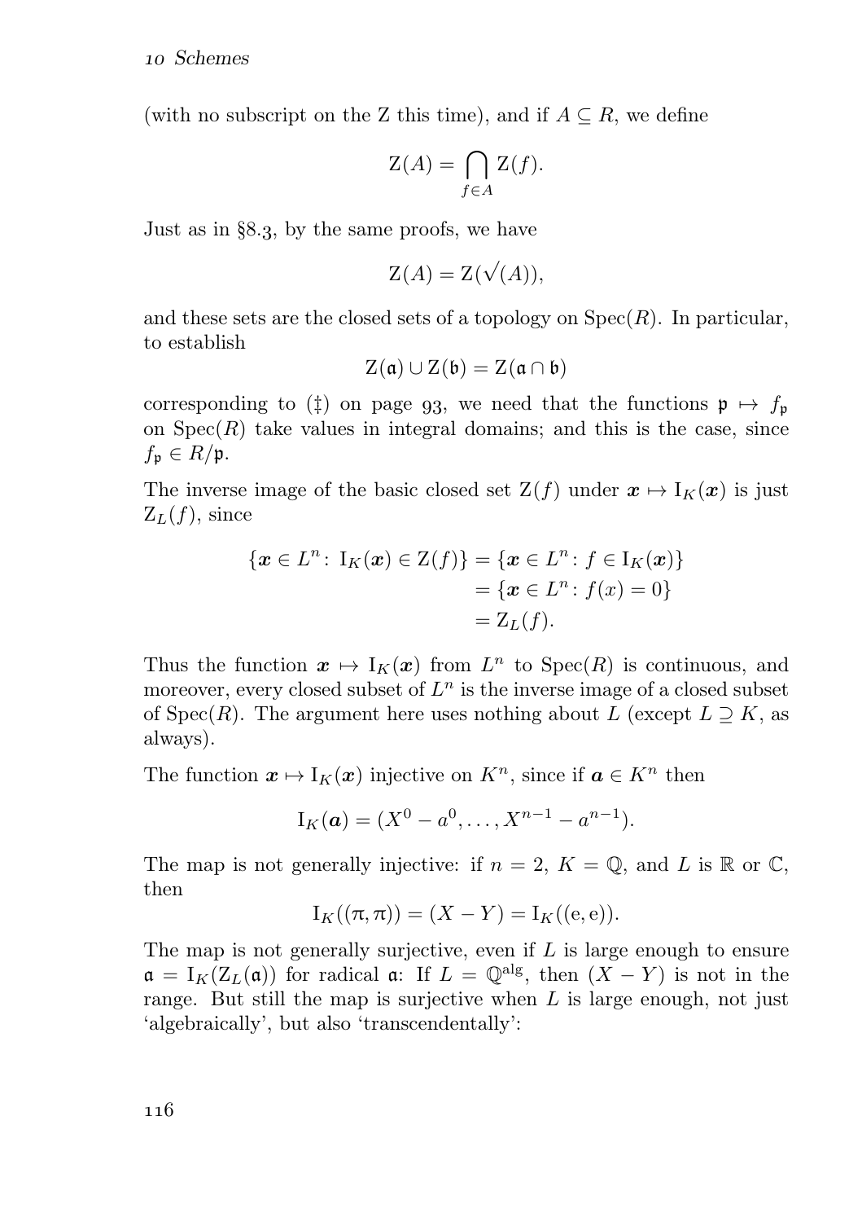(with no subscript on the Z this time), and if $A \subseteq R$, we define

$$\mathrm{Z}(A) = \bigcap_{f \in A} \mathrm{Z}(f).$$

Just as in §8.3, by the same proofs, we have

$$\mathrm{Z}(A) = \mathrm{Z}(\sqrt{(A)}),$$

and these sets are the closed sets of a topology on $\operatorname{Spec}(R)$. In particular, to establish

$$\mathrm{Z}(\mathfrak{a}) \cup \mathrm{Z}(\mathfrak{b}) = \mathrm{Z}(\mathfrak{a} \cap \mathfrak{b})$$

corresponding to (‡) on page 93, we need that the functions $\mathfrak{p} \mapsto f_{\mathfrak{p}}$ on $\operatorname{Spec}(R)$ take values in integral domains; and this is the case, since $f_{\mathfrak{p}} \in R/\mathfrak{p}$.

The inverse image of the basic closed set $\mathrm{Z}(f)$ under $\boldsymbol{x} \mapsto \mathrm{I}_K(\boldsymbol{x})$ is just $\mathrm{Z}_L(f)$, since

$$\begin{aligned}
\{\boldsymbol{x} \in L^n \colon \mathrm{I}_K(\boldsymbol{x}) \in \mathrm{Z}(f)\} &= \{\boldsymbol{x} \in L^n \colon f \in \mathrm{I}_K(\boldsymbol{x})\} \\
&= \{\boldsymbol{x} \in L^n \colon f(x) = 0\} \\
&= \mathrm{Z}_L(f).
\end{aligned}$$

Thus the function $\boldsymbol{x} \mapsto \mathrm{I}_K(\boldsymbol{x})$ from $L^n$ to $\operatorname{Spec}(R)$ is continuous, and moreover, every closed subset of $L^n$ is the inverse image of a closed subset of $\operatorname{Spec}(R)$. The argument here uses nothing about $L$ (except $L \supseteq K$, as always).

The function $\boldsymbol{x} \mapsto \mathrm{I}_K(\boldsymbol{x})$ injective on $K^n$, since if $\boldsymbol{a} \in K^n$ then

$$\mathrm{I}_K(\boldsymbol{a}) = (X^0 - a^0, \dots, X^{n-1} - a^{n-1}).$$

The map is not generally injective: if $n = 2$, $K = \mathbb{Q}$, and $L$ is $\mathbb{R}$ or $\mathbb{C}$, then

$$\mathrm{I}_K((\pi, \pi)) = (X - Y) = \mathrm{I}_K((\mathrm{e}, \mathrm{e})).$$

The map is not generally surjective, even if $L$ is large enough to ensure $\mathfrak{a} = \mathrm{I}_K(\mathrm{Z}_L(\mathfrak{a}))$ for radical $\mathfrak{a}$: If $L = \mathbb{Q}^{\mathrm{alg}}$, then $(X - Y)$ is not in the range. But still the map is surjective when $L$ is large enough, not just 'algebraically', but also 'transcendentally':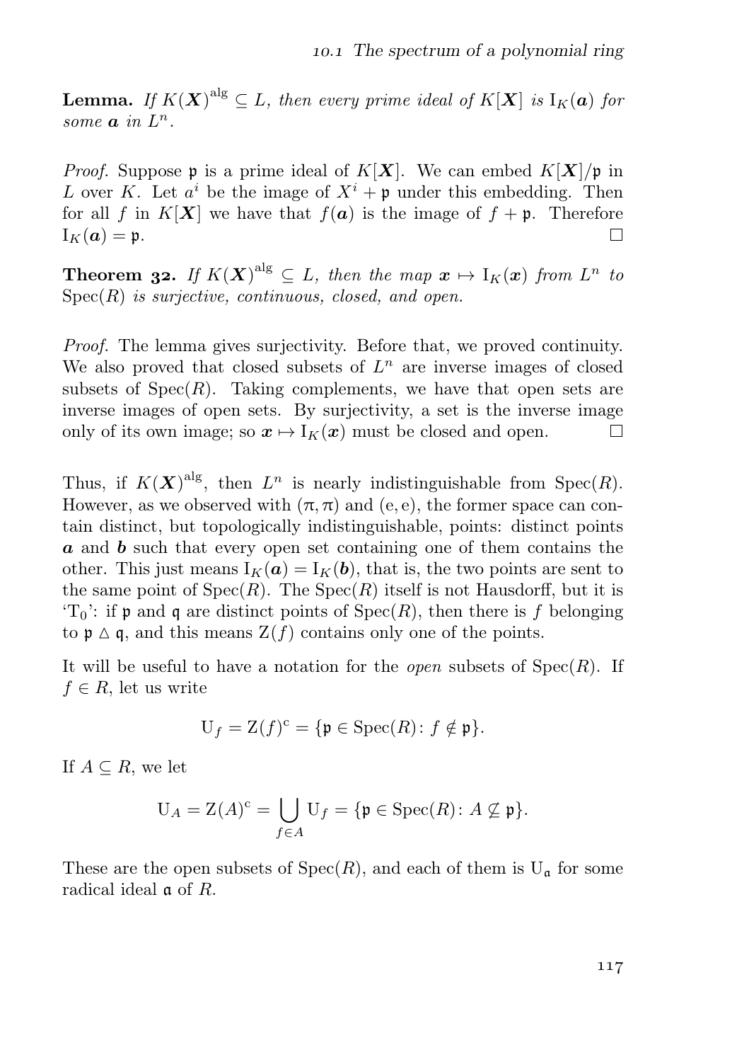**Lemma.** *If $K(\boldsymbol{X})^{\mathrm{alg}} \subseteq L$, then every prime ideal of $K[\boldsymbol{X}]$ is $\mathrm{I}_K(\boldsymbol{a})$ for some $\boldsymbol{a}$ in $L^n$.*

*Proof.* Suppose $\mathfrak{p}$ is a prime ideal of $K[\boldsymbol{X}]$. We can embed $K[\boldsymbol{X}]/\mathfrak{p}$ in $L$ over $K$. Let $a^i$ be the image of $X^i + \mathfrak{p}$ under this embedding. Then for all $f$ in $K[\boldsymbol{X}]$ we have that $f(\boldsymbol{a})$ is the image of $f + \mathfrak{p}$. Therefore $\mathrm{I}_K(\boldsymbol{a}) = \mathfrak{p}$. □

**Theorem 32.** *If $K(\boldsymbol{X})^{\mathrm{alg}} \subseteq L$, then the map $\boldsymbol{x} \mapsto \mathrm{I}_K(\boldsymbol{x})$ from $L^n$ to $\mathrm{Spec}(R)$ is surjective, continuous, closed, and open.*

*Proof.* The lemma gives surjectivity. Before that, we proved continuity. We also proved that closed subsets of $L^n$ are inverse images of closed subsets of $\mathrm{Spec}(R)$. Taking complements, we have that open sets are inverse images of open sets. By surjectivity, a set is the inverse image only of its own image; so $\boldsymbol{x} \mapsto \mathrm{I}_K(\boldsymbol{x})$ must be closed and open. □

Thus, if $K(\boldsymbol{X})^{\mathrm{alg}}$, then $L^n$ is nearly indistinguishable from $\mathrm{Spec}(R)$. However, as we observed with $(\pi, \pi)$ and $(\mathrm{e}, \mathrm{e})$, the former space can contain distinct, but topologically indistinguishable, points: distinct points $\boldsymbol{a}$ and $\boldsymbol{b}$ such that every open set containing one of them contains the other. This just means $\mathrm{I}_K(\boldsymbol{a}) = \mathrm{I}_K(\boldsymbol{b})$, that is, the two points are sent to the same point of $\mathrm{Spec}(R)$. The $\mathrm{Spec}(R)$ itself is not Hausdorff, but it is '$\mathrm{T}_0$': if $\mathfrak{p}$ and $\mathfrak{q}$ are distinct points of $\mathrm{Spec}(R)$, then there is $f$ belonging to $\mathfrak{p} \vartriangle \mathfrak{q}$, and this means $\mathrm{Z}(f)$ contains only one of the points.

It will be useful to have a notation for the *open* subsets of $\mathrm{Spec}(R)$. If $f \in R$, let us write

$$\mathrm{U}_f = \mathrm{Z}(f)^{\mathrm{c}} = \{\mathfrak{p} \in \mathrm{Spec}(R) \colon f \notin \mathfrak{p}\}.$$

If $A \subseteq R$, we let

$$\mathrm{U}_A = \mathrm{Z}(A)^{\mathrm{c}} = \bigcup_{f \in A} \mathrm{U}_f = \{\mathfrak{p} \in \mathrm{Spec}(R) \colon A \not\subseteq \mathfrak{p}\}.$$

These are the open subsets of $\mathrm{Spec}(R)$, and each of them is $\mathrm{U}_{\mathfrak{a}}$ for some radical ideal $\mathfrak{a}$ of $R$.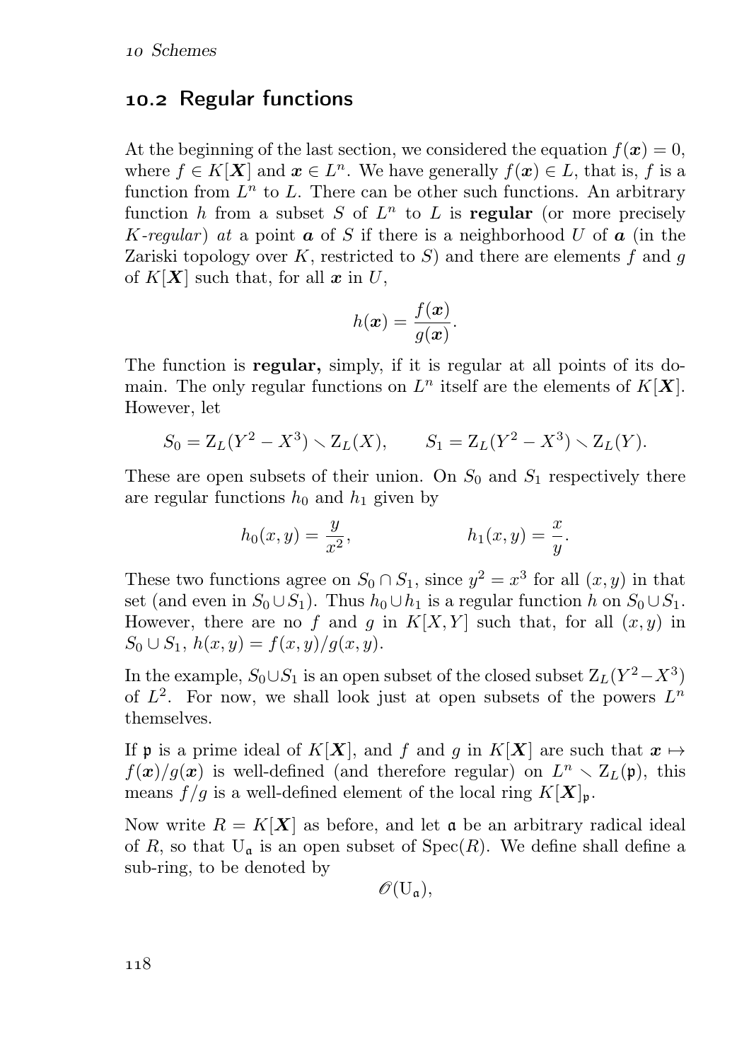## 10.2 Regular functions

At the beginning of the last section, we considered the equation $f(\boldsymbol{x}) = 0$, where $f \in K[\boldsymbol{X}]$ and $\boldsymbol{x} \in L^n$. We have generally $f(\boldsymbol{x}) \in L$, that is, $f$ is a function from $L^n$ to $L$. There can be other such functions. An arbitrary function $h$ from a subset $S$ of $L^n$ to $L$ is **regular** (or more precisely $K$*-regular*) *at* a point $\boldsymbol{a}$ of $S$ if there is a neighborhood $U$ of $\boldsymbol{a}$ (in the Zariski topology over $K$, restricted to $S$) and there are elements $f$ and $g$ of $K[\boldsymbol{X}]$ such that, for all $\boldsymbol{x}$ in $U$,

$$h(\boldsymbol{x}) = \frac{f(\boldsymbol{x})}{g(\boldsymbol{x})}.$$

The function is **regular,** simply, if it is regular at all points of its domain. The only regular functions on $L^n$ itself are the elements of $K[\boldsymbol{X}]$. However, let

$$S_0 = \mathrm{Z}_L(Y^2 - X^3) \smallsetminus \mathrm{Z}_L(X), \qquad S_1 = \mathrm{Z}_L(Y^2 - X^3) \smallsetminus \mathrm{Z}_L(Y).$$

These are open subsets of their union. On $S_0$ and $S_1$ respectively there are regular functions $h_0$ and $h_1$ given by

$$h_0(x, y) = \frac{y}{x^2}, \qquad\qquad h_1(x, y) = \frac{x}{y}.$$

These two functions agree on $S_0 \cap S_1$, since $y^2 = x^3$ for all $(x, y)$ in that set (and even in $S_0 \cup S_1$). Thus $h_0 \cup h_1$ is a regular function $h$ on $S_0 \cup S_1$. However, there are no $f$ and $g$ in $K[X, Y]$ such that, for all $(x, y)$ in $S_0 \cup S_1$, $h(x, y) = f(x, y)/g(x, y)$.

In the example, $S_0 \cup S_1$ is an open subset of the closed subset $\mathrm{Z}_L(Y^2 - X^3)$ of $L^2$. For now, we shall look just at open subsets of the powers $L^n$ themselves.

If $\mathfrak{p}$ is a prime ideal of $K[\boldsymbol{X}]$, and $f$ and $g$ in $K[\boldsymbol{X}]$ are such that $\boldsymbol{x} \mapsto f(\boldsymbol{x})/g(\boldsymbol{x})$ is well-defined (and therefore regular) on $L^n \smallsetminus \mathrm{Z}_L(\mathfrak{p})$, this means $f/g$ is a well-defined element of the local ring $K[\boldsymbol{X}]_{\mathfrak{p}}$.

Now write $R = K[\boldsymbol{X}]$ as before, and let $\mathfrak{a}$ be an arbitrary radical ideal of $R$, so that $\mathrm{U}_{\mathfrak{a}}$ is an open subset of $\mathrm{Spec}(R)$. We define shall define a sub-ring, to be denoted by

$$\mathscr{O}(\mathrm{U}_{\mathfrak{a}}),$$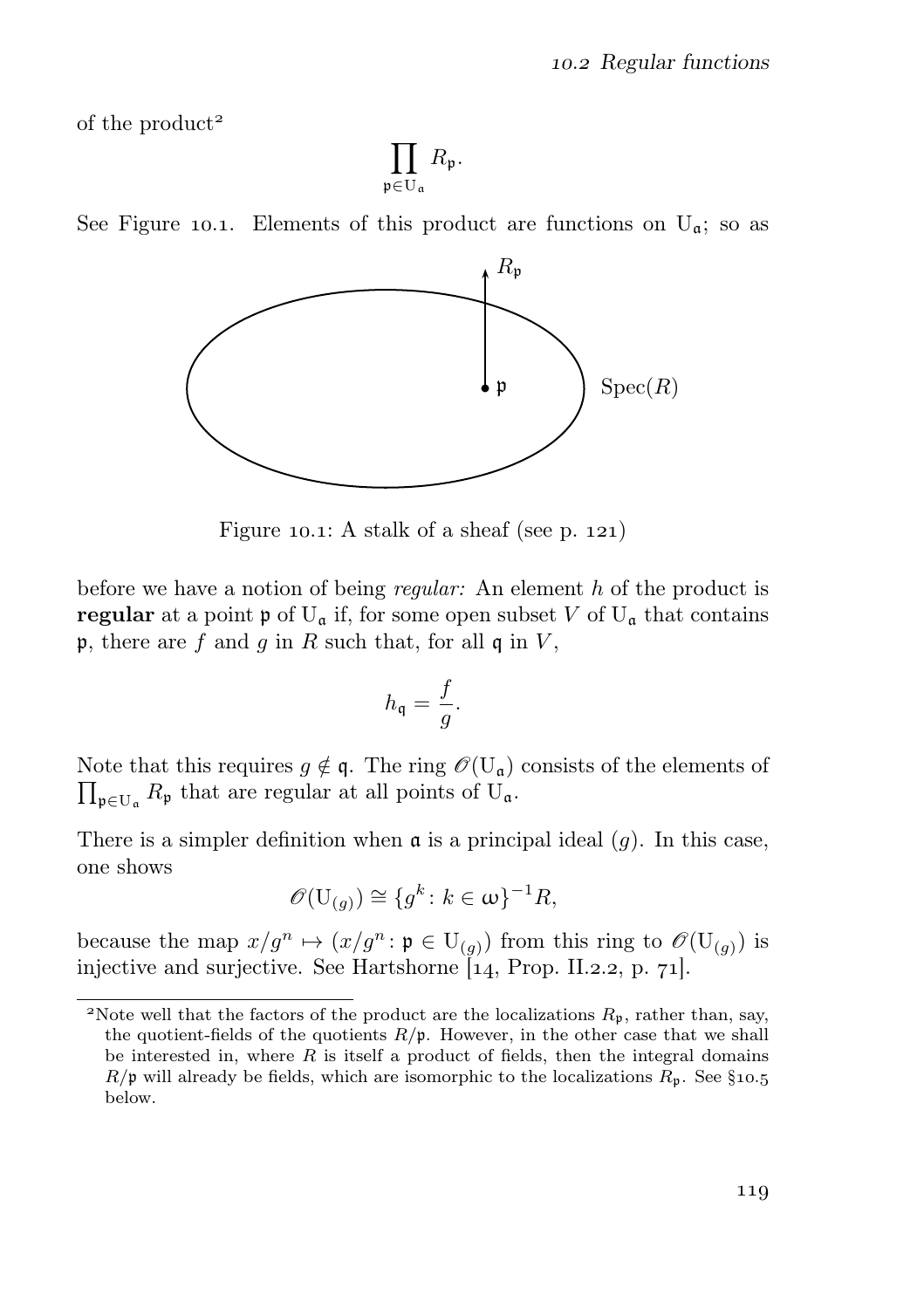of the product[2]

$$\prod_{\mathfrak{p}\in \mathrm{U}_\mathfrak{a}} R_\mathfrak{p}.$$

See Figure 10.1. Elements of this product are functions on $\mathrm{U}_\mathfrak{a}$; so as

Figure 10.1: A stalk of a sheaf (see p. 121)

before we have a notion of being *regular:* An element $h$ of the product is **regular** at a point $\mathfrak{p}$ of $\mathrm{U}_\mathfrak{a}$ if, for some open subset $V$ of $\mathrm{U}_\mathfrak{a}$ that contains $\mathfrak{p}$, there are $f$ and $g$ in $R$ such that, for all $\mathfrak{q}$ in $V$,

$$h_\mathfrak{q} = \frac{f}{g}.$$

Note that this requires $g \notin \mathfrak{q}$. The ring $\mathscr{O}(\mathrm{U}_\mathfrak{a})$ consists of the elements of $\prod_{\mathfrak{p}\in \mathrm{U}_\mathfrak{a}} R_\mathfrak{p}$ that are regular at all points of $\mathrm{U}_\mathfrak{a}$.

There is a simpler definition when $\mathfrak{a}$ is a principal ideal $(g)$. In this case, one shows

$$\mathscr{O}(\mathrm{U}_{(g)}) \cong \{g^k : k \in \omega\}^{-1}R,$$

because the map $x/g^n \mapsto (x/g^n : \mathfrak{p} \in \mathrm{U}_{(g)})$ from this ring to $\mathscr{O}(\mathrm{U}_{(g)})$ is injective and surjective. See Hartshorne [14, Prop. II.2.2, p. 71].

[2] Note well that the factors of the product are the localizations $R_\mathfrak{p}$, rather than, say, the quotient-fields of the quotients $R/\mathfrak{p}$. However, in the other case that we shall be interested in, where $R$ is itself a product of fields, then the integral domains $R/\mathfrak{p}$ will already be fields, which are isomorphic to the localizations $R_\mathfrak{p}$. See §10.5 below.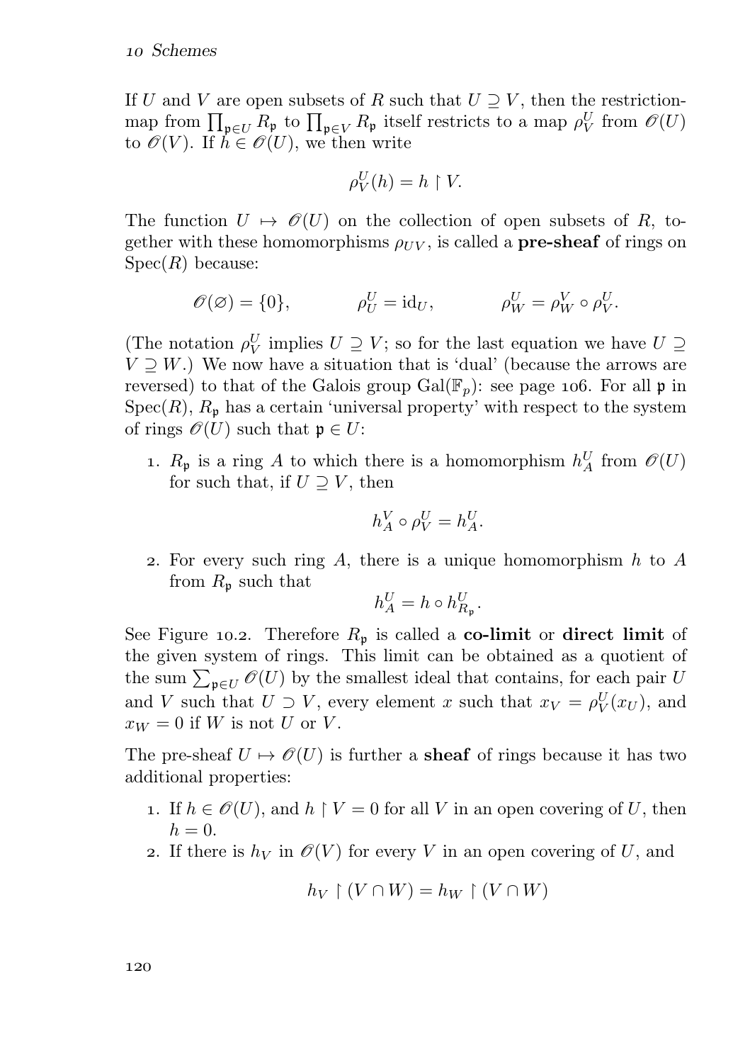If $U$ and $V$ are open subsets of $R$ such that $U \supseteq V$, then the restriction-map from $\prod_{\mathfrak{p}\in U} R_{\mathfrak{p}}$ to $\prod_{\mathfrak{p}\in V} R_{\mathfrak{p}}$ itself restricts to a map $\rho^U_V$ from $\mathscr{O}(U)$ to $\mathscr{O}(V)$. If $h \in \mathscr{O}(U)$, we then write

$$\rho^U_V(h) = h \restriction V.$$

The function $U \mapsto \mathscr{O}(U)$ on the collection of open subsets of $R$, together with these homomorphisms $\rho_{UV}$, is called a **pre-sheaf** of rings on $\operatorname{Spec}(R)$ because:

$$\mathscr{O}(\varnothing) = \{0\}, \qquad \rho^U_U = \mathrm{id}_U, \qquad \rho^U_W = \rho^V_W \circ \rho^U_V.$$

(The notation $\rho^U_V$ implies $U \supseteq V$; so for the last equation we have $U \supseteq V \supseteq W$.) We now have a situation that is 'dual' (because the arrows are reversed) to that of the Galois group $\operatorname{Gal}(\mathbb{F}_p)$: see page 106. For all $\mathfrak{p}$ in $\operatorname{Spec}(R)$, $R_{\mathfrak{p}}$ has a certain 'universal property' with respect to the system of rings $\mathscr{O}(U)$ such that $\mathfrak{p} \in U$:

1. $R_{\mathfrak{p}}$ is a ring $A$ to which there is a homomorphism $h^U_A$ from $\mathscr{O}(U)$ for such that, if $U \supseteq V$, then

$$h^V_A \circ \rho^U_V = h^U_A.$$

2. For every such ring $A$, there is a unique homomorphism $h$ to $A$ from $R_{\mathfrak{p}}$ such that

$$h^U_A = h \circ h^U_{R_{\mathfrak{p}}}.$$

See Figure 10.2. Therefore $R_{\mathfrak{p}}$ is called a **co-limit** or **direct limit** of the given system of rings. This limit can be obtained as a quotient of the sum $\sum_{\mathfrak{p}\in U} \mathscr{O}(U)$ by the smallest ideal that contains, for each pair $U$ and $V$ such that $U \supset V$, every element $x$ such that $x_V = \rho^U_V(x_U)$, and $x_W = 0$ if $W$ is not $U$ or $V$.

The pre-sheaf $U \mapsto \mathscr{O}(U)$ is further a **sheaf** of rings because it has two additional properties:

1. If $h \in \mathscr{O}(U)$, and $h \restriction V = 0$ for all $V$ in an open covering of $U$, then $h = 0$.
2. If there is $h_V$ in $\mathscr{O}(V)$ for every $V$ in an open covering of $U$, and

$$h_V \restriction (V \cap W) = h_W \restriction (V \cap W)$$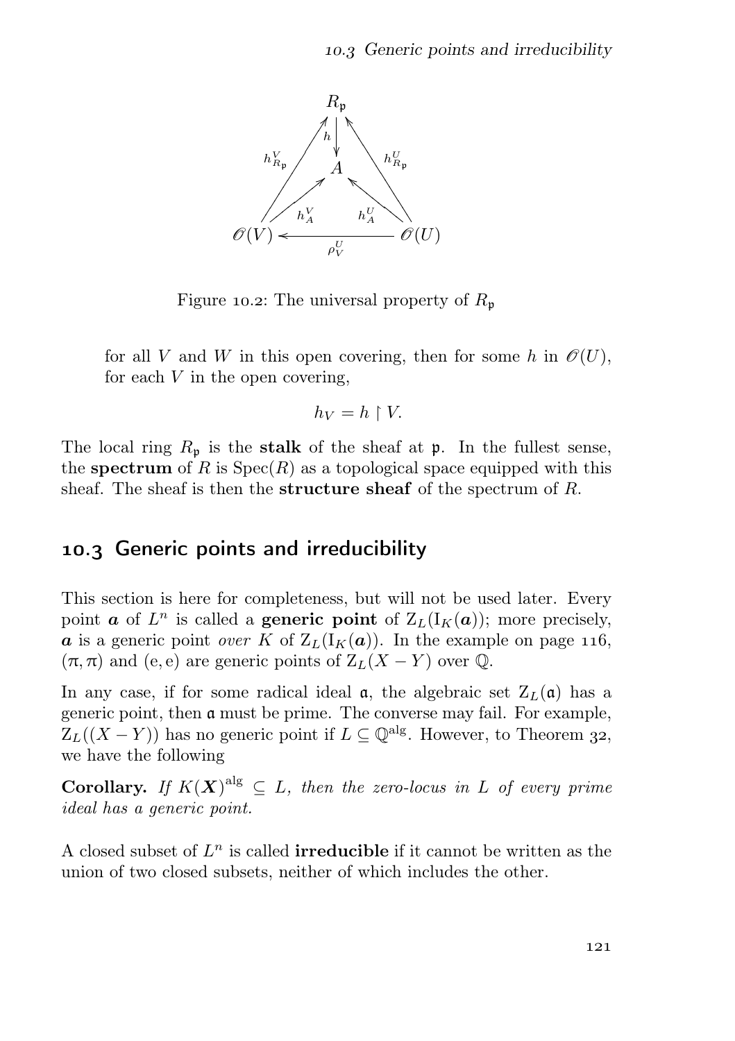Figure 10.2: The universal property of $R_{\mathfrak{p}}$

for all $V$ and $W$ in this open covering, then for some $h$ in $\mathscr{O}(U)$, for each $V$ in the open covering,

$$h_V = h \upharpoonright V.$$

The local ring $R_{\mathfrak{p}}$ is the **stalk** of the sheaf at $\mathfrak{p}$. In the fullest sense, the **spectrum** of $R$ is $\operatorname{Spec}(R)$ as a topological space equipped with this sheaf. The sheaf is then the **structure sheaf** of the spectrum of $R$.

## 10.3 Generic points and irreducibility

This section is here for completeness, but will not be used later. Every point $\boldsymbol{a}$ of $L^n$ is called a **generic point** of $\mathrm{Z}_L(\mathrm{I}_K(\boldsymbol{a}))$; more precisely, $\boldsymbol{a}$ is a generic point *over* $K$ of $\mathrm{Z}_L(\mathrm{I}_K(\boldsymbol{a}))$. In the example on page 116, $(\pi, \pi)$ and $(\mathrm{e}, \mathrm{e})$ are generic points of $\mathrm{Z}_L(X - Y)$ over $\mathbb{Q}$.

In any case, if for some radical ideal $\mathfrak{a}$, the algebraic set $\mathrm{Z}_L(\mathfrak{a})$ has a generic point, then $\mathfrak{a}$ must be prime. The converse may fail. For example, $\mathrm{Z}_L((X - Y))$ has no generic point if $L \subseteq \mathbb{Q}^{\mathrm{alg}}$. However, to Theorem 32, we have the following

**Corollary.** *If $K(\boldsymbol{X})^{\mathrm{alg}} \subseteq L$, then the zero-locus in $L$ of every prime ideal has a generic point.*

A closed subset of $L^n$ is called **irreducible** if it cannot be written as the union of two closed subsets, neither of which includes the other.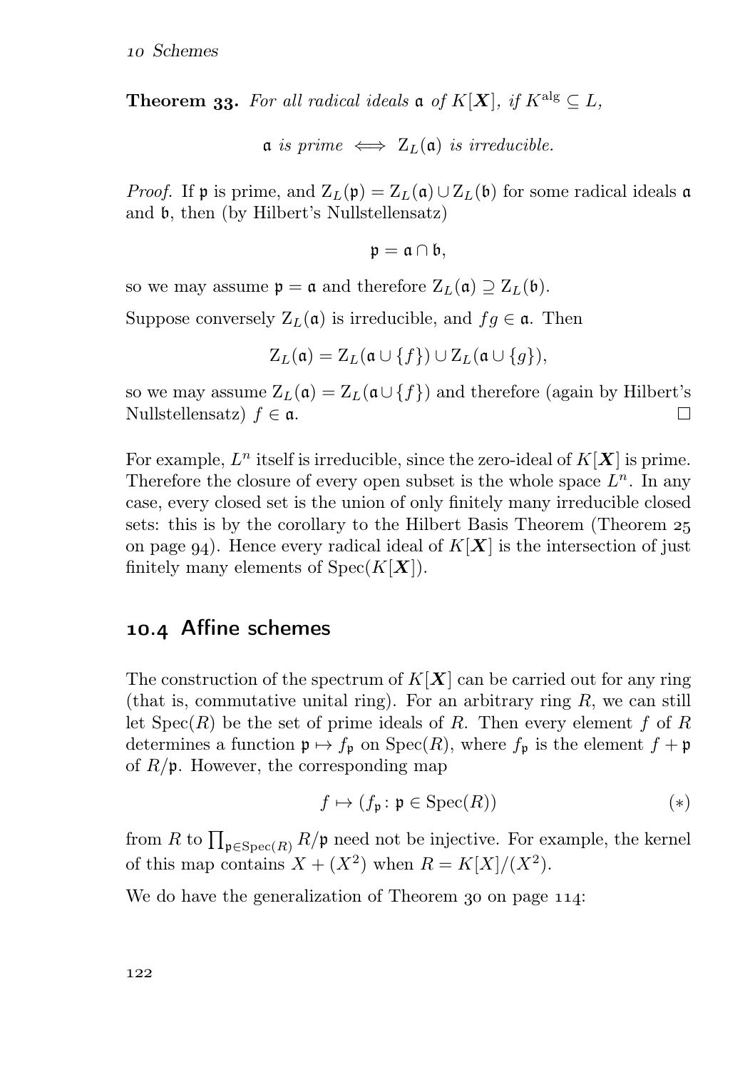**Theorem 33.** *For all radical ideals $\mathfrak{a}$ of $K[\boldsymbol{X}]$, if $K^{\mathrm{alg}} \subseteq L$,*

$$\mathfrak{a} \text{ is prime} \iff \mathrm{Z}_L(\mathfrak{a}) \text{ is irreducible.}$$

*Proof.* If $\mathfrak{p}$ is prime, and $\mathrm{Z}_L(\mathfrak{p}) = \mathrm{Z}_L(\mathfrak{a}) \cup \mathrm{Z}_L(\mathfrak{b})$ for some radical ideals $\mathfrak{a}$ and $\mathfrak{b}$, then (by Hilbert's Nullstellensatz)

$$\mathfrak{p} = \mathfrak{a} \cap \mathfrak{b},$$

so we may assume $\mathfrak{p} = \mathfrak{a}$ and therefore $\mathrm{Z}_L(\mathfrak{a}) \supseteq \mathrm{Z}_L(\mathfrak{b})$.

Suppose conversely $\mathrm{Z}_L(\mathfrak{a})$ is irreducible, and $fg \in \mathfrak{a}$. Then

$$\mathrm{Z}_L(\mathfrak{a}) = \mathrm{Z}_L(\mathfrak{a} \cup \{f\}) \cup \mathrm{Z}_L(\mathfrak{a} \cup \{g\}),$$

so we may assume $\mathrm{Z}_L(\mathfrak{a}) = \mathrm{Z}_L(\mathfrak{a} \cup \{f\})$ and therefore (again by Hilbert's Nullstellensatz) $f \in \mathfrak{a}$. □

For example, $L^n$ itself is irreducible, since the zero-ideal of $K[\boldsymbol{X}]$ is prime. Therefore the closure of every open subset is the whole space $L^n$. In any case, every closed set is the union of only finitely many irreducible closed sets: this is by the corollary to the Hilbert Basis Theorem (Theorem 25 on page 94). Hence every radical ideal of $K[\boldsymbol{X}]$ is the intersection of just finitely many elements of $\mathrm{Spec}(K[\boldsymbol{X}])$.

## 10.4 Affine schemes

The construction of the spectrum of $K[\boldsymbol{X}]$ can be carried out for any ring (that is, commutative unital ring). For an arbitrary ring $R$, we can still let $\mathrm{Spec}(R)$ be the set of prime ideals of $R$. Then every element $f$ of $R$ determines a function $\mathfrak{p} \mapsto f_{\mathfrak{p}}$ on $\mathrm{Spec}(R)$, where $f_{\mathfrak{p}}$ is the element $f + \mathfrak{p}$ of $R/\mathfrak{p}$. However, the corresponding map

$$f \mapsto (f_{\mathfrak{p}} \colon \mathfrak{p} \in \mathrm{Spec}(R)) \tag{$*$}$$

from $R$ to $\prod_{\mathfrak{p} \in \mathrm{Spec}(R)} R/\mathfrak{p}$ need not be injective. For example, the kernel of this map contains $X + (X^2)$ when $R = K[X]/(X^2)$.

We do have the generalization of Theorem 30 on page 114: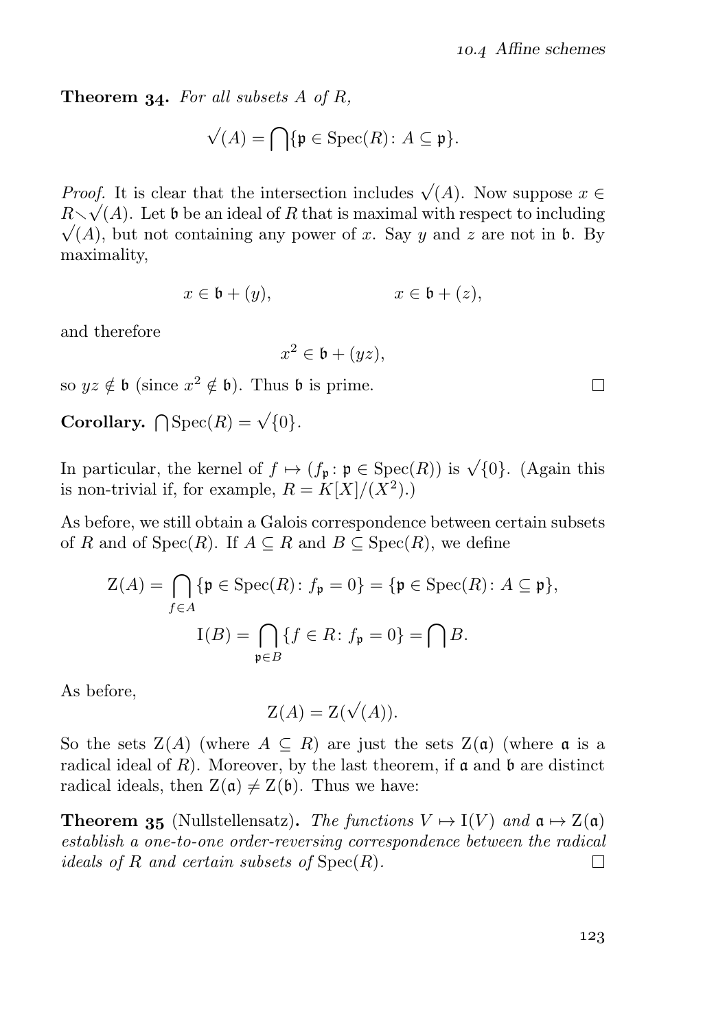**Theorem 34.** *For all subsets $A$ of $R$,*

$$\sqrt{}(A) = \bigcap\{\mathfrak{p} \in \operatorname{Spec}(R) \colon A \subseteq \mathfrak{p}\}.$$

*Proof.* It is clear that the intersection includes $\sqrt{}(A)$. Now suppose $x \in R \smallsetminus \sqrt{}(A)$. Let $\mathfrak{b}$ be an ideal of $R$ that is maximal with respect to including $\sqrt{}(A)$, but not containing any power of $x$. Say $y$ and $z$ are not in $\mathfrak{b}$. By maximality,

$$x \in \mathfrak{b} + (y), \qquad\qquad x \in \mathfrak{b} + (z),$$

and therefore

$$x^2 \in \mathfrak{b} + (yz),$$

so $yz \notin \mathfrak{b}$ (since $x^2 \notin \mathfrak{b}$). Thus $\mathfrak{b}$ is prime. □

**Corollary.** $\bigcap \operatorname{Spec}(R) = \sqrt{}\{0\}$.

In particular, the kernel of $f \mapsto (f_{\mathfrak{p}} \colon \mathfrak{p} \in \operatorname{Spec}(R))$ is $\sqrt{}\{0\}$. (Again this is non-trivial if, for example, $R = K[X]/(X^2)$.)

As before, we still obtain a Galois correspondence between certain subsets of $R$ and of $\operatorname{Spec}(R)$. If $A \subseteq R$ and $B \subseteq \operatorname{Spec}(R)$, we define

$$\mathrm{Z}(A) = \bigcap_{f \in A} \{\mathfrak{p} \in \operatorname{Spec}(R) \colon f_{\mathfrak{p}} = 0\} = \{\mathfrak{p} \in \operatorname{Spec}(R) \colon A \subseteq \mathfrak{p}\},$$

$$\mathrm{I}(B) = \bigcap_{\mathfrak{p} \in B} \{f \in R \colon f_{\mathfrak{p}} = 0\} = \bigcap B.$$

As before,

$$\mathrm{Z}(A) = \mathrm{Z}(\sqrt{}(A)).$$

So the sets $\mathrm{Z}(A)$ (where $A \subseteq R$) are just the sets $\mathrm{Z}(\mathfrak{a})$ (where $\mathfrak{a}$ is a radical ideal of $R$). Moreover, by the last theorem, if $\mathfrak{a}$ and $\mathfrak{b}$ are distinct radical ideals, then $\mathrm{Z}(\mathfrak{a}) \neq \mathrm{Z}(\mathfrak{b})$. Thus we have:

**Theorem 35** (Nullstellensatz)**.** *The functions $V \mapsto \mathrm{I}(V)$ and $\mathfrak{a} \mapsto \mathrm{Z}(\mathfrak{a})$ establish a one-to-one order-reversing correspondence between the radical ideals of $R$ and certain subsets of* $\operatorname{Spec}(R)$. □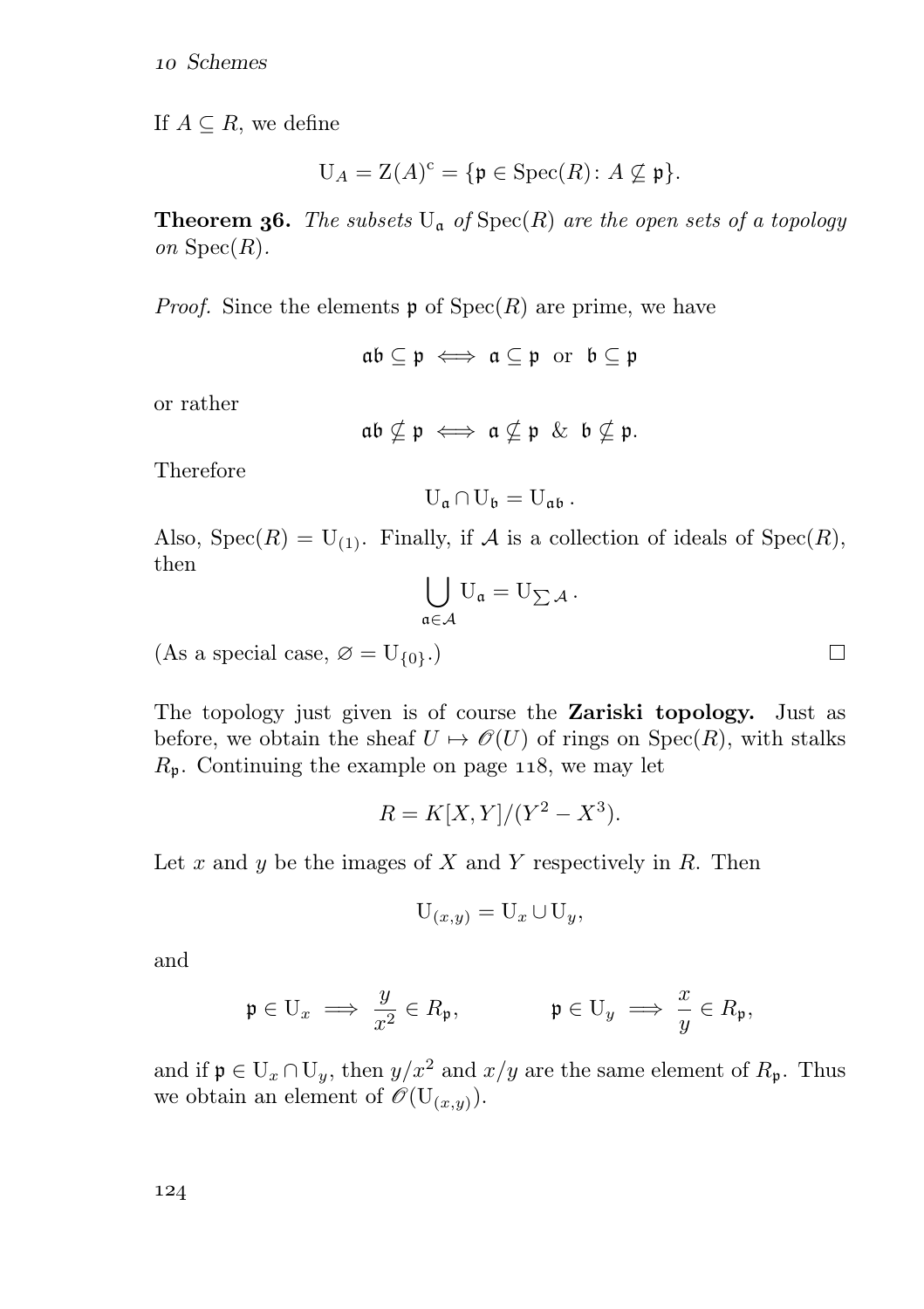If $A \subseteq R$, we define

$$\mathrm{U}_A = \mathrm{Z}(A)^{\mathrm{c}} = \{\mathfrak{p} \in \operatorname{Spec}(R) \colon A \not\subseteq \mathfrak{p}\}.$$

**Theorem 36.** *The subsets* $\mathrm{U}_\mathfrak{a}$ *of* $\operatorname{Spec}(R)$ *are the open sets of a topology on* $\operatorname{Spec}(R)$.

*Proof.* Since the elements $\mathfrak{p}$ of $\operatorname{Spec}(R)$ are prime, we have

$$\mathfrak{ab} \subseteq \mathfrak{p} \iff \mathfrak{a} \subseteq \mathfrak{p} \ \text{ or } \ \mathfrak{b} \subseteq \mathfrak{p}$$

or rather

$$\mathfrak{ab} \not\subseteq \mathfrak{p} \iff \mathfrak{a} \not\subseteq \mathfrak{p} \ \& \ \mathfrak{b} \not\subseteq \mathfrak{p}.$$

Therefore

$$\mathrm{U}_\mathfrak{a} \cap \mathrm{U}_\mathfrak{b} = \mathrm{U}_{\mathfrak{ab}}\,.$$

Also, $\operatorname{Spec}(R) = \mathrm{U}_{(1)}$. Finally, if $\mathcal{A}$ is a collection of ideals of $\operatorname{Spec}(R)$, then

$$\bigcup_{\mathfrak{a} \in \mathcal{A}} \mathrm{U}_\mathfrak{a} = \mathrm{U}_{\sum \mathcal{A}}\,.$$

(As a special case, $\varnothing = \mathrm{U}_{\{0\}}$.) □

The topology just given is of course the **Zariski topology.** Just as before, we obtain the sheaf $U \mapsto \mathscr{O}(U)$ of rings on $\operatorname{Spec}(R)$, with stalks $R_\mathfrak{p}$. Continuing the example on page 118, we may let

$$R = K[X, Y]/(Y^2 - X^3).$$

Let $x$ and $y$ be the images of $X$ and $Y$ respectively in $R$. Then

$$\mathrm{U}_{(x,y)} = \mathrm{U}_x \cup \mathrm{U}_y,$$

and

$$\mathfrak{p} \in \mathrm{U}_x \implies \frac{y}{x^2} \in R_\mathfrak{p}, \qquad\qquad \mathfrak{p} \in \mathrm{U}_y \implies \frac{x}{y} \in R_\mathfrak{p},$$

and if $\mathfrak{p} \in \mathrm{U}_x \cap \mathrm{U}_y$, then $y/x^2$ and $x/y$ are the same element of $R_\mathfrak{p}$. Thus we obtain an element of $\mathscr{O}(\mathrm{U}_{(x,y)})$.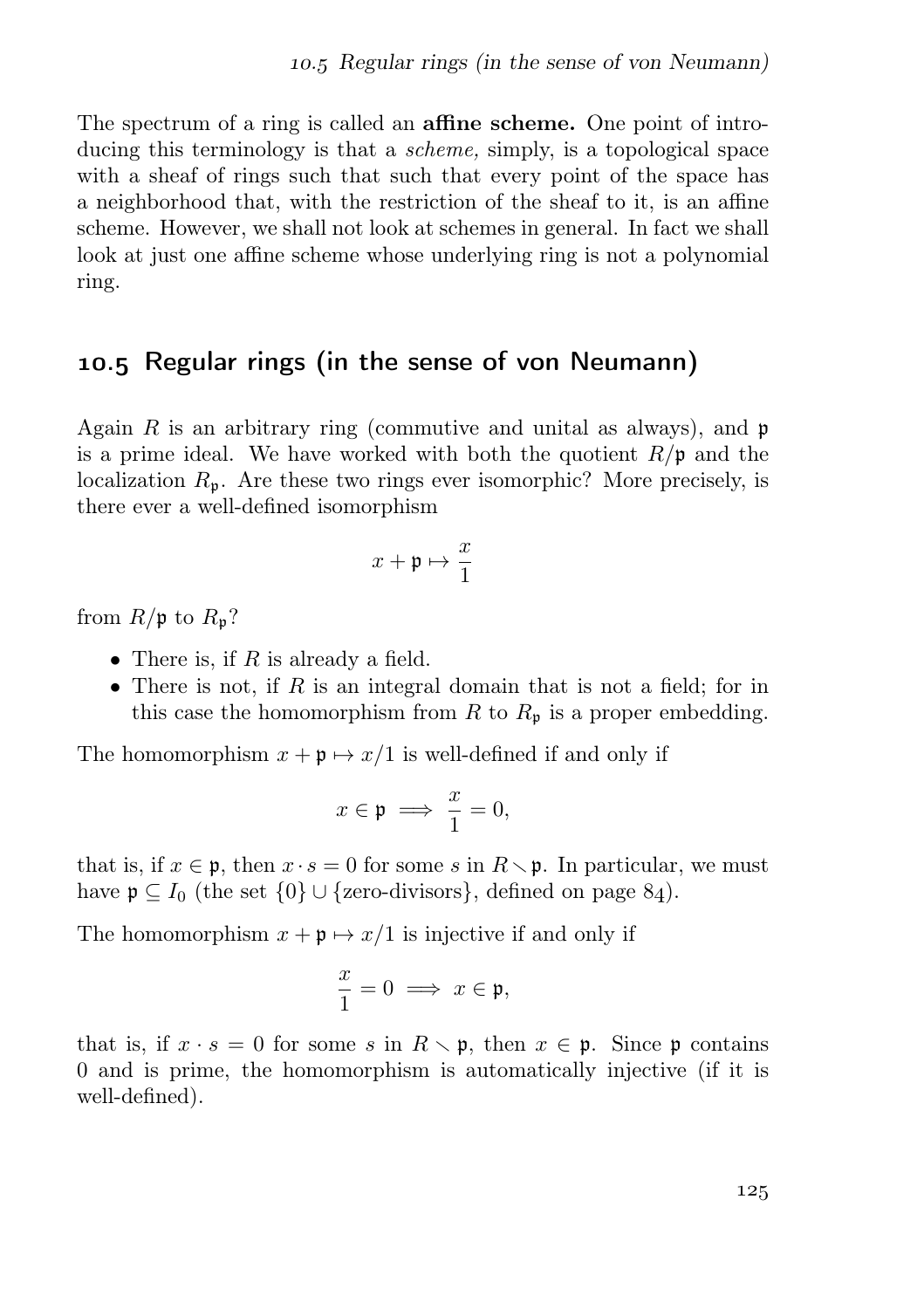The spectrum of a ring is called an **affine scheme.** One point of introducing this terminology is that a *scheme,* simply, is a topological space with a sheaf of rings such that such that every point of the space has a neighborhood that, with the restriction of the sheaf to it, is an affine scheme. However, we shall not look at schemes in general. In fact we shall look at just one affine scheme whose underlying ring is not a polynomial ring.

## 10.5 Regular rings (in the sense of von Neumann)

Again $R$ is an arbitrary ring (commutative and unital as always), and $\mathfrak{p}$ is a prime ideal. We have worked with both the quotient $R/\mathfrak{p}$ and the localization $R_{\mathfrak{p}}$. Are these two rings ever isomorphic? More precisely, is there ever a well-defined isomorphism

$$x + \mathfrak{p} \mapsto \frac{x}{1}$$

from $R/\mathfrak{p}$ to $R_{\mathfrak{p}}$?

- There is, if $R$ is already a field.
- There is not, if $R$ is an integral domain that is not a field; for in this case the homomorphism from $R$ to $R_{\mathfrak{p}}$ is a proper embedding.

The homomorphism $x + \mathfrak{p} \mapsto x/1$ is well-defined if and only if

$$x \in \mathfrak{p} \implies \frac{x}{1} = 0,$$

that is, if $x \in \mathfrak{p}$, then $x \cdot s = 0$ for some $s$ in $R \smallsetminus \mathfrak{p}$. In particular, we must have $\mathfrak{p} \subseteq I_0$ (the set $\{0\} \cup \{\text{zero-divisors}\}$, defined on page 84).

The homomorphism $x + \mathfrak{p} \mapsto x/1$ is injective if and only if

$$\frac{x}{1} = 0 \implies x \in \mathfrak{p},$$

that is, if $x \cdot s = 0$ for some $s$ in $R \smallsetminus \mathfrak{p}$, then $x \in \mathfrak{p}$. Since $\mathfrak{p}$ contains 0 and is prime, the homomorphism is automatically injective (if it is well-defined).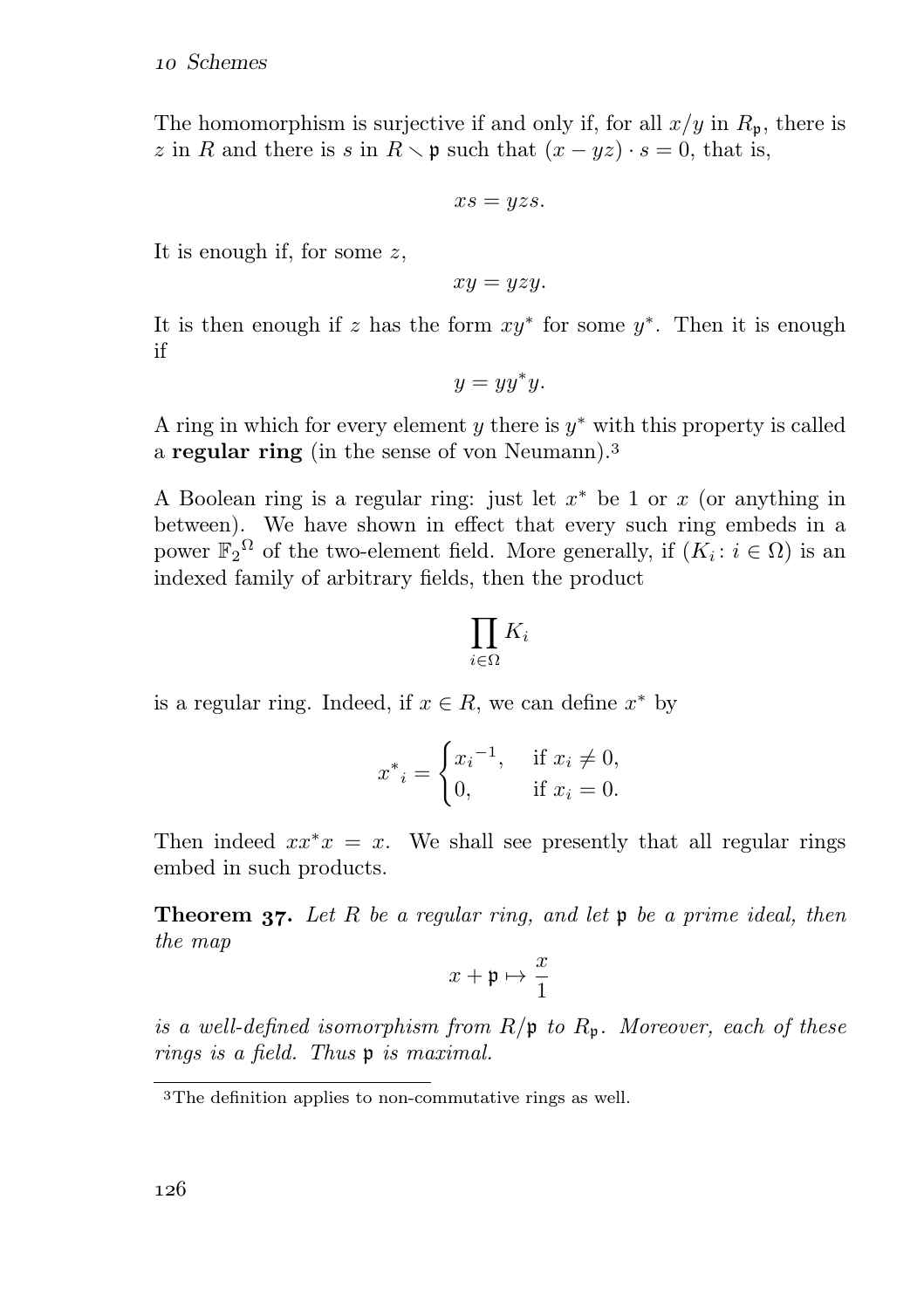The homomorphism is surjective if and only if, for all $x/y$ in $R_{\mathfrak{p}}$, there is $z$ in $R$ and there is $s$ in $R \smallsetminus \mathfrak{p}$ such that $(x - yz) \cdot s = 0$, that is,

$$xs = yzs.$$

It is enough if, for some $z$,

$$xy = yzy.$$

It is then enough if $z$ has the form $xy^*$ for some $y^*$. Then it is enough if

$$y = yy^*y.$$

A ring in which for every element $y$ there is $y^*$ with this property is called a **regular ring** (in the sense of von Neumann).[3]

A Boolean ring is a regular ring: just let $x^*$ be 1 or $x$ (or anything in between). We have shown in effect that every such ring embeds in a power ${\mathbb{F}_2}^{\Omega}$ of the two-element field. More generally, if $(K_i \colon i \in \Omega)$ is an indexed family of arbitrary fields, then the product

$$\prod_{i \in \Omega} K_i$$

is a regular ring. Indeed, if $x \in R$, we can define $x^*$ by

$$ {x^*}_i = \begin{cases} {x_i}^{-1}, & \text{if } x_i \neq 0, \\ 0, & \text{if } x_i = 0. \end{cases} $$

Then indeed $xx^*x = x$. We shall see presently that all regular rings embed in such products.

**Theorem 37.** *Let $R$ be a regular ring, and let $\mathfrak{p}$ be a prime ideal, then the map*

$$x + \mathfrak{p} \mapsto \frac{x}{1}$$

*is a well-defined isomorphism from $R/\mathfrak{p}$ to $R_{\mathfrak{p}}$. Moreover, each of these rings is a field. Thus $\mathfrak{p}$ is maximal.*

---

[3] The definition applies to non-commutative rings as well.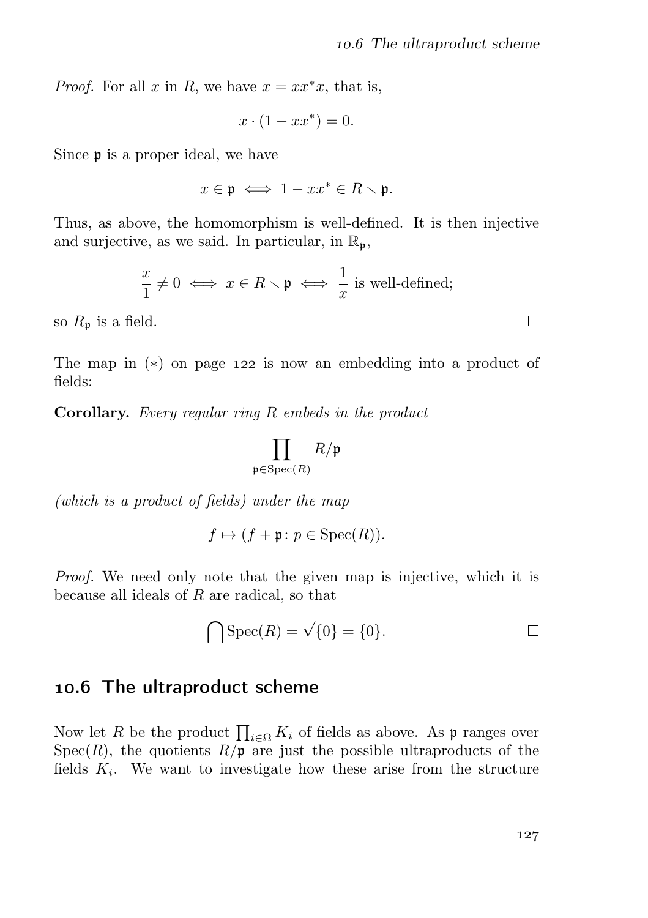*Proof.* For all $x$ in $R$, we have $x = xx^*x$, that is,

$$x \cdot (1 - xx^*) = 0.$$

Since $\mathfrak{p}$ is a proper ideal, we have

$$x \in \mathfrak{p} \iff 1 - xx^* \in R \smallsetminus \mathfrak{p}.$$

Thus, as above, the homomorphism is well-defined. It is then injective and surjective, as we said. In particular, in $\mathbb{R}_{\mathfrak{p}}$,

$$\frac{x}{1} \neq 0 \iff x \in R \smallsetminus \mathfrak{p} \iff \frac{1}{x} \text{ is well-defined;}$$

so $R_{\mathfrak{p}}$ is a field. □

The map in (∗) on page 122 is now an embedding into a product of fields:

**Corollary.** *Every regular ring $R$ embeds in the product*

$$\prod_{\mathfrak{p} \in \operatorname{Spec}(R)} R/\mathfrak{p}$$

*(which is a product of fields) under the map*

$$f \mapsto (f + \mathfrak{p} \colon p \in \operatorname{Spec}(R)).$$

*Proof.* We need only note that the given map is injective, which it is because all ideals of $R$ are radical, so that

$$\bigcap \operatorname{Spec}(R) = \sqrt{\{0\}} = \{0\}.$$

□

## 10.6 The ultraproduct scheme

Now let $R$ be the product $\prod_{i \in \Omega} K_i$ of fields as above. As $\mathfrak{p}$ ranges over $\operatorname{Spec}(R)$, the quotients $R/\mathfrak{p}$ are just the possible ultraproducts of the fields $K_i$. We want to investigate how these arise from the structure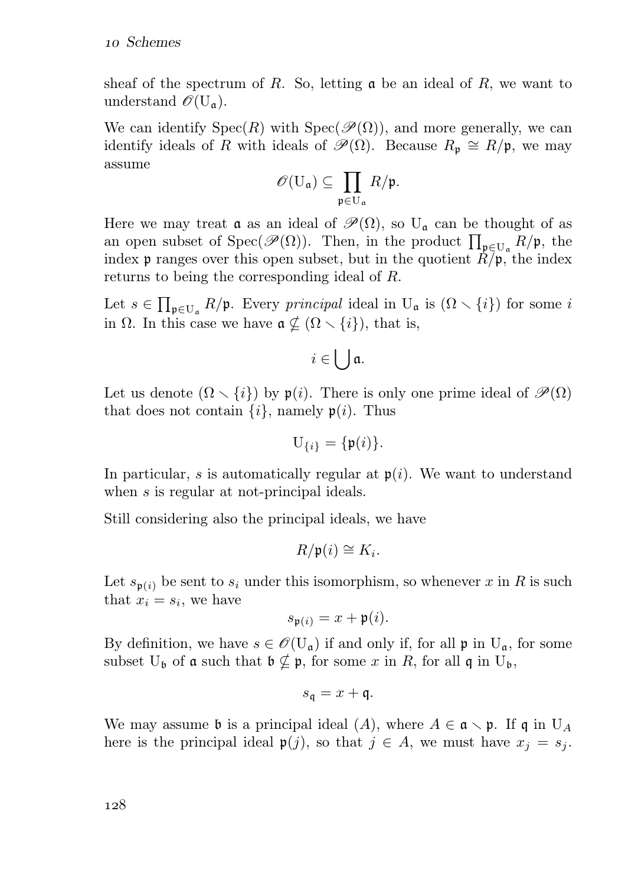sheaf of the spectrum of $R$. So, letting $\mathfrak{a}$ be an ideal of $R$, we want to understand $\mathscr{O}(\mathrm{U}_{\mathfrak{a}})$.

We can identify $\operatorname{Spec}(R)$ with $\operatorname{Spec}(\mathscr{P}(\Omega))$, and more generally, we can identify ideals of $R$ with ideals of $\mathscr{P}(\Omega)$. Because $R_{\mathfrak{p}} \cong R/\mathfrak{p}$, we may assume

$$\mathscr{O}(\mathrm{U}_{\mathfrak{a}}) \subseteq \prod_{\mathfrak{p} \in \mathrm{U}_{\mathfrak{a}}} R/\mathfrak{p}.$$

Here we may treat $\mathfrak{a}$ as an ideal of $\mathscr{P}(\Omega)$, so $\mathrm{U}_{\mathfrak{a}}$ can be thought of as an open subset of $\operatorname{Spec}(\mathscr{P}(\Omega))$. Then, in the product $\prod_{\mathfrak{p} \in \mathrm{U}_{\mathfrak{a}}} R/\mathfrak{p}$, the index $\mathfrak{p}$ ranges over this open subset, but in the quotient $R/\mathfrak{p}$, the index returns to being the corresponding ideal of $R$.

Let $s \in \prod_{\mathfrak{p} \in \mathrm{U}_{\mathfrak{a}}} R/\mathfrak{p}$. Every *principal* ideal in $\mathrm{U}_{\mathfrak{a}}$ is $(\Omega \smallsetminus \{i\})$ for some $i$ in $\Omega$. In this case we have $\mathfrak{a} \not\subseteq (\Omega \smallsetminus \{i\})$, that is,

$$i \in \bigcup \mathfrak{a}.$$

Let us denote $(\Omega \smallsetminus \{i\})$ by $\mathfrak{p}(i)$. There is only one prime ideal of $\mathscr{P}(\Omega)$ that does not contain $\{i\}$, namely $\mathfrak{p}(i)$. Thus

$$\mathrm{U}_{\{i\}} = \{\mathfrak{p}(i)\}.$$

In particular, $s$ is automatically regular at $\mathfrak{p}(i)$. We want to understand when $s$ is regular at not-principal ideals.

Still considering also the principal ideals, we have

$$R/\mathfrak{p}(i) \cong K_i.$$

Let $s_{\mathfrak{p}(i)}$ be sent to $s_i$ under this isomorphism, so whenever $x$ in $R$ is such that $x_i = s_i$, we have

$$s_{\mathfrak{p}(i)} = x + \mathfrak{p}(i).$$

By definition, we have $s \in \mathscr{O}(\mathrm{U}_{\mathfrak{a}})$ if and only if, for all $\mathfrak{p}$ in $\mathrm{U}_{\mathfrak{a}}$, for some subset $\mathrm{U}_{\mathfrak{b}}$ of $\mathfrak{a}$ such that $\mathfrak{b} \not\subseteq \mathfrak{p}$, for some $x$ in $R$, for all $\mathfrak{q}$ in $\mathrm{U}_{\mathfrak{b}}$,

$$s_{\mathfrak{q}} = x + \mathfrak{q}.$$

We may assume $\mathfrak{b}$ is a principal ideal $(A)$, where $A \in \mathfrak{a} \smallsetminus \mathfrak{p}$. If $\mathfrak{q}$ in $\mathrm{U}_A$ here is the principal ideal $\mathfrak{p}(j)$, so that $j \in A$, we must have $x_j = s_j$.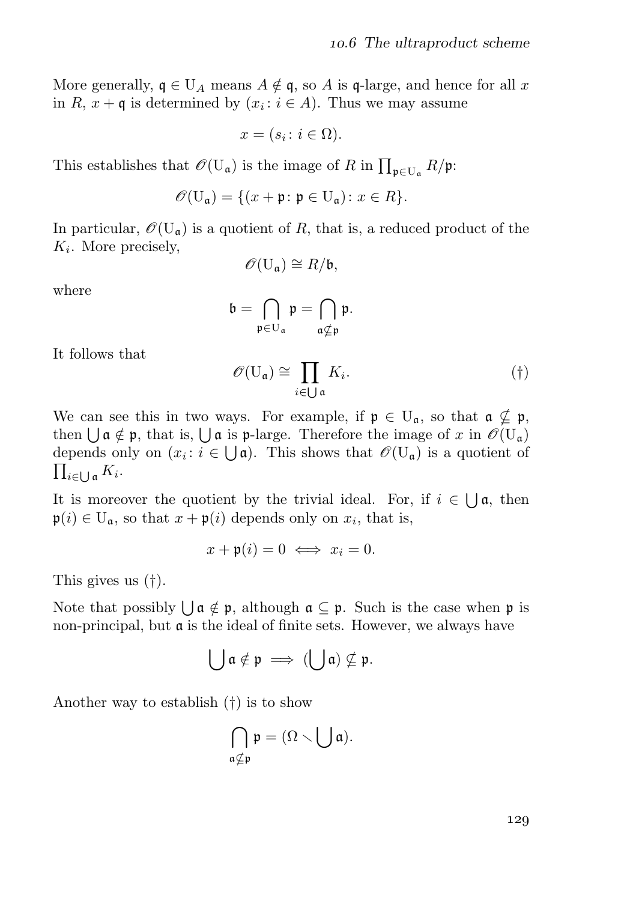More generally, $\mathfrak{q} \in \mathrm{U}_A$ means $A \notin \mathfrak{q}$, so $A$ is $\mathfrak{q}$-large, and hence for all $x$ in $R$, $x + \mathfrak{q}$ is determined by $(x_i : i \in A)$. Thus we may assume

$$x = (s_i : i \in \Omega).$$

This establishes that $\mathscr{O}(\mathrm{U}_\mathfrak{a})$ is the image of $R$ in $\prod_{\mathfrak{p} \in \mathrm{U}_\mathfrak{a}} R/\mathfrak{p}$:

$$\mathscr{O}(\mathrm{U}_\mathfrak{a}) = \{(x + \mathfrak{p} : \mathfrak{p} \in \mathrm{U}_\mathfrak{a}) : x \in R\}.$$

In particular, $\mathscr{O}(\mathrm{U}_\mathfrak{a})$ is a quotient of $R$, that is, a reduced product of the $K_i$. More precisely,

$$\mathscr{O}(\mathrm{U}_\mathfrak{a}) \cong R/\mathfrak{b},$$

where

$$\mathfrak{b} = \bigcap_{\mathfrak{p} \in \mathrm{U}_\mathfrak{a}} \mathfrak{p} = \bigcap_{\mathfrak{a} \nsubseteq \mathfrak{p}} \mathfrak{p}.$$

It follows that

$$\mathscr{O}(\mathrm{U}_\mathfrak{a}) \cong \prod_{i \in \bigcup \mathfrak{a}} K_i. \tag{†}$$

We can see this in two ways. For example, if $\mathfrak{p} \in \mathrm{U}_\mathfrak{a}$, so that $\mathfrak{a} \nsubseteq \mathfrak{p}$, then $\bigcup \mathfrak{a} \notin \mathfrak{p}$, that is, $\bigcup \mathfrak{a}$ is $\mathfrak{p}$-large. Therefore the image of $x$ in $\mathscr{O}(\mathrm{U}_\mathfrak{a})$ depends only on $(x_i : i \in \bigcup \mathfrak{a})$. This shows that $\mathscr{O}(\mathrm{U}_\mathfrak{a})$ is a quotient of $\prod_{i \in \bigcup \mathfrak{a}} K_i$.

It is moreover the quotient by the trivial ideal. For, if $i \in \bigcup \mathfrak{a}$, then $\mathfrak{p}(i) \in \mathrm{U}_\mathfrak{a}$, so that $x + \mathfrak{p}(i)$ depends only on $x_i$, that is,

$$x + \mathfrak{p}(i) = 0 \iff x_i = 0.$$

This gives us (†).

Note that possibly $\bigcup \mathfrak{a} \notin \mathfrak{p}$, although $\mathfrak{a} \subseteq \mathfrak{p}$. Such is the case when $\mathfrak{p}$ is non-principal, but $\mathfrak{a}$ is the ideal of finite sets. However, we always have

$$\bigcup \mathfrak{a} \notin \mathfrak{p} \implies (\bigcup \mathfrak{a}) \nsubseteq \mathfrak{p}.$$

Another way to establish (†) is to show

$$\bigcap_{\mathfrak{a} \nsubseteq \mathfrak{p}} \mathfrak{p} = (\Omega \smallsetminus \bigcup \mathfrak{a}).$$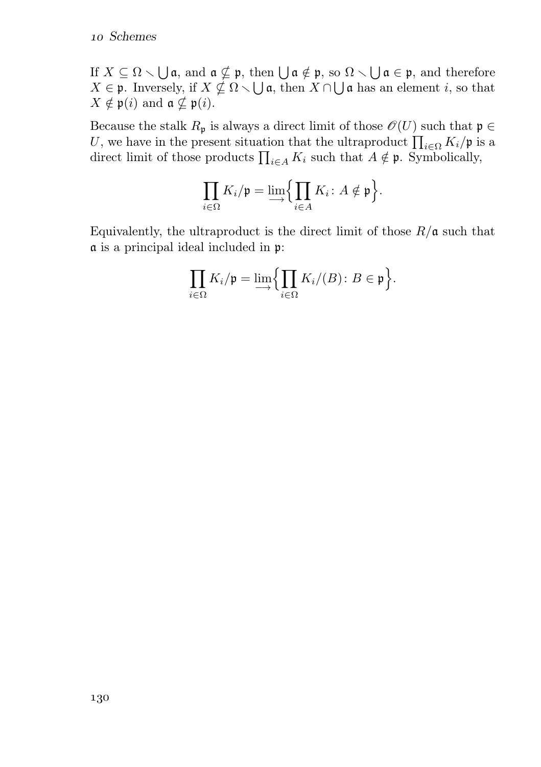If $X \subseteq \Omega \smallsetminus \bigcup \mathfrak{a}$, and $\mathfrak{a} \nsubseteq \mathfrak{p}$, then $\bigcup \mathfrak{a} \notin \mathfrak{p}$, so $\Omega \smallsetminus \bigcup \mathfrak{a} \in \mathfrak{p}$, and therefore $X \in \mathfrak{p}$. Inversely, if $X \nsubseteq \Omega \smallsetminus \bigcup \mathfrak{a}$, then $X \cap \bigcup \mathfrak{a}$ has an element $i$, so that $X \notin \mathfrak{p}(i)$ and $\mathfrak{a} \nsubseteq \mathfrak{p}(i)$.

Because the stalk $R_{\mathfrak{p}}$ is always a direct limit of those $\mathscr{O}(U)$ such that $\mathfrak{p} \in U$, we have in the present situation that the ultraproduct $\prod_{i \in \Omega} K_i/\mathfrak{p}$ is a direct limit of those products $\prod_{i \in A} K_i$ such that $A \notin \mathfrak{p}$. Symbolically,

$$\prod_{i \in \Omega} K_i/\mathfrak{p} = \varinjlim \Bigl\{ \prod_{i \in A} K_i \colon A \notin \mathfrak{p} \Bigr\}.$$

Equivalently, the ultraproduct is the direct limit of those $R/\mathfrak{a}$ such that $\mathfrak{a}$ is a principal ideal included in $\mathfrak{p}$:

$$\prod_{i \in \Omega} K_i/\mathfrak{p} = \varinjlim \Bigl\{ \prod_{i \in \Omega} K_i/(B) \colon B \in \mathfrak{p} \Bigr\}.$$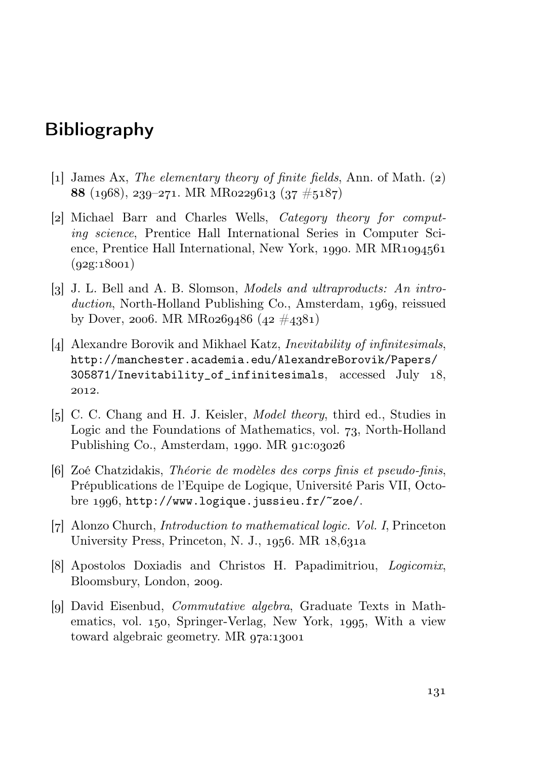# Bibliography

[1] James Ax, *The elementary theory of finite fields*, Ann. of Math. (2) **88** (1968), 239–271. MR MR0229613 (37 #5187)

[2] Michael Barr and Charles Wells, *Category theory for computing science*, Prentice Hall International Series in Computer Science, Prentice Hall International, New York, 1990. MR MR1094561 (92g:18001)

[3] J. L. Bell and A. B. Slomson, *Models and ultraproducts: An introduction*, North-Holland Publishing Co., Amsterdam, 1969, reissued by Dover, 2006. MR MR0269486 (42 #4381)

[4] Alexandre Borovik and Mikhael Katz, *Inevitability of infinitesimals*, `http://manchester.academia.edu/AlexandreBorovik/Papers/305871/Inevitability_of_infinitesimals`, accessed July 18, 2012.

[5] C. C. Chang and H. J. Keisler, *Model theory*, third ed., Studies in Logic and the Foundations of Mathematics, vol. 73, North-Holland Publishing Co., Amsterdam, 1990. MR 91c:03026

[6] Zoé Chatzidakis, *Théorie de modèles des corps finis et pseudo-finis*, Prépublications de l'Equipe de Logique, Université Paris VII, Octobre 1996, `http://www.logique.jussieu.fr/~zoe/`.

[7] Alonzo Church, *Introduction to mathematical logic. Vol. I*, Princeton University Press, Princeton, N. J., 1956. MR 18,631a

[8] Apostolos Doxiadis and Christos H. Papadimitriou, *Logicomix*, Bloomsbury, London, 2009.

[9] David Eisenbud, *Commutative algebra*, Graduate Texts in Mathematics, vol. 150, Springer-Verlag, New York, 1995, With a view toward algebraic geometry. MR 97a:13001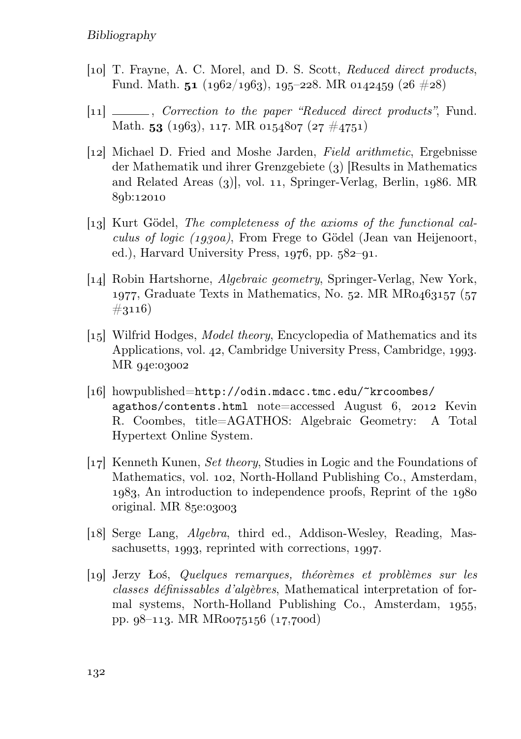[10] T. Frayne, A. C. Morel, and D. S. Scott, *Reduced direct products*, Fund. Math. **51** (1962/1963), 195–228. MR 0142459 (26 #28)

[11] ______, *Correction to the paper "Reduced direct products"*, Fund. Math. **53** (1963), 117. MR 0154807 (27 #4751)

[12] Michael D. Fried and Moshe Jarden, *Field arithmetic*, Ergebnisse der Mathematik und ihrer Grenzgebiete (3) [Results in Mathematics and Related Areas (3)], vol. 11, Springer-Verlag, Berlin, 1986. MR 89b:12010

[13] Kurt Gödel, *The completeness of the axioms of the functional calculus of logic (1930a)*, From Frege to Gödel (Jean van Heijenoort, ed.), Harvard University Press, 1976, pp. 582–91.

[14] Robin Hartshorne, *Algebraic geometry*, Springer-Verlag, New York, 1977, Graduate Texts in Mathematics, No. 52. MR MR0463157 (57 #3116)

[15] Wilfrid Hodges, *Model theory*, Encyclopedia of Mathematics and its Applications, vol. 42, Cambridge University Press, Cambridge, 1993. MR 94e:03002

[16] howpublished=`http://odin.mdacc.tmc.edu/~krcoombes/agathos/contents.html` note=accessed August 6, 2012 Kevin R. Coombes, title=AGATHOS: Algebraic Geometry: A Total Hypertext Online System.

[17] Kenneth Kunen, *Set theory*, Studies in Logic and the Foundations of Mathematics, vol. 102, North-Holland Publishing Co., Amsterdam, 1983, An introduction to independence proofs, Reprint of the 1980 original. MR 85e:03003

[18] Serge Lang, *Algebra*, third ed., Addison-Wesley, Reading, Massachusetts, 1993, reprinted with corrections, 1997.

[19] Jerzy Łoś, *Quelques remarques, théorèmes et problèmes sur les classes définissables d'algèbres*, Mathematical interpretation of formal systems, North-Holland Publishing Co., Amsterdam, 1955, pp. 98–113. MR MR0075156 (17,700d)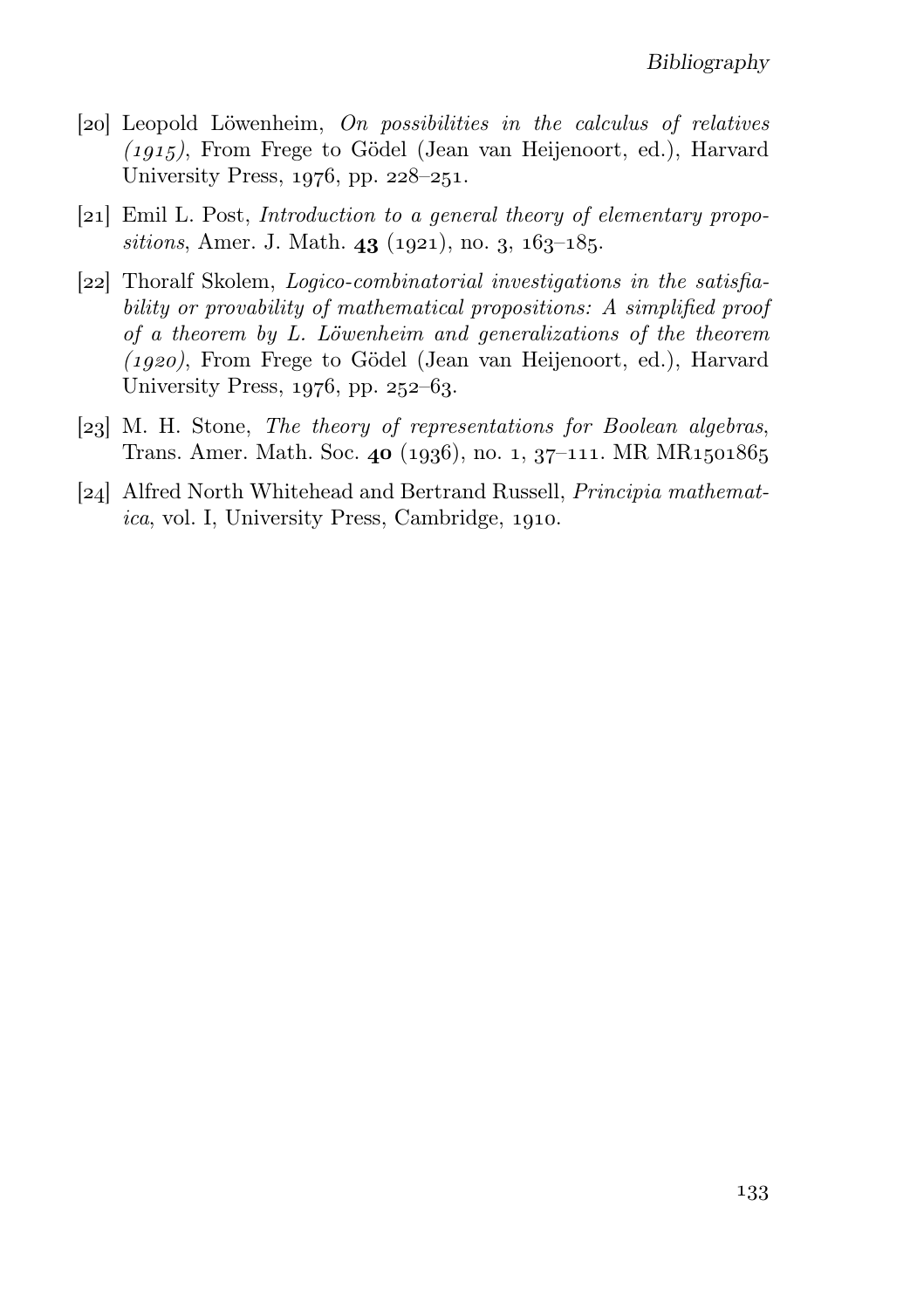[20] Leopold Löwenheim, *On possibilities in the calculus of relatives (1915)*, From Frege to Gödel (Jean van Heijenoort, ed.), Harvard University Press, 1976, pp. 228–251.

[21] Emil L. Post, *Introduction to a general theory of elementary propositions*, Amer. J. Math. **43** (1921), no. 3, 163–185.

[22] Thoralf Skolem, *Logico-combinatorial investigations in the satisfiability or provability of mathematical propositions: A simplified proof of a theorem by L. Löwenheim and generalizations of the theorem (1920)*, From Frege to Gödel (Jean van Heijenoort, ed.), Harvard University Press, 1976, pp. 252–63.

[23] M. H. Stone, *The theory of representations for Boolean algebras*, Trans. Amer. Math. Soc. **40** (1936), no. 1, 37–111. MR MR1501865

[24] Alfred North Whitehead and Bertrand Russell, *Principia mathematica*, vol. I, University Press, Cambridge, 1910.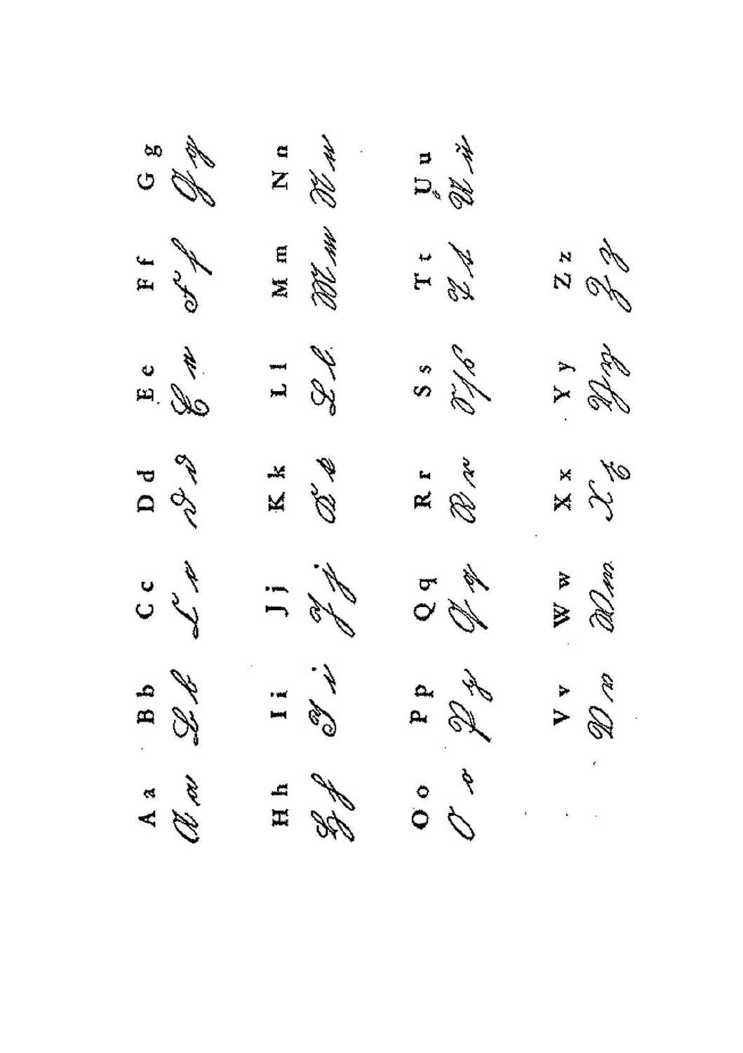A a B b C c D d E e F f G g

H h I i J j K k L l M m N n

O o P p Q q R r S s T t U u

V v W w X x Y y Z z